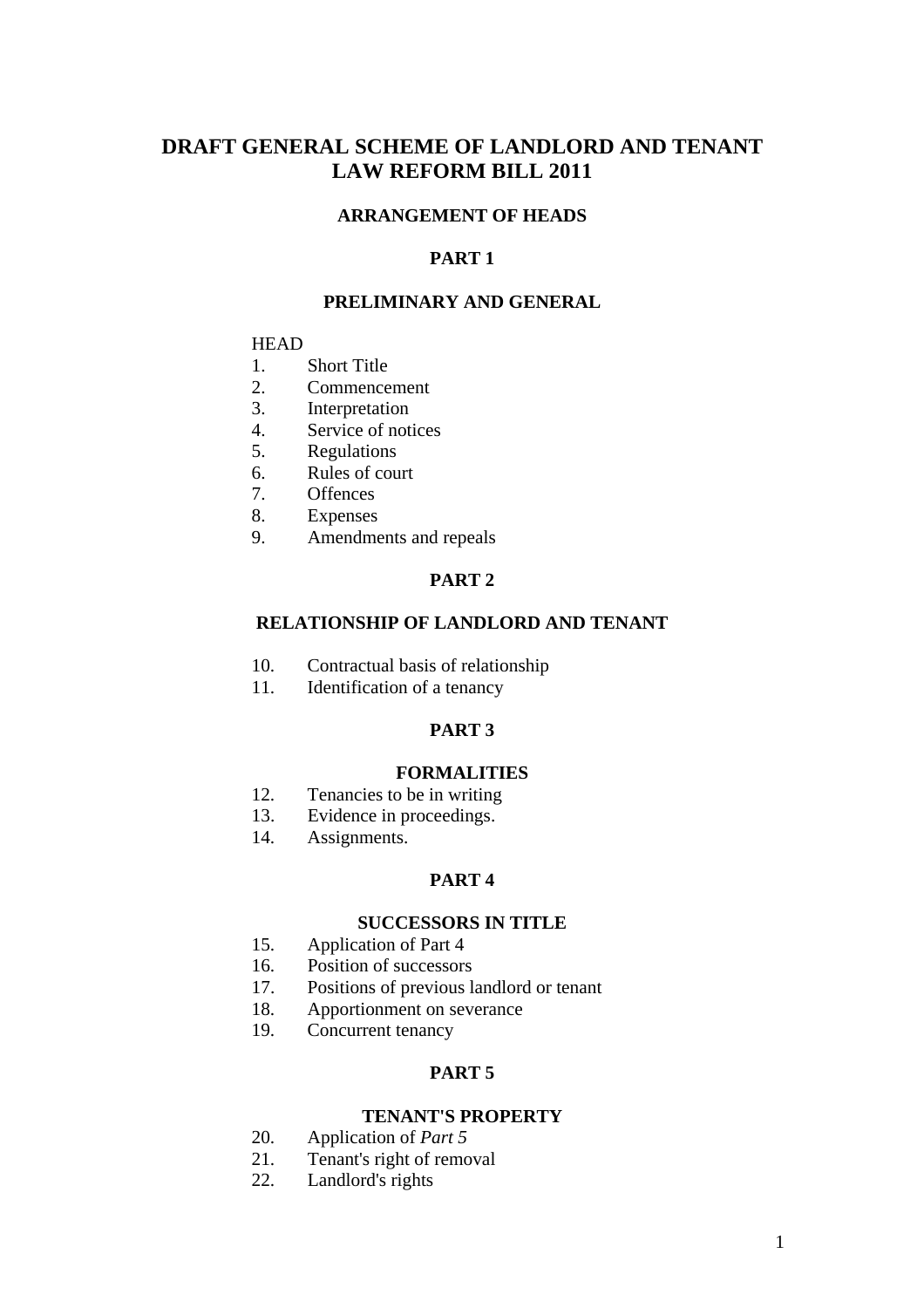# DRAFT GENERAL SCHEME OF LANDLORD AND TENANT LAW REFORM BILL 2011

## ARRANGEMENT OF HEADS

## PART 1

### PRELIMINARY AND GENERAL

HEAD

1. Short Title
2. Commencement
3. Interpretation
4. Service of notices
5. Regulations
6. Rules of court
7. Offences
8. Expenses
9. Amendments and repeals

## PART 2

### RELATIONSHIP OF LANDLORD AND TENANT

10. Contractual basis of relationship
11. Identification of a tenancy

## PART 3

### FORMALITIES

12. Tenancies to be in writing
13. Evidence in proceedings.
14. Assignments.

## PART 4

### SUCCESSORS IN TITLE

15. Application of Part 4
16. Position of successors
17. Positions of previous landlord or tenant
18. Apportionment on severance
19. Concurrent tenancy

## PART 5

### TENANT'S PROPERTY

20. Application of *Part 5*
21. Tenant's right of removal
22. Landlord's rights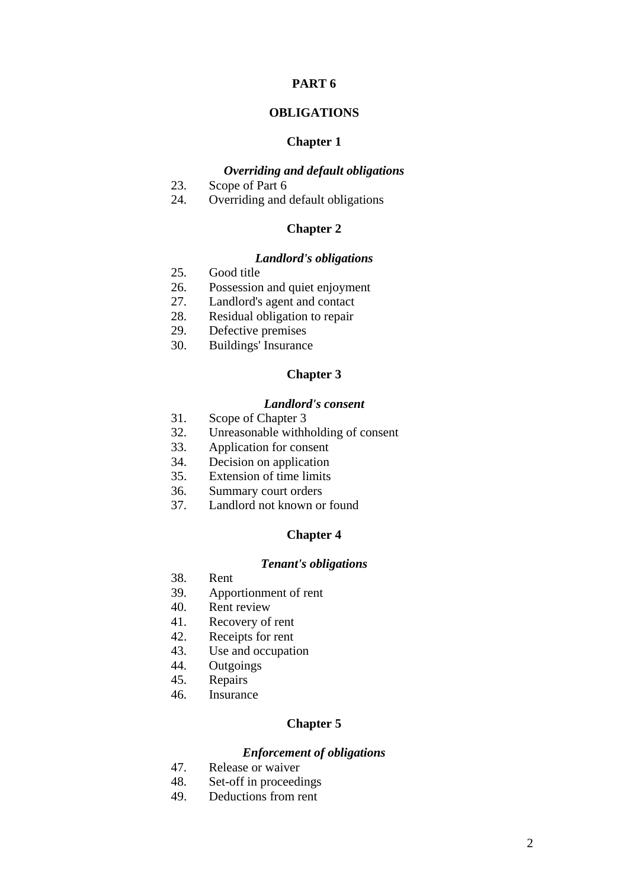**PART 6**

**OBLIGATIONS**

**Chapter 1**

***Overriding and default obligations***

23. Scope of Part 6
24. Overriding and default obligations

**Chapter 2**

***Landlord's obligations***

25. Good title
26. Possession and quiet enjoyment
27. Landlord's agent and contact
28. Residual obligation to repair
29. Defective premises
30. Buildings' Insurance

**Chapter 3**

***Landlord's consent***

31. Scope of Chapter 3
32. Unreasonable withholding of consent
33. Application for consent
34. Decision on application
35. Extension of time limits
36. Summary court orders
37. Landlord not known or found

**Chapter 4**

***Tenant's obligations***

38. Rent
39. Apportionment of rent
40. Rent review
41. Recovery of rent
42. Receipts for rent
43. Use and occupation
44. Outgoings
45. Repairs
46. Insurance

**Chapter 5**

***Enforcement of obligations***

47. Release or waiver
48. Set-off in proceedings
49. Deductions from rent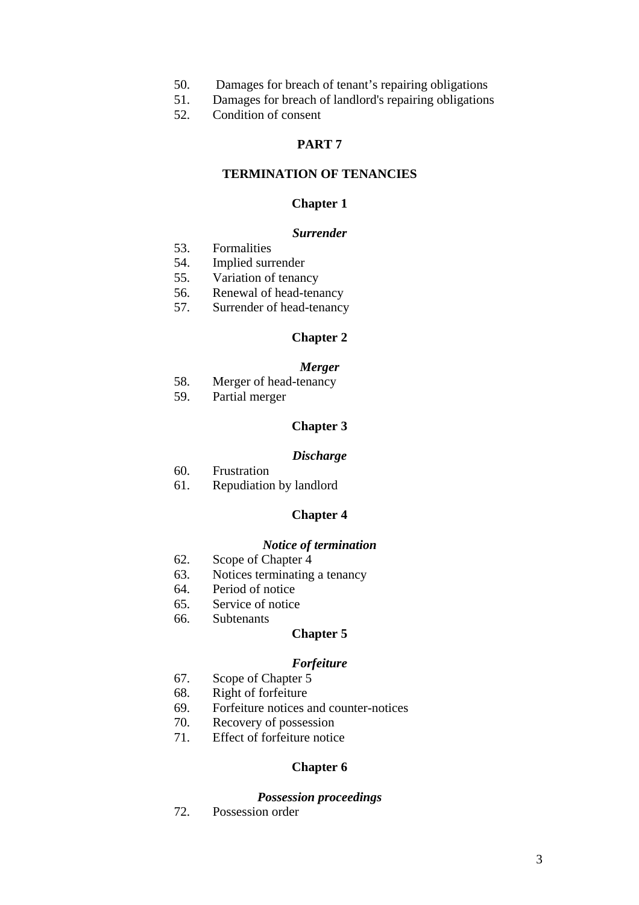50. Damages for breach of tenant's repairing obligations
51. Damages for breach of landlord's repairing obligations
52. Condition of consent

## PART 7

## TERMINATION OF TENANCIES

### Chapter 1

#### *Surrender*

53. Formalities
54. Implied surrender
55. Variation of tenancy
56. Renewal of head-tenancy
57. Surrender of head-tenancy

### Chapter 2

#### *Merger*

58. Merger of head-tenancy
59. Partial merger

### Chapter 3

#### *Discharge*

60. Frustration
61. Repudiation by landlord

### Chapter 4

#### *Notice of termination*

62. Scope of Chapter 4
63. Notices terminating a tenancy
64. Period of notice
65. Service of notice
66. Subtenants

### Chapter 5

#### *Forfeiture*

67. Scope of Chapter 5
68. Right of forfeiture
69. Forfeiture notices and counter-notices
70. Recovery of possession
71. Effect of forfeiture notice

### Chapter 6

#### *Possession proceedings*

72. Possession order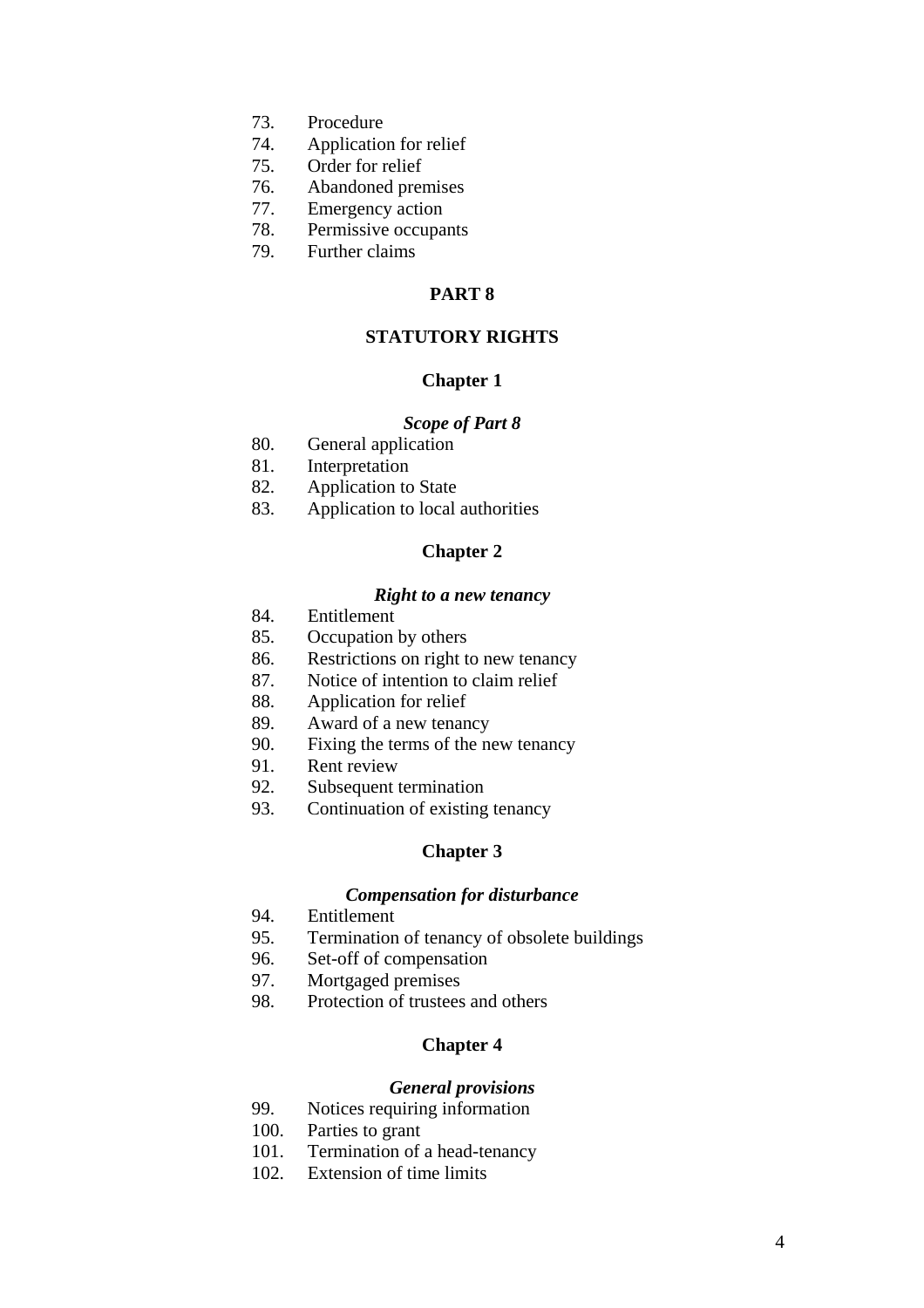73. Procedure
74. Application for relief
75. Order for relief
76. Abandoned premises
77. Emergency action
78. Permissive occupants
79. Further claims

## PART 8

## STATUTORY RIGHTS

### Chapter 1

#### *Scope of Part 8*

80. General application
81. Interpretation
82. Application to State
83. Application to local authorities

### Chapter 2

#### *Right to a new tenancy*

84. Entitlement
85. Occupation by others
86. Restrictions on right to new tenancy
87. Notice of intention to claim relief
88. Application for relief
89. Award of a new tenancy
90. Fixing the terms of the new tenancy
91. Rent review
92. Subsequent termination
93. Continuation of existing tenancy

### Chapter 3

#### *Compensation for disturbance*

94. Entitlement
95. Termination of tenancy of obsolete buildings
96. Set-off of compensation
97. Mortgaged premises
98. Protection of trustees and others

### Chapter 4

#### *General provisions*

99. Notices requiring information
100. Parties to grant
101. Termination of a head-tenancy
102. Extension of time limits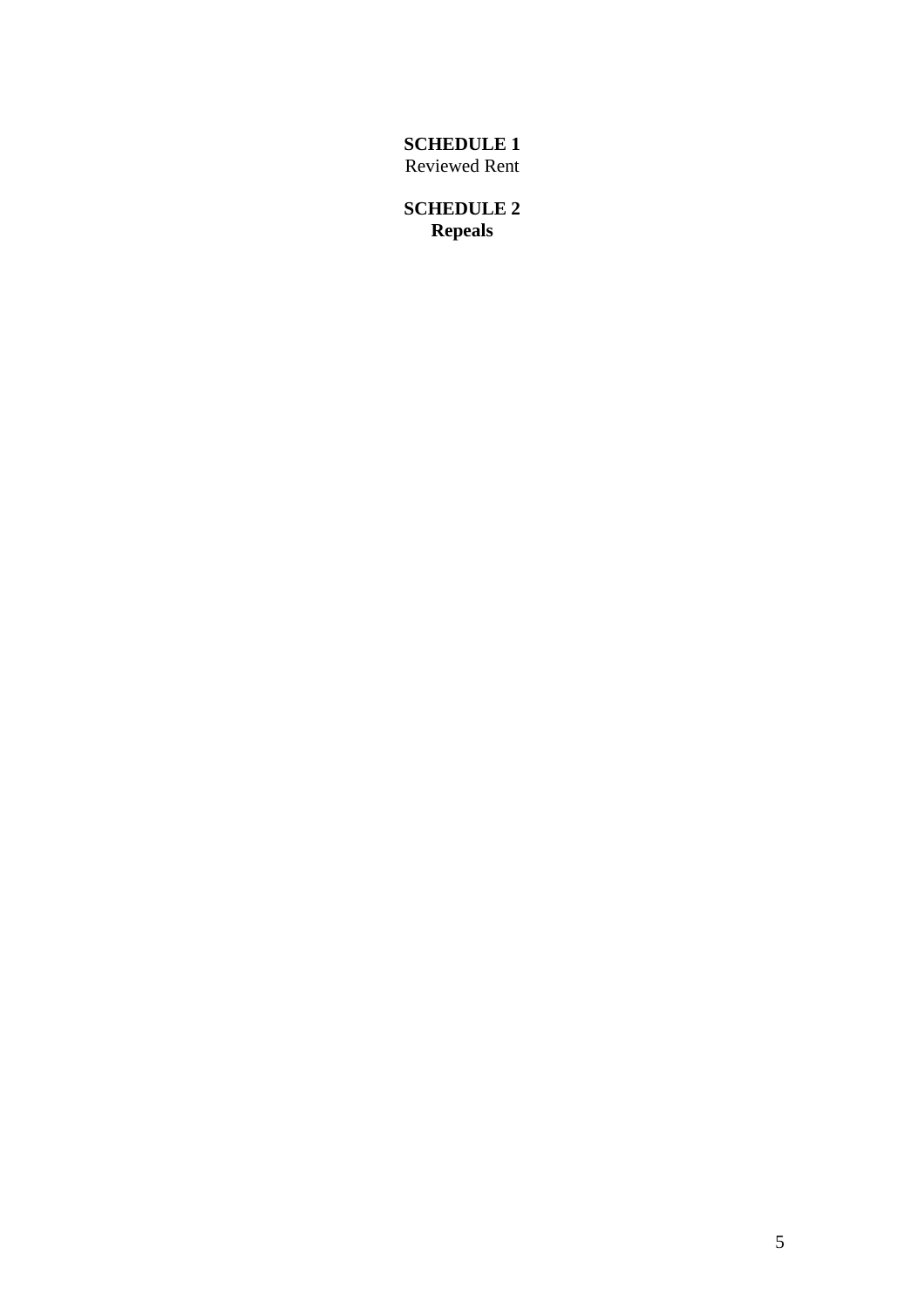**SCHEDULE 1**
Reviewed Rent

**SCHEDULE 2**
**Repeals**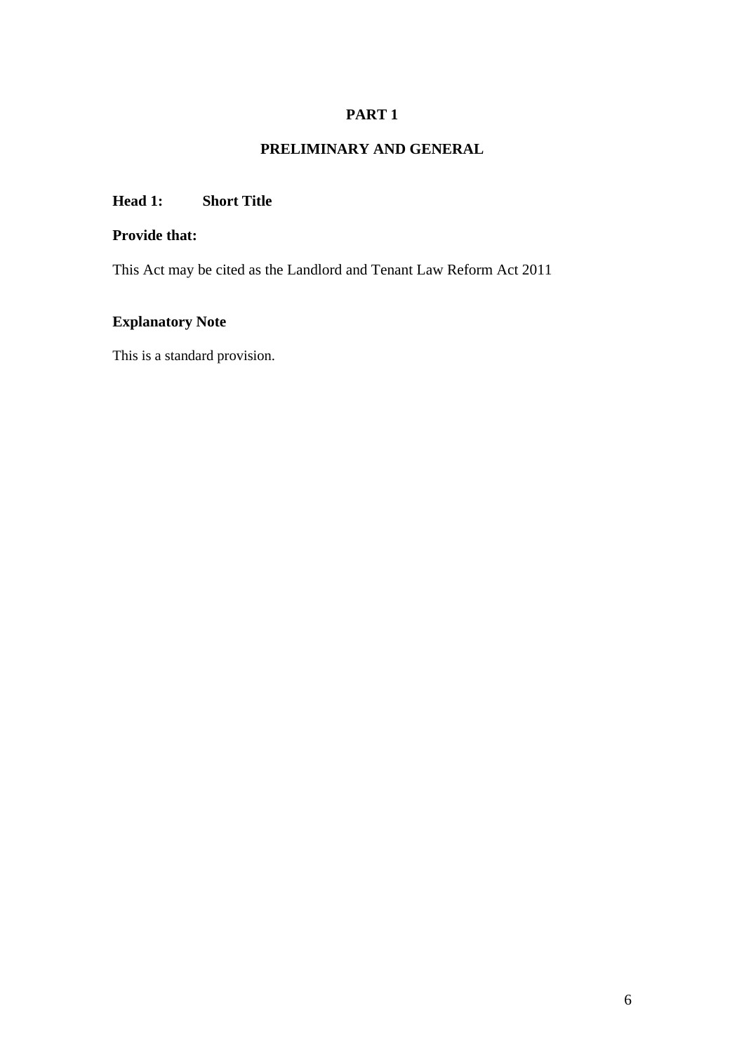# PART 1

## PRELIMINARY AND GENERAL

### Head 1: Short Title

**Provide that:**

This Act may be cited as the Landlord and Tenant Law Reform Act 2011

**Explanatory Note**

This is a standard provision.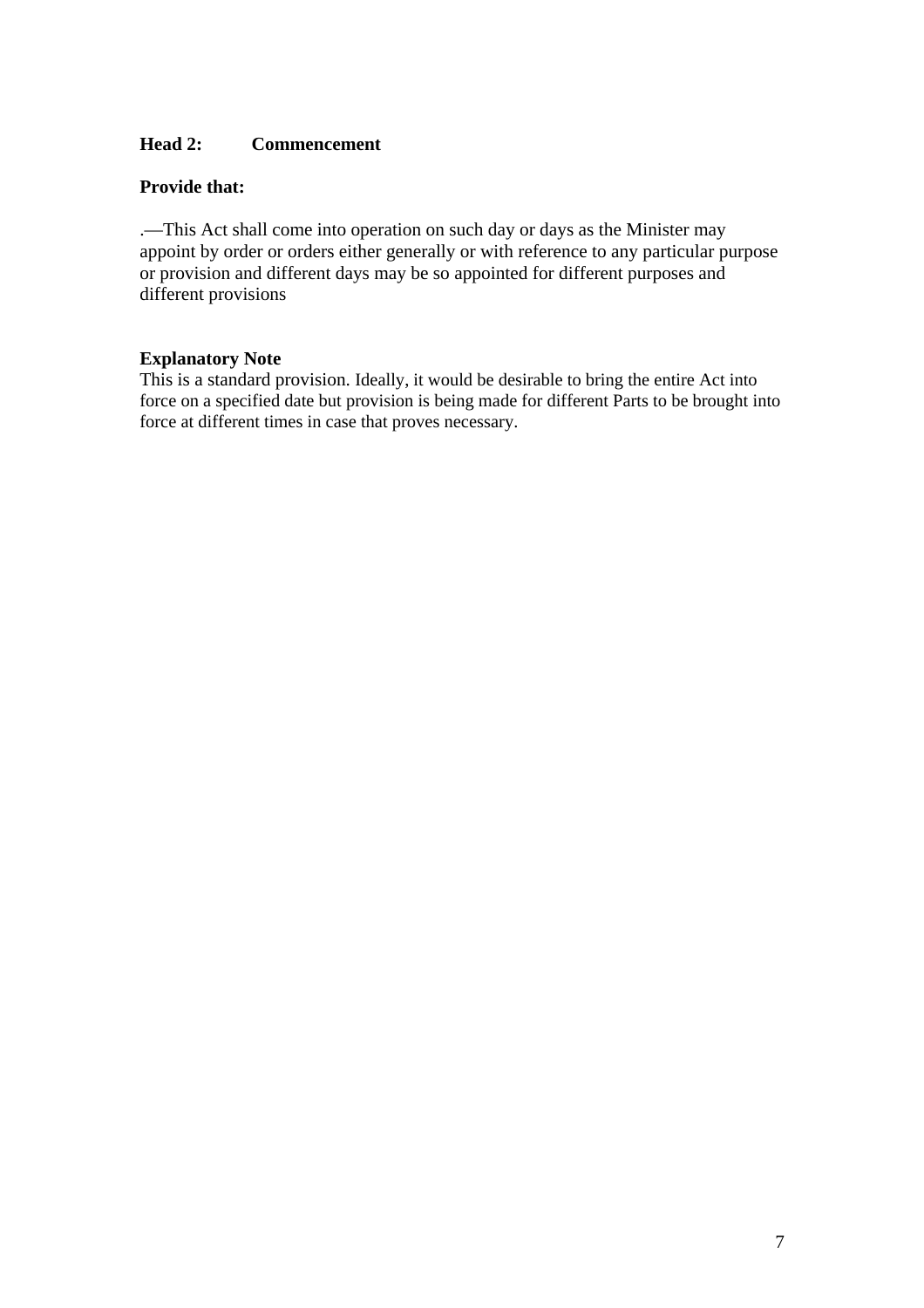**Head 2: Commencement**

**Provide that:**

.—This Act shall come into operation on such day or days as the Minister may appoint by order or orders either generally or with reference to any particular purpose or provision and different days may be so appointed for different purposes and different provisions

**Explanatory Note**

This is a standard provision. Ideally, it would be desirable to bring the entire Act into force on a specified date but provision is being made for different Parts to be brought into force at different times in case that proves necessary.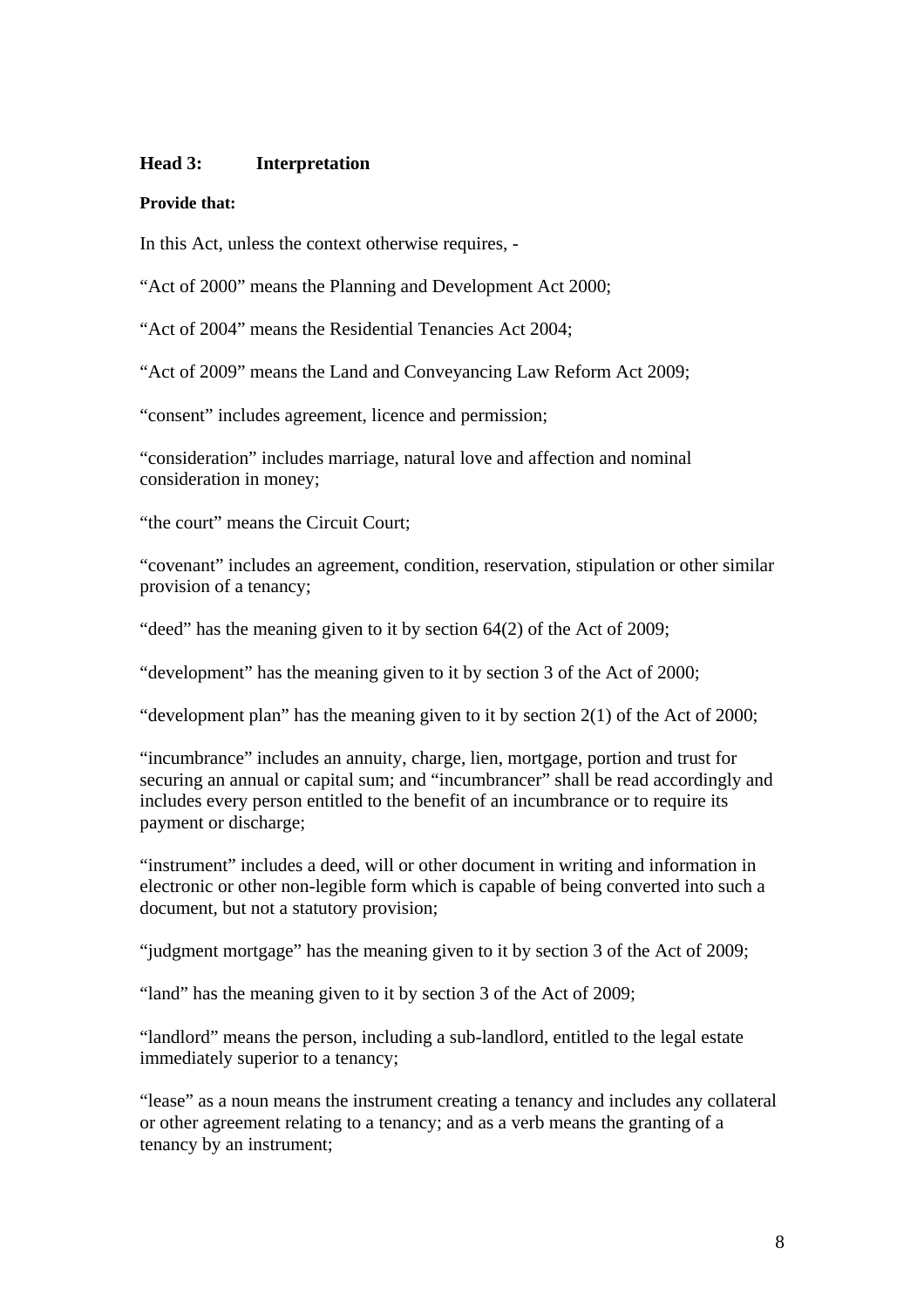## Head 3: Interpretation

**Provide that:**

In this Act, unless the context otherwise requires, -

"Act of 2000" means the Planning and Development Act 2000;

"Act of 2004" means the Residential Tenancies Act 2004;

"Act of 2009" means the Land and Conveyancing Law Reform Act 2009;

"consent" includes agreement, licence and permission;

"consideration" includes marriage, natural love and affection and nominal consideration in money;

"the court" means the Circuit Court;

"covenant" includes an agreement, condition, reservation, stipulation or other similar provision of a tenancy;

"deed" has the meaning given to it by section 64(2) of the Act of 2009;

"development" has the meaning given to it by section 3 of the Act of 2000;

"development plan" has the meaning given to it by section 2(1) of the Act of 2000;

"incumbrance" includes an annuity, charge, lien, mortgage, portion and trust for securing an annual or capital sum; and "incumbrancer" shall be read accordingly and includes every person entitled to the benefit of an incumbrance or to require its payment or discharge;

"instrument" includes a deed, will or other document in writing and information in electronic or other non-legible form which is capable of being converted into such a document, but not a statutory provision;

"judgment mortgage" has the meaning given to it by section 3 of the Act of 2009;

"land" has the meaning given to it by section 3 of the Act of 2009;

"landlord" means the person, including a sub-landlord, entitled to the legal estate immediately superior to a tenancy;

"lease" as a noun means the instrument creating a tenancy and includes any collateral or other agreement relating to a tenancy; and as a verb means the granting of a tenancy by an instrument;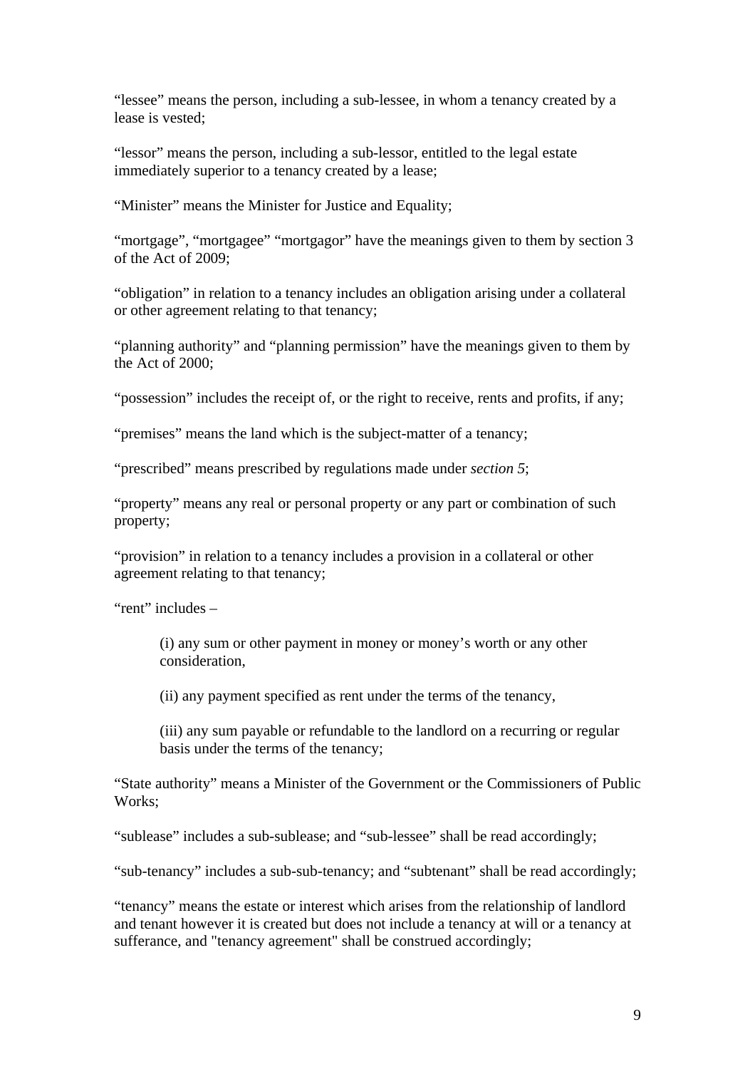"lessee" means the person, including a sub-lessee, in whom a tenancy created by a lease is vested;

"lessor" means the person, including a sub-lessor, entitled to the legal estate immediately superior to a tenancy created by a lease;

"Minister" means the Minister for Justice and Equality;

"mortgage", "mortgagee" "mortgagor" have the meanings given to them by section 3 of the Act of 2009;

"obligation" in relation to a tenancy includes an obligation arising under a collateral or other agreement relating to that tenancy;

"planning authority" and "planning permission" have the meanings given to them by the Act of 2000;

"possession" includes the receipt of, or the right to receive, rents and profits, if any;

"premises" means the land which is the subject-matter of a tenancy;

"prescribed" means prescribed by regulations made under *section 5*;

"property" means any real or personal property or any part or combination of such property;

"provision" in relation to a tenancy includes a provision in a collateral or other agreement relating to that tenancy;

"rent" includes –

> (i) any sum or other payment in money or money's worth or any other consideration,
>
> (ii) any payment specified as rent under the terms of the tenancy,
>
> (iii) any sum payable or refundable to the landlord on a recurring or regular basis under the terms of the tenancy;

"State authority" means a Minister of the Government or the Commissioners of Public Works;

"sublease" includes a sub-sublease; and "sub-lessee" shall be read accordingly;

"sub-tenancy" includes a sub-sub-tenancy; and "subtenant" shall be read accordingly;

"tenancy" means the estate or interest which arises from the relationship of landlord and tenant however it is created but does not include a tenancy at will or a tenancy at sufferance, and "tenancy agreement" shall be construed accordingly;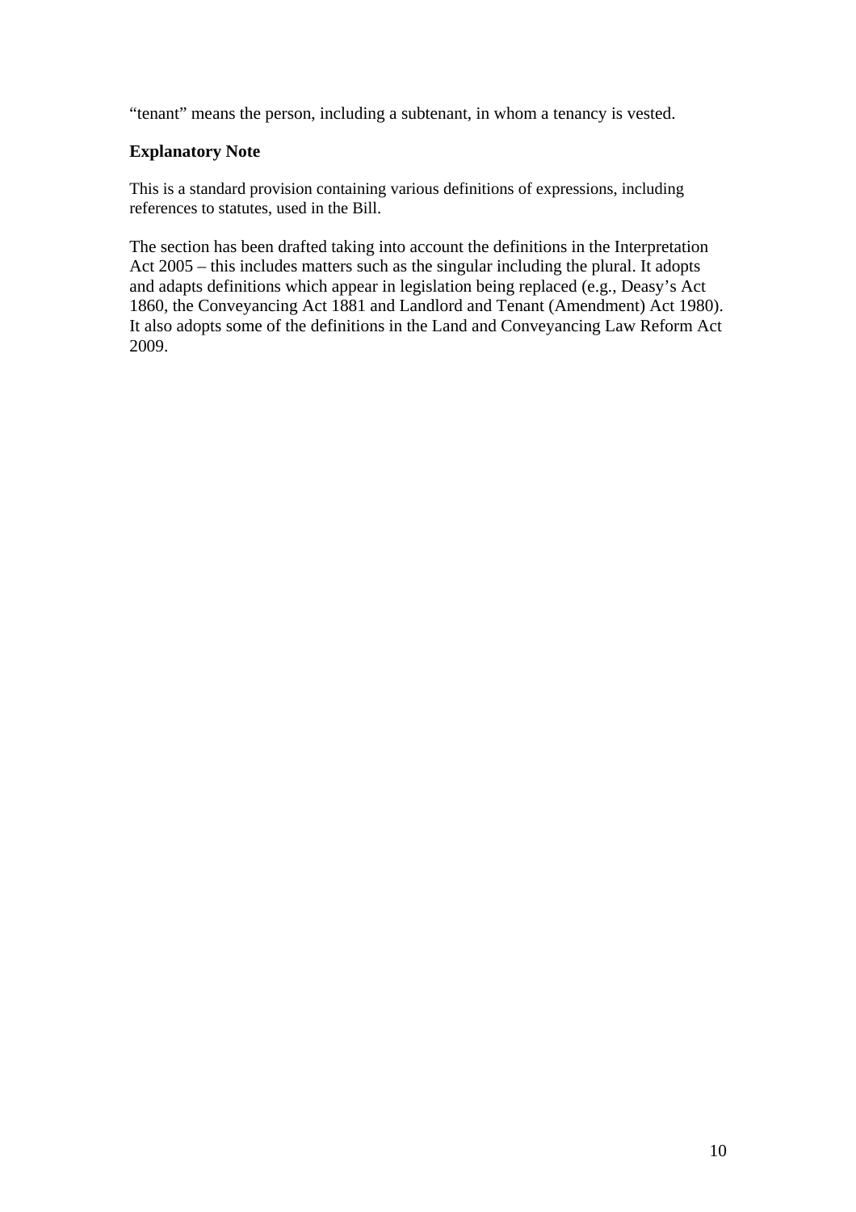"tenant" means the person, including a subtenant, in whom a tenancy is vested.

**Explanatory Note**

This is a standard provision containing various definitions of expressions, including references to statutes, used in the Bill.

The section has been drafted taking into account the definitions in the Interpretation Act 2005 – this includes matters such as the singular including the plural. It adopts and adapts definitions which appear in legislation being replaced (e.g., Deasy's Act 1860, the Conveyancing Act 1881 and Landlord and Tenant (Amendment) Act 1980). It also adopts some of the definitions in the Land and Conveyancing Law Reform Act 2009.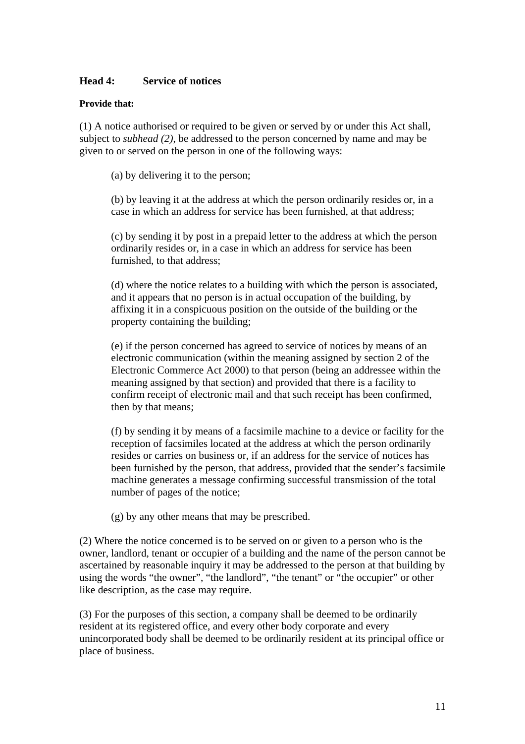## Head 4: Service of notices

**Provide that:**

(1) A notice authorised or required to be given or served by or under this Act shall, subject to *subhead (2)*, be addressed to the person concerned by name and may be given to or served on the person in one of the following ways:

(a) by delivering it to the person;

(b) by leaving it at the address at which the person ordinarily resides or, in a case in which an address for service has been furnished, at that address;

(c) by sending it by post in a prepaid letter to the address at which the person ordinarily resides or, in a case in which an address for service has been furnished, to that address;

(d) where the notice relates to a building with which the person is associated, and it appears that no person is in actual occupation of the building, by affixing it in a conspicuous position on the outside of the building or the property containing the building;

(e) if the person concerned has agreed to service of notices by means of an electronic communication (within the meaning assigned by section 2 of the Electronic Commerce Act 2000) to that person (being an addressee within the meaning assigned by that section) and provided that there is a facility to confirm receipt of electronic mail and that such receipt has been confirmed, then by that means;

(f) by sending it by means of a facsimile machine to a device or facility for the reception of facsimiles located at the address at which the person ordinarily resides or carries on business or, if an address for the service of notices has been furnished by the person, that address, provided that the sender's facsimile machine generates a message confirming successful transmission of the total number of pages of the notice;

(g) by any other means that may be prescribed.

(2) Where the notice concerned is to be served on or given to a person who is the owner, landlord, tenant or occupier of a building and the name of the person cannot be ascertained by reasonable inquiry it may be addressed to the person at that building by using the words "the owner", "the landlord", "the tenant" or "the occupier" or other like description, as the case may require.

(3) For the purposes of this section, a company shall be deemed to be ordinarily resident at its registered office, and every other body corporate and every unincorporated body shall be deemed to be ordinarily resident at its principal office or place of business.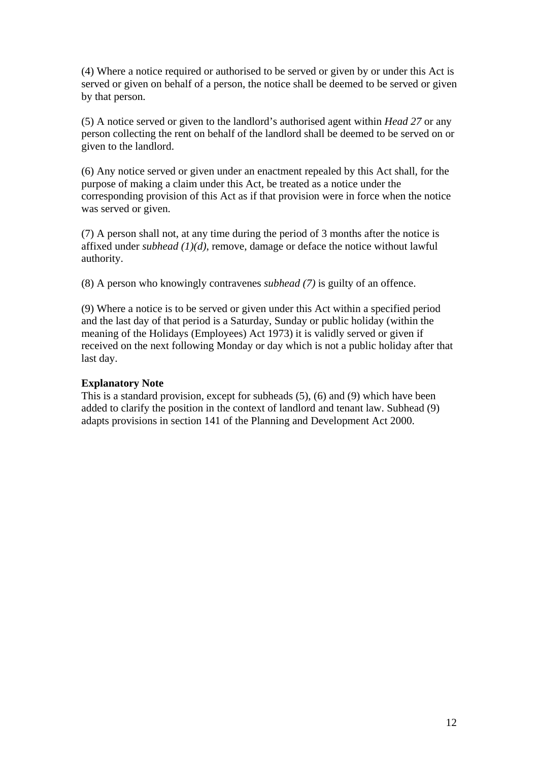(4) Where a notice required or authorised to be served or given by or under this Act is served or given on behalf of a person, the notice shall be deemed to be served or given by that person.

(5) A notice served or given to the landlord’s authorised agent within *Head 27* or any person collecting the rent on behalf of the landlord shall be deemed to be served on or given to the landlord.

(6) Any notice served or given under an enactment repealed by this Act shall, for the purpose of making a claim under this Act, be treated as a notice under the corresponding provision of this Act as if that provision were in force when the notice was served or given.

(7) A person shall not, at any time during the period of 3 months after the notice is affixed under *subhead (1)(d)*, remove, damage or deface the notice without lawful authority.

(8) A person who knowingly contravenes *subhead (7)* is guilty of an offence.

(9) Where a notice is to be served or given under this Act within a specified period and the last day of that period is a Saturday, Sunday or public holiday (within the meaning of the Holidays (Employees) Act 1973) it is validly served or given if received on the next following Monday or day which is not a public holiday after that last day.

**Explanatory Note**

This is a standard provision, except for subheads (5), (6) and (9) which have been added to clarify the position in the context of landlord and tenant law. Subhead (9) adapts provisions in section 141 of the Planning and Development Act 2000.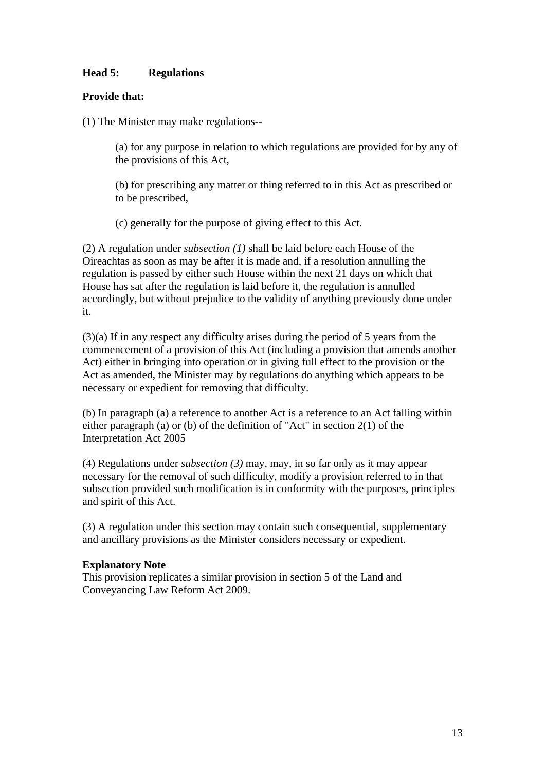**Head 5: Regulations**

**Provide that:**

(1) The Minister may make regulations--

> (a) for any purpose in relation to which regulations are provided for by any of the provisions of this Act,
>
> (b) for prescribing any matter or thing referred to in this Act as prescribed or to be prescribed,
>
> (c) generally for the purpose of giving effect to this Act.

(2) A regulation under *subsection (1)* shall be laid before each House of the Oireachtas as soon as may be after it is made and, if a resolution annulling the regulation is passed by either such House within the next 21 days on which that House has sat after the regulation is laid before it, the regulation is annulled accordingly, but without prejudice to the validity of anything previously done under it.

(3)(a) If in any respect any difficulty arises during the period of 5 years from the commencement of a provision of this Act (including a provision that amends another Act) either in bringing into operation or in giving full effect to the provision or the Act as amended, the Minister may by regulations do anything which appears to be necessary or expedient for removing that difficulty.

(b) In paragraph (a) a reference to another Act is a reference to an Act falling within either paragraph (a) or (b) of the definition of "Act" in section 2(1) of the Interpretation Act 2005

(4) Regulations under *subsection (3)* may, may, in so far only as it may appear necessary for the removal of such difficulty, modify a provision referred to in that subsection provided such modification is in conformity with the purposes, principles and spirit of this Act.

(3) A regulation under this section may contain such consequential, supplementary and ancillary provisions as the Minister considers necessary or expedient.

**Explanatory Note**
This provision replicates a similar provision in section 5 of the Land and Conveyancing Law Reform Act 2009.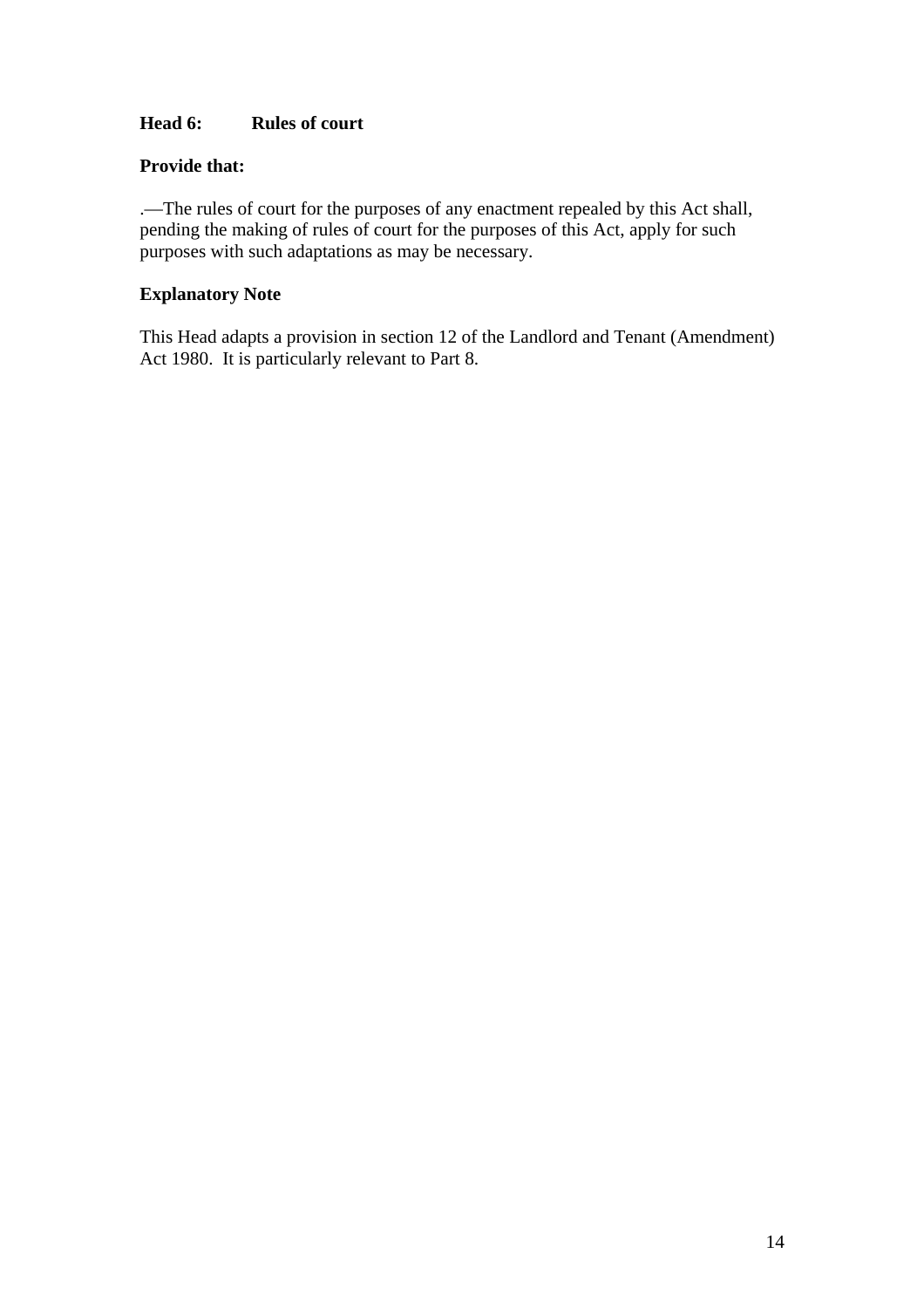**Head 6:  Rules of court**

**Provide that:**

.—The rules of court for the purposes of any enactment repealed by this Act shall, pending the making of rules of court for the purposes of this Act, apply for such purposes with such adaptations as may be necessary.

**Explanatory Note**

This Head adapts a provision in section 12 of the Landlord and Tenant (Amendment) Act 1980. It is particularly relevant to Part 8.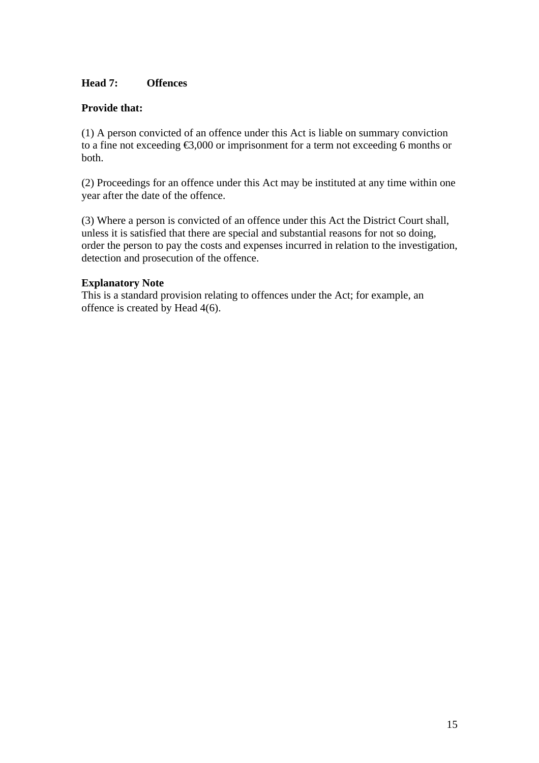**Head 7: Offences**

**Provide that:**

(1) A person convicted of an offence under this Act is liable on summary conviction to a fine not exceeding €3,000 or imprisonment for a term not exceeding 6 months or both.

(2) Proceedings for an offence under this Act may be instituted at any time within one year after the date of the offence.

(3) Where a person is convicted of an offence under this Act the District Court shall, unless it is satisfied that there are special and substantial reasons for not so doing, order the person to pay the costs and expenses incurred in relation to the investigation, detection and prosecution of the offence.

**Explanatory Note**
This is a standard provision relating to offences under the Act; for example, an offence is created by Head 4(6).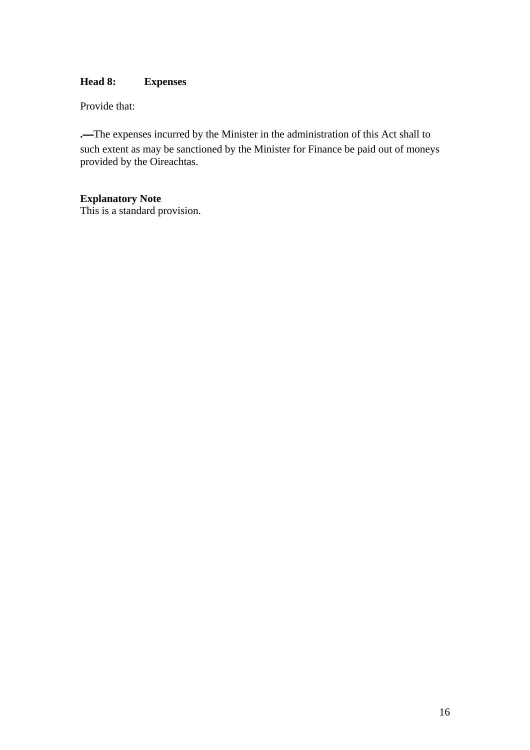**Head 8: Expenses**

Provide that:

**.—**The expenses incurred by the Minister in the administration of this Act shall to such extent as may be sanctioned by the Minister for Finance be paid out of moneys provided by the Oireachtas.

**Explanatory Note**
This is a standard provision.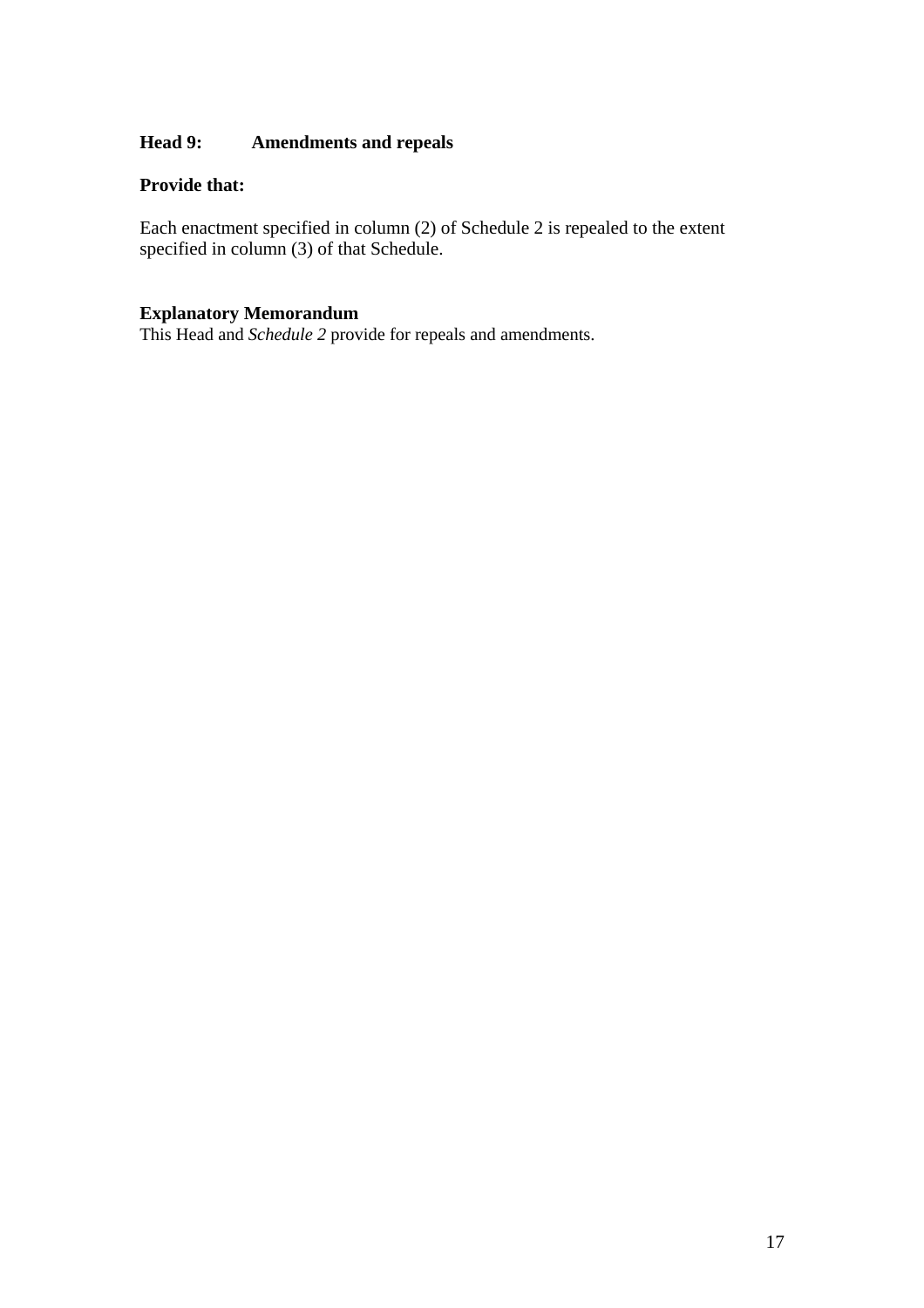## Head 9: Amendments and repeals

**Provide that:**

Each enactment specified in column (2) of Schedule 2 is repealed to the extent specified in column (3) of that Schedule.

**Explanatory Memorandum**

This Head and *Schedule 2* provide for repeals and amendments.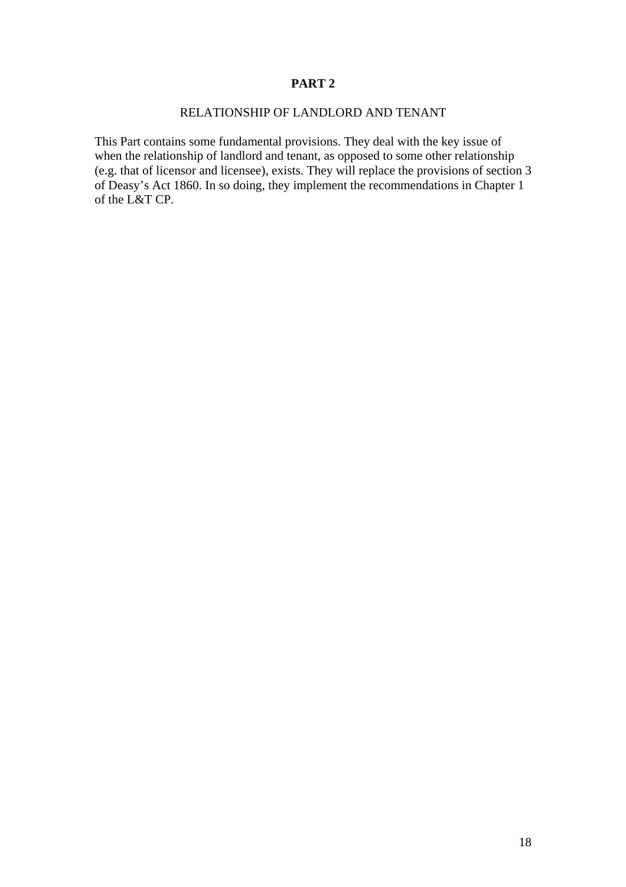# PART 2

## RELATIONSHIP OF LANDLORD AND TENANT

This Part contains some fundamental provisions. They deal with the key issue of when the relationship of landlord and tenant, as opposed to some other relationship (e.g. that of licensor and licensee), exists. They will replace the provisions of section 3 of Deasy's Act 1860. In so doing, they implement the recommendations in Chapter 1 of the L&T CP.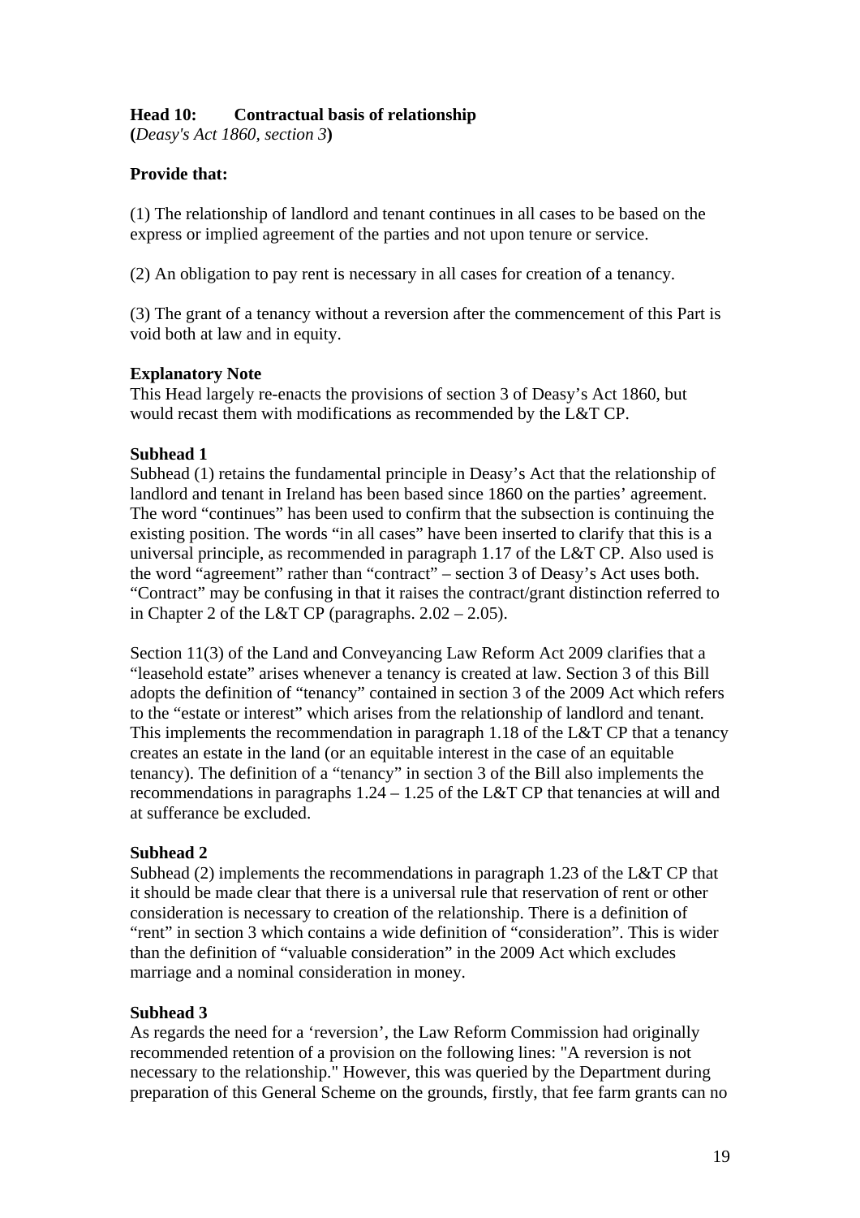**Head 10: Contractual basis of relationship**
**(***Deasy's Act 1860, section 3***)**

**Provide that:**

(1) The relationship of landlord and tenant continues in all cases to be based on the express or implied agreement of the parties and not upon tenure or service.

(2) An obligation to pay rent is necessary in all cases for creation of a tenancy.

(3) The grant of a tenancy without a reversion after the commencement of this Part is void both at law and in equity.

**Explanatory Note**
This Head largely re-enacts the provisions of section 3 of Deasy's Act 1860, but would recast them with modifications as recommended by the L&T CP.

**Subhead 1**
Subhead (1) retains the fundamental principle in Deasy's Act that the relationship of landlord and tenant in Ireland has been based since 1860 on the parties' agreement. The word "continues" has been used to confirm that the subsection is continuing the existing position. The words "in all cases" have been inserted to clarify that this is a universal principle, as recommended in paragraph 1.17 of the L&T CP. Also used is the word "agreement" rather than "contract" – section 3 of Deasy's Act uses both. "Contract" may be confusing in that it raises the contract/grant distinction referred to in Chapter 2 of the L&T CP (paragraphs. 2.02 – 2.05).

Section 11(3) of the Land and Conveyancing Law Reform Act 2009 clarifies that a "leasehold estate" arises whenever a tenancy is created at law. Section 3 of this Bill adopts the definition of "tenancy" contained in section 3 of the 2009 Act which refers to the "estate or interest" which arises from the relationship of landlord and tenant. This implements the recommendation in paragraph 1.18 of the L&T CP that a tenancy creates an estate in the land (or an equitable interest in the case of an equitable tenancy). The definition of a "tenancy" in section 3 of the Bill also implements the recommendations in paragraphs 1.24 – 1.25 of the L&T CP that tenancies at will and at sufferance be excluded.

**Subhead 2**
Subhead (2) implements the recommendations in paragraph 1.23 of the L&T CP that it should be made clear that there is a universal rule that reservation of rent or other consideration is necessary to creation of the relationship. There is a definition of "rent" in section 3 which contains a wide definition of "consideration". This is wider than the definition of "valuable consideration" in the 2009 Act which excludes marriage and a nominal consideration in money.

**Subhead 3**
As regards the need for a 'reversion', the Law Reform Commission had originally recommended retention of a provision on the following lines: "A reversion is not necessary to the relationship." However, this was queried by the Department during preparation of this General Scheme on the grounds, firstly, that fee farm grants can no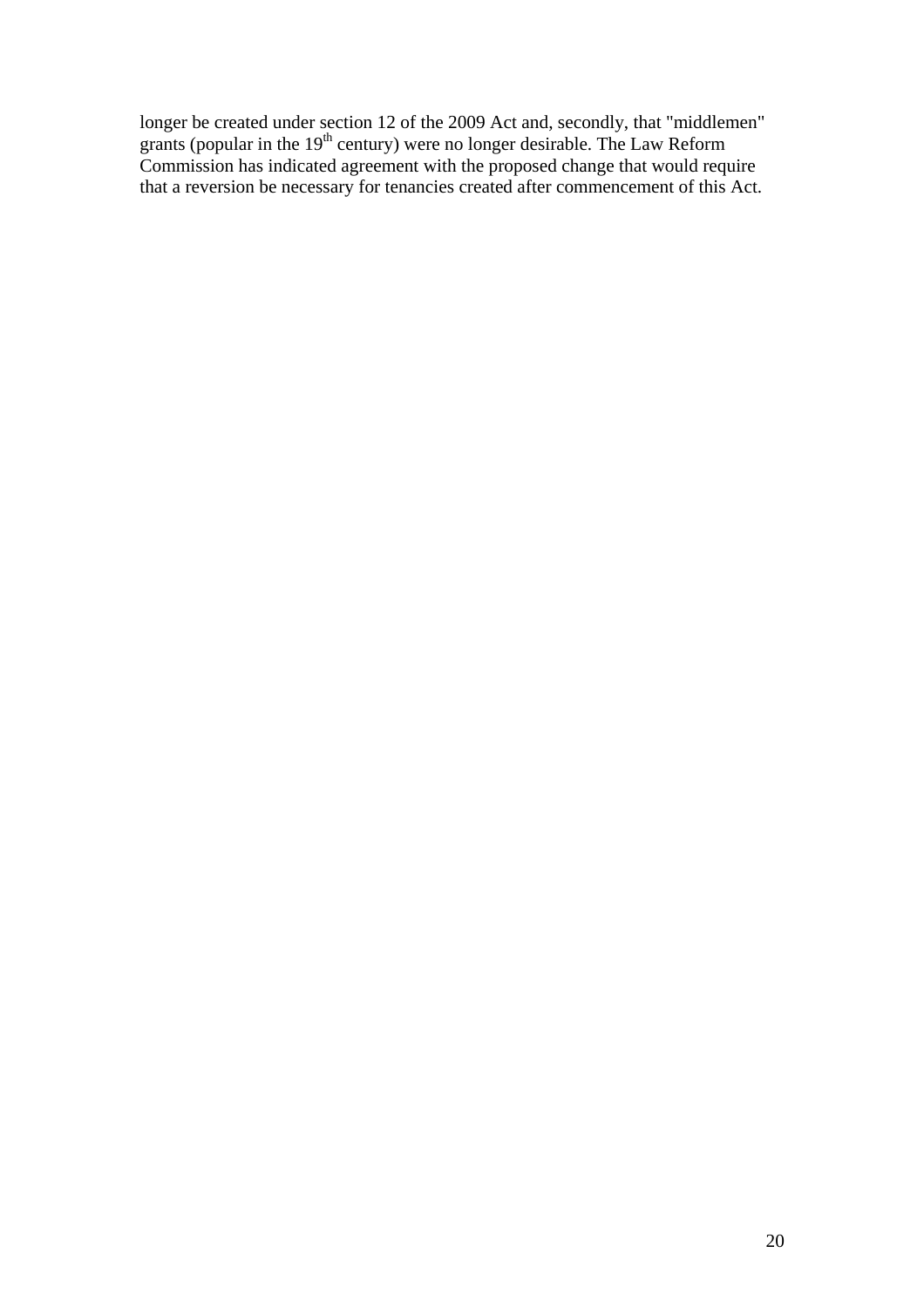longer be created under section 12 of the 2009 Act and, secondly, that "middlemen" grants (popular in the 19th century) were no longer desirable. The Law Reform Commission has indicated agreement with the proposed change that would require that a reversion be necessary for tenancies created after commencement of this Act.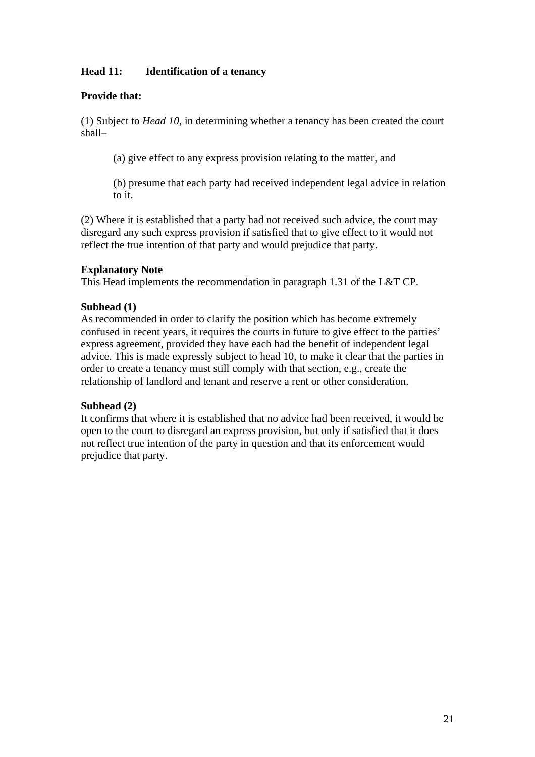**Head 11: Identification of a tenancy**

**Provide that:**

(1) Subject to *Head 10*, in determining whether a tenancy has been created the court shall–

> (a) give effect to any express provision relating to the matter, and
>
> (b) presume that each party had received independent legal advice in relation to it.

(2) Where it is established that a party had not received such advice, the court may disregard any such express provision if satisfied that to give effect to it would not reflect the true intention of that party and would prejudice that party.

**Explanatory Note**
This Head implements the recommendation in paragraph 1.31 of the L&T CP.

**Subhead (1)**
As recommended in order to clarify the position which has become extremely confused in recent years, it requires the courts in future to give effect to the parties' express agreement, provided they have each had the benefit of independent legal advice. This is made expressly subject to head 10, to make it clear that the parties in order to create a tenancy must still comply with that section, e.g., create the relationship of landlord and tenant and reserve a rent or other consideration.

**Subhead (2)**
It confirms that where it is established that no advice had been received, it would be open to the court to disregard an express provision, but only if satisfied that it does not reflect true intention of the party in question and that its enforcement would prejudice that party.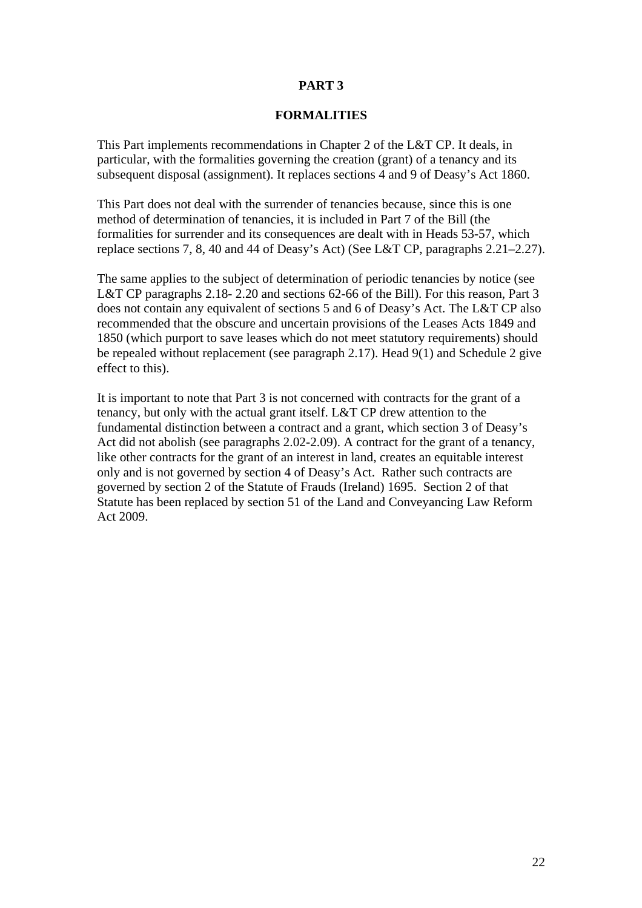# PART 3

## FORMALITIES

This Part implements recommendations in Chapter 2 of the L&T CP. It deals, in particular, with the formalities governing the creation (grant) of a tenancy and its subsequent disposal (assignment). It replaces sections 4 and 9 of Deasy's Act 1860.

This Part does not deal with the surrender of tenancies because, since this is one method of determination of tenancies, it is included in Part 7 of the Bill (the formalities for surrender and its consequences are dealt with in Heads 53-57, which replace sections 7, 8, 40 and 44 of Deasy's Act) (See L&T CP, paragraphs 2.21–2.27).

The same applies to the subject of determination of periodic tenancies by notice (see L&T CP paragraphs 2.18- 2.20 and sections 62-66 of the Bill). For this reason, Part 3 does not contain any equivalent of sections 5 and 6 of Deasy's Act. The L&T CP also recommended that the obscure and uncertain provisions of the Leases Acts 1849 and 1850 (which purport to save leases which do not meet statutory requirements) should be repealed without replacement (see paragraph 2.17). Head 9(1) and Schedule 2 give effect to this).

It is important to note that Part 3 is not concerned with contracts for the grant of a tenancy, but only with the actual grant itself. L&T CP drew attention to the fundamental distinction between a contract and a grant, which section 3 of Deasy's Act did not abolish (see paragraphs 2.02-2.09). A contract for the grant of a tenancy, like other contracts for the grant of an interest in land, creates an equitable interest only and is not governed by section 4 of Deasy's Act. Rather such contracts are governed by section 2 of the Statute of Frauds (Ireland) 1695. Section 2 of that Statute has been replaced by section 51 of the Land and Conveyancing Law Reform Act 2009.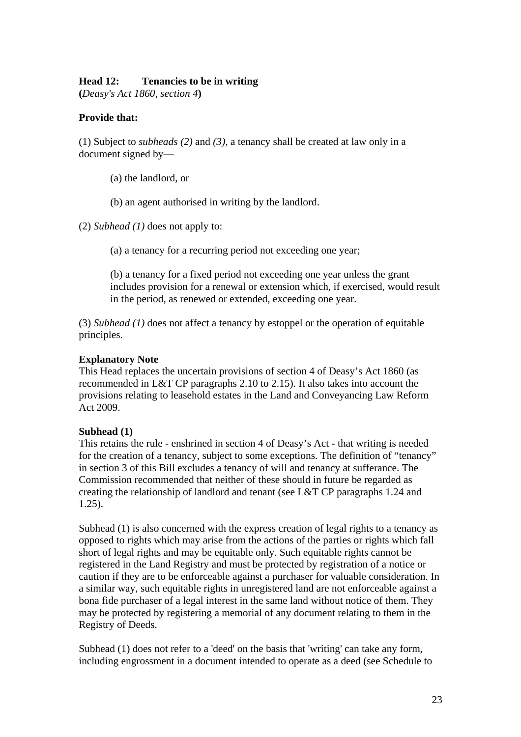**Head 12: Tenancies to be in writing**
**(***Deasy's Act 1860, section 4***)**

**Provide that:**

(1) Subject to *subheads (2)* and *(3)*, a tenancy shall be created at law only in a document signed by—

> (a) the landlord, or
>
> (b) an agent authorised in writing by the landlord.

(2) *Subhead (1)* does not apply to:

> (a) a tenancy for a recurring period not exceeding one year;
>
> (b) a tenancy for a fixed period not exceeding one year unless the grant includes provision for a renewal or extension which, if exercised, would result in the period, as renewed or extended, exceeding one year.

(3) *Subhead (1)* does not affect a tenancy by estoppel or the operation of equitable principles.

**Explanatory Note**
This Head replaces the uncertain provisions of section 4 of Deasy's Act 1860 (as recommended in L&T CP paragraphs 2.10 to 2.15). It also takes into account the provisions relating to leasehold estates in the Land and Conveyancing Law Reform Act 2009.

**Subhead (1)**
This retains the rule - enshrined in section 4 of Deasy's Act - that writing is needed for the creation of a tenancy, subject to some exceptions. The definition of "tenancy" in section 3 of this Bill excludes a tenancy of will and tenancy at sufferance. The Commission recommended that neither of these should in future be regarded as creating the relationship of landlord and tenant (see L&T CP paragraphs 1.24 and 1.25).

Subhead (1) is also concerned with the express creation of legal rights to a tenancy as opposed to rights which may arise from the actions of the parties or rights which fall short of legal rights and may be equitable only. Such equitable rights cannot be registered in the Land Registry and must be protected by registration of a notice or caution if they are to be enforceable against a purchaser for valuable consideration. In a similar way, such equitable rights in unregistered land are not enforceable against a bona fide purchaser of a legal interest in the same land without notice of them. They may be protected by registering a memorial of any document relating to them in the Registry of Deeds.

Subhead (1) does not refer to a 'deed' on the basis that 'writing' can take any form, including engrossment in a document intended to operate as a deed (see Schedule to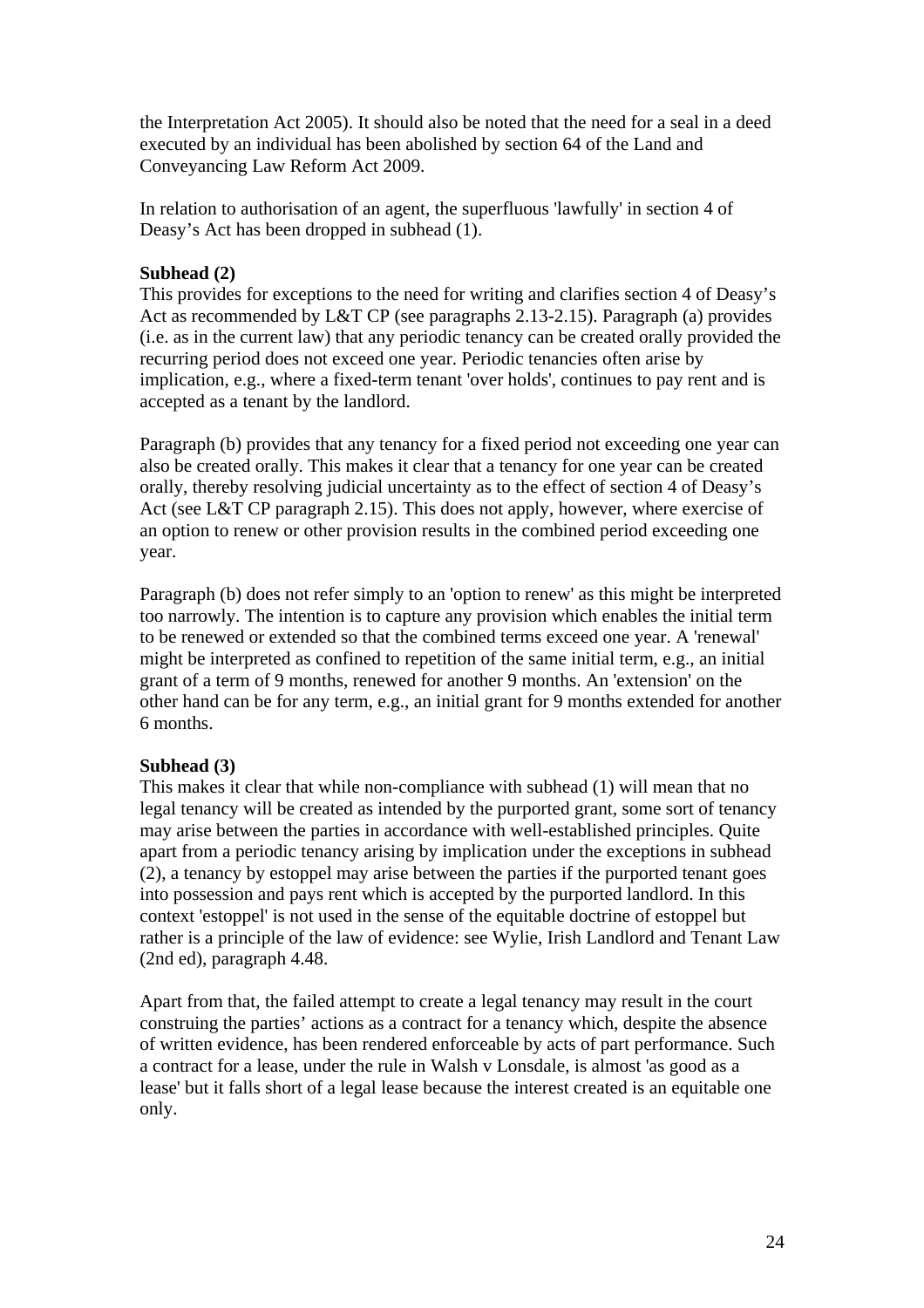the Interpretation Act 2005). It should also be noted that the need for a seal in a deed executed by an individual has been abolished by section 64 of the Land and Conveyancing Law Reform Act 2009.

In relation to authorisation of an agent, the superfluous 'lawfully' in section 4 of Deasy's Act has been dropped in subhead (1).

**Subhead (2)**
This provides for exceptions to the need for writing and clarifies section 4 of Deasy's Act as recommended by L&T CP (see paragraphs 2.13-2.15). Paragraph (a) provides (i.e. as in the current law) that any periodic tenancy can be created orally provided the recurring period does not exceed one year. Periodic tenancies often arise by implication, e.g., where a fixed-term tenant 'over holds', continues to pay rent and is accepted as a tenant by the landlord.

Paragraph (b) provides that any tenancy for a fixed period not exceeding one year can also be created orally. This makes it clear that a tenancy for one year can be created orally, thereby resolving judicial uncertainty as to the effect of section 4 of Deasy's Act (see L&T CP paragraph 2.15). This does not apply, however, where exercise of an option to renew or other provision results in the combined period exceeding one year.

Paragraph (b) does not refer simply to an 'option to renew' as this might be interpreted too narrowly. The intention is to capture any provision which enables the initial term to be renewed or extended so that the combined terms exceed one year. A 'renewal' might be interpreted as confined to repetition of the same initial term, e.g., an initial grant of a term of 9 months, renewed for another 9 months. An 'extension' on the other hand can be for any term, e.g., an initial grant for 9 months extended for another 6 months.

**Subhead (3)**
This makes it clear that while non-compliance with subhead (1) will mean that no legal tenancy will be created as intended by the purported grant, some sort of tenancy may arise between the parties in accordance with well-established principles. Quite apart from a periodic tenancy arising by implication under the exceptions in subhead (2), a tenancy by estoppel may arise between the parties if the purported tenant goes into possession and pays rent which is accepted by the purported landlord. In this context 'estoppel' is not used in the sense of the equitable doctrine of estoppel but rather is a principle of the law of evidence: see Wylie, Irish Landlord and Tenant Law (2nd ed), paragraph 4.48.

Apart from that, the failed attempt to create a legal tenancy may result in the court construing the parties' actions as a contract for a tenancy which, despite the absence of written evidence, has been rendered enforceable by acts of part performance. Such a contract for a lease, under the rule in Walsh v Lonsdale, is almost 'as good as a lease' but it falls short of a legal lease because the interest created is an equitable one only.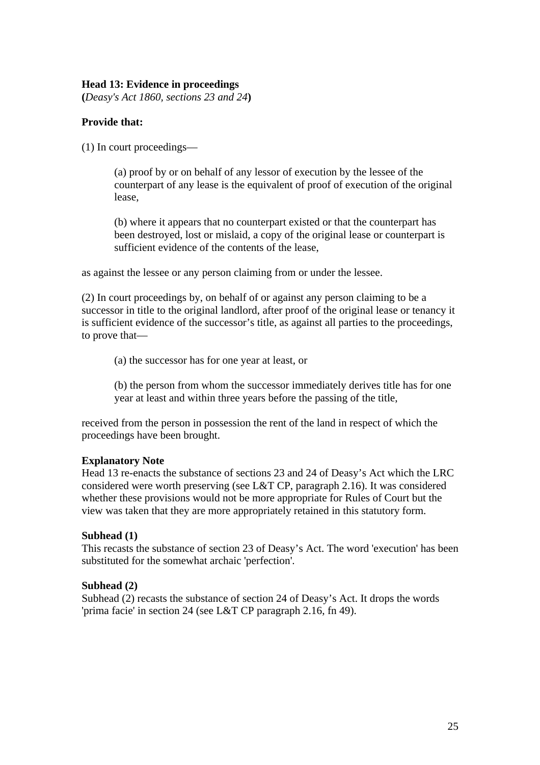**Head 13: Evidence in proceedings**
**(***Deasy's Act 1860, sections 23 and 24***)**

**Provide that:**

(1) In court proceedings—

> (a) proof by or on behalf of any lessor of execution by the lessee of the counterpart of any lease is the equivalent of proof of execution of the original lease,
>
> (b) where it appears that no counterpart existed or that the counterpart has been destroyed, lost or mislaid, a copy of the original lease or counterpart is sufficient evidence of the contents of the lease,

as against the lessee or any person claiming from or under the lessee.

(2) In court proceedings by, on behalf of or against any person claiming to be a successor in title to the original landlord, after proof of the original lease or tenancy it is sufficient evidence of the successor's title, as against all parties to the proceedings, to prove that—

> (a) the successor has for one year at least, or
>
> (b) the person from whom the successor immediately derives title has for one year at least and within three years before the passing of the title,

received from the person in possession the rent of the land in respect of which the proceedings have been brought.

**Explanatory Note**
Head 13 re-enacts the substance of sections 23 and 24 of Deasy's Act which the LRC considered were worth preserving (see L&T CP, paragraph 2.16). It was considered whether these provisions would not be more appropriate for Rules of Court but the view was taken that they are more appropriately retained in this statutory form.

**Subhead (1)**
This recasts the substance of section 23 of Deasy's Act. The word 'execution' has been substituted for the somewhat archaic 'perfection'.

**Subhead (2)**
Subhead (2) recasts the substance of section 24 of Deasy's Act. It drops the words 'prima facie' in section 24 (see L&T CP paragraph 2.16, fn 49).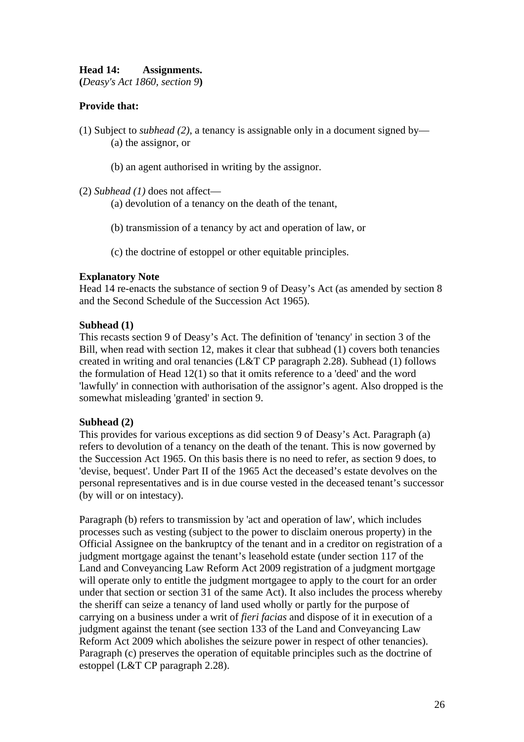**Head 14: Assignments.**
**(***Deasy's Act 1860, section 9***)**

**Provide that:**

(1) Subject to *subhead (2)*, a tenancy is assignable only in a document signed by—

(a) the assignor, or

(b) an agent authorised in writing by the assignor.

(2) *Subhead (1)* does not affect—

(a) devolution of a tenancy on the death of the tenant,

(b) transmission of a tenancy by act and operation of law, or

(c) the doctrine of estoppel or other equitable principles.

**Explanatory Note**

Head 14 re-enacts the substance of section 9 of Deasy's Act (as amended by section 8 and the Second Schedule of the Succession Act 1965).

**Subhead (1)**

This recasts section 9 of Deasy's Act. The definition of 'tenancy' in section 3 of the Bill, when read with section 12, makes it clear that subhead (1) covers both tenancies created in writing and oral tenancies (L&T CP paragraph 2.28). Subhead (1) follows the formulation of Head 12(1) so that it omits reference to a 'deed' and the word 'lawfully' in connection with authorisation of the assignor's agent. Also dropped is the somewhat misleading 'granted' in section 9.

**Subhead (2)**

This provides for various exceptions as did section 9 of Deasy's Act. Paragraph (a) refers to devolution of a tenancy on the death of the tenant. This is now governed by the Succession Act 1965. On this basis there is no need to refer, as section 9 does, to 'devise, bequest'. Under Part II of the 1965 Act the deceased's estate devolves on the personal representatives and is in due course vested in the deceased tenant's successor (by will or on intestacy).

Paragraph (b) refers to transmission by 'act and operation of law', which includes processes such as vesting (subject to the power to disclaim onerous property) in the Official Assignee on the bankruptcy of the tenant and in a creditor on registration of a judgment mortgage against the tenant's leasehold estate (under section 117 of the Land and Conveyancing Law Reform Act 2009 registration of a judgment mortgage will operate only to entitle the judgment mortgagee to apply to the court for an order under that section or section 31 of the same Act). It also includes the process whereby the sheriff can seize a tenancy of land used wholly or partly for the purpose of carrying on a business under a writ of *fieri facias* and dispose of it in execution of a judgment against the tenant (see section 133 of the Land and Conveyancing Law Reform Act 2009 which abolishes the seizure power in respect of other tenancies). Paragraph (c) preserves the operation of equitable principles such as the doctrine of estoppel (L&T CP paragraph 2.28).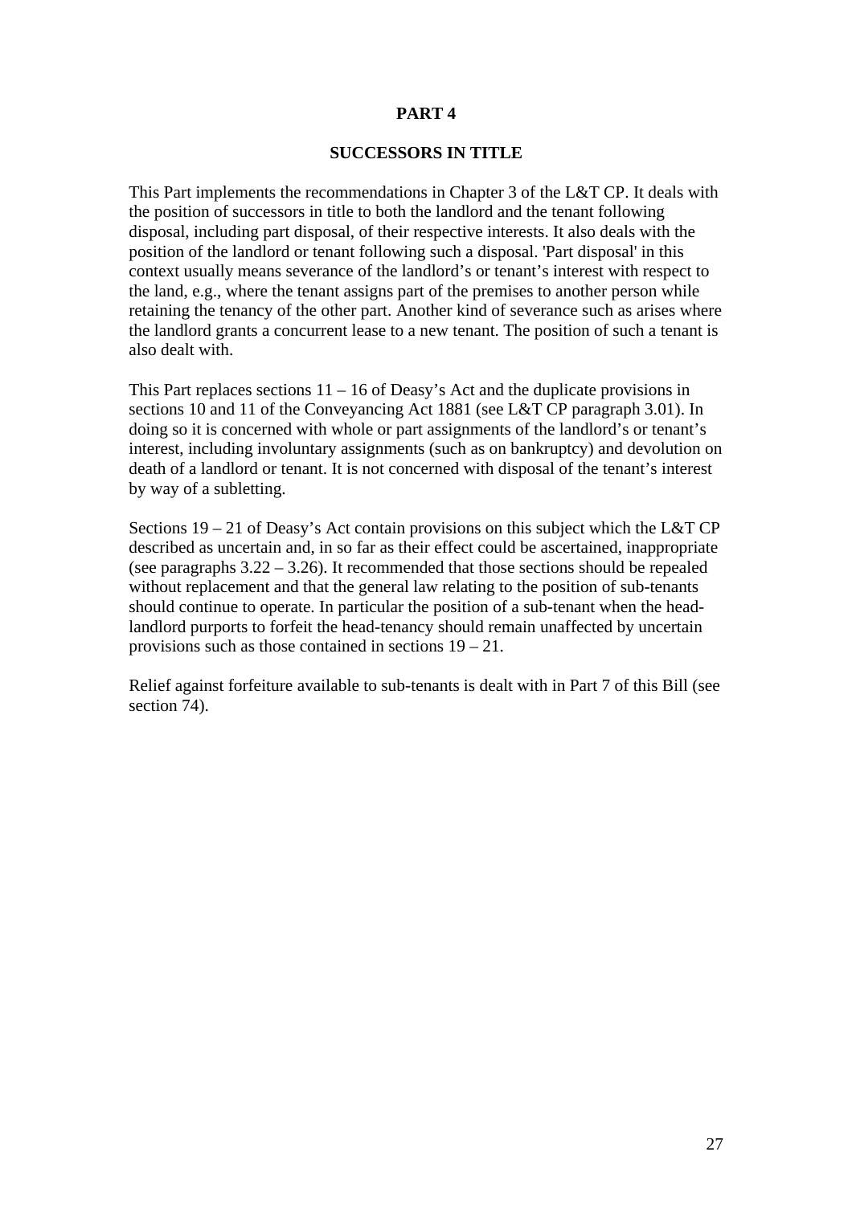# PART 4

## SUCCESSORS IN TITLE

This Part implements the recommendations in Chapter 3 of the L&T CP. It deals with the position of successors in title to both the landlord and the tenant following disposal, including part disposal, of their respective interests. It also deals with the position of the landlord or tenant following such a disposal. 'Part disposal' in this context usually means severance of the landlord's or tenant's interest with respect to the land, e.g., where the tenant assigns part of the premises to another person while retaining the tenancy of the other part. Another kind of severance such as arises where the landlord grants a concurrent lease to a new tenant. The position of such a tenant is also dealt with.

This Part replaces sections 11 – 16 of Deasy's Act and the duplicate provisions in sections 10 and 11 of the Conveyancing Act 1881 (see L&T CP paragraph 3.01). In doing so it is concerned with whole or part assignments of the landlord's or tenant's interest, including involuntary assignments (such as on bankruptcy) and devolution on death of a landlord or tenant. It is not concerned with disposal of the tenant's interest by way of a subletting.

Sections 19 – 21 of Deasy's Act contain provisions on this subject which the L&T CP described as uncertain and, in so far as their effect could be ascertained, inappropriate (see paragraphs 3.22 – 3.26). It recommended that those sections should be repealed without replacement and that the general law relating to the position of sub-tenants should continue to operate. In particular the position of a sub-tenant when the head-landlord purports to forfeit the head-tenancy should remain unaffected by uncertain provisions such as those contained in sections 19 – 21.

Relief against forfeiture available to sub-tenants is dealt with in Part 7 of this Bill (see section 74).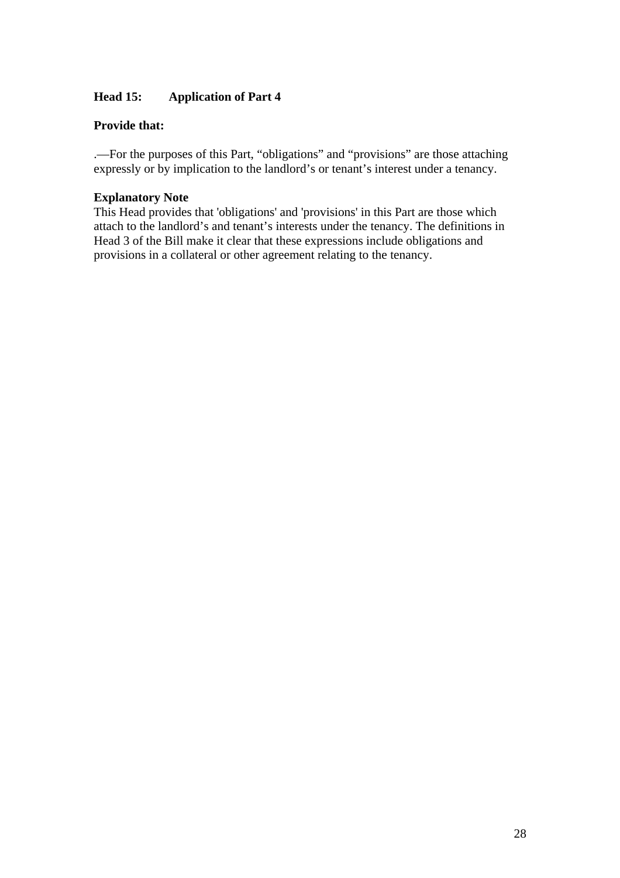**Head 15: Application of Part 4**

**Provide that:**

.—For the purposes of this Part, “obligations” and “provisions” are those attaching expressly or by implication to the landlord’s or tenant’s interest under a tenancy.

**Explanatory Note**

This Head provides that 'obligations' and 'provisions' in this Part are those which attach to the landlord’s and tenant’s interests under the tenancy. The definitions in Head 3 of the Bill make it clear that these expressions include obligations and provisions in a collateral or other agreement relating to the tenancy.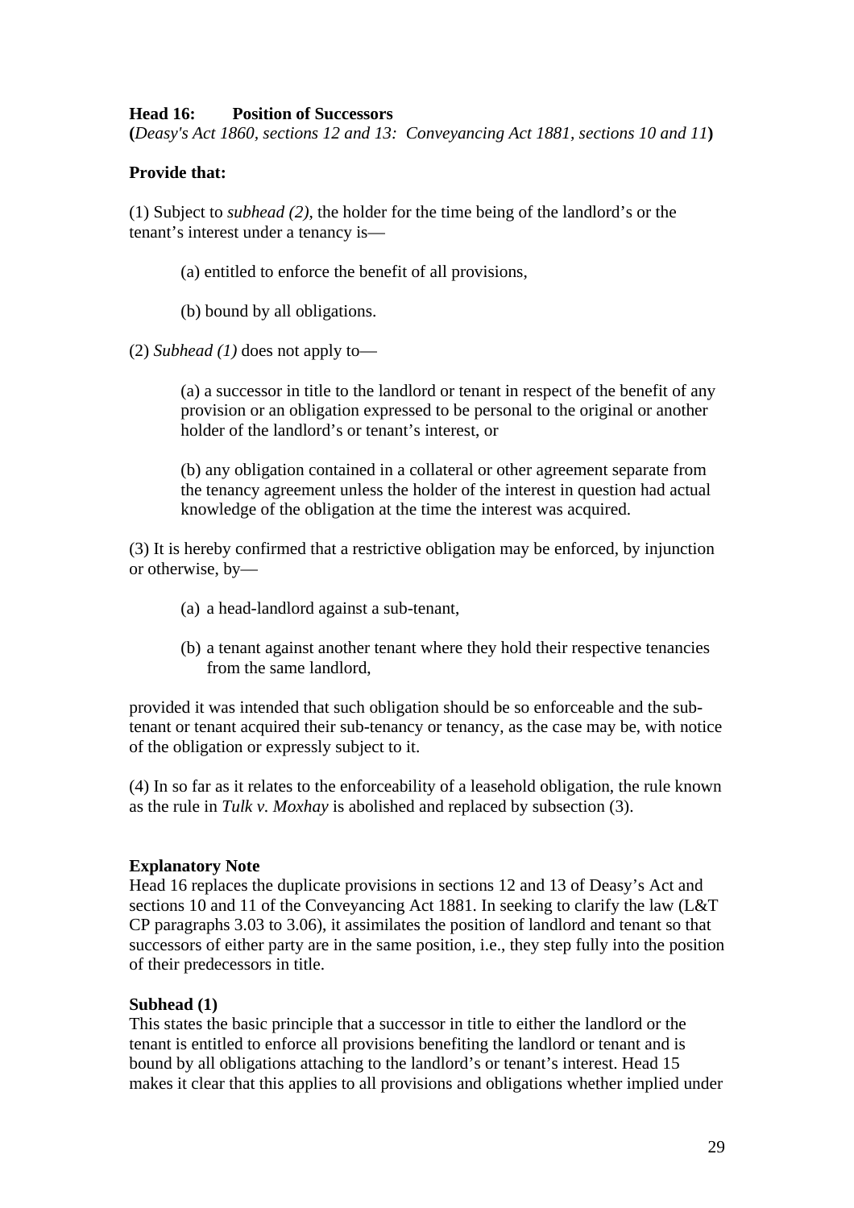**Head 16: Position of Successors**
**(***Deasy's Act 1860, sections 12 and 13: Conveyancing Act 1881, sections 10 and 11***)**

**Provide that:**

(1) Subject to *subhead (2)*, the holder for the time being of the landlord's or the tenant's interest under a tenancy is—

> (a) entitled to enforce the benefit of all provisions,
>
> (b) bound by all obligations.

(2) *Subhead (1)* does not apply to—

> (a) a successor in title to the landlord or tenant in respect of the benefit of any provision or an obligation expressed to be personal to the original or another holder of the landlord's or tenant's interest, or
>
> (b) any obligation contained in a collateral or other agreement separate from the tenancy agreement unless the holder of the interest in question had actual knowledge of the obligation at the time the interest was acquired.

(3) It is hereby confirmed that a restrictive obligation may be enforced, by injunction or otherwise, by—

> (a) a head-landlord against a sub-tenant,
>
> (b) a tenant against another tenant where they hold their respective tenancies from the same landlord,

provided it was intended that such obligation should be so enforceable and the sub-tenant or tenant acquired their sub-tenancy or tenancy, as the case may be, with notice of the obligation or expressly subject to it.

(4) In so far as it relates to the enforceability of a leasehold obligation, the rule known as the rule in *Tulk v. Moxhay* is abolished and replaced by subsection (3).

**Explanatory Note**
Head 16 replaces the duplicate provisions in sections 12 and 13 of Deasy's Act and sections 10 and 11 of the Conveyancing Act 1881. In seeking to clarify the law (L&T CP paragraphs 3.03 to 3.06), it assimilates the position of landlord and tenant so that successors of either party are in the same position, i.e., they step fully into the position of their predecessors in title.

**Subhead (1)**
This states the basic principle that a successor in title to either the landlord or the tenant is entitled to enforce all provisions benefiting the landlord or tenant and is bound by all obligations attaching to the landlord's or tenant's interest. Head 15 makes it clear that this applies to all provisions and obligations whether implied under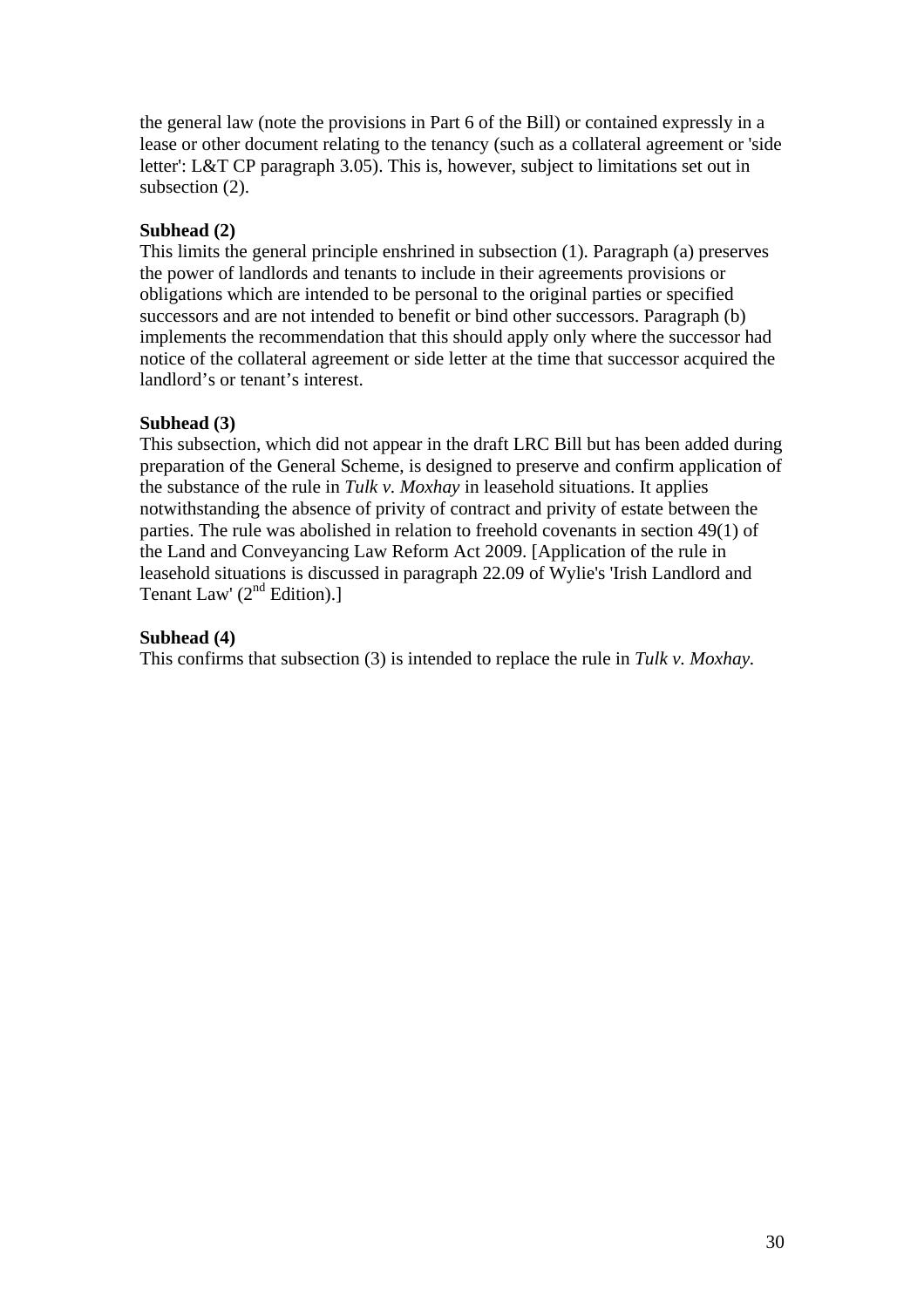the general law (note the provisions in Part 6 of the Bill) or contained expressly in a lease or other document relating to the tenancy (such as a collateral agreement or 'side letter': L&T CP paragraph 3.05). This is, however, subject to limitations set out in subsection (2).

**Subhead (2)**

This limits the general principle enshrined in subsection (1). Paragraph (a) preserves the power of landlords and tenants to include in their agreements provisions or obligations which are intended to be personal to the original parties or specified successors and are not intended to benefit or bind other successors. Paragraph (b) implements the recommendation that this should apply only where the successor had notice of the collateral agreement or side letter at the time that successor acquired the landlord's or tenant's interest.

**Subhead (3)**

This subsection, which did not appear in the draft LRC Bill but has been added during preparation of the General Scheme, is designed to preserve and confirm application of the substance of the rule in *Tulk v. Moxhay* in leasehold situations. It applies notwithstanding the absence of privity of contract and privity of estate between the parties. The rule was abolished in relation to freehold covenants in section 49(1) of the Land and Conveyancing Law Reform Act 2009. [Application of the rule in leasehold situations is discussed in paragraph 22.09 of Wylie's 'Irish Landlord and Tenant Law' (2nd Edition).]

**Subhead (4)**

This confirms that subsection (3) is intended to replace the rule in *Tulk v. Moxhay*.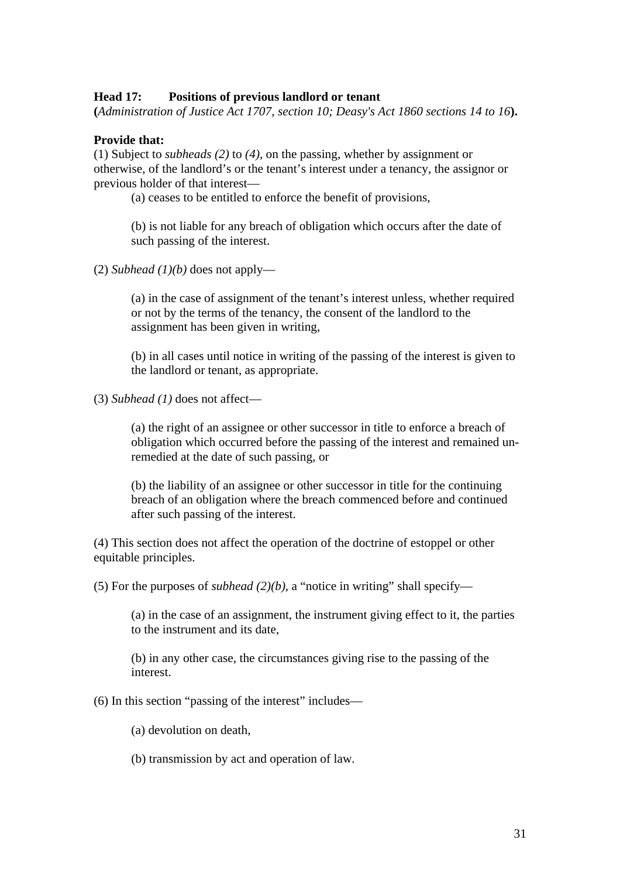**Head 17: Positions of previous landlord or tenant**
**(***Administration of Justice Act 1707, section 10; Deasy's Act 1860 sections 14 to 16***).**

**Provide that:**
(1) Subject to *subheads (2)* to *(4)*, on the passing, whether by assignment or otherwise, of the landlord's or the tenant's interest under a tenancy, the assignor or previous holder of that interest—

(a) ceases to be entitled to enforce the benefit of provisions,

(b) is not liable for any breach of obligation which occurs after the date of such passing of the interest.

(2) *Subhead (1)(b)* does not apply—

(a) in the case of assignment of the tenant's interest unless, whether required or not by the terms of the tenancy, the consent of the landlord to the assignment has been given in writing,

(b) in all cases until notice in writing of the passing of the interest is given to the landlord or tenant, as appropriate.

(3) *Subhead (1)* does not affect—

(a) the right of an assignee or other successor in title to enforce a breach of obligation which occurred before the passing of the interest and remained un-remedied at the date of such passing, or

(b) the liability of an assignee or other successor in title for the continuing breach of an obligation where the breach commenced before and continued after such passing of the interest.

(4) This section does not affect the operation of the doctrine of estoppel or other equitable principles.

(5) For the purposes of *subhead (2)(b)*, a "notice in writing" shall specify—

(a) in the case of an assignment, the instrument giving effect to it, the parties to the instrument and its date,

(b) in any other case, the circumstances giving rise to the passing of the interest.

(6) In this section "passing of the interest" includes—

(a) devolution on death,

(b) transmission by act and operation of law.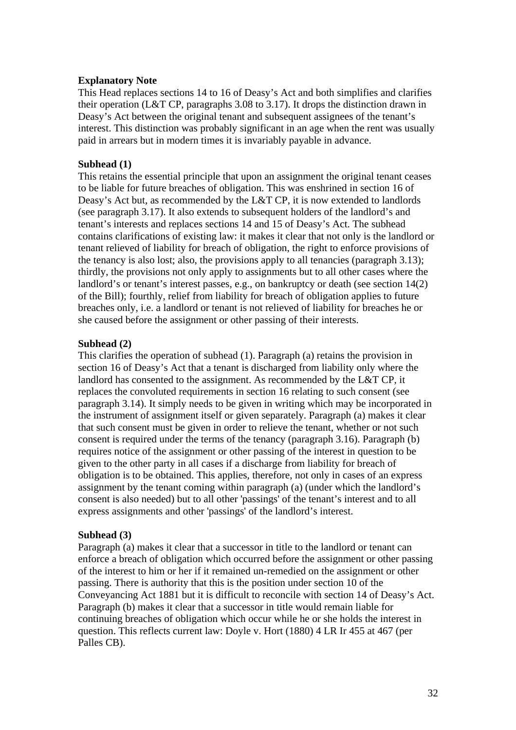**Explanatory Note**

This Head replaces sections 14 to 16 of Deasy's Act and both simplifies and clarifies their operation (L&T CP, paragraphs 3.08 to 3.17). It drops the distinction drawn in Deasy's Act between the original tenant and subsequent assignees of the tenant's interest. This distinction was probably significant in an age when the rent was usually paid in arrears but in modern times it is invariably payable in advance.

**Subhead (1)**

This retains the essential principle that upon an assignment the original tenant ceases to be liable for future breaches of obligation. This was enshrined in section 16 of Deasy's Act but, as recommended by the L&T CP, it is now extended to landlords (see paragraph 3.17). It also extends to subsequent holders of the landlord's and tenant's interests and replaces sections 14 and 15 of Deasy's Act. The subhead contains clarifications of existing law: it makes it clear that not only is the landlord or tenant relieved of liability for breach of obligation, the right to enforce provisions of the tenancy is also lost; also, the provisions apply to all tenancies (paragraph 3.13); thirdly, the provisions not only apply to assignments but to all other cases where the landlord's or tenant's interest passes, e.g., on bankruptcy or death (see section 14(2) of the Bill); fourthly, relief from liability for breach of obligation applies to future breaches only, i.e. a landlord or tenant is not relieved of liability for breaches he or she caused before the assignment or other passing of their interests.

**Subhead (2)**

This clarifies the operation of subhead (1). Paragraph (a) retains the provision in section 16 of Deasy's Act that a tenant is discharged from liability only where the landlord has consented to the assignment. As recommended by the L&T CP, it replaces the convoluted requirements in section 16 relating to such consent (see paragraph 3.14). It simply needs to be given in writing which may be incorporated in the instrument of assignment itself or given separately. Paragraph (a) makes it clear that such consent must be given in order to relieve the tenant, whether or not such consent is required under the terms of the tenancy (paragraph 3.16). Paragraph (b) requires notice of the assignment or other passing of the interest in question to be given to the other party in all cases if a discharge from liability for breach of obligation is to be obtained. This applies, therefore, not only in cases of an express assignment by the tenant coming within paragraph (a) (under which the landlord's consent is also needed) but to all other 'passings' of the tenant's interest and to all express assignments and other 'passings' of the landlord's interest.

**Subhead (3)**

Paragraph (a) makes it clear that a successor in title to the landlord or tenant can enforce a breach of obligation which occurred before the assignment or other passing of the interest to him or her if it remained un-remedied on the assignment or other passing. There is authority that this is the position under section 10 of the Conveyancing Act 1881 but it is difficult to reconcile with section 14 of Deasy's Act. Paragraph (b) makes it clear that a successor in title would remain liable for continuing breaches of obligation which occur while he or she holds the interest in question. This reflects current law: Doyle v. Hort (1880) 4 LR Ir 455 at 467 (per Palles CB).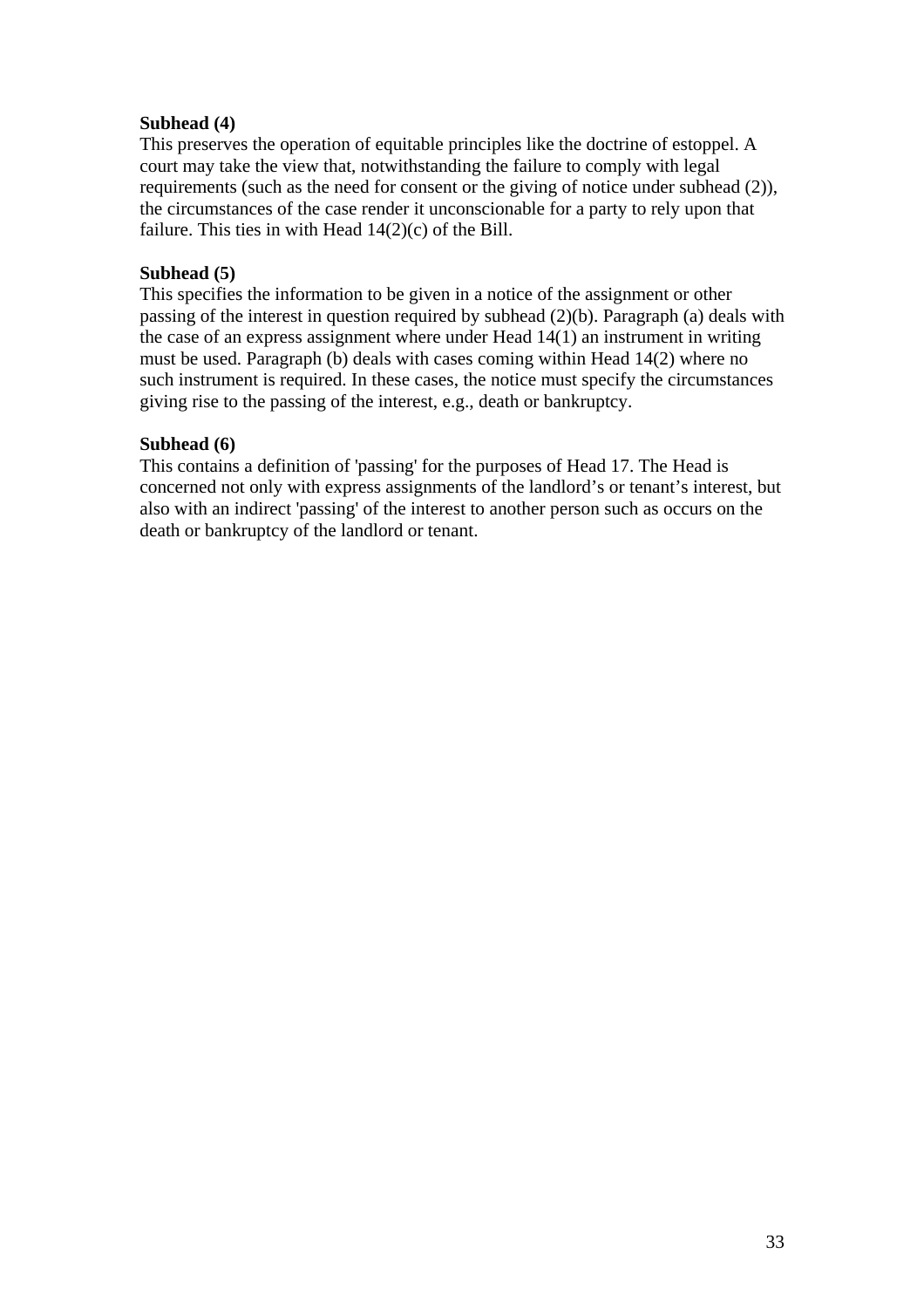**Subhead (4)**
This preserves the operation of equitable principles like the doctrine of estoppel. A court may take the view that, notwithstanding the failure to comply with legal requirements (such as the need for consent or the giving of notice under subhead (2)), the circumstances of the case render it unconscionable for a party to rely upon that failure. This ties in with Head 14(2)(c) of the Bill.

**Subhead (5)**
This specifies the information to be given in a notice of the assignment or other passing of the interest in question required by subhead (2)(b). Paragraph (a) deals with the case of an express assignment where under Head 14(1) an instrument in writing must be used. Paragraph (b) deals with cases coming within Head 14(2) where no such instrument is required. In these cases, the notice must specify the circumstances giving rise to the passing of the interest, e.g., death or bankruptcy.

**Subhead (6)**
This contains a definition of 'passing' for the purposes of Head 17. The Head is concerned not only with express assignments of the landlord's or tenant's interest, but also with an indirect 'passing' of the interest to another person such as occurs on the death or bankruptcy of the landlord or tenant.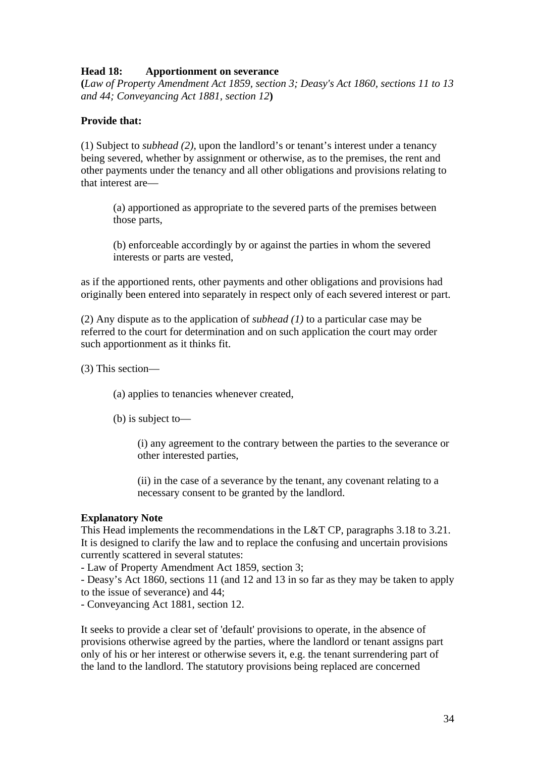**Head 18: Apportionment on severance**

**(***Law of Property Amendment Act 1859, section 3; Deasy's Act 1860, sections 11 to 13 and 44; Conveyancing Act 1881, section 12***)**

**Provide that:**

(1) Subject to *subhead (2)*, upon the landlord's or tenant's interest under a tenancy being severed, whether by assignment or otherwise, as to the premises, the rent and other payments under the tenancy and all other obligations and provisions relating to that interest are—

> (a) apportioned as appropriate to the severed parts of the premises between those parts,
>
> (b) enforceable accordingly by or against the parties in whom the severed interests or parts are vested,

as if the apportioned rents, other payments and other obligations and provisions had originally been entered into separately in respect only of each severed interest or part.

(2) Any dispute as to the application of *subhead (1)* to a particular case may be referred to the court for determination and on such application the court may order such apportionment as it thinks fit.

(3) This section—

> (a) applies to tenancies whenever created,
>
> (b) is subject to—
>
> > (i) any agreement to the contrary between the parties to the severance or other interested parties,
> >
> > (ii) in the case of a severance by the tenant, any covenant relating to a necessary consent to be granted by the landlord.

**Explanatory Note**

This Head implements the recommendations in the L&T CP, paragraphs 3.18 to 3.21. It is designed to clarify the law and to replace the confusing and uncertain provisions currently scattered in several statutes:

- Law of Property Amendment Act 1859, section 3;
- Deasy's Act 1860, sections 11 (and 12 and 13 in so far as they may be taken to apply to the issue of severance) and 44;
- Conveyancing Act 1881, section 12.

It seeks to provide a clear set of 'default' provisions to operate, in the absence of provisions otherwise agreed by the parties, where the landlord or tenant assigns part only of his or her interest or otherwise severs it, e.g. the tenant surrendering part of the land to the landlord. The statutory provisions being replaced are concerned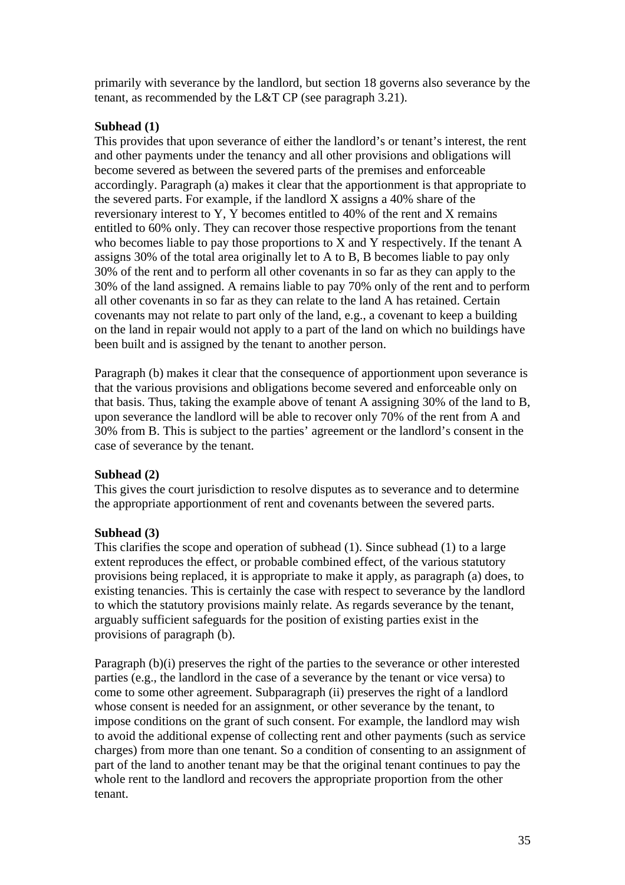primarily with severance by the landlord, but section 18 governs also severance by the tenant, as recommended by the L&T CP (see paragraph 3.21).

**Subhead (1)**
This provides that upon severance of either the landlord's or tenant's interest, the rent and other payments under the tenancy and all other provisions and obligations will become severed as between the severed parts of the premises and enforceable accordingly. Paragraph (a) makes it clear that the apportionment is that appropriate to the severed parts. For example, if the landlord X assigns a 40% share of the reversionary interest to Y, Y becomes entitled to 40% of the rent and X remains entitled to 60% only. They can recover those respective proportions from the tenant who becomes liable to pay those proportions to X and Y respectively. If the tenant A assigns 30% of the total area originally let to A to B, B becomes liable to pay only 30% of the rent and to perform all other covenants in so far as they can apply to the 30% of the land assigned. A remains liable to pay 70% only of the rent and to perform all other covenants in so far as they can relate to the land A has retained. Certain covenants may not relate to part only of the land, e.g., a covenant to keep a building on the land in repair would not apply to a part of the land on which no buildings have been built and is assigned by the tenant to another person.

Paragraph (b) makes it clear that the consequence of apportionment upon severance is that the various provisions and obligations become severed and enforceable only on that basis. Thus, taking the example above of tenant A assigning 30% of the land to B, upon severance the landlord will be able to recover only 70% of the rent from A and 30% from B. This is subject to the parties' agreement or the landlord's consent in the case of severance by the tenant.

**Subhead (2)**
This gives the court jurisdiction to resolve disputes as to severance and to determine the appropriate apportionment of rent and covenants between the severed parts.

**Subhead (3)**
This clarifies the scope and operation of subhead (1). Since subhead (1) to a large extent reproduces the effect, or probable combined effect, of the various statutory provisions being replaced, it is appropriate to make it apply, as paragraph (a) does, to existing tenancies. This is certainly the case with respect to severance by the landlord to which the statutory provisions mainly relate. As regards severance by the tenant, arguably sufficient safeguards for the position of existing parties exist in the provisions of paragraph (b).

Paragraph (b)(i) preserves the right of the parties to the severance or other interested parties (e.g., the landlord in the case of a severance by the tenant or vice versa) to come to some other agreement. Subparagraph (ii) preserves the right of a landlord whose consent is needed for an assignment, or other severance by the tenant, to impose conditions on the grant of such consent. For example, the landlord may wish to avoid the additional expense of collecting rent and other payments (such as service charges) from more than one tenant. So a condition of consenting to an assignment of part of the land to another tenant may be that the original tenant continues to pay the whole rent to the landlord and recovers the appropriate proportion from the other tenant.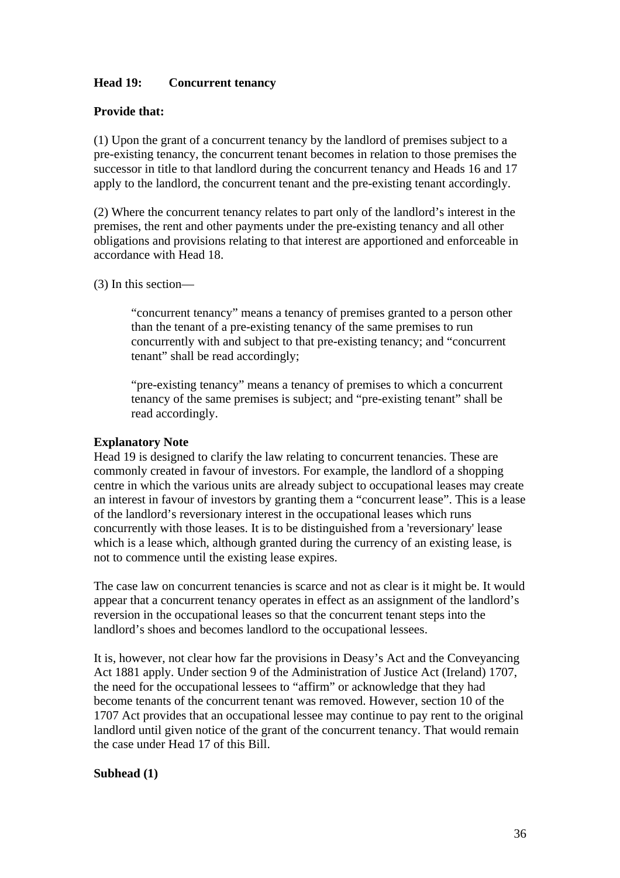**Head 19: Concurrent tenancy**

**Provide that:**

(1) Upon the grant of a concurrent tenancy by the landlord of premises subject to a pre-existing tenancy, the concurrent tenant becomes in relation to those premises the successor in title to that landlord during the concurrent tenancy and Heads 16 and 17 apply to the landlord, the concurrent tenant and the pre-existing tenant accordingly.

(2) Where the concurrent tenancy relates to part only of the landlord's interest in the premises, the rent and other payments under the pre-existing tenancy and all other obligations and provisions relating to that interest are apportioned and enforceable in accordance with Head 18.

(3) In this section—

> "concurrent tenancy" means a tenancy of premises granted to a person other than the tenant of a pre-existing tenancy of the same premises to run concurrently with and subject to that pre-existing tenancy; and "concurrent tenant" shall be read accordingly;
>
> "pre-existing tenancy" means a tenancy of premises to which a concurrent tenancy of the same premises is subject; and "pre-existing tenant" shall be read accordingly.

**Explanatory Note**

Head 19 is designed to clarify the law relating to concurrent tenancies. These are commonly created in favour of investors. For example, the landlord of a shopping centre in which the various units are already subject to occupational leases may create an interest in favour of investors by granting them a "concurrent lease". This is a lease of the landlord's reversionary interest in the occupational leases which runs concurrently with those leases. It is to be distinguished from a 'reversionary' lease which is a lease which, although granted during the currency of an existing lease, is not to commence until the existing lease expires.

The case law on concurrent tenancies is scarce and not as clear is it might be. It would appear that a concurrent tenancy operates in effect as an assignment of the landlord's reversion in the occupational leases so that the concurrent tenant steps into the landlord's shoes and becomes landlord to the occupational lessees.

It is, however, not clear how far the provisions in Deasy's Act and the Conveyancing Act 1881 apply. Under section 9 of the Administration of Justice Act (Ireland) 1707, the need for the occupational lessees to "affirm" or acknowledge that they had become tenants of the concurrent tenant was removed. However, section 10 of the 1707 Act provides that an occupational lessee may continue to pay rent to the original landlord until given notice of the grant of the concurrent tenancy. That would remain the case under Head 17 of this Bill.

**Subhead (1)**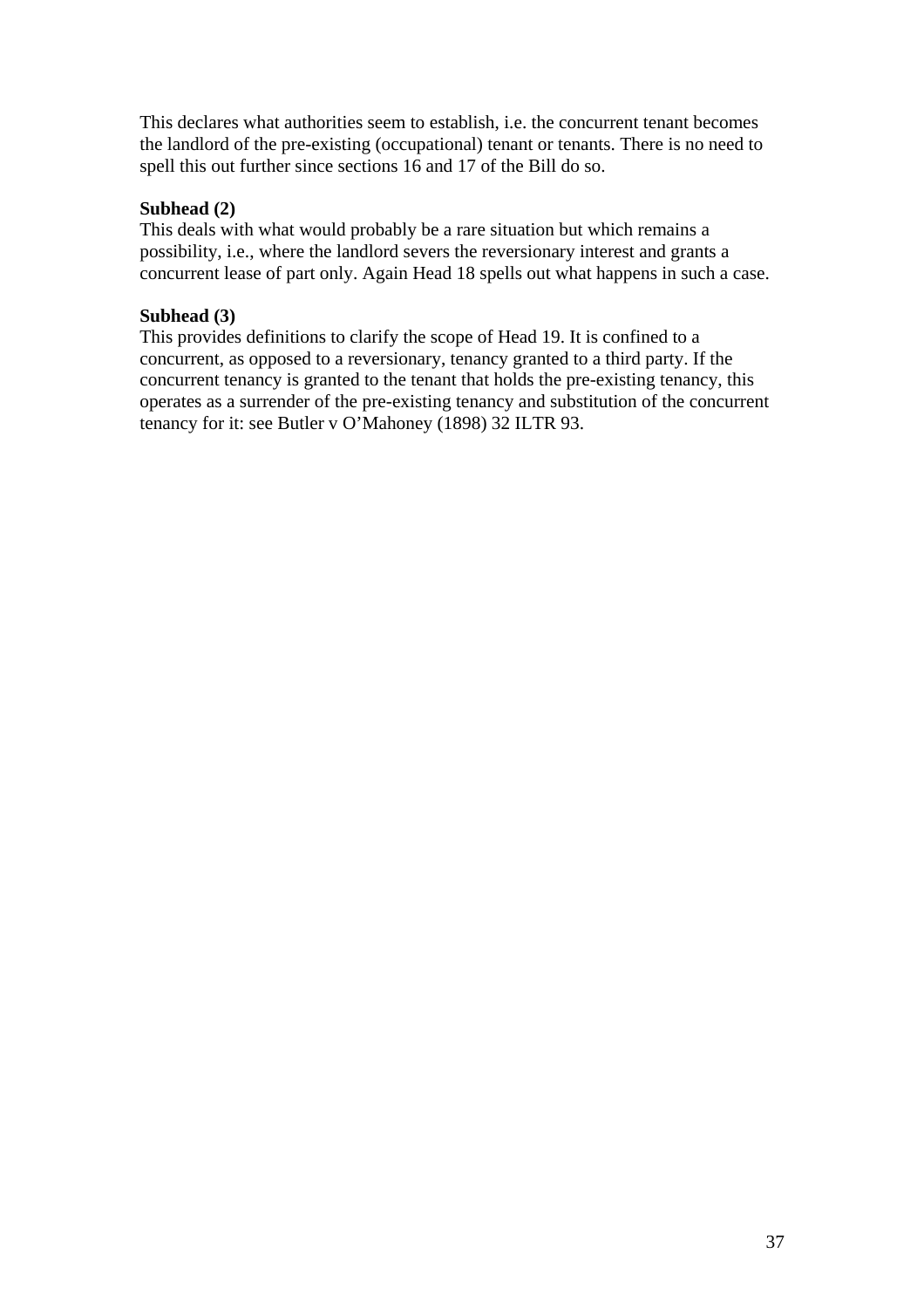This declares what authorities seem to establish, i.e. the concurrent tenant becomes the landlord of the pre-existing (occupational) tenant or tenants. There is no need to spell this out further since sections 16 and 17 of the Bill do so.

**Subhead (2)**

This deals with what would probably be a rare situation but which remains a possibility, i.e., where the landlord severs the reversionary interest and grants a concurrent lease of part only. Again Head 18 spells out what happens in such a case.

**Subhead (3)**

This provides definitions to clarify the scope of Head 19. It is confined to a concurrent, as opposed to a reversionary, tenancy granted to a third party. If the concurrent tenancy is granted to the tenant that holds the pre-existing tenancy, this operates as a surrender of the pre-existing tenancy and substitution of the concurrent tenancy for it: see Butler v O'Mahoney (1898) 32 ILTR 93.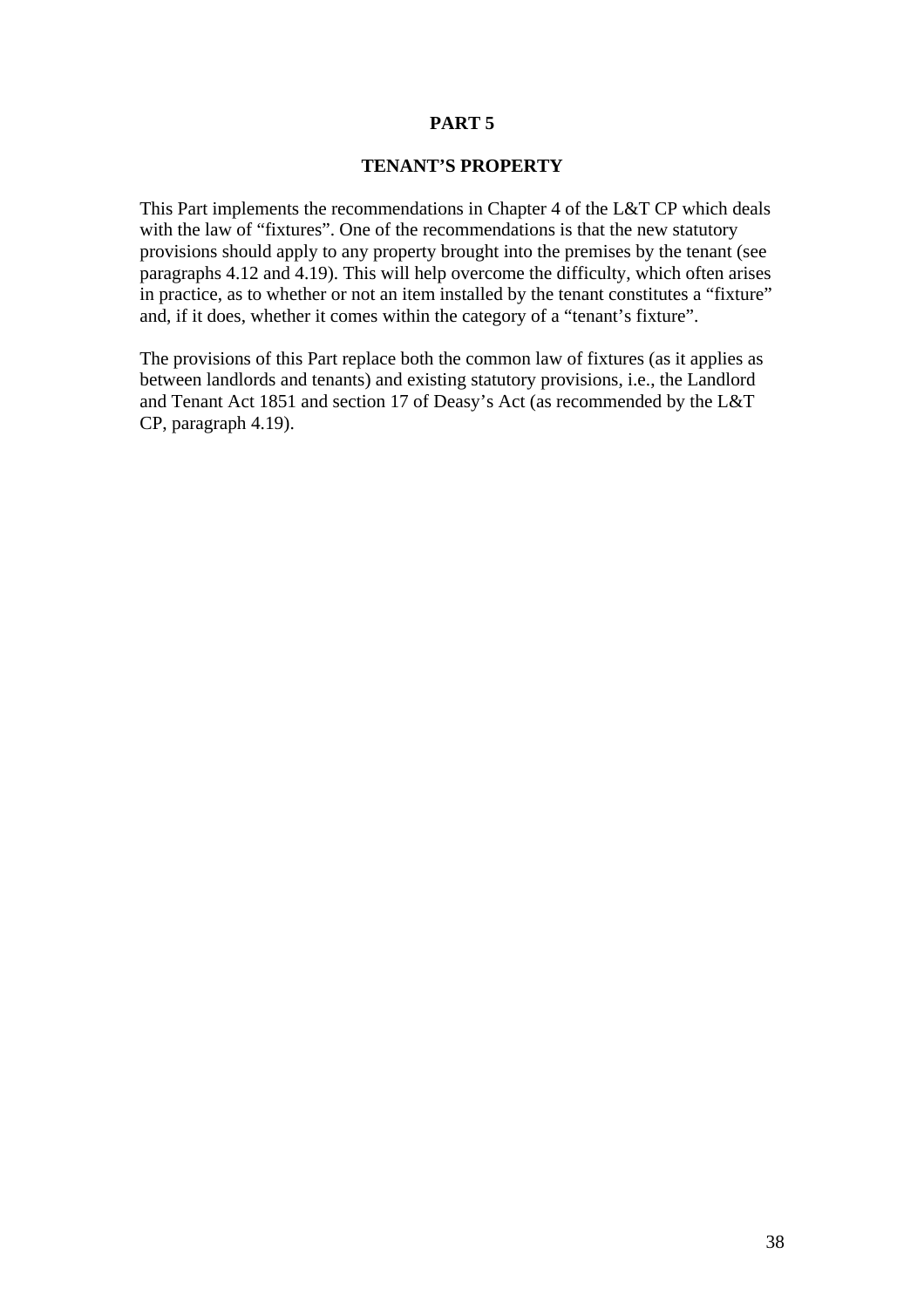# PART 5

## TENANT'S PROPERTY

This Part implements the recommendations in Chapter 4 of the L&T CP which deals with the law of "fixtures". One of the recommendations is that the new statutory provisions should apply to any property brought into the premises by the tenant (see paragraphs 4.12 and 4.19). This will help overcome the difficulty, which often arises in practice, as to whether or not an item installed by the tenant constitutes a "fixture" and, if it does, whether it comes within the category of a "tenant's fixture".

The provisions of this Part replace both the common law of fixtures (as it applies as between landlords and tenants) and existing statutory provisions, i.e., the Landlord and Tenant Act 1851 and section 17 of Deasy's Act (as recommended by the L&T CP, paragraph 4.19).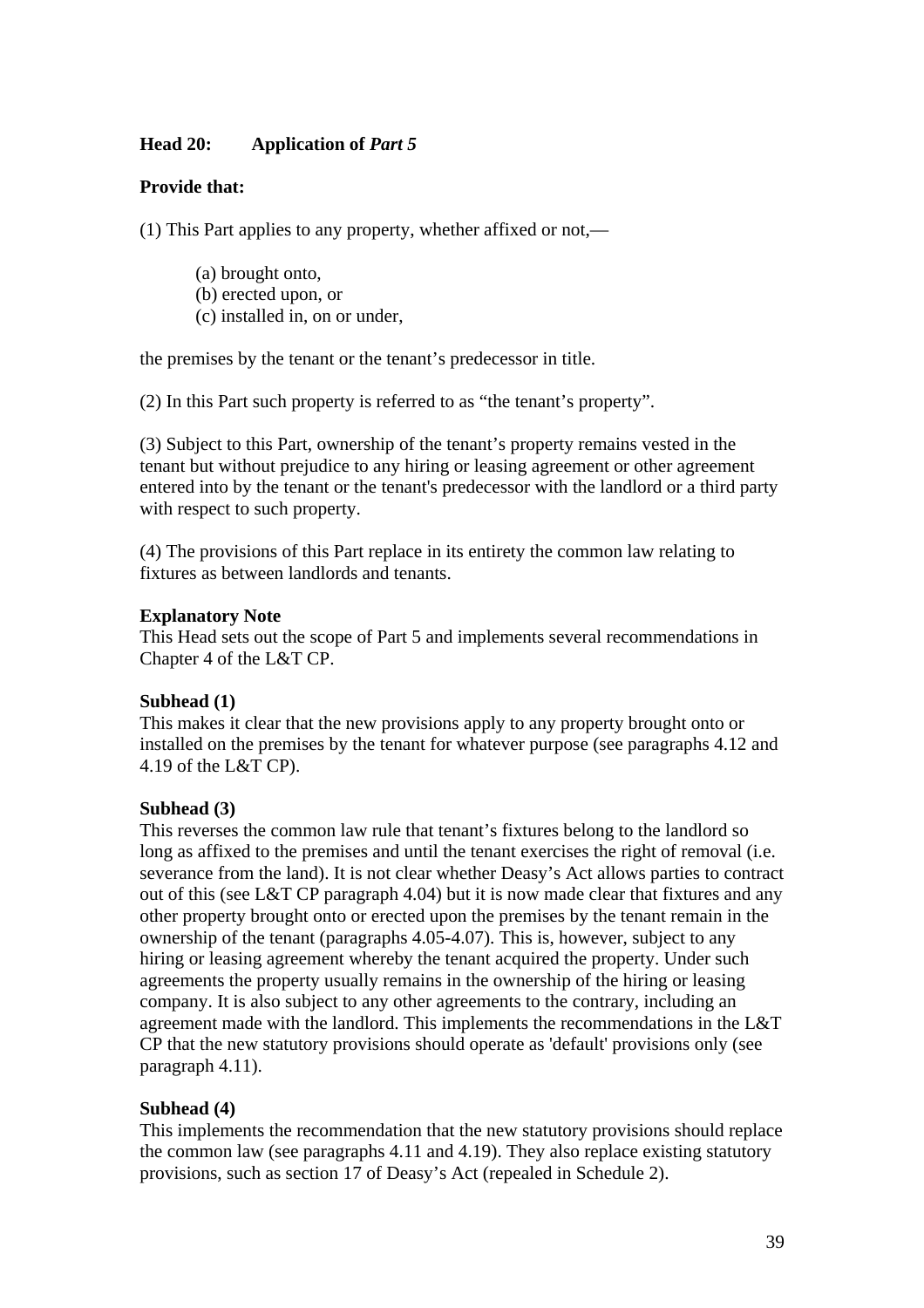**Head 20: Application of *Part 5***

**Provide that:**

(1) This Part applies to any property, whether affixed or not,—

(a) brought onto,
(b) erected upon, or
(c) installed in, on or under,

the premises by the tenant or the tenant's predecessor in title.

(2) In this Part such property is referred to as "the tenant's property".

(3) Subject to this Part, ownership of the tenant's property remains vested in the tenant but without prejudice to any hiring or leasing agreement or other agreement entered into by the tenant or the tenant's predecessor with the landlord or a third party with respect to such property.

(4) The provisions of this Part replace in its entirety the common law relating to fixtures as between landlords and tenants.

**Explanatory Note**
This Head sets out the scope of Part 5 and implements several recommendations in Chapter 4 of the L&T CP.

**Subhead (1)**
This makes it clear that the new provisions apply to any property brought onto or installed on the premises by the tenant for whatever purpose (see paragraphs 4.12 and 4.19 of the L&T CP).

**Subhead (3)**
This reverses the common law rule that tenant's fixtures belong to the landlord so long as affixed to the premises and until the tenant exercises the right of removal (i.e. severance from the land). It is not clear whether Deasy's Act allows parties to contract out of this (see L&T CP paragraph 4.04) but it is now made clear that fixtures and any other property brought onto or erected upon the premises by the tenant remain in the ownership of the tenant (paragraphs 4.05-4.07). This is, however, subject to any hiring or leasing agreement whereby the tenant acquired the property. Under such agreements the property usually remains in the ownership of the hiring or leasing company. It is also subject to any other agreements to the contrary, including an agreement made with the landlord. This implements the recommendations in the L&T CP that the new statutory provisions should operate as 'default' provisions only (see paragraph 4.11).

**Subhead (4)**
This implements the recommendation that the new statutory provisions should replace the common law (see paragraphs 4.11 and 4.19). They also replace existing statutory provisions, such as section 17 of Deasy's Act (repealed in Schedule 2).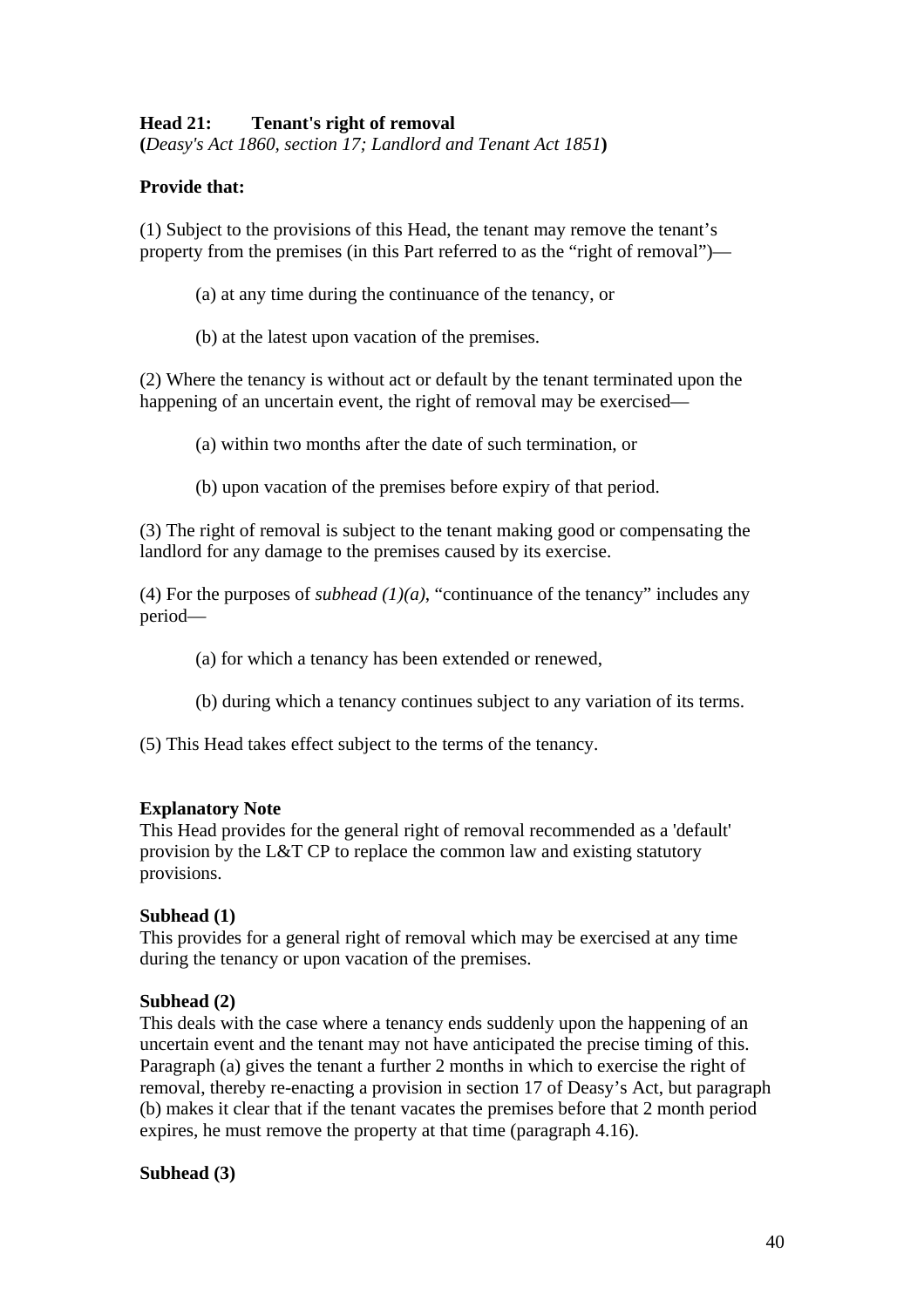**Head 21: Tenant's right of removal**
**(***Deasy's Act 1860, section 17; Landlord and Tenant Act 1851***)**

**Provide that:**

(1) Subject to the provisions of this Head, the tenant may remove the tenant's property from the premises (in this Part referred to as the "right of removal")—

(a) at any time during the continuance of the tenancy, or

(b) at the latest upon vacation of the premises.

(2) Where the tenancy is without act or default by the tenant terminated upon the happening of an uncertain event, the right of removal may be exercised—

(a) within two months after the date of such termination, or

(b) upon vacation of the premises before expiry of that period.

(3) The right of removal is subject to the tenant making good or compensating the landlord for any damage to the premises caused by its exercise.

(4) For the purposes of *subhead (1)(a)*, "continuance of the tenancy" includes any period—

(a) for which a tenancy has been extended or renewed,

(b) during which a tenancy continues subject to any variation of its terms.

(5) This Head takes effect subject to the terms of the tenancy.

**Explanatory Note**
This Head provides for the general right of removal recommended as a 'default' provision by the L&T CP to replace the common law and existing statutory provisions.

**Subhead (1)**
This provides for a general right of removal which may be exercised at any time during the tenancy or upon vacation of the premises.

**Subhead (2)**
This deals with the case where a tenancy ends suddenly upon the happening of an uncertain event and the tenant may not have anticipated the precise timing of this. Paragraph (a) gives the tenant a further 2 months in which to exercise the right of removal, thereby re-enacting a provision in section 17 of Deasy's Act, but paragraph (b) makes it clear that if the tenant vacates the premises before that 2 month period expires, he must remove the property at that time (paragraph 4.16).

**Subhead (3)**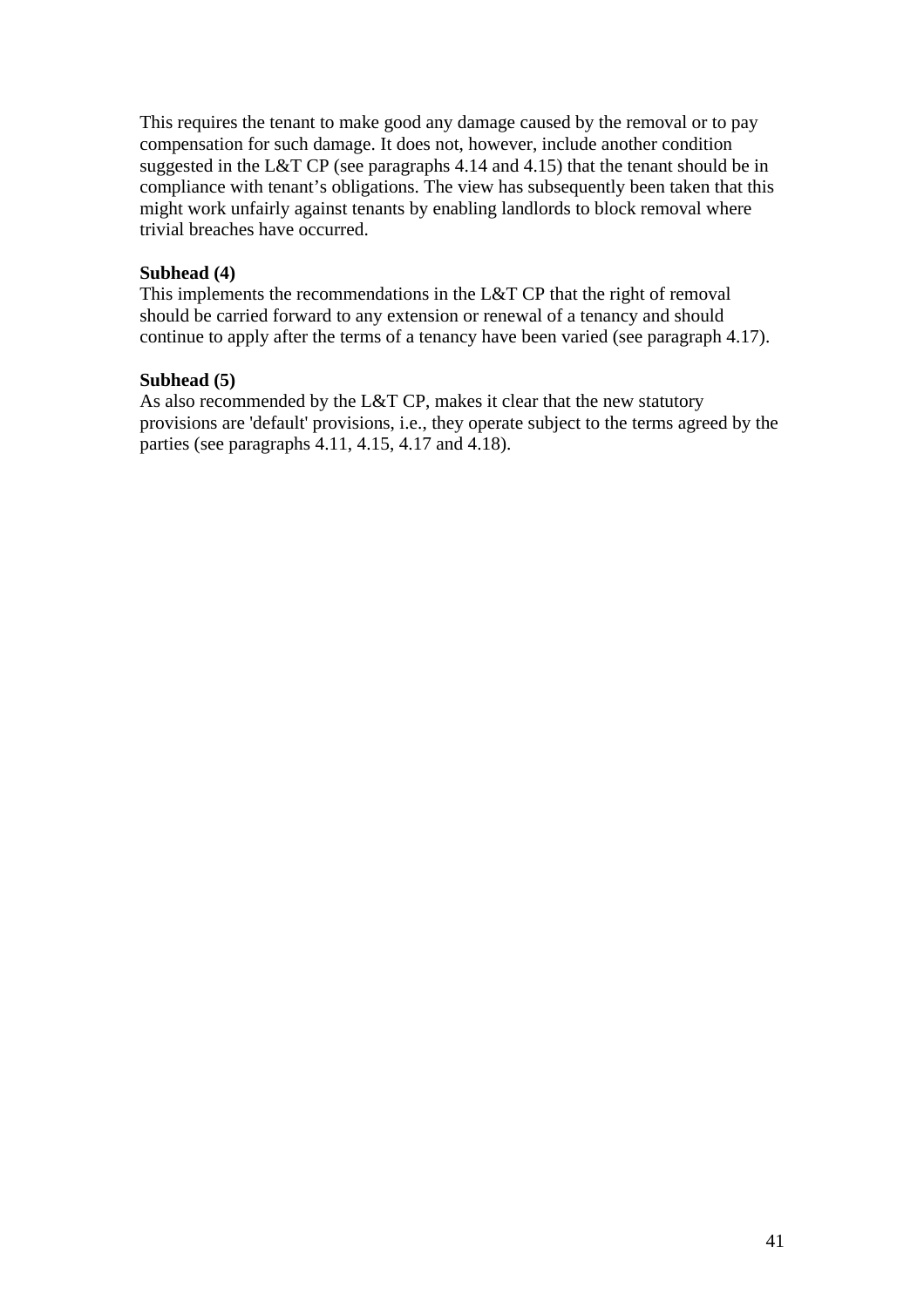This requires the tenant to make good any damage caused by the removal or to pay compensation for such damage. It does not, however, include another condition suggested in the L&T CP (see paragraphs 4.14 and 4.15) that the tenant should be in compliance with tenant's obligations. The view has subsequently been taken that this might work unfairly against tenants by enabling landlords to block removal where trivial breaches have occurred.

**Subhead (4)**
This implements the recommendations in the L&T CP that the right of removal should be carried forward to any extension or renewal of a tenancy and should continue to apply after the terms of a tenancy have been varied (see paragraph 4.17).

**Subhead (5)**
As also recommended by the L&T CP, makes it clear that the new statutory provisions are 'default' provisions, i.e., they operate subject to the terms agreed by the parties (see paragraphs 4.11, 4.15, 4.17 and 4.18).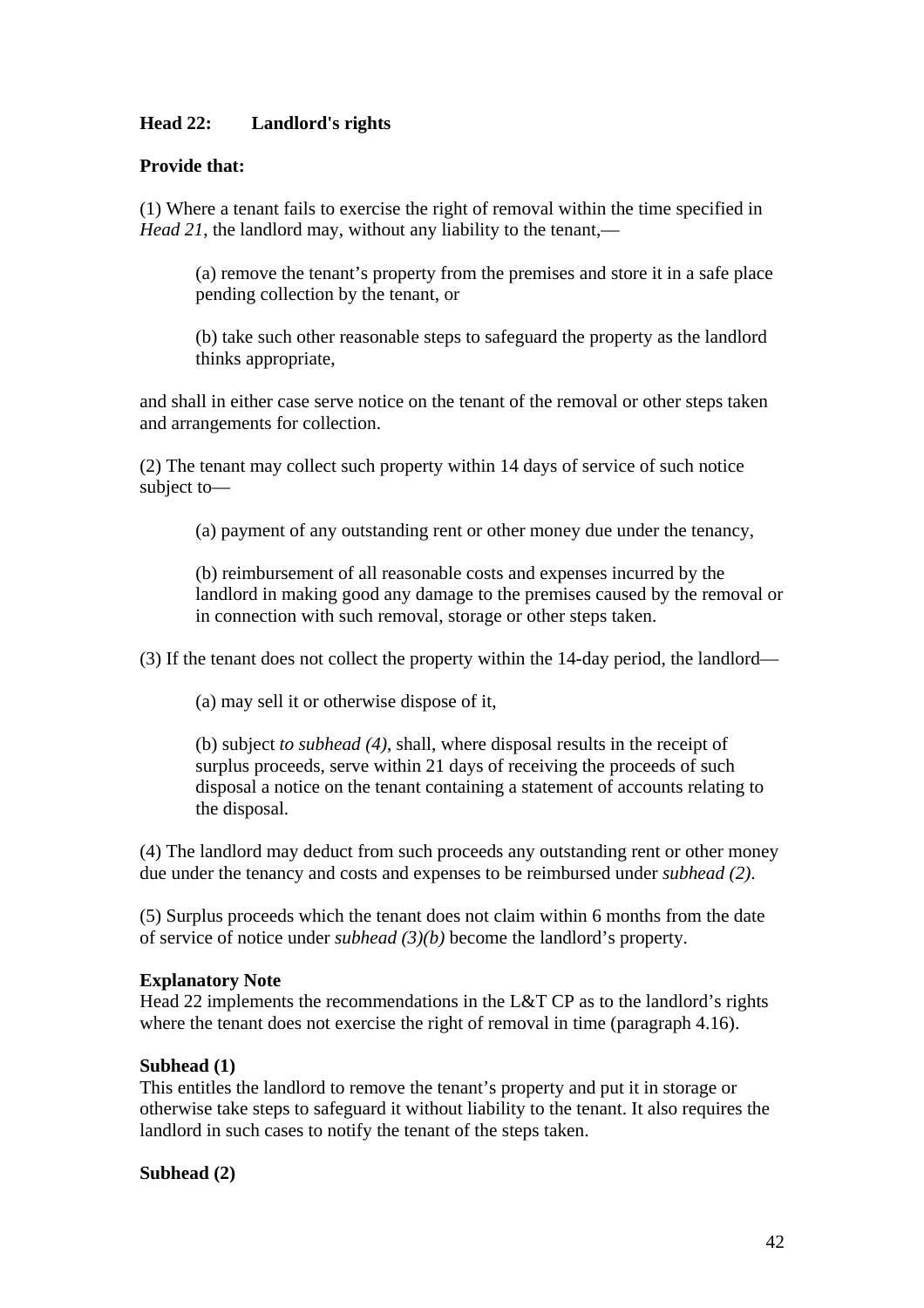**Head 22: Landlord's rights**

**Provide that:**

(1) Where a tenant fails to exercise the right of removal within the time specified in *Head 21*, the landlord may, without any liability to the tenant,—

> (a) remove the tenant's property from the premises and store it in a safe place pending collection by the tenant, or
>
> (b) take such other reasonable steps to safeguard the property as the landlord thinks appropriate,

and shall in either case serve notice on the tenant of the removal or other steps taken and arrangements for collection.

(2) The tenant may collect such property within 14 days of service of such notice subject to—

> (a) payment of any outstanding rent or other money due under the tenancy,
>
> (b) reimbursement of all reasonable costs and expenses incurred by the landlord in making good any damage to the premises caused by the removal or in connection with such removal, storage or other steps taken.

(3) If the tenant does not collect the property within the 14-day period, the landlord—

> (a) may sell it or otherwise dispose of it,
>
> (b) subject *to subhead (4)*, shall, where disposal results in the receipt of surplus proceeds, serve within 21 days of receiving the proceeds of such disposal a notice on the tenant containing a statement of accounts relating to the disposal.

(4) The landlord may deduct from such proceeds any outstanding rent or other money due under the tenancy and costs and expenses to be reimbursed under *subhead (2)*.

(5) Surplus proceeds which the tenant does not claim within 6 months from the date of service of notice under *subhead (3)(b)* become the landlord's property.

**Explanatory Note**
Head 22 implements the recommendations in the L&T CP as to the landlord's rights where the tenant does not exercise the right of removal in time (paragraph 4.16).

**Subhead (1)**
This entitles the landlord to remove the tenant's property and put it in storage or otherwise take steps to safeguard it without liability to the tenant. It also requires the landlord in such cases to notify the tenant of the steps taken.

**Subhead (2)**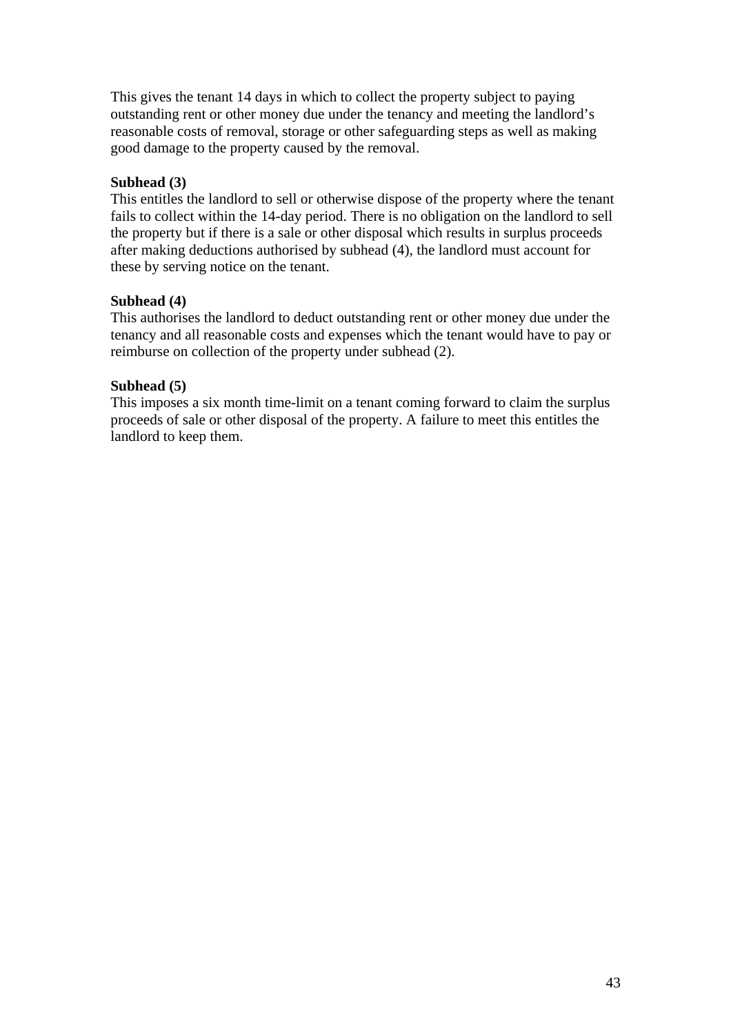This gives the tenant 14 days in which to collect the property subject to paying outstanding rent or other money due under the tenancy and meeting the landlord's reasonable costs of removal, storage or other safeguarding steps as well as making good damage to the property caused by the removal.

**Subhead (3)**
This entitles the landlord to sell or otherwise dispose of the property where the tenant fails to collect within the 14-day period. There is no obligation on the landlord to sell the property but if there is a sale or other disposal which results in surplus proceeds after making deductions authorised by subhead (4), the landlord must account for these by serving notice on the tenant.

**Subhead (4)**
This authorises the landlord to deduct outstanding rent or other money due under the tenancy and all reasonable costs and expenses which the tenant would have to pay or reimburse on collection of the property under subhead (2).

**Subhead (5)**
This imposes a six month time-limit on a tenant coming forward to claim the surplus proceeds of sale or other disposal of the property. A failure to meet this entitles the landlord to keep them.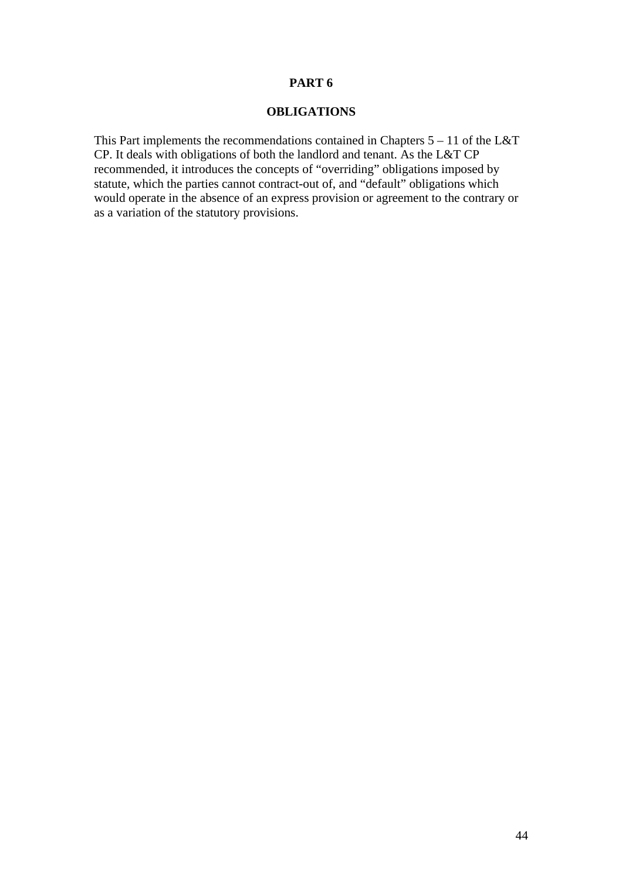# PART 6

## OBLIGATIONS

This Part implements the recommendations contained in Chapters 5 – 11 of the L&T CP. It deals with obligations of both the landlord and tenant. As the L&T CP recommended, it introduces the concepts of "overriding" obligations imposed by statute, which the parties cannot contract-out of, and "default" obligations which would operate in the absence of an express provision or agreement to the contrary or as a variation of the statutory provisions.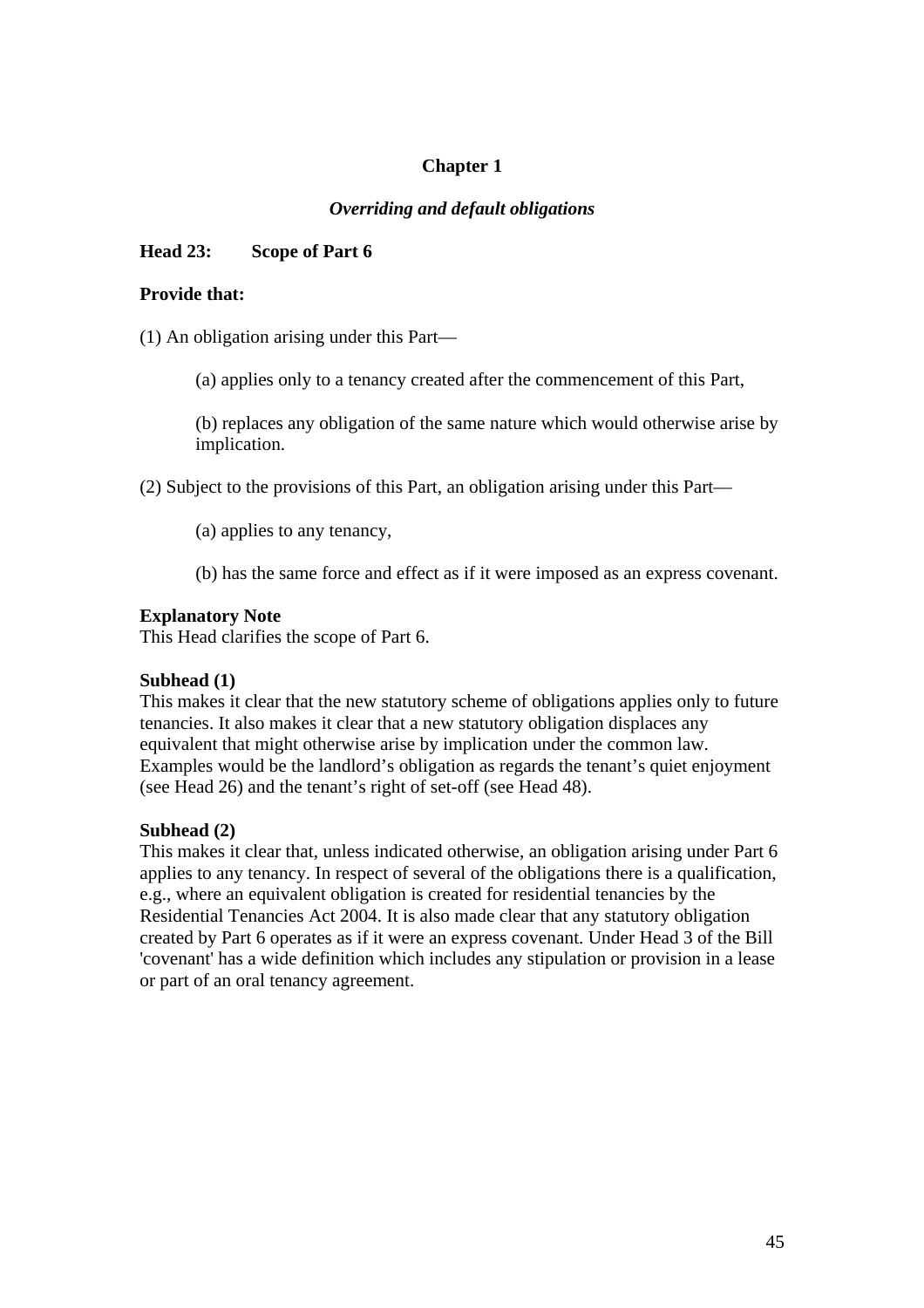## Chapter 1

### *Overriding and default obligations*

**Head 23: Scope of Part 6**

**Provide that:**

(1) An obligation arising under this Part—

(a) applies only to a tenancy created after the commencement of this Part,

(b) replaces any obligation of the same nature which would otherwise arise by implication.

(2) Subject to the provisions of this Part, an obligation arising under this Part—

(a) applies to any tenancy,

(b) has the same force and effect as if it were imposed as an express covenant.

**Explanatory Note**

This Head clarifies the scope of Part 6.

**Subhead (1)**

This makes it clear that the new statutory scheme of obligations applies only to future tenancies. It also makes it clear that a new statutory obligation displaces any equivalent that might otherwise arise by implication under the common law. Examples would be the landlord's obligation as regards the tenant's quiet enjoyment (see Head 26) and the tenant's right of set-off (see Head 48).

**Subhead (2)**

This makes it clear that, unless indicated otherwise, an obligation arising under Part 6 applies to any tenancy. In respect of several of the obligations there is a qualification, e.g., where an equivalent obligation is created for residential tenancies by the Residential Tenancies Act 2004. It is also made clear that any statutory obligation created by Part 6 operates as if it were an express covenant. Under Head 3 of the Bill 'covenant' has a wide definition which includes any stipulation or provision in a lease or part of an oral tenancy agreement.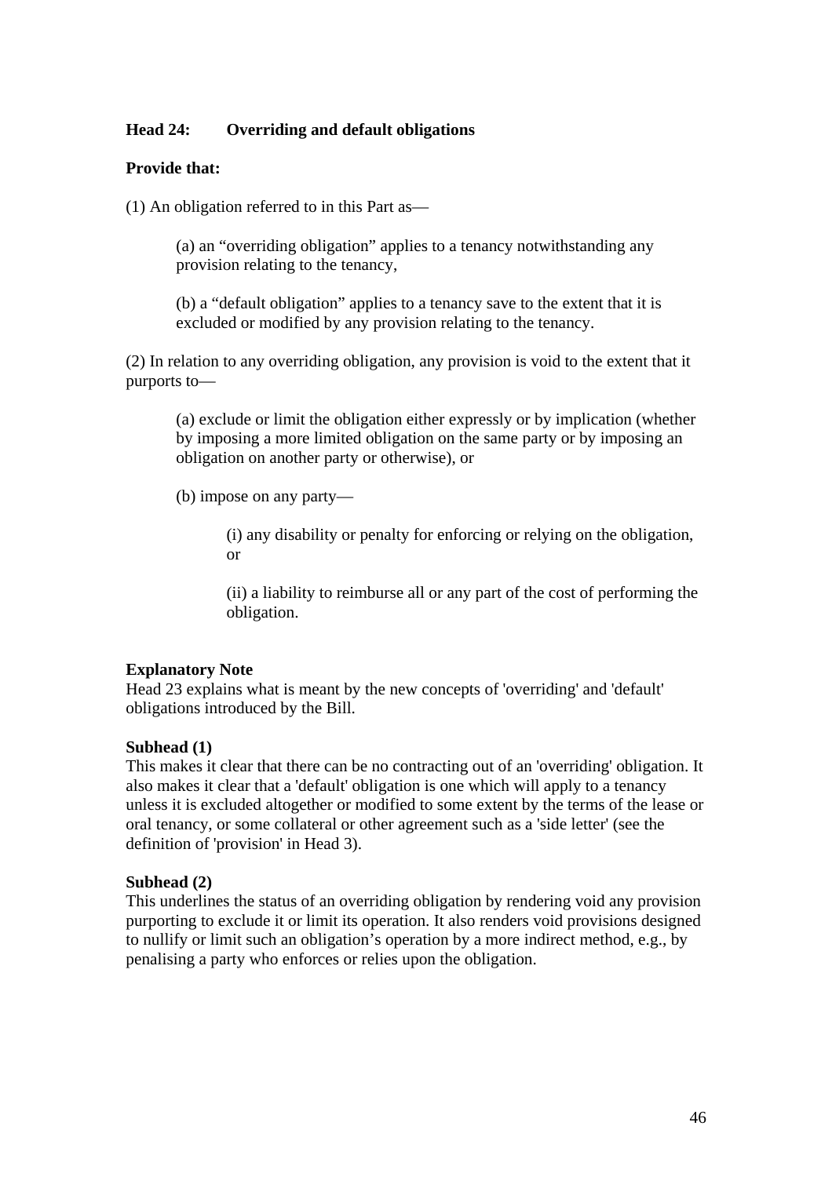**Head 24: Overriding and default obligations**

**Provide that:**

(1) An obligation referred to in this Part as—

> (a) an "overriding obligation" applies to a tenancy notwithstanding any provision relating to the tenancy,
>
> (b) a "default obligation" applies to a tenancy save to the extent that it is excluded or modified by any provision relating to the tenancy.

(2) In relation to any overriding obligation, any provision is void to the extent that it purports to—

> (a) exclude or limit the obligation either expressly or by implication (whether by imposing a more limited obligation on the same party or by imposing an obligation on another party or otherwise), or
>
> (b) impose on any party—
>
> > (i) any disability or penalty for enforcing or relying on the obligation, or
> >
> > (ii) a liability to reimburse all or any part of the cost of performing the obligation.

**Explanatory Note**
Head 23 explains what is meant by the new concepts of 'overriding' and 'default' obligations introduced by the Bill.

**Subhead (1)**
This makes it clear that there can be no contracting out of an 'overriding' obligation. It also makes it clear that a 'default' obligation is one which will apply to a tenancy unless it is excluded altogether or modified to some extent by the terms of the lease or oral tenancy, or some collateral or other agreement such as a 'side letter' (see the definition of 'provision' in Head 3).

**Subhead (2)**
This underlines the status of an overriding obligation by rendering void any provision purporting to exclude it or limit its operation. It also renders void provisions designed to nullify or limit such an obligation's operation by a more indirect method, e.g., by penalising a party who enforces or relies upon the obligation.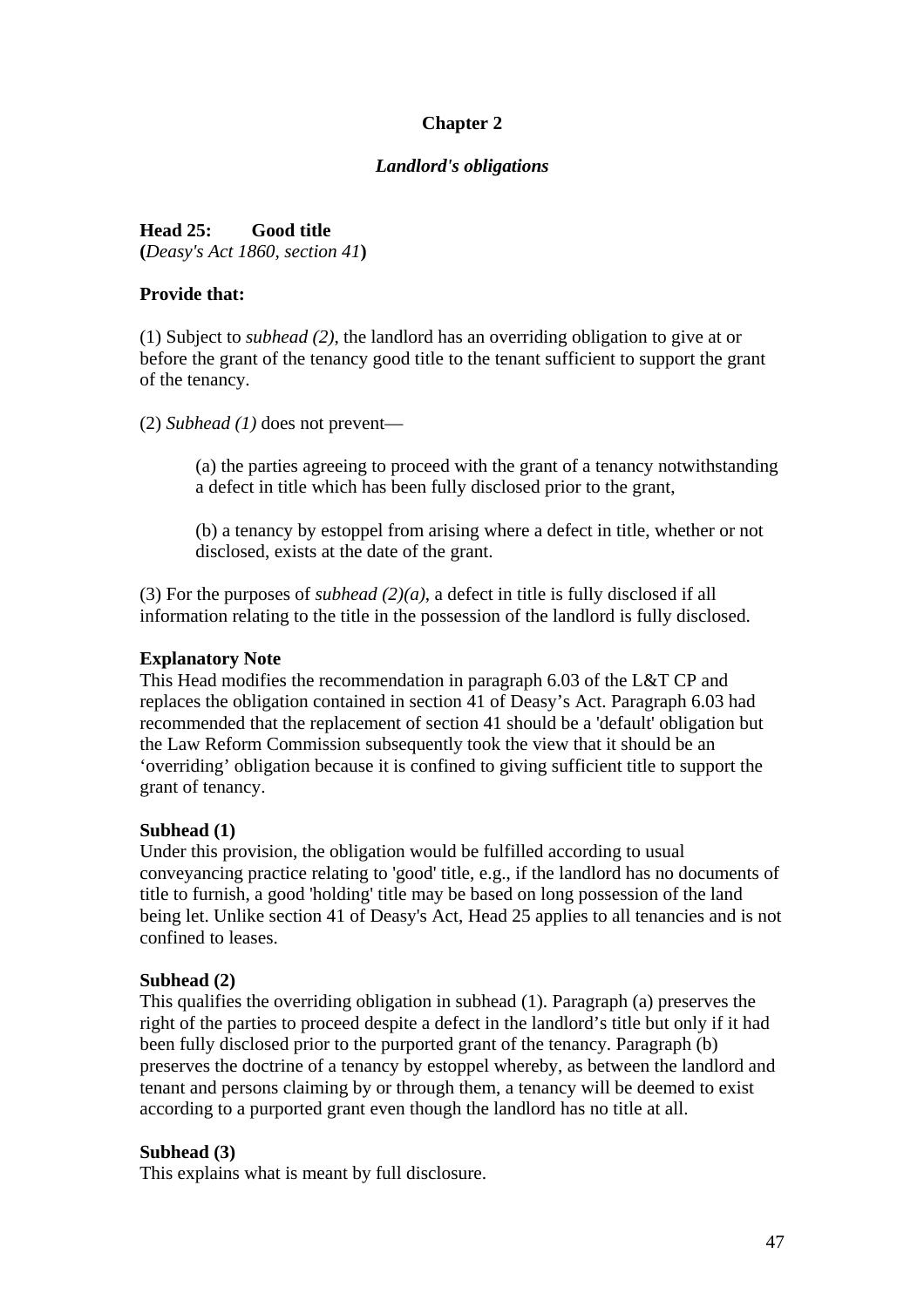## Chapter 2

### *Landlord's obligations*

**Head 25: Good title**
**(***Deasy's Act 1860, section 41***)**

**Provide that:**

(1) Subject to *subhead (2)*, the landlord has an overriding obligation to give at or before the grant of the tenancy good title to the tenant sufficient to support the grant of the tenancy.

(2) *Subhead (1)* does not prevent—

> (a) the parties agreeing to proceed with the grant of a tenancy notwithstanding a defect in title which has been fully disclosed prior to the grant,
>
> (b) a tenancy by estoppel from arising where a defect in title, whether or not disclosed, exists at the date of the grant.

(3) For the purposes of *subhead (2)(a)*, a defect in title is fully disclosed if all information relating to the title in the possession of the landlord is fully disclosed.

**Explanatory Note**
This Head modifies the recommendation in paragraph 6.03 of the L&T CP and replaces the obligation contained in section 41 of Deasy's Act. Paragraph 6.03 had recommended that the replacement of section 41 should be a 'default' obligation but the Law Reform Commission subsequently took the view that it should be an 'overriding' obligation because it is confined to giving sufficient title to support the grant of tenancy.

**Subhead (1)**
Under this provision, the obligation would be fulfilled according to usual conveyancing practice relating to 'good' title, e.g., if the landlord has no documents of title to furnish, a good 'holding' title may be based on long possession of the land being let. Unlike section 41 of Deasy's Act, Head 25 applies to all tenancies and is not confined to leases.

**Subhead (2)**
This qualifies the overriding obligation in subhead (1). Paragraph (a) preserves the right of the parties to proceed despite a defect in the landlord's title but only if it had been fully disclosed prior to the purported grant of the tenancy. Paragraph (b) preserves the doctrine of a tenancy by estoppel whereby, as between the landlord and tenant and persons claiming by or through them, a tenancy will be deemed to exist according to a purported grant even though the landlord has no title at all.

**Subhead (3)**
This explains what is meant by full disclosure.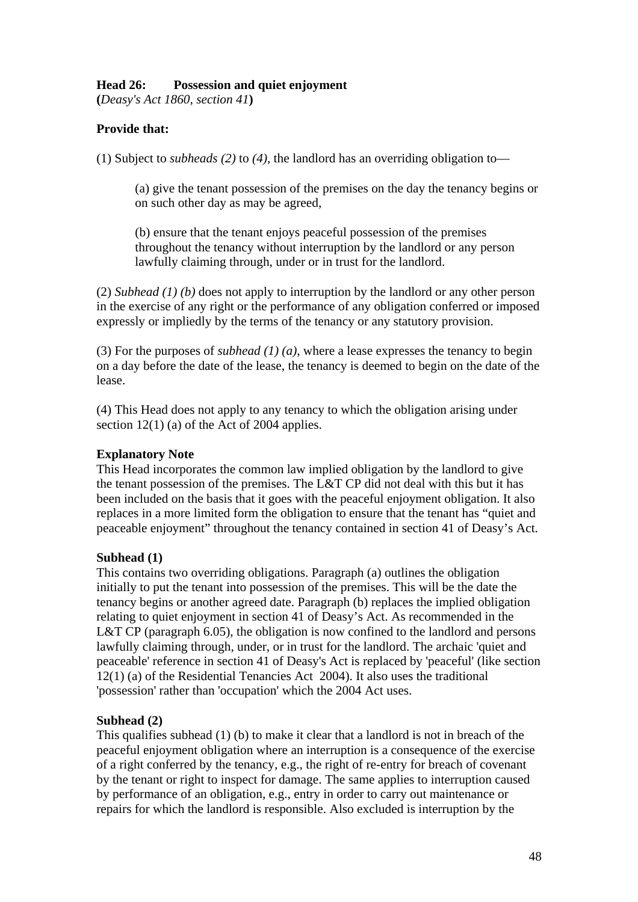**Head 26: Possession and quiet enjoyment**
**(***Deasy's Act 1860, section 41***)**

**Provide that:**

(1) Subject to *subheads (2)* to *(4)*, the landlord has an overriding obligation to—

> (a) give the tenant possession of the premises on the day the tenancy begins or on such other day as may be agreed,
>
> (b) ensure that the tenant enjoys peaceful possession of the premises throughout the tenancy without interruption by the landlord or any person lawfully claiming through, under or in trust for the landlord.

(2) *Subhead (1) (b)* does not apply to interruption by the landlord or any other person in the exercise of any right or the performance of any obligation conferred or imposed expressly or impliedly by the terms of the tenancy or any statutory provision.

(3) For the purposes of *subhead (1) (a)*, where a lease expresses the tenancy to begin on a day before the date of the lease, the tenancy is deemed to begin on the date of the lease.

(4) This Head does not apply to any tenancy to which the obligation arising under section 12(1) (a) of the Act of 2004 applies.

**Explanatory Note**

This Head incorporates the common law implied obligation by the landlord to give the tenant possession of the premises. The L&T CP did not deal with this but it has been included on the basis that it goes with the peaceful enjoyment obligation. It also replaces in a more limited form the obligation to ensure that the tenant has "quiet and peaceable enjoyment" throughout the tenancy contained in section 41 of Deasy's Act.

**Subhead (1)**

This contains two overriding obligations. Paragraph (a) outlines the obligation initially to put the tenant into possession of the premises. This will be the date the tenancy begins or another agreed date. Paragraph (b) replaces the implied obligation relating to quiet enjoyment in section 41 of Deasy's Act. As recommended in the L&T CP (paragraph 6.05), the obligation is now confined to the landlord and persons lawfully claiming through, under, or in trust for the landlord. The archaic 'quiet and peaceable' reference in section 41 of Deasy's Act is replaced by 'peaceful' (like section 12(1) (a) of the Residential Tenancies Act 2004). It also uses the traditional 'possession' rather than 'occupation' which the 2004 Act uses.

**Subhead (2)**

This qualifies subhead (1) (b) to make it clear that a landlord is not in breach of the peaceful enjoyment obligation where an interruption is a consequence of the exercise of a right conferred by the tenancy, e.g., the right of re-entry for breach of covenant by the tenant or right to inspect for damage. The same applies to interruption caused by performance of an obligation, e.g., entry in order to carry out maintenance or repairs for which the landlord is responsible. Also excluded is interruption by the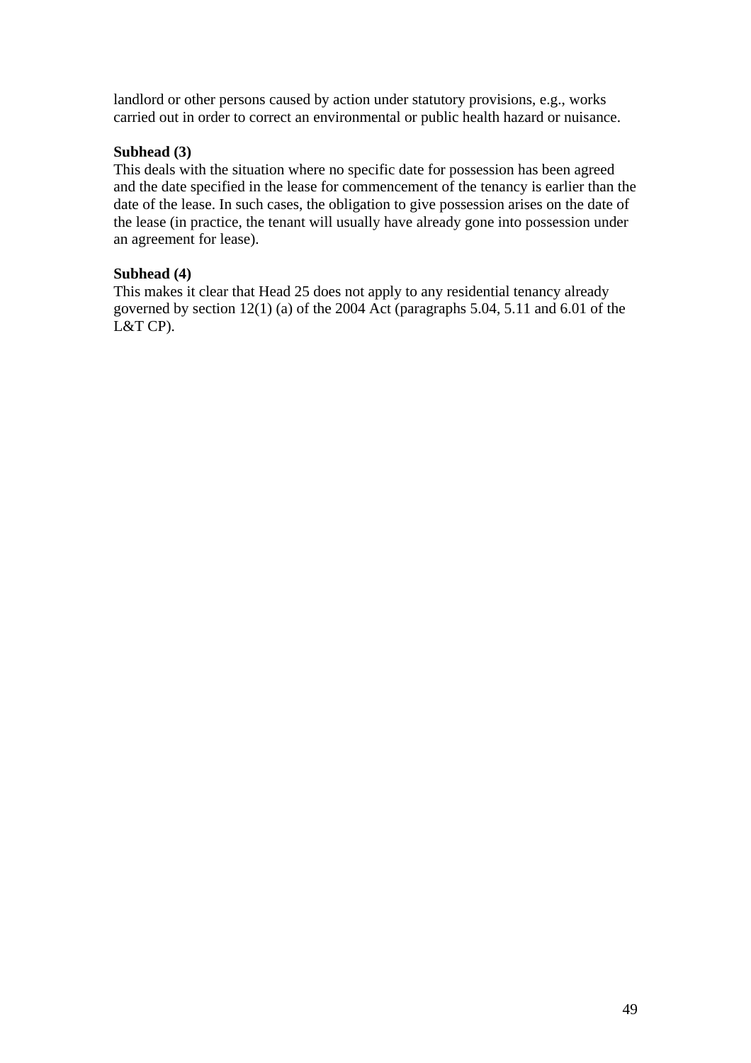landlord or other persons caused by action under statutory provisions, e.g., works carried out in order to correct an environmental or public health hazard or nuisance.

**Subhead (3)**

This deals with the situation where no specific date for possession has been agreed and the date specified in the lease for commencement of the tenancy is earlier than the date of the lease. In such cases, the obligation to give possession arises on the date of the lease (in practice, the tenant will usually have already gone into possession under an agreement for lease).

**Subhead (4)**

This makes it clear that Head 25 does not apply to any residential tenancy already governed by section 12(1) (a) of the 2004 Act (paragraphs 5.04, 5.11 and 6.01 of the L&T CP).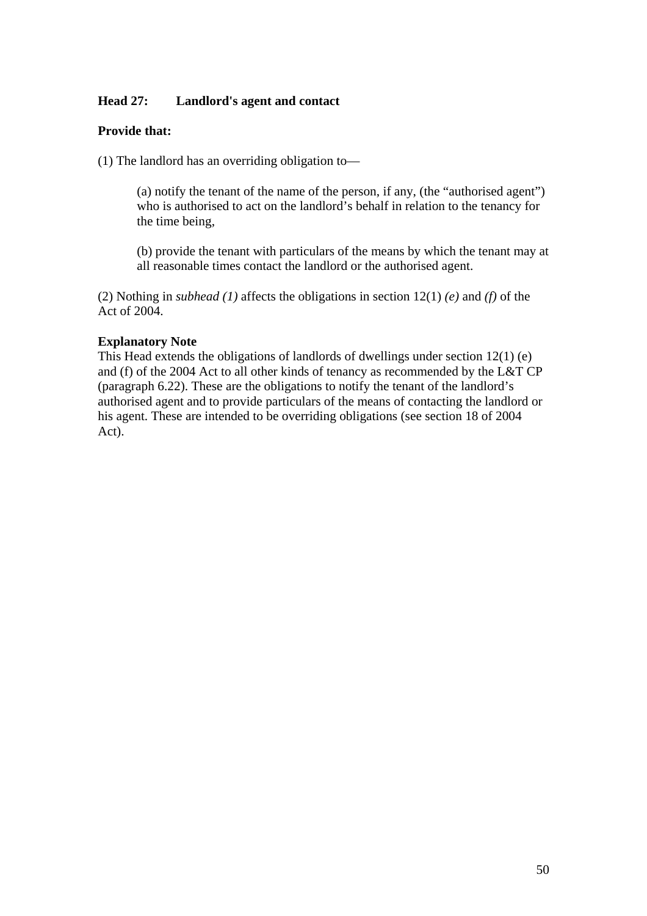**Head 27: Landlord's agent and contact**

**Provide that:**

(1) The landlord has an overriding obligation to—

> (a) notify the tenant of the name of the person, if any, (the "authorised agent") who is authorised to act on the landlord's behalf in relation to the tenancy for the time being,
>
> (b) provide the tenant with particulars of the means by which the tenant may at all reasonable times contact the landlord or the authorised agent.

(2) Nothing in *subhead (1)* affects the obligations in section 12(1) *(e)* and *(f)* of the Act of 2004.

**Explanatory Note**

This Head extends the obligations of landlords of dwellings under section 12(1) (e) and (f) of the 2004 Act to all other kinds of tenancy as recommended by the L&T CP (paragraph 6.22). These are the obligations to notify the tenant of the landlord's authorised agent and to provide particulars of the means of contacting the landlord or his agent. These are intended to be overriding obligations (see section 18 of 2004 Act).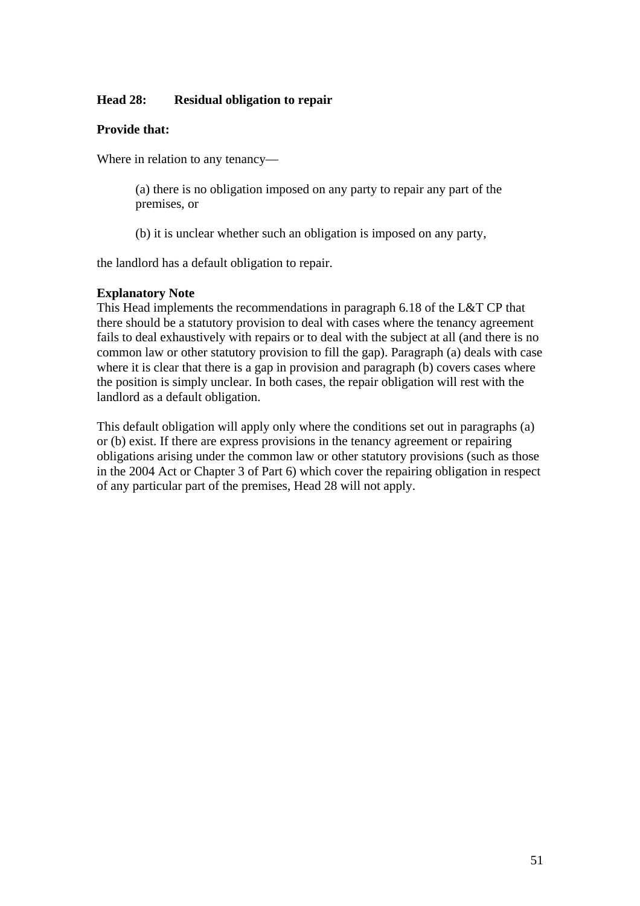**Head 28: Residual obligation to repair**

**Provide that:**

Where in relation to any tenancy—

> (a) there is no obligation imposed on any party to repair any part of the premises, or
>
> (b) it is unclear whether such an obligation is imposed on any party,

the landlord has a default obligation to repair.

**Explanatory Note**

This Head implements the recommendations in paragraph 6.18 of the L&T CP that there should be a statutory provision to deal with cases where the tenancy agreement fails to deal exhaustively with repairs or to deal with the subject at all (and there is no common law or other statutory provision to fill the gap). Paragraph (a) deals with case where it is clear that there is a gap in provision and paragraph (b) covers cases where the position is simply unclear. In both cases, the repair obligation will rest with the landlord as a default obligation.

This default obligation will apply only where the conditions set out in paragraphs (a) or (b) exist. If there are express provisions in the tenancy agreement or repairing obligations arising under the common law or other statutory provisions (such as those in the 2004 Act or Chapter 3 of Part 6) which cover the repairing obligation in respect of any particular part of the premises, Head 28 will not apply.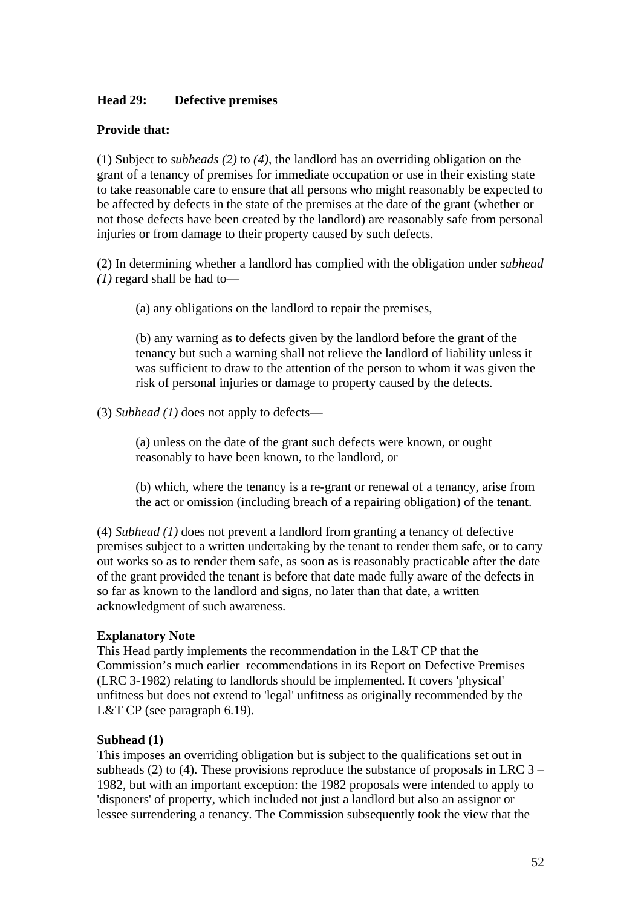**Head 29: Defective premises**

**Provide that:**

(1) Subject to *subheads (2)* to *(4)*, the landlord has an overriding obligation on the grant of a tenancy of premises for immediate occupation or use in their existing state to take reasonable care to ensure that all persons who might reasonably be expected to be affected by defects in the state of the premises at the date of the grant (whether or not those defects have been created by the landlord) are reasonably safe from personal injuries or from damage to their property caused by such defects.

(2) In determining whether a landlord has complied with the obligation under *subhead (1)* regard shall be had to—

(a) any obligations on the landlord to repair the premises,

(b) any warning as to defects given by the landlord before the grant of the tenancy but such a warning shall not relieve the landlord of liability unless it was sufficient to draw to the attention of the person to whom it was given the risk of personal injuries or damage to property caused by the defects.

(3) *Subhead (1)* does not apply to defects—

(a) unless on the date of the grant such defects were known, or ought reasonably to have been known, to the landlord, or

(b) which, where the tenancy is a re-grant or renewal of a tenancy, arise from the act or omission (including breach of a repairing obligation) of the tenant.

(4) *Subhead (1)* does not prevent a landlord from granting a tenancy of defective premises subject to a written undertaking by the tenant to render them safe, or to carry out works so as to render them safe, as soon as is reasonably practicable after the date of the grant provided the tenant is before that date made fully aware of the defects in so far as known to the landlord and signs, no later than that date, a written acknowledgment of such awareness.

**Explanatory Note**

This Head partly implements the recommendation in the L&T CP that the Commission's much earlier recommendations in its Report on Defective Premises (LRC 3-1982) relating to landlords should be implemented. It covers 'physical' unfitness but does not extend to 'legal' unfitness as originally recommended by the L&T CP (see paragraph 6.19).

**Subhead (1)**

This imposes an overriding obligation but is subject to the qualifications set out in subheads (2) to (4). These provisions reproduce the substance of proposals in LRC 3 – 1982, but with an important exception: the 1982 proposals were intended to apply to 'disponers' of property, which included not just a landlord but also an assignor or lessee surrendering a tenancy. The Commission subsequently took the view that the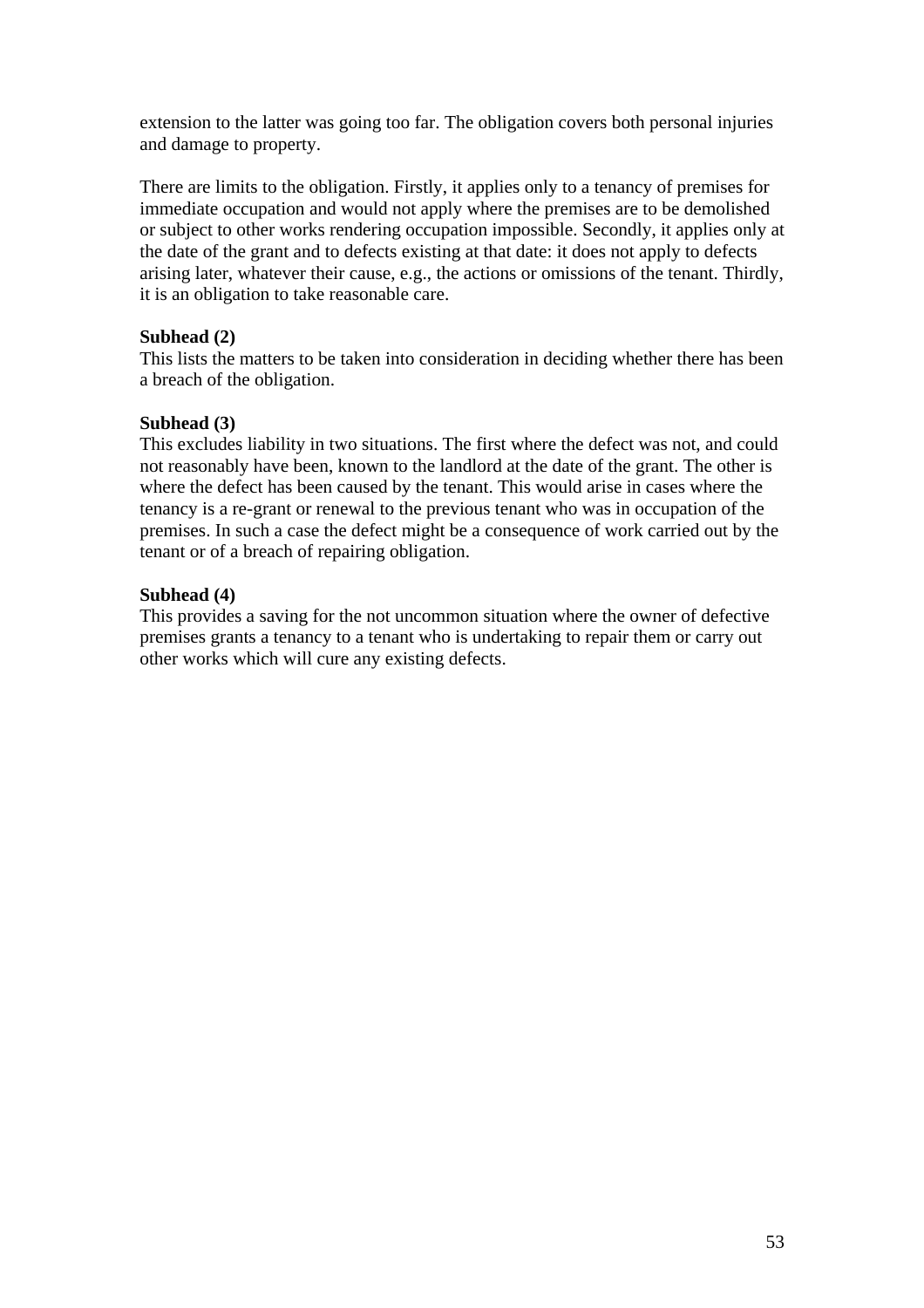extension to the latter was going too far. The obligation covers both personal injuries and damage to property.

There are limits to the obligation. Firstly, it applies only to a tenancy of premises for immediate occupation and would not apply where the premises are to be demolished or subject to other works rendering occupation impossible. Secondly, it applies only at the date of the grant and to defects existing at that date: it does not apply to defects arising later, whatever their cause, e.g., the actions or omissions of the tenant. Thirdly, it is an obligation to take reasonable care.

**Subhead (2)**
This lists the matters to be taken into consideration in deciding whether there has been a breach of the obligation.

**Subhead (3)**
This excludes liability in two situations. The first where the defect was not, and could not reasonably have been, known to the landlord at the date of the grant. The other is where the defect has been caused by the tenant. This would arise in cases where the tenancy is a re-grant or renewal to the previous tenant who was in occupation of the premises. In such a case the defect might be a consequence of work carried out by the tenant or of a breach of repairing obligation.

**Subhead (4)**
This provides a saving for the not uncommon situation where the owner of defective premises grants a tenancy to a tenant who is undertaking to repair them or carry out other works which will cure any existing defects.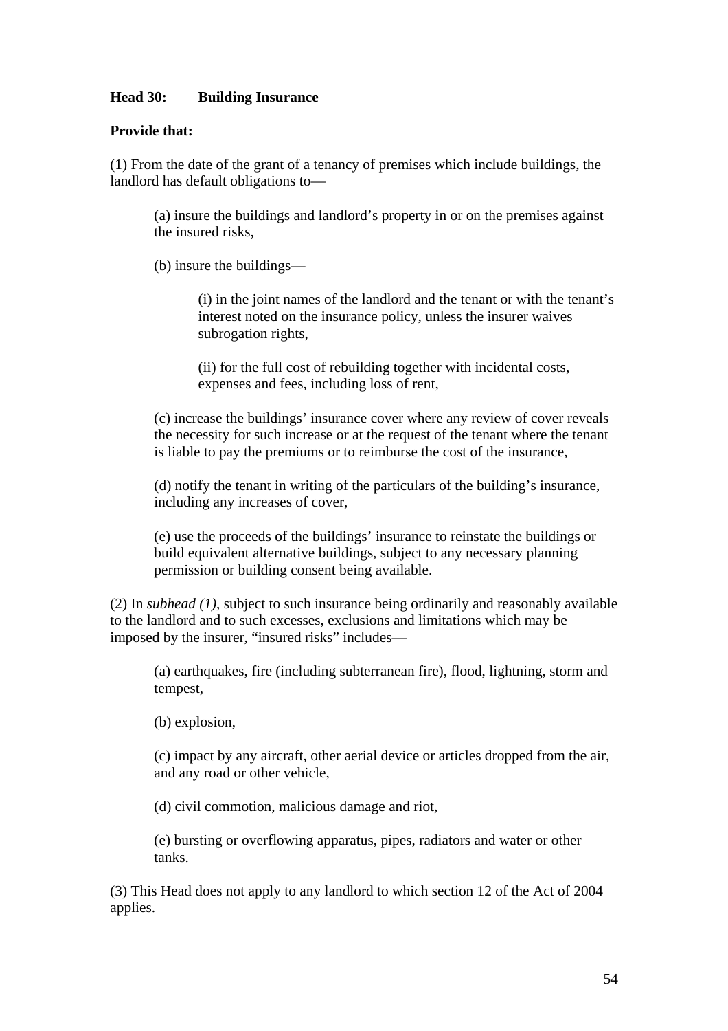**Head 30: Building Insurance**

**Provide that:**

(1) From the date of the grant of a tenancy of premises which include buildings, the landlord has default obligations to—

> (a) insure the buildings and landlord's property in or on the premises against the insured risks,
>
> (b) insure the buildings—
>
> > (i) in the joint names of the landlord and the tenant or with the tenant's interest noted on the insurance policy, unless the insurer waives subrogation rights,
> >
> > (ii) for the full cost of rebuilding together with incidental costs, expenses and fees, including loss of rent,
>
> (c) increase the buildings' insurance cover where any review of cover reveals the necessity for such increase or at the request of the tenant where the tenant is liable to pay the premiums or to reimburse the cost of the insurance,
>
> (d) notify the tenant in writing of the particulars of the building's insurance, including any increases of cover,
>
> (e) use the proceeds of the buildings' insurance to reinstate the buildings or build equivalent alternative buildings, subject to any necessary planning permission or building consent being available.

(2) In *subhead (1)*, subject to such insurance being ordinarily and reasonably available to the landlord and to such excesses, exclusions and limitations which may be imposed by the insurer, "insured risks" includes—

> (a) earthquakes, fire (including subterranean fire), flood, lightning, storm and tempest,
>
> (b) explosion,
>
> (c) impact by any aircraft, other aerial device or articles dropped from the air, and any road or other vehicle,
>
> (d) civil commotion, malicious damage and riot,
>
> (e) bursting or overflowing apparatus, pipes, radiators and water or other tanks.

(3) This Head does not apply to any landlord to which section 12 of the Act of 2004 applies.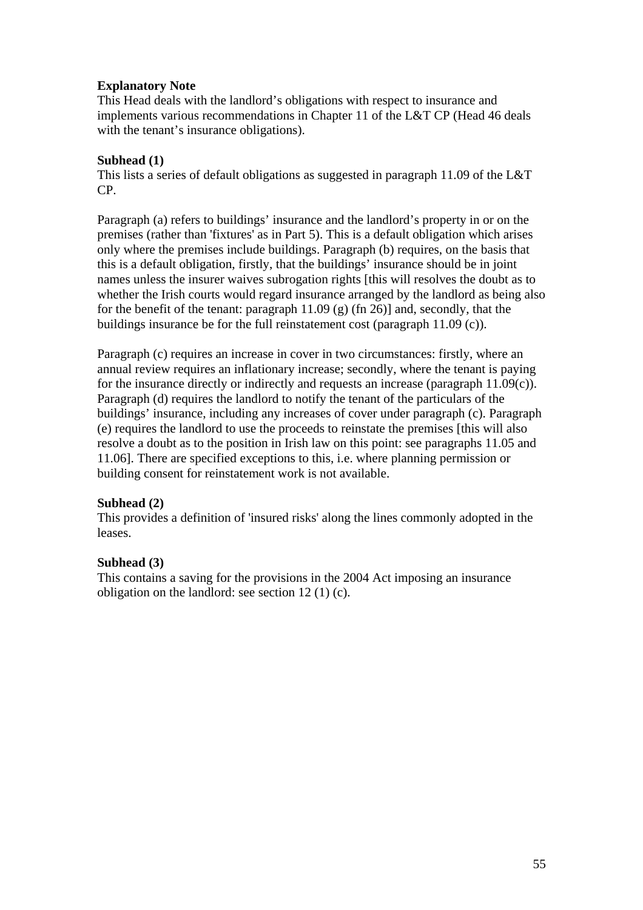**Explanatory Note**

This Head deals with the landlord's obligations with respect to insurance and implements various recommendations in Chapter 11 of the L&T CP (Head 46 deals with the tenant's insurance obligations).

**Subhead (1)**

This lists a series of default obligations as suggested in paragraph 11.09 of the L&T CP.

Paragraph (a) refers to buildings' insurance and the landlord's property in or on the premises (rather than 'fixtures' as in Part 5). This is a default obligation which arises only where the premises include buildings. Paragraph (b) requires, on the basis that this is a default obligation, firstly, that the buildings' insurance should be in joint names unless the insurer waives subrogation rights [this will resolves the doubt as to whether the Irish courts would regard insurance arranged by the landlord as being also for the benefit of the tenant: paragraph 11.09 (g) (fn 26)] and, secondly, that the buildings insurance be for the full reinstatement cost (paragraph 11.09 (c)).

Paragraph (c) requires an increase in cover in two circumstances: firstly, where an annual review requires an inflationary increase; secondly, where the tenant is paying for the insurance directly or indirectly and requests an increase (paragraph 11.09(c)). Paragraph (d) requires the landlord to notify the tenant of the particulars of the buildings' insurance, including any increases of cover under paragraph (c). Paragraph (e) requires the landlord to use the proceeds to reinstate the premises [this will also resolve a doubt as to the position in Irish law on this point: see paragraphs 11.05 and 11.06]. There are specified exceptions to this, i.e. where planning permission or building consent for reinstatement work is not available.

**Subhead (2)**

This provides a definition of 'insured risks' along the lines commonly adopted in the leases.

**Subhead (3)**

This contains a saving for the provisions in the 2004 Act imposing an insurance obligation on the landlord: see section 12 (1) (c).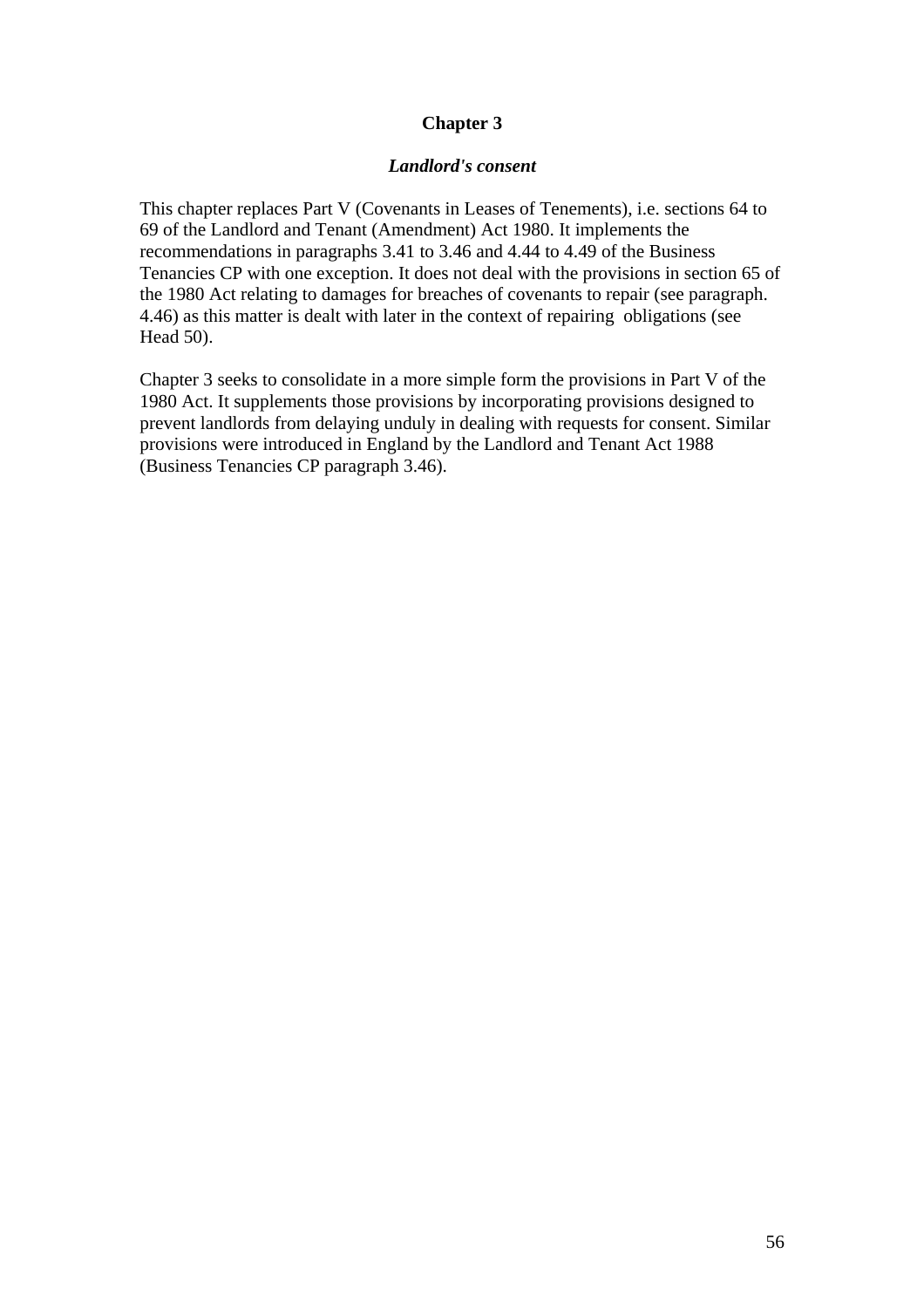# Chapter 3

## *Landlord's consent*

This chapter replaces Part V (Covenants in Leases of Tenements), i.e. sections 64 to 69 of the Landlord and Tenant (Amendment) Act 1980. It implements the recommendations in paragraphs 3.41 to 3.46 and 4.44 to 4.49 of the Business Tenancies CP with one exception. It does not deal with the provisions in section 65 of the 1980 Act relating to damages for breaches of covenants to repair (see paragraph. 4.46) as this matter is dealt with later in the context of repairing obligations (see Head 50).

Chapter 3 seeks to consolidate in a more simple form the provisions in Part V of the 1980 Act. It supplements those provisions by incorporating provisions designed to prevent landlords from delaying unduly in dealing with requests for consent. Similar provisions were introduced in England by the Landlord and Tenant Act 1988 (Business Tenancies CP paragraph 3.46).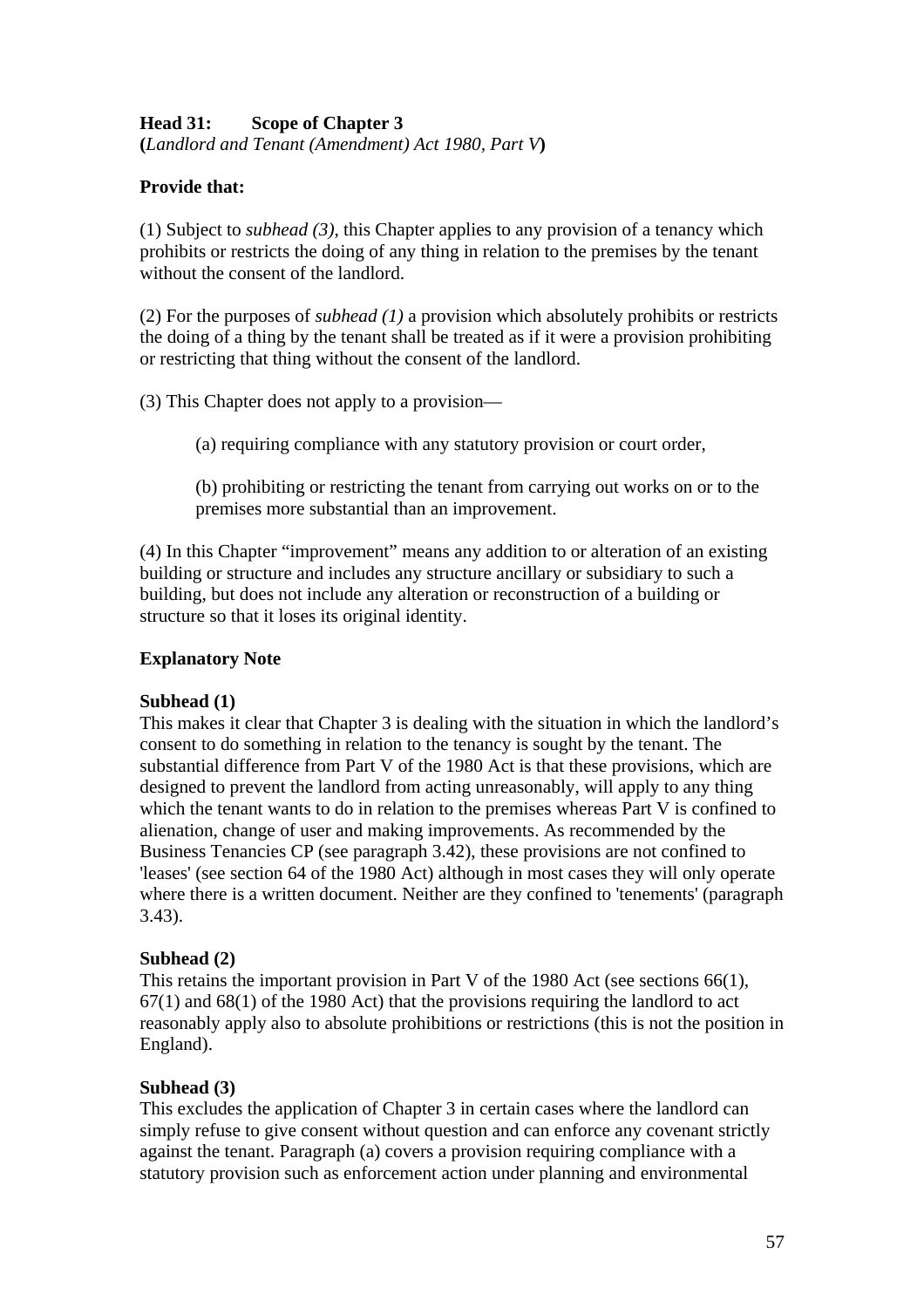**Head 31: Scope of Chapter 3**
**(***Landlord and Tenant (Amendment) Act 1980, Part V***)**

**Provide that:**

(1) Subject to *subhead (3)*, this Chapter applies to any provision of a tenancy which prohibits or restricts the doing of any thing in relation to the premises by the tenant without the consent of the landlord.

(2) For the purposes of *subhead (1)* a provision which absolutely prohibits or restricts the doing of a thing by the tenant shall be treated as if it were a provision prohibiting or restricting that thing without the consent of the landlord.

(3) This Chapter does not apply to a provision—

> (a) requiring compliance with any statutory provision or court order,
>
> (b) prohibiting or restricting the tenant from carrying out works on or to the premises more substantial than an improvement.

(4) In this Chapter "improvement" means any addition to or alteration of an existing building or structure and includes any structure ancillary or subsidiary to such a building, but does not include any alteration or reconstruction of a building or structure so that it loses its original identity.

**Explanatory Note**

**Subhead (1)**
This makes it clear that Chapter 3 is dealing with the situation in which the landlord's consent to do something in relation to the tenancy is sought by the tenant. The substantial difference from Part V of the 1980 Act is that these provisions, which are designed to prevent the landlord from acting unreasonably, will apply to any thing which the tenant wants to do in relation to the premises whereas Part V is confined to alienation, change of user and making improvements. As recommended by the Business Tenancies CP (see paragraph 3.42), these provisions are not confined to 'leases' (see section 64 of the 1980 Act) although in most cases they will only operate where there is a written document. Neither are they confined to 'tenements' (paragraph 3.43).

**Subhead (2)**
This retains the important provision in Part V of the 1980 Act (see sections 66(1), 67(1) and 68(1) of the 1980 Act) that the provisions requiring the landlord to act reasonably apply also to absolute prohibitions or restrictions (this is not the position in England).

**Subhead (3)**
This excludes the application of Chapter 3 in certain cases where the landlord can simply refuse to give consent without question and can enforce any covenant strictly against the tenant. Paragraph (a) covers a provision requiring compliance with a statutory provision such as enforcement action under planning and environmental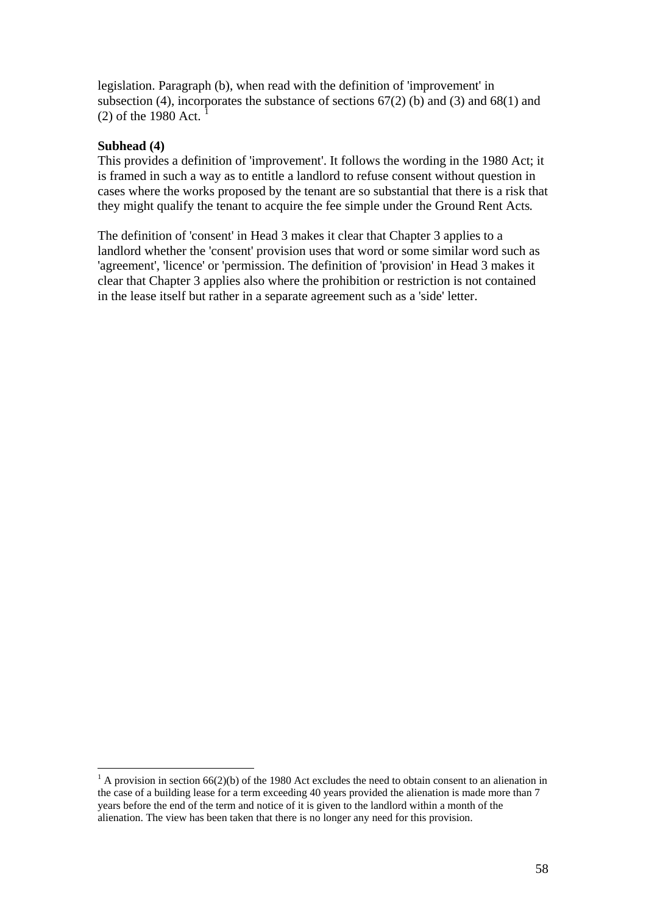legislation. Paragraph (b), when read with the definition of 'improvement' in subsection (4), incorporates the substance of sections 67(2) (b) and (3) and 68(1) and (2) of the 1980 Act. [1]

**Subhead (4)**

This provides a definition of 'improvement'. It follows the wording in the 1980 Act; it is framed in such a way as to entitle a landlord to refuse consent without question in cases where the works proposed by the tenant are so substantial that there is a risk that they might qualify the tenant to acquire the fee simple under the Ground Rent Acts.

The definition of 'consent' in Head 3 makes it clear that Chapter 3 applies to a landlord whether the 'consent' provision uses that word or some similar word such as 'agreement', 'licence' or 'permission. The definition of 'provision' in Head 3 makes it clear that Chapter 3 applies also where the prohibition or restriction is not contained in the lease itself but rather in a separate agreement such as a 'side' letter.

---

[1] A provision in section 66(2)(b) of the 1980 Act excludes the need to obtain consent to an alienation in the case of a building lease for a term exceeding 40 years provided the alienation is made more than 7 years before the end of the term and notice of it is given to the landlord within a month of the alienation. The view has been taken that there is no longer any need for this provision.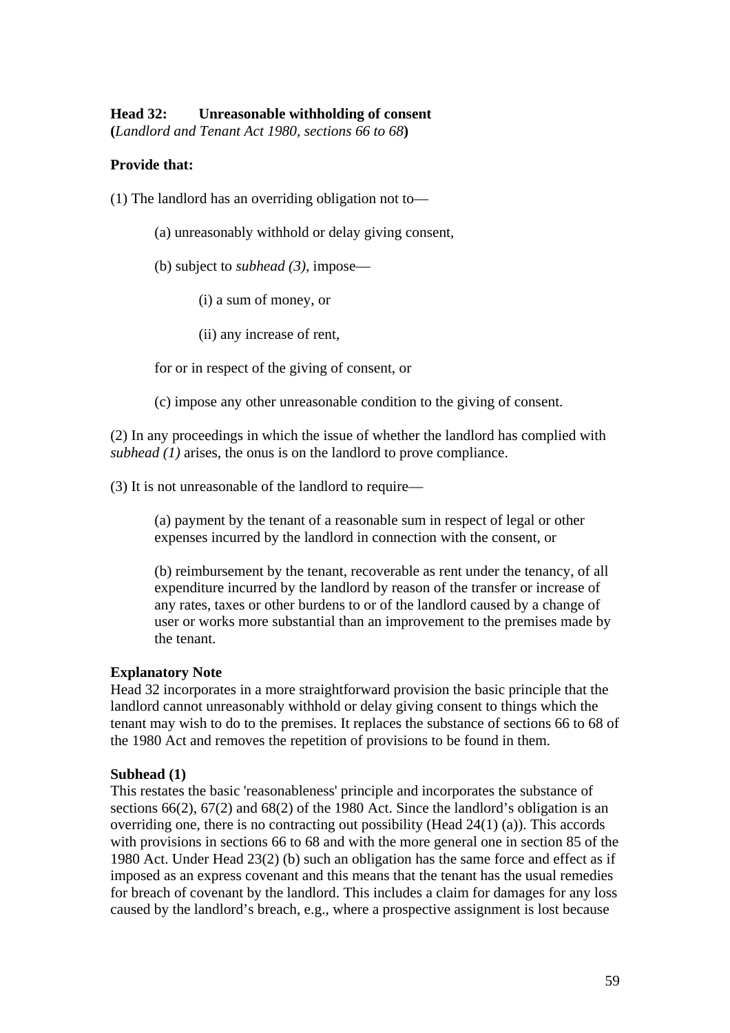**Head 32: Unreasonable withholding of consent**
**(*Landlord and Tenant Act 1980, sections 66 to 68*)**

**Provide that:**

(1) The landlord has an overriding obligation not to—

(a) unreasonably withhold or delay giving consent,

(b) subject to *subhead (3)*, impose—

(i) a sum of money, or

(ii) any increase of rent,

for or in respect of the giving of consent, or

(c) impose any other unreasonable condition to the giving of consent.

(2) In any proceedings in which the issue of whether the landlord has complied with *subhead (1)* arises, the onus is on the landlord to prove compliance.

(3) It is not unreasonable of the landlord to require—

(a) payment by the tenant of a reasonable sum in respect of legal or other expenses incurred by the landlord in connection with the consent, or

(b) reimbursement by the tenant, recoverable as rent under the tenancy, of all expenditure incurred by the landlord by reason of the transfer or increase of any rates, taxes or other burdens to or of the landlord caused by a change of user or works more substantial than an improvement to the premises made by the tenant.

**Explanatory Note**
Head 32 incorporates in a more straightforward provision the basic principle that the landlord cannot unreasonably withhold or delay giving consent to things which the tenant may wish to do to the premises. It replaces the substance of sections 66 to 68 of the 1980 Act and removes the repetition of provisions to be found in them.

**Subhead (1)**
This restates the basic 'reasonableness' principle and incorporates the substance of sections 66(2), 67(2) and 68(2) of the 1980 Act. Since the landlord's obligation is an overriding one, there is no contracting out possibility (Head 24(1) (a)). This accords with provisions in sections 66 to 68 and with the more general one in section 85 of the 1980 Act. Under Head 23(2) (b) such an obligation has the same force and effect as if imposed as an express covenant and this means that the tenant has the usual remedies for breach of covenant by the landlord. This includes a claim for damages for any loss caused by the landlord's breach, e.g., where a prospective assignment is lost because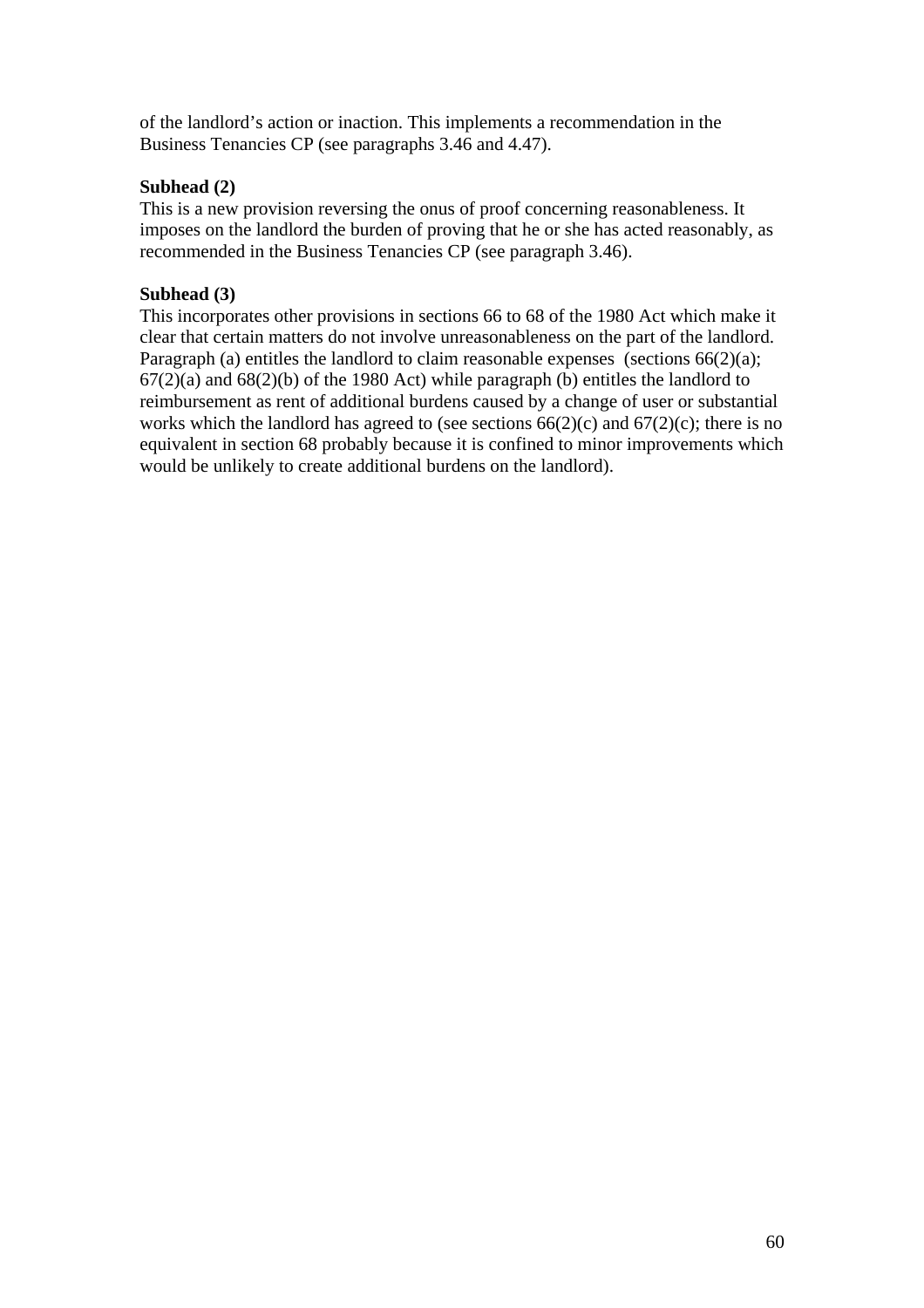of the landlord's action or inaction. This implements a recommendation in the Business Tenancies CP (see paragraphs 3.46 and 4.47).

**Subhead (2)**
This is a new provision reversing the onus of proof concerning reasonableness. It imposes on the landlord the burden of proving that he or she has acted reasonably, as recommended in the Business Tenancies CP (see paragraph 3.46).

**Subhead (3)**
This incorporates other provisions in sections 66 to 68 of the 1980 Act which make it clear that certain matters do not involve unreasonableness on the part of the landlord. Paragraph (a) entitles the landlord to claim reasonable expenses (sections 66(2)(a); 67(2)(a) and 68(2)(b) of the 1980 Act) while paragraph (b) entitles the landlord to reimbursement as rent of additional burdens caused by a change of user or substantial works which the landlord has agreed to (see sections 66(2)(c) and 67(2)(c); there is no equivalent in section 68 probably because it is confined to minor improvements which would be unlikely to create additional burdens on the landlord).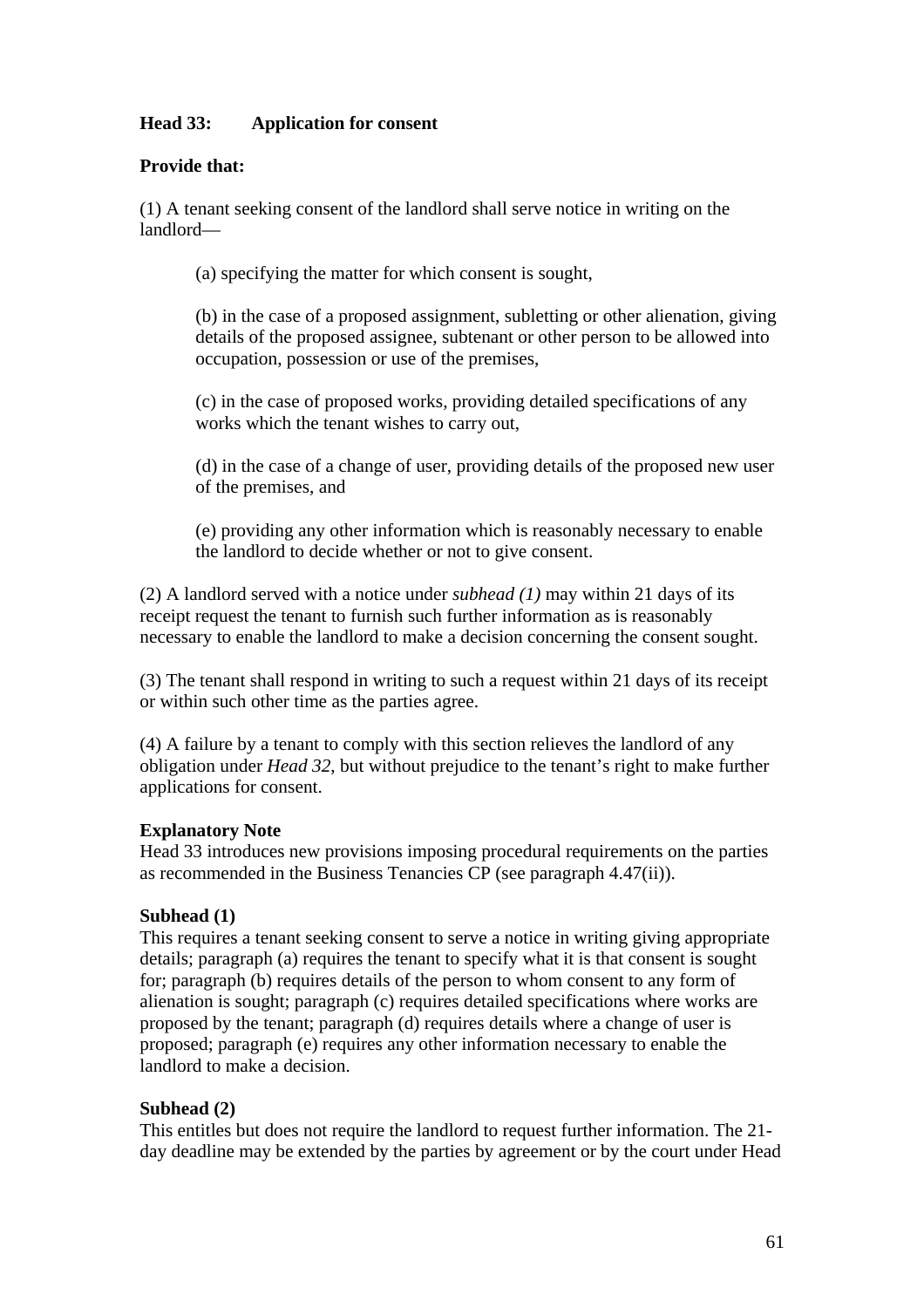**Head 33: Application for consent**

**Provide that:**

(1) A tenant seeking consent of the landlord shall serve notice in writing on the landlord—

> (a) specifying the matter for which consent is sought,
>
> (b) in the case of a proposed assignment, subletting or other alienation, giving details of the proposed assignee, subtenant or other person to be allowed into occupation, possession or use of the premises,
>
> (c) in the case of proposed works, providing detailed specifications of any works which the tenant wishes to carry out,
>
> (d) in the case of a change of user, providing details of the proposed new user of the premises, and
>
> (e) providing any other information which is reasonably necessary to enable the landlord to decide whether or not to give consent.

(2) A landlord served with a notice under *subhead (1)* may within 21 days of its receipt request the tenant to furnish such further information as is reasonably necessary to enable the landlord to make a decision concerning the consent sought.

(3) The tenant shall respond in writing to such a request within 21 days of its receipt or within such other time as the parties agree.

(4) A failure by a tenant to comply with this section relieves the landlord of any obligation under *Head 32*, but without prejudice to the tenant's right to make further applications for consent.

**Explanatory Note**
Head 33 introduces new provisions imposing procedural requirements on the parties as recommended in the Business Tenancies CP (see paragraph 4.47(ii)).

**Subhead (1)**
This requires a tenant seeking consent to serve a notice in writing giving appropriate details; paragraph (a) requires the tenant to specify what it is that consent is sought for; paragraph (b) requires details of the person to whom consent to any form of alienation is sought; paragraph (c) requires detailed specifications where works are proposed by the tenant; paragraph (d) requires details where a change of user is proposed; paragraph (e) requires any other information necessary to enable the landlord to make a decision.

**Subhead (2)**
This entitles but does not require the landlord to request further information. The 21-day deadline may be extended by the parties by agreement or by the court under Head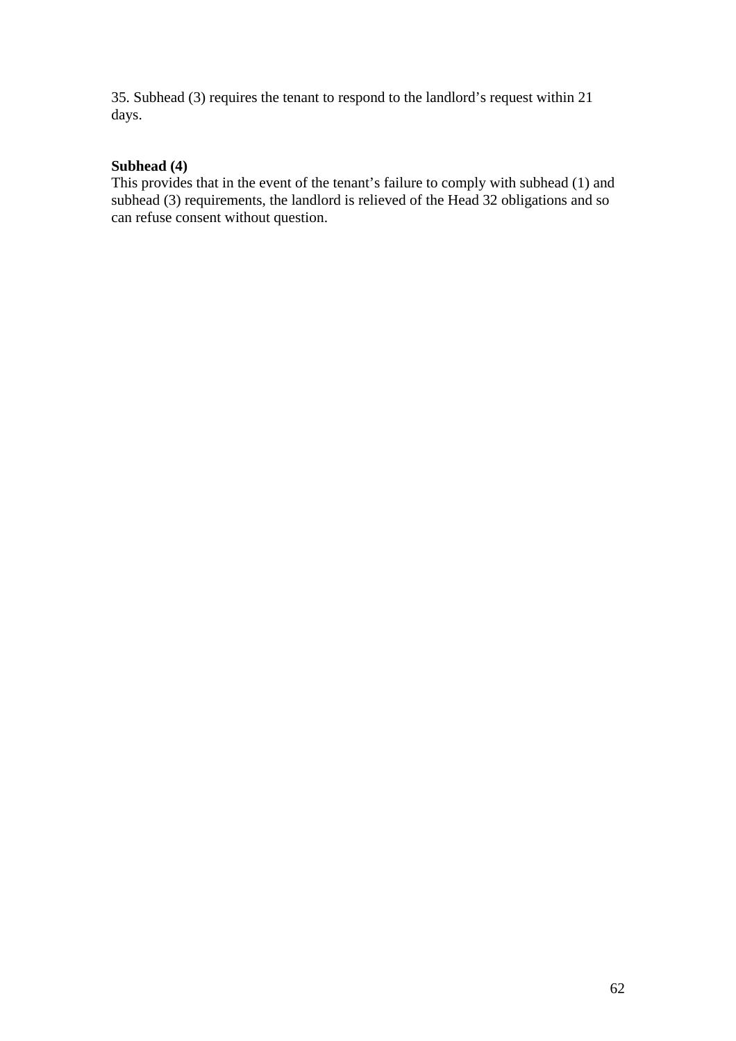35. Subhead (3) requires the tenant to respond to the landlord's request within 21 days.

**Subhead (4)**
This provides that in the event of the tenant's failure to comply with subhead (1) and subhead (3) requirements, the landlord is relieved of the Head 32 obligations and so can refuse consent without question.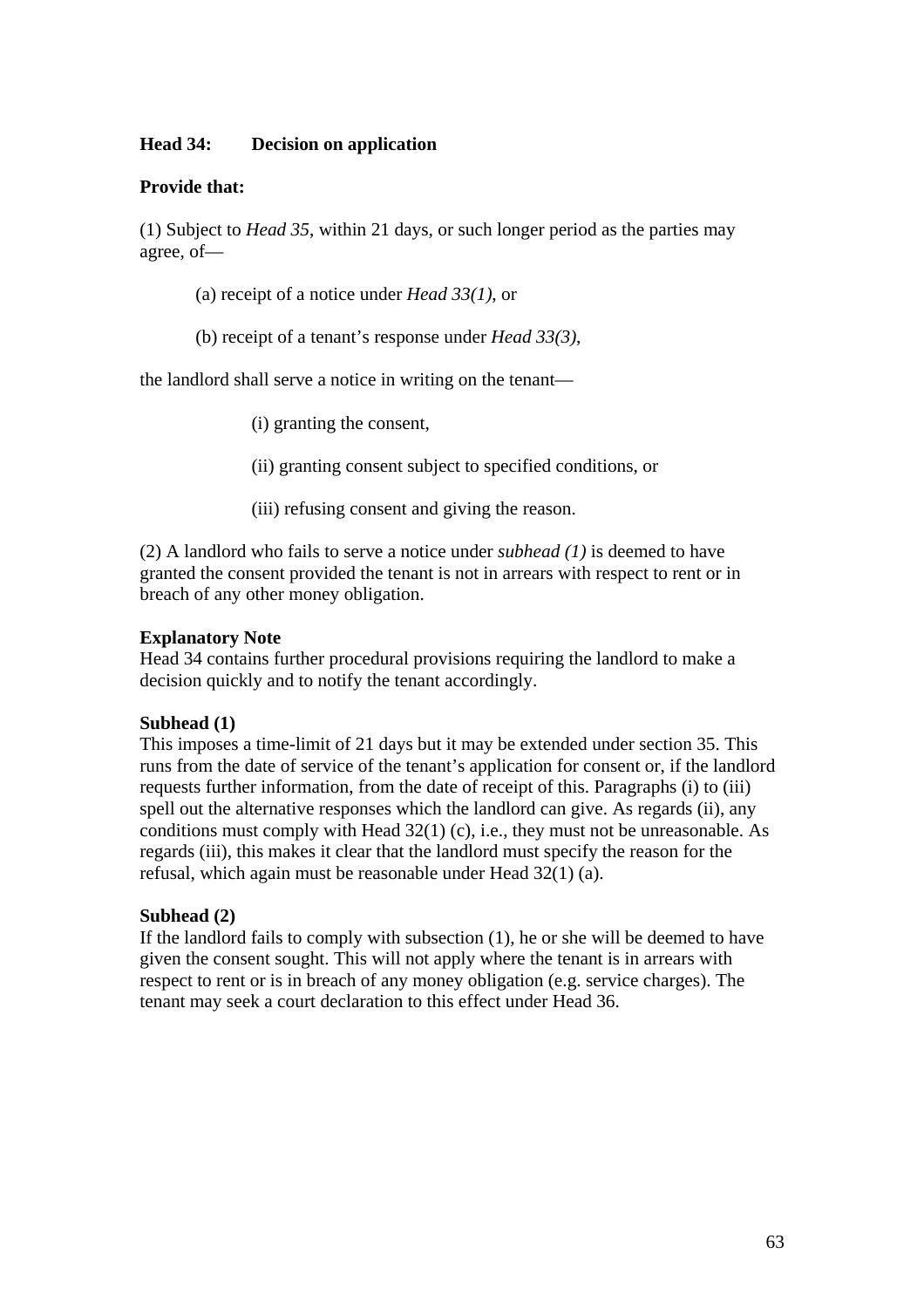**Head 34: Decision on application**

**Provide that:**

(1) Subject to *Head 35*, within 21 days, or such longer period as the parties may agree, of—

(a) receipt of a notice under *Head 33(1)*, or

(b) receipt of a tenant's response under *Head 33(3)*,

the landlord shall serve a notice in writing on the tenant—

(i) granting the consent,

(ii) granting consent subject to specified conditions, or

(iii) refusing consent and giving the reason.

(2) A landlord who fails to serve a notice under *subhead (1)* is deemed to have granted the consent provided the tenant is not in arrears with respect to rent or in breach of any other money obligation.

**Explanatory Note**
Head 34 contains further procedural provisions requiring the landlord to make a decision quickly and to notify the tenant accordingly.

**Subhead (1)**
This imposes a time-limit of 21 days but it may be extended under section 35. This runs from the date of service of the tenant's application for consent or, if the landlord requests further information, from the date of receipt of this. Paragraphs (i) to (iii) spell out the alternative responses which the landlord can give. As regards (ii), any conditions must comply with Head 32(1) (c), i.e., they must not be unreasonable. As regards (iii), this makes it clear that the landlord must specify the reason for the refusal, which again must be reasonable under Head 32(1) (a).

**Subhead (2)**
If the landlord fails to comply with subsection (1), he or she will be deemed to have given the consent sought. This will not apply where the tenant is in arrears with respect to rent or is in breach of any money obligation (e.g. service charges). The tenant may seek a court declaration to this effect under Head 36.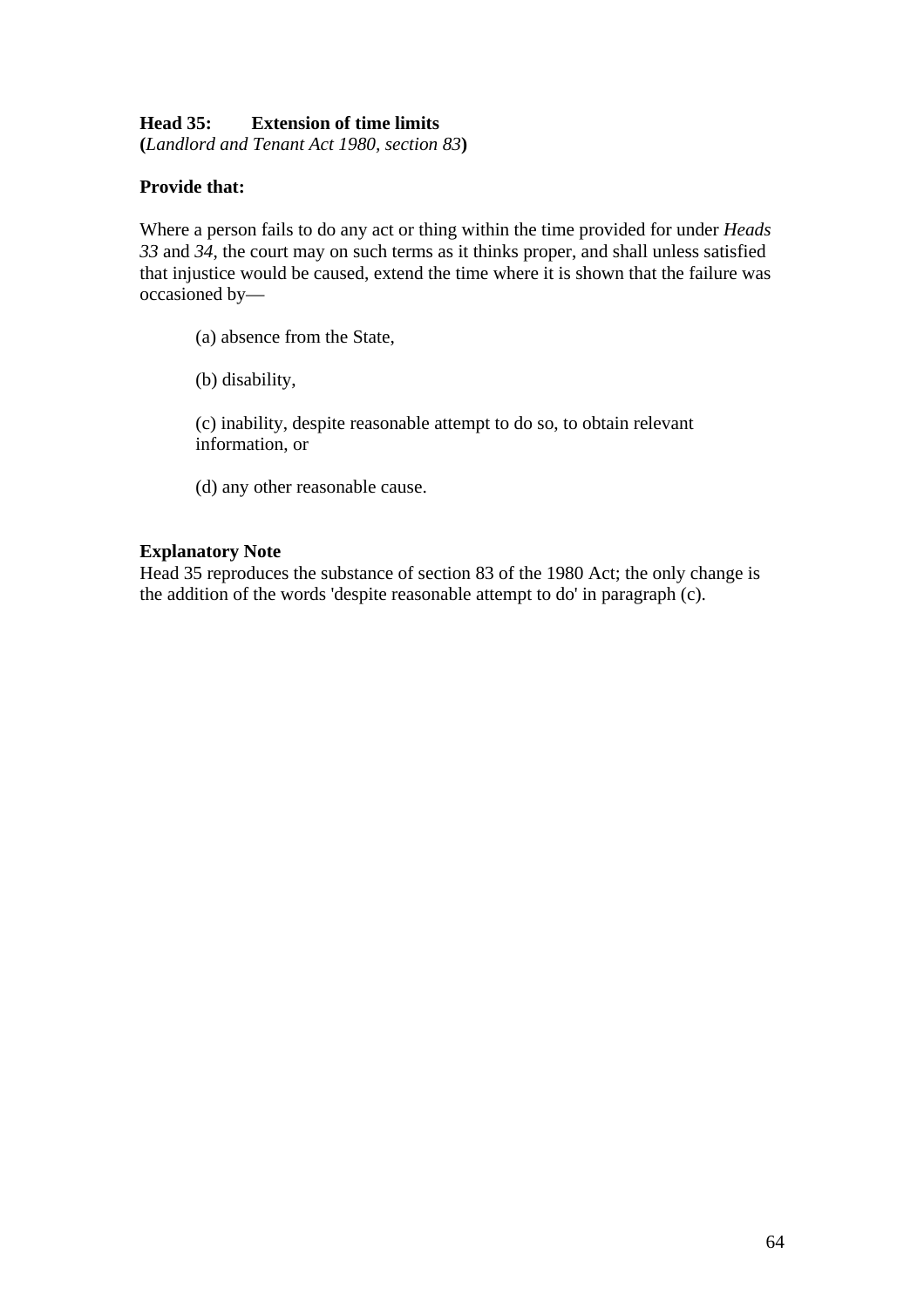**Head 35: Extension of time limits**
**(***Landlord and Tenant Act 1980, section 83***)**

**Provide that:**

Where a person fails to do any act or thing within the time provided for under *Heads 33* and *34*, the court may on such terms as it thinks proper, and shall unless satisfied that injustice would be caused, extend the time where it is shown that the failure was occasioned by—

(a) absence from the State,

(b) disability,

(c) inability, despite reasonable attempt to do so, to obtain relevant information, or

(d) any other reasonable cause.

**Explanatory Note**
Head 35 reproduces the substance of section 83 of the 1980 Act; the only change is the addition of the words 'despite reasonable attempt to do' in paragraph (c).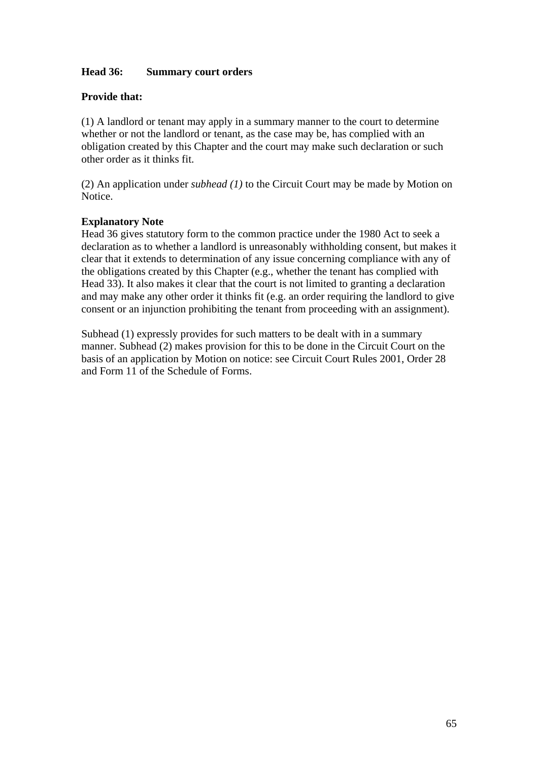**Head 36: Summary court orders**

**Provide that:**

(1) A landlord or tenant may apply in a summary manner to the court to determine whether or not the landlord or tenant, as the case may be, has complied with an obligation created by this Chapter and the court may make such declaration or such other order as it thinks fit.

(2) An application under *subhead (1)* to the Circuit Court may be made by Motion on Notice.

**Explanatory Note**

Head 36 gives statutory form to the common practice under the 1980 Act to seek a declaration as to whether a landlord is unreasonably withholding consent, but makes it clear that it extends to determination of any issue concerning compliance with any of the obligations created by this Chapter (e.g., whether the tenant has complied with Head 33). It also makes it clear that the court is not limited to granting a declaration and may make any other order it thinks fit (e.g. an order requiring the landlord to give consent or an injunction prohibiting the tenant from proceeding with an assignment).

Subhead (1) expressly provides for such matters to be dealt with in a summary manner. Subhead (2) makes provision for this to be done in the Circuit Court on the basis of an application by Motion on notice: see Circuit Court Rules 2001, Order 28 and Form 11 of the Schedule of Forms.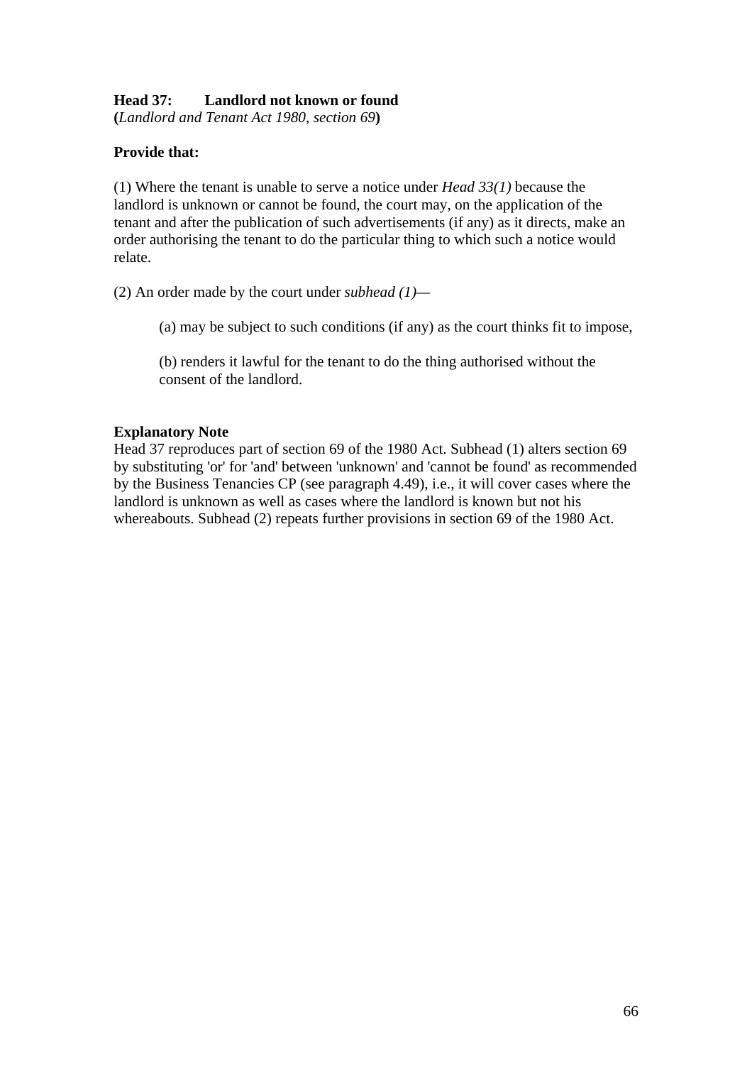**Head 37: Landlord not known or found**
**(***Landlord and Tenant Act 1980, section 69***)**

**Provide that:**

(1) Where the tenant is unable to serve a notice under *Head 33(1)* because the landlord is unknown or cannot be found, the court may, on the application of the tenant and after the publication of such advertisements (if any) as it directs, make an order authorising the tenant to do the particular thing to which such a notice would relate.

(2) An order made by the court under *subhead (1)*—

> (a) may be subject to such conditions (if any) as the court thinks fit to impose,
>
> (b) renders it lawful for the tenant to do the thing authorised without the consent of the landlord.

**Explanatory Note**
Head 37 reproduces part of section 69 of the 1980 Act. Subhead (1) alters section 69 by substituting 'or' for 'and' between 'unknown' and 'cannot be found' as recommended by the Business Tenancies CP (see paragraph 4.49), i.e., it will cover cases where the landlord is unknown as well as cases where the landlord is known but not his whereabouts. Subhead (2) repeats further provisions in section 69 of the 1980 Act.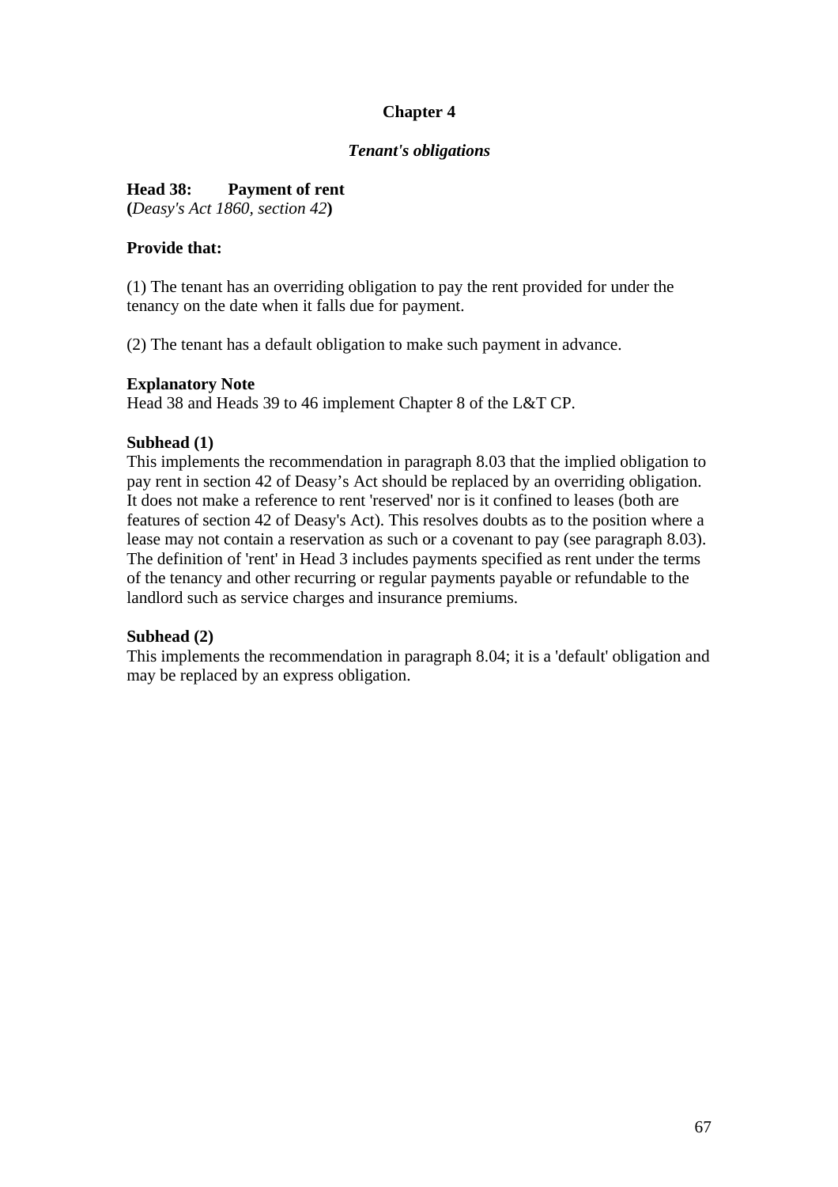# Chapter 4

## *Tenant's obligations*

**Head 38: Payment of rent**
**(***Deasy's Act 1860, section 42***)**

**Provide that:**

(1) The tenant has an overriding obligation to pay the rent provided for under the tenancy on the date when it falls due for payment.

(2) The tenant has a default obligation to make such payment in advance.

**Explanatory Note**
Head 38 and Heads 39 to 46 implement Chapter 8 of the L&T CP.

**Subhead (1)**
This implements the recommendation in paragraph 8.03 that the implied obligation to pay rent in section 42 of Deasy's Act should be replaced by an overriding obligation. It does not make a reference to rent 'reserved' nor is it confined to leases (both are features of section 42 of Deasy's Act). This resolves doubts as to the position where a lease may not contain a reservation as such or a covenant to pay (see paragraph 8.03). The definition of 'rent' in Head 3 includes payments specified as rent under the terms of the tenancy and other recurring or regular payments payable or refundable to the landlord such as service charges and insurance premiums.

**Subhead (2)**
This implements the recommendation in paragraph 8.04; it is a 'default' obligation and may be replaced by an express obligation.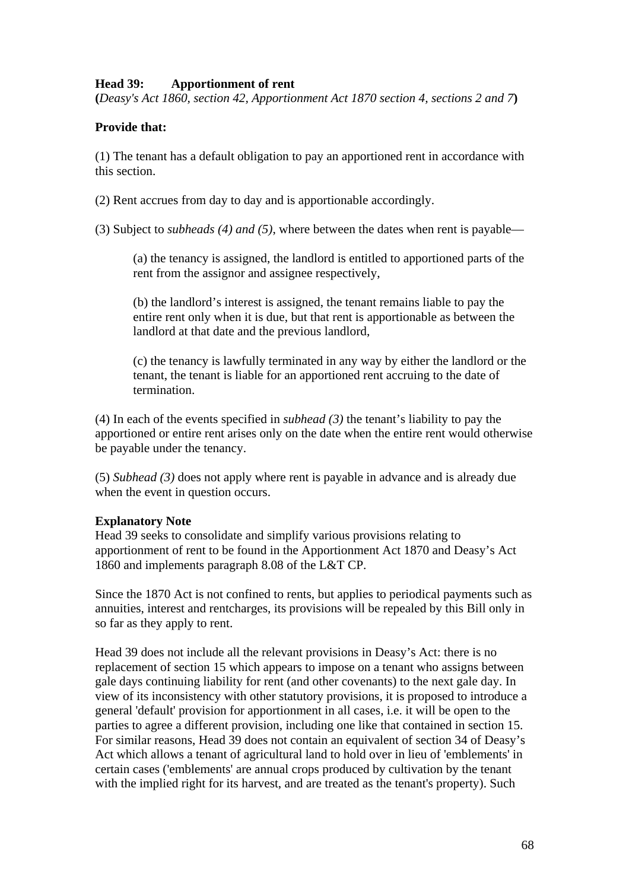**Head 39: Apportionment of rent**
**(***Deasy's Act 1860, section 42, Apportionment Act 1870 section 4, sections 2 and 7***)**

**Provide that:**

(1) The tenant has a default obligation to pay an apportioned rent in accordance with this section.

(2) Rent accrues from day to day and is apportionable accordingly.

(3) Subject to *subheads (4) and (5)*, where between the dates when rent is payable—

> (a) the tenancy is assigned, the landlord is entitled to apportioned parts of the rent from the assignor and assignee respectively,
>
> (b) the landlord's interest is assigned, the tenant remains liable to pay the entire rent only when it is due, but that rent is apportionable as between the landlord at that date and the previous landlord,
>
> (c) the tenancy is lawfully terminated in any way by either the landlord or the tenant, the tenant is liable for an apportioned rent accruing to the date of termination.

(4) In each of the events specified in *subhead (3)* the tenant's liability to pay the apportioned or entire rent arises only on the date when the entire rent would otherwise be payable under the tenancy.

(5) *Subhead (3)* does not apply where rent is payable in advance and is already due when the event in question occurs.

**Explanatory Note**
Head 39 seeks to consolidate and simplify various provisions relating to apportionment of rent to be found in the Apportionment Act 1870 and Deasy's Act 1860 and implements paragraph 8.08 of the L&T CP.

Since the 1870 Act is not confined to rents, but applies to periodical payments such as annuities, interest and rentcharges, its provisions will be repealed by this Bill only in so far as they apply to rent.

Head 39 does not include all the relevant provisions in Deasy's Act: there is no replacement of section 15 which appears to impose on a tenant who assigns between gale days continuing liability for rent (and other covenants) to the next gale day. In view of its inconsistency with other statutory provisions, it is proposed to introduce a general 'default' provision for apportionment in all cases, i.e. it will be open to the parties to agree a different provision, including one like that contained in section 15. For similar reasons, Head 39 does not contain an equivalent of section 34 of Deasy's Act which allows a tenant of agricultural land to hold over in lieu of 'emblements' in certain cases ('emblements' are annual crops produced by cultivation by the tenant with the implied right for its harvest, and are treated as the tenant's property). Such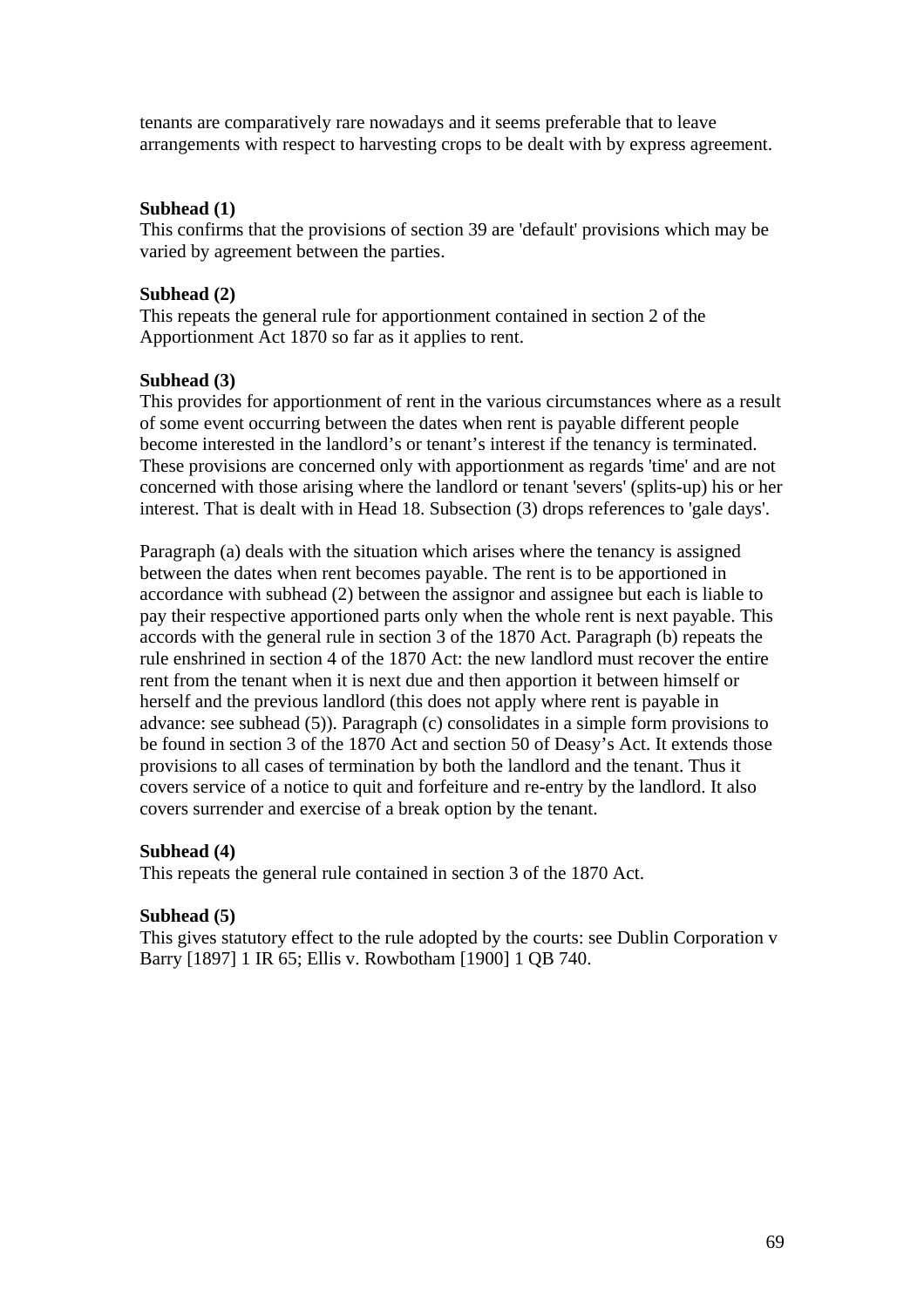tenants are comparatively rare nowadays and it seems preferable that to leave arrangements with respect to harvesting crops to be dealt with by express agreement.

**Subhead (1)**
This confirms that the provisions of section 39 are 'default' provisions which may be varied by agreement between the parties.

**Subhead (2)**
This repeats the general rule for apportionment contained in section 2 of the Apportionment Act 1870 so far as it applies to rent.

**Subhead (3)**
This provides for apportionment of rent in the various circumstances where as a result of some event occurring between the dates when rent is payable different people become interested in the landlord's or tenant's interest if the tenancy is terminated. These provisions are concerned only with apportionment as regards 'time' and are not concerned with those arising where the landlord or tenant 'severs' (splits-up) his or her interest. That is dealt with in Head 18. Subsection (3) drops references to 'gale days'.

Paragraph (a) deals with the situation which arises where the tenancy is assigned between the dates when rent becomes payable. The rent is to be apportioned in accordance with subhead (2) between the assignor and assignee but each is liable to pay their respective apportioned parts only when the whole rent is next payable. This accords with the general rule in section 3 of the 1870 Act. Paragraph (b) repeats the rule enshrined in section 4 of the 1870 Act: the new landlord must recover the entire rent from the tenant when it is next due and then apportion it between himself or herself and the previous landlord (this does not apply where rent is payable in advance: see subhead (5)). Paragraph (c) consolidates in a simple form provisions to be found in section 3 of the 1870 Act and section 50 of Deasy's Act. It extends those provisions to all cases of termination by both the landlord and the tenant. Thus it covers service of a notice to quit and forfeiture and re-entry by the landlord. It also covers surrender and exercise of a break option by the tenant.

**Subhead (4)**
This repeats the general rule contained in section 3 of the 1870 Act.

**Subhead (5)**
This gives statutory effect to the rule adopted by the courts: see Dublin Corporation v Barry [1897] 1 IR 65; Ellis v. Rowbotham [1900] 1 QB 740.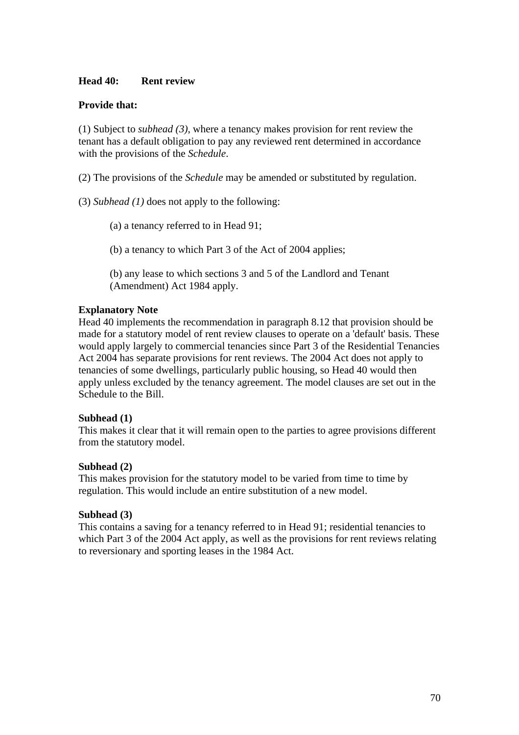**Head 40: Rent review**

**Provide that:**

(1) Subject to *subhead (3)*, where a tenancy makes provision for rent review the tenant has a default obligation to pay any reviewed rent determined in accordance with the provisions of the *Schedule*.

(2) The provisions of the *Schedule* may be amended or substituted by regulation.

(3) *Subhead (1)* does not apply to the following:

> (a) a tenancy referred to in Head 91;
>
> (b) a tenancy to which Part 3 of the Act of 2004 applies;
>
> (b) any lease to which sections 3 and 5 of the Landlord and Tenant (Amendment) Act 1984 apply.

**Explanatory Note**

Head 40 implements the recommendation in paragraph 8.12 that provision should be made for a statutory model of rent review clauses to operate on a 'default' basis. These would apply largely to commercial tenancies since Part 3 of the Residential Tenancies Act 2004 has separate provisions for rent reviews. The 2004 Act does not apply to tenancies of some dwellings, particularly public housing, so Head 40 would then apply unless excluded by the tenancy agreement. The model clauses are set out in the Schedule to the Bill.

**Subhead (1)**

This makes it clear that it will remain open to the parties to agree provisions different from the statutory model.

**Subhead (2)**

This makes provision for the statutory model to be varied from time to time by regulation. This would include an entire substitution of a new model.

**Subhead (3)**

This contains a saving for a tenancy referred to in Head 91; residential tenancies to which Part 3 of the 2004 Act apply, as well as the provisions for rent reviews relating to reversionary and sporting leases in the 1984 Act.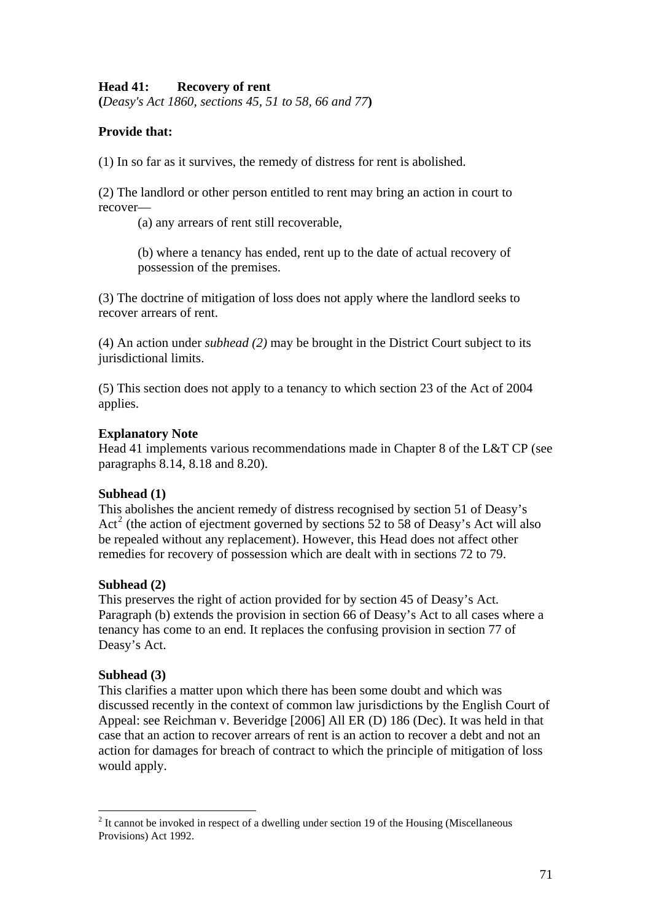**Head 41: Recovery of rent**

**(***Deasy's Act 1860, sections 45, 51 to 58, 66 and 77***)**

**Provide that:**

(1) In so far as it survives, the remedy of distress for rent is abolished.

(2) The landlord or other person entitled to rent may bring an action in court to recover—

(a) any arrears of rent still recoverable,

(b) where a tenancy has ended, rent up to the date of actual recovery of possession of the premises.

(3) The doctrine of mitigation of loss does not apply where the landlord seeks to recover arrears of rent.

(4) An action under *subhead (2)* may be brought in the District Court subject to its jurisdictional limits.

(5) This section does not apply to a tenancy to which section 23 of the Act of 2004 applies.

**Explanatory Note**

Head 41 implements various recommendations made in Chapter 8 of the L&T CP (see paragraphs 8.14, 8.18 and 8.20).

**Subhead (1)**

This abolishes the ancient remedy of distress recognised by section 51 of Deasy's Act[2] (the action of ejectment governed by sections 52 to 58 of Deasy's Act will also be repealed without any replacement). However, this Head does not affect other remedies for recovery of possession which are dealt with in sections 72 to 79.

**Subhead (2)**

This preserves the right of action provided for by section 45 of Deasy's Act. Paragraph (b) extends the provision in section 66 of Deasy's Act to all cases where a tenancy has come to an end. It replaces the confusing provision in section 77 of Deasy's Act.

**Subhead (3)**

This clarifies a matter upon which there has been some doubt and which was discussed recently in the context of common law jurisdictions by the English Court of Appeal: see Reichman v. Beveridge [2006] All ER (D) 186 (Dec). It was held in that case that an action to recover arrears of rent is an action to recover a debt and not an action for damages for breach of contract to which the principle of mitigation of loss would apply.

---

[2] It cannot be invoked in respect of a dwelling under section 19 of the Housing (Miscellaneous Provisions) Act 1992.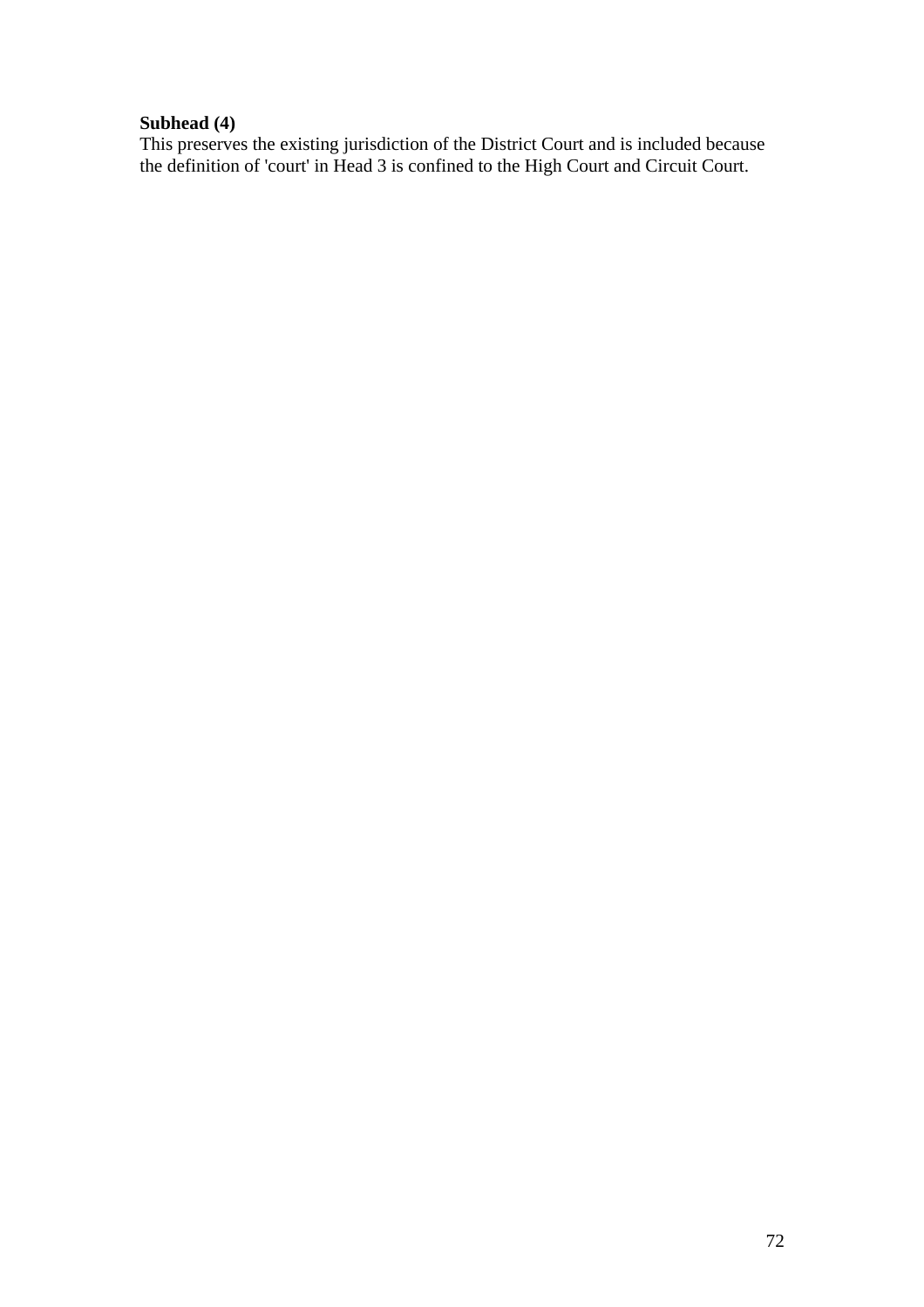**Subhead (4)**
This preserves the existing jurisdiction of the District Court and is included because the definition of 'court' in Head 3 is confined to the High Court and Circuit Court.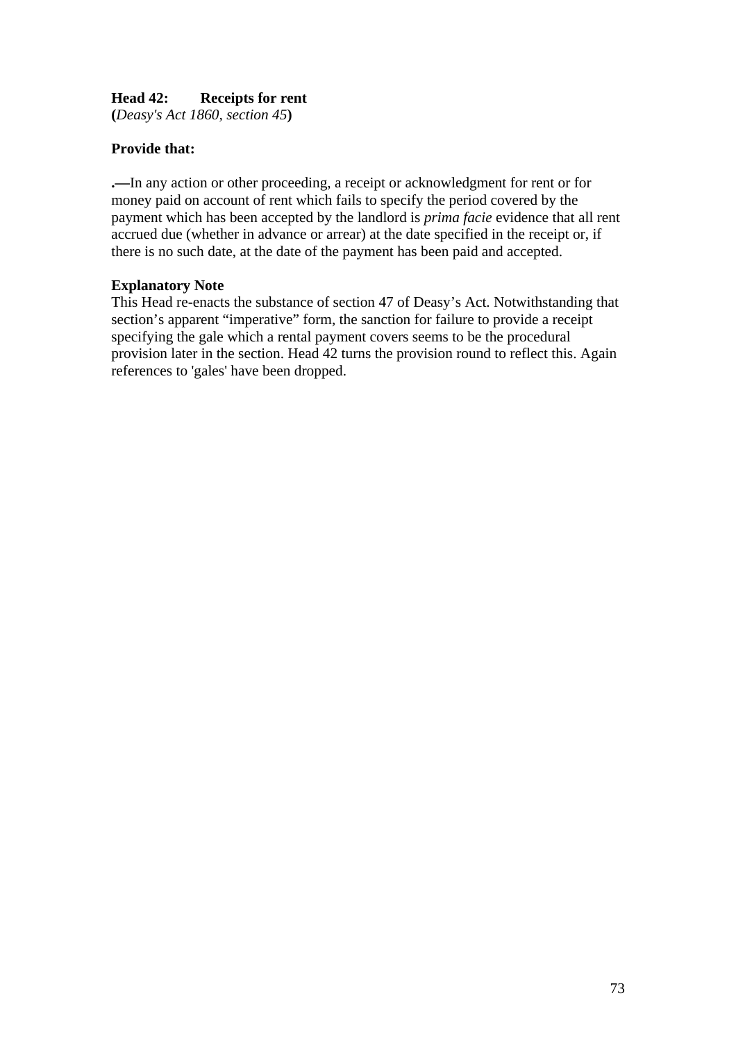**Head 42: Receipts for rent**
**(***Deasy's Act 1860, section 45***)**

**Provide that:**

**.—**In any action or other proceeding, a receipt or acknowledgment for rent or for money paid on account of rent which fails to specify the period covered by the payment which has been accepted by the landlord is *prima facie* evidence that all rent accrued due (whether in advance or arrear) at the date specified in the receipt or, if there is no such date, at the date of the payment has been paid and accepted.

**Explanatory Note**
This Head re-enacts the substance of section 47 of Deasy's Act. Notwithstanding that section's apparent "imperative" form, the sanction for failure to provide a receipt specifying the gale which a rental payment covers seems to be the procedural provision later in the section. Head 42 turns the provision round to reflect this. Again references to 'gales' have been dropped.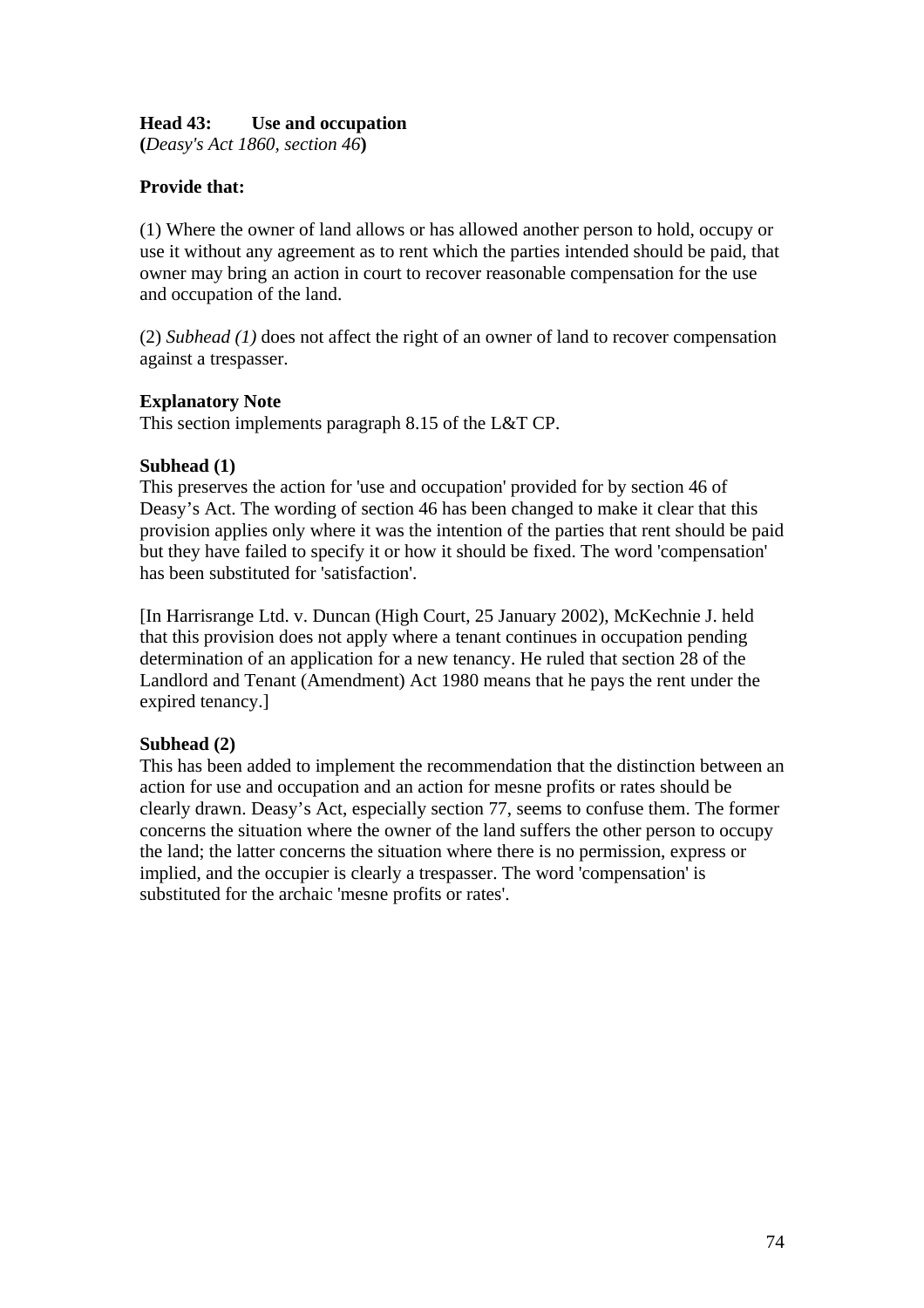**Head 43: Use and occupation**
**(***Deasy's Act 1860, section 46***)**

**Provide that:**

(1) Where the owner of land allows or has allowed another person to hold, occupy or use it without any agreement as to rent which the parties intended should be paid, that owner may bring an action in court to recover reasonable compensation for the use and occupation of the land.

(2) *Subhead (1)* does not affect the right of an owner of land to recover compensation against a trespasser.

**Explanatory Note**
This section implements paragraph 8.15 of the L&T CP.

**Subhead (1)**
This preserves the action for 'use and occupation' provided for by section 46 of Deasy's Act. The wording of section 46 has been changed to make it clear that this provision applies only where it was the intention of the parties that rent should be paid but they have failed to specify it or how it should be fixed. The word 'compensation' has been substituted for 'satisfaction'.

[In Harrisrange Ltd. v. Duncan (High Court, 25 January 2002), McKechnie J. held that this provision does not apply where a tenant continues in occupation pending determination of an application for a new tenancy. He ruled that section 28 of the Landlord and Tenant (Amendment) Act 1980 means that he pays the rent under the expired tenancy.]

**Subhead (2)**
This has been added to implement the recommendation that the distinction between an action for use and occupation and an action for mesne profits or rates should be clearly drawn. Deasy's Act, especially section 77, seems to confuse them. The former concerns the situation where the owner of the land suffers the other person to occupy the land; the latter concerns the situation where there is no permission, express or implied, and the occupier is clearly a trespasser. The word 'compensation' is substituted for the archaic 'mesne profits or rates'.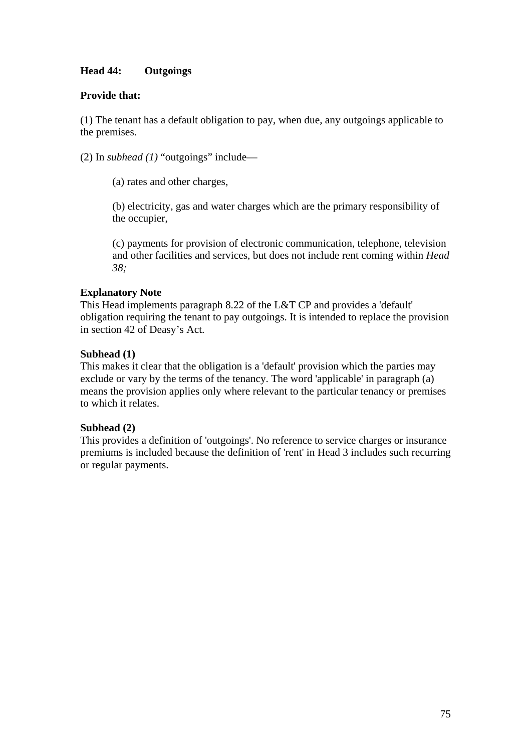**Head 44: Outgoings**

**Provide that:**

(1) The tenant has a default obligation to pay, when due, any outgoings applicable to the premises.

(2) In *subhead (1)* "outgoings" include—

> (a) rates and other charges,
>
> (b) electricity, gas and water charges which are the primary responsibility of the occupier,
>
> (c) payments for provision of electronic communication, telephone, television and other facilities and services, but does not include rent coming within *Head 38;*

**Explanatory Note**
This Head implements paragraph 8.22 of the L&T CP and provides a 'default' obligation requiring the tenant to pay outgoings. It is intended to replace the provision in section 42 of Deasy's Act.

**Subhead (1)**
This makes it clear that the obligation is a 'default' provision which the parties may exclude or vary by the terms of the tenancy. The word 'applicable' in paragraph (a) means the provision applies only where relevant to the particular tenancy or premises to which it relates.

**Subhead (2)**
This provides a definition of 'outgoings'. No reference to service charges or insurance premiums is included because the definition of 'rent' in Head 3 includes such recurring or regular payments.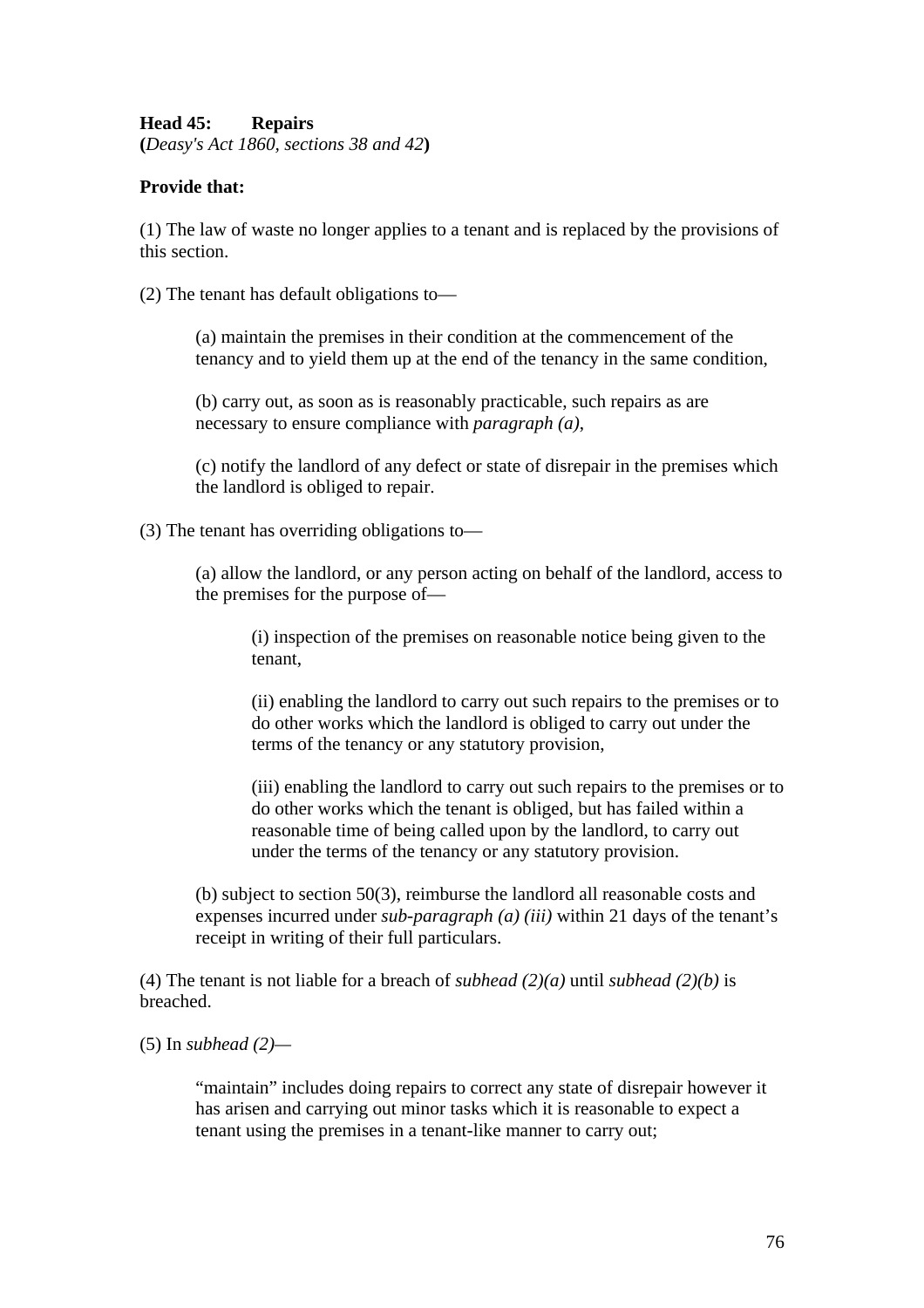**Head 45: Repairs**
**(***Deasy's Act 1860, sections 38 and 42***)**

**Provide that:**

(1) The law of waste no longer applies to a tenant and is replaced by the provisions of this section.

(2) The tenant has default obligations to—

(a) maintain the premises in their condition at the commencement of the tenancy and to yield them up at the end of the tenancy in the same condition,

(b) carry out, as soon as is reasonably practicable, such repairs as are necessary to ensure compliance with *paragraph (a)*,

(c) notify the landlord of any defect or state of disrepair in the premises which the landlord is obliged to repair.

(3) The tenant has overriding obligations to—

(a) allow the landlord, or any person acting on behalf of the landlord, access to the premises for the purpose of—

(i) inspection of the premises on reasonable notice being given to the tenant,

(ii) enabling the landlord to carry out such repairs to the premises or to do other works which the landlord is obliged to carry out under the terms of the tenancy or any statutory provision,

(iii) enabling the landlord to carry out such repairs to the premises or to do other works which the tenant is obliged, but has failed within a reasonable time of being called upon by the landlord, to carry out under the terms of the tenancy or any statutory provision.

(b) subject to section 50(3), reimburse the landlord all reasonable costs and expenses incurred under *sub-paragraph (a) (iii)* within 21 days of the tenant's receipt in writing of their full particulars.

(4) The tenant is not liable for a breach of *subhead (2)(a)* until *subhead (2)(b)* is breached.

(5) In *subhead (2)*—

"maintain" includes doing repairs to correct any state of disrepair however it has arisen and carrying out minor tasks which it is reasonable to expect a tenant using the premises in a tenant-like manner to carry out;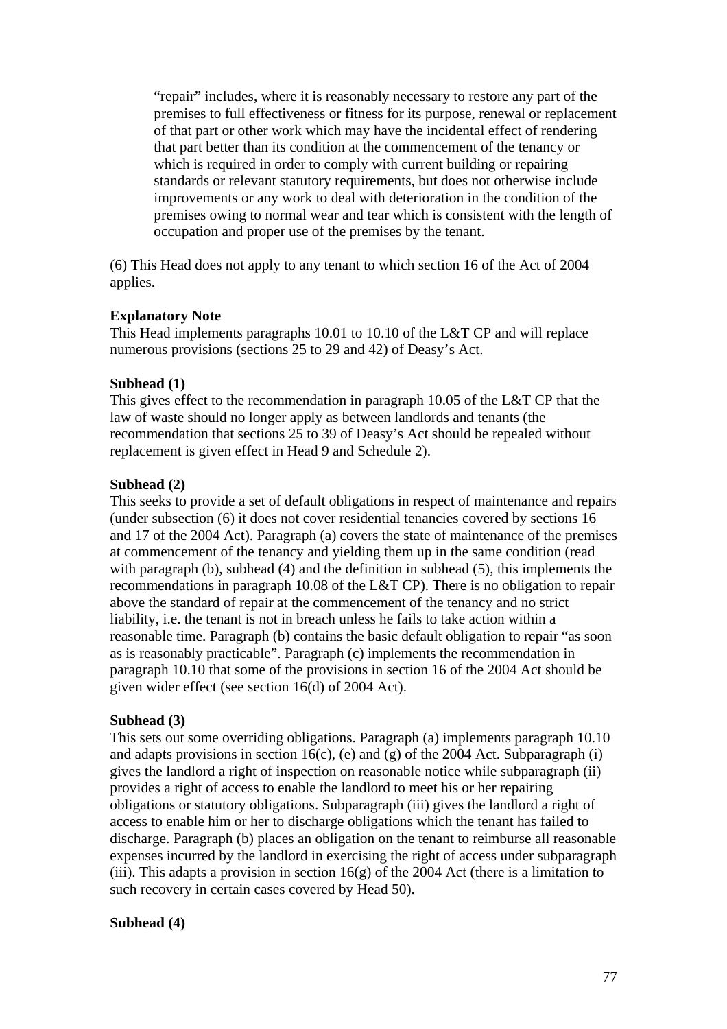> “repair” includes, where it is reasonably necessary to restore any part of the premises to full effectiveness or fitness for its purpose, renewal or replacement of that part or other work which may have the incidental effect of rendering that part better than its condition at the commencement of the tenancy or which is required in order to comply with current building or repairing standards or relevant statutory requirements, but does not otherwise include improvements or any work to deal with deterioration in the condition of the premises owing to normal wear and tear which is consistent with the length of occupation and proper use of the premises by the tenant.

(6) This Head does not apply to any tenant to which section 16 of the Act of 2004 applies.

**Explanatory Note**
This Head implements paragraphs 10.01 to 10.10 of the L&T CP and will replace numerous provisions (sections 25 to 29 and 42) of Deasy’s Act.

**Subhead (1)**
This gives effect to the recommendation in paragraph 10.05 of the L&T CP that the law of waste should no longer apply as between landlords and tenants (the recommendation that sections 25 to 39 of Deasy’s Act should be repealed without replacement is given effect in Head 9 and Schedule 2).

**Subhead (2)**
This seeks to provide a set of default obligations in respect of maintenance and repairs (under subsection (6) it does not cover residential tenancies covered by sections 16 and 17 of the 2004 Act). Paragraph (a) covers the state of maintenance of the premises at commencement of the tenancy and yielding them up in the same condition (read with paragraph (b), subhead (4) and the definition in subhead (5), this implements the recommendations in paragraph 10.08 of the L&T CP). There is no obligation to repair above the standard of repair at the commencement of the tenancy and no strict liability, i.e. the tenant is not in breach unless he fails to take action within a reasonable time. Paragraph (b) contains the basic default obligation to repair “as soon as is reasonably practicable”. Paragraph (c) implements the recommendation in paragraph 10.10 that some of the provisions in section 16 of the 2004 Act should be given wider effect (see section 16(d) of 2004 Act).

**Subhead (3)**
This sets out some overriding obligations. Paragraph (a) implements paragraph 10.10 and adapts provisions in section 16(c), (e) and (g) of the 2004 Act. Subparagraph (i) gives the landlord a right of inspection on reasonable notice while subparagraph (ii) provides a right of access to enable the landlord to meet his or her repairing obligations or statutory obligations. Subparagraph (iii) gives the landlord a right of access to enable him or her to discharge obligations which the tenant has failed to discharge. Paragraph (b) places an obligation on the tenant to reimburse all reasonable expenses incurred by the landlord in exercising the right of access under subparagraph (iii). This adapts a provision in section 16(g) of the 2004 Act (there is a limitation to such recovery in certain cases covered by Head 50).

**Subhead (4)**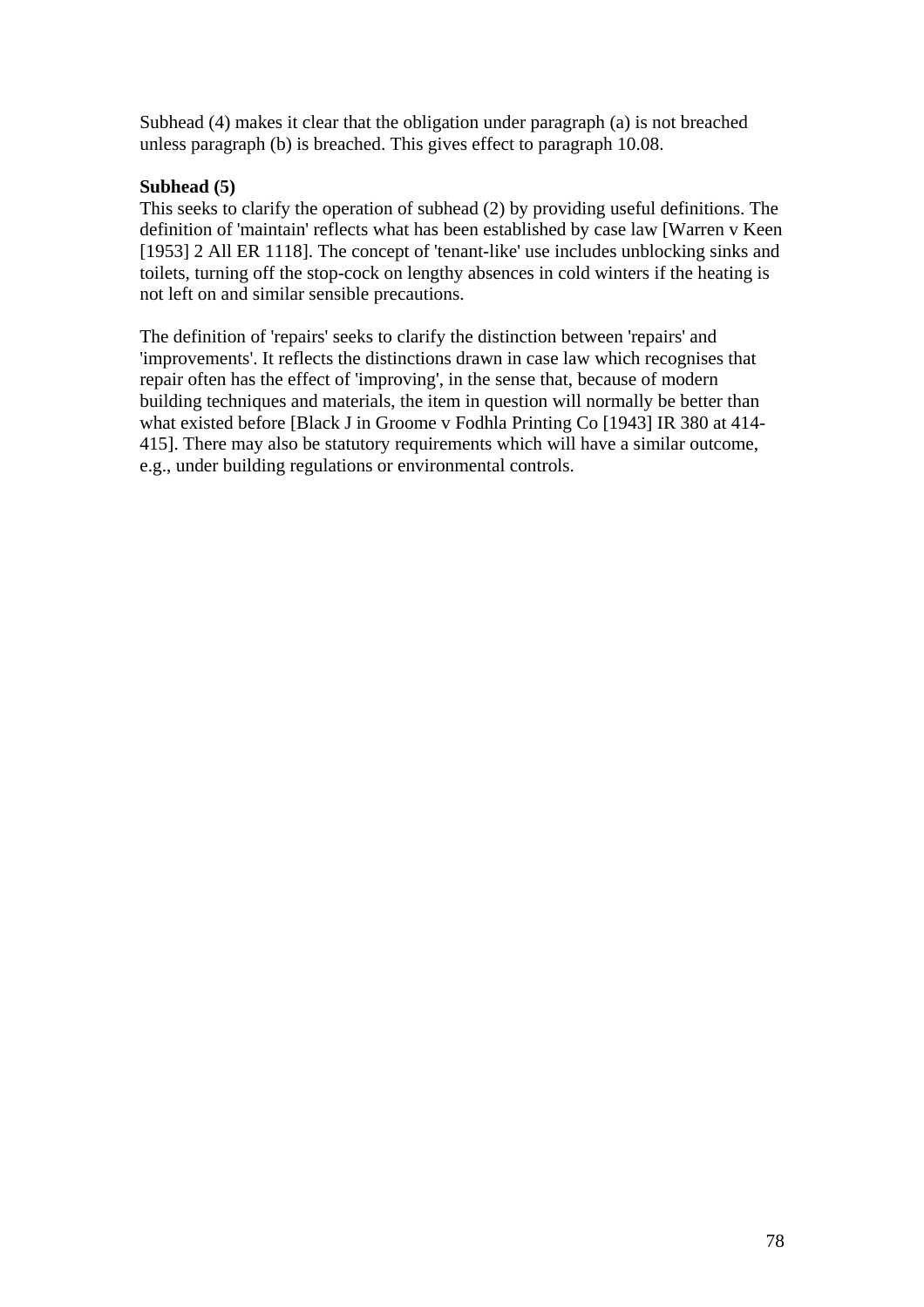Subhead (4) makes it clear that the obligation under paragraph (a) is not breached unless paragraph (b) is breached. This gives effect to paragraph 10.08.

**Subhead (5)**
This seeks to clarify the operation of subhead (2) by providing useful definitions. The definition of 'maintain' reflects what has been established by case law [Warren v Keen [1953] 2 All ER 1118]. The concept of 'tenant-like' use includes unblocking sinks and toilets, turning off the stop-cock on lengthy absences in cold winters if the heating is not left on and similar sensible precautions.

The definition of 'repairs' seeks to clarify the distinction between 'repairs' and 'improvements'. It reflects the distinctions drawn in case law which recognises that repair often has the effect of 'improving', in the sense that, because of modern building techniques and materials, the item in question will normally be better than what existed before [Black J in Groome v Fodhla Printing Co [1943] IR 380 at 414-415]. There may also be statutory requirements which will have a similar outcome, e.g., under building regulations or environmental controls.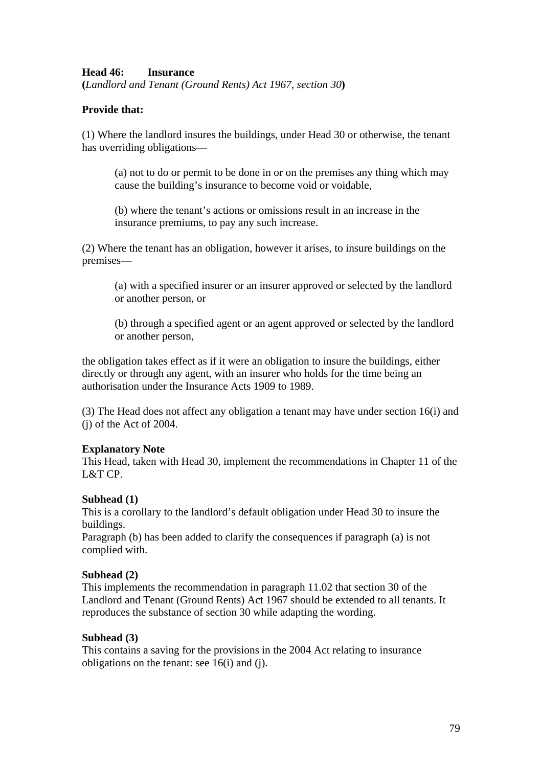**Head 46: Insurance**

**(***Landlord and Tenant (Ground Rents) Act 1967, section 30***)**

**Provide that:**

(1) Where the landlord insures the buildings, under Head 30 or otherwise, the tenant has overriding obligations—

> (a) not to do or permit to be done in or on the premises any thing which may cause the building's insurance to become void or voidable,
>
> (b) where the tenant's actions or omissions result in an increase in the insurance premiums, to pay any such increase.

(2) Where the tenant has an obligation, however it arises, to insure buildings on the premises—

> (a) with a specified insurer or an insurer approved or selected by the landlord or another person, or
>
> (b) through a specified agent or an agent approved or selected by the landlord or another person,

the obligation takes effect as if it were an obligation to insure the buildings, either directly or through any agent, with an insurer who holds for the time being an authorisation under the Insurance Acts 1909 to 1989.

(3) The Head does not affect any obligation a tenant may have under section 16(i) and (j) of the Act of 2004.

**Explanatory Note**

This Head, taken with Head 30, implement the recommendations in Chapter 11 of the L&T CP.

**Subhead (1)**

This is a corollary to the landlord's default obligation under Head 30 to insure the buildings.

Paragraph (b) has been added to clarify the consequences if paragraph (a) is not complied with.

**Subhead (2)**

This implements the recommendation in paragraph 11.02 that section 30 of the Landlord and Tenant (Ground Rents) Act 1967 should be extended to all tenants. It reproduces the substance of section 30 while adapting the wording.

**Subhead (3)**

This contains a saving for the provisions in the 2004 Act relating to insurance obligations on the tenant: see 16(i) and (j).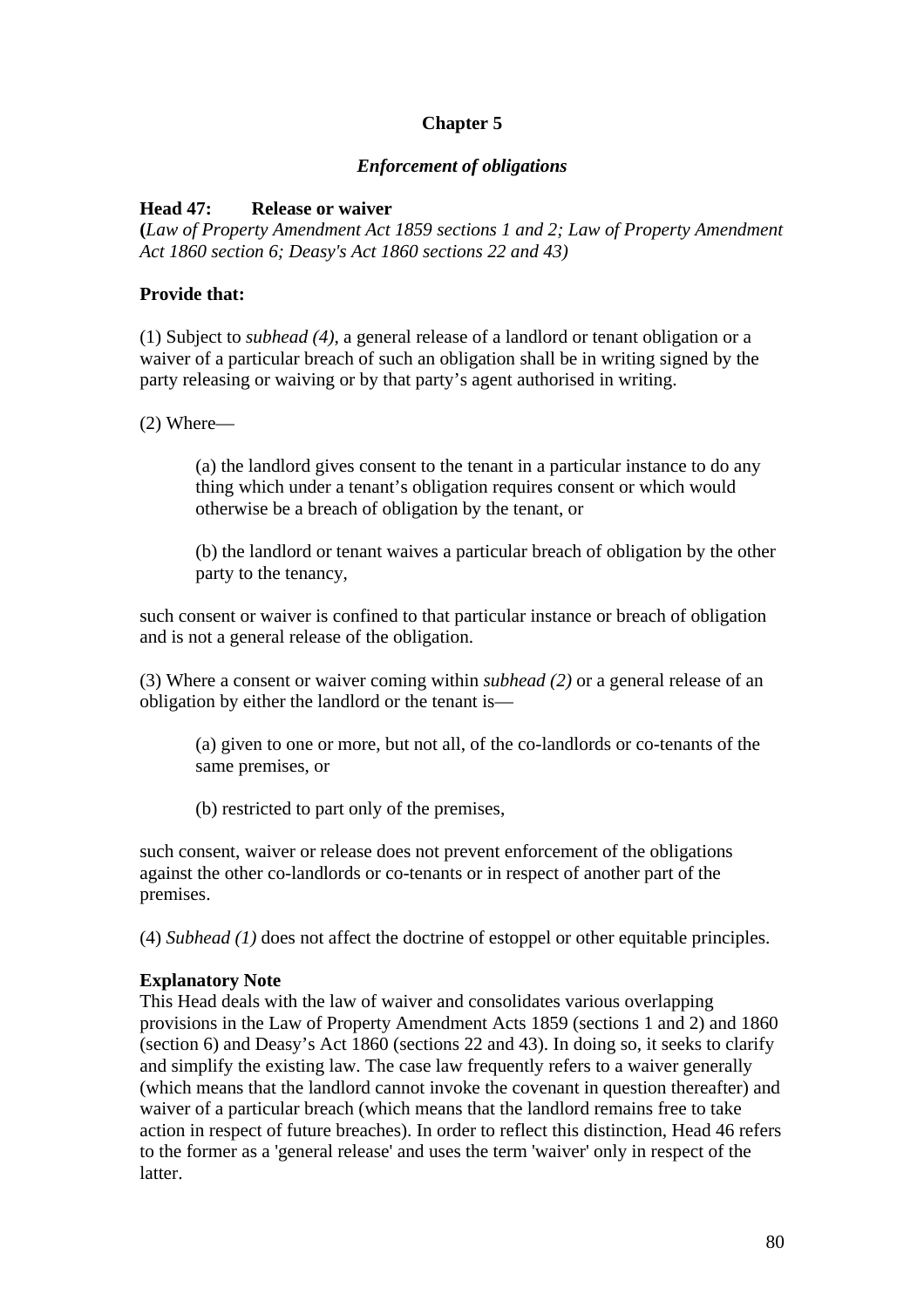# Chapter 5

## *Enforcement of obligations*

**Head 47: Release or waiver**
**(***Law of Property Amendment Act 1859 sections 1 and 2; Law of Property Amendment Act 1860 section 6; Deasy's Act 1860 sections 22 and 43)*

**Provide that:**

(1) Subject to *subhead (4)*, a general release of a landlord or tenant obligation or a waiver of a particular breach of such an obligation shall be in writing signed by the party releasing or waiving or by that party's agent authorised in writing.

(2) Where—

> (a) the landlord gives consent to the tenant in a particular instance to do any thing which under a tenant's obligation requires consent or which would otherwise be a breach of obligation by the tenant, or
>
> (b) the landlord or tenant waives a particular breach of obligation by the other party to the tenancy,

such consent or waiver is confined to that particular instance or breach of obligation and is not a general release of the obligation.

(3) Where a consent or waiver coming within *subhead (2)* or a general release of an obligation by either the landlord or the tenant is—

> (a) given to one or more, but not all, of the co-landlords or co-tenants of the same premises, or
>
> (b) restricted to part only of the premises,

such consent, waiver or release does not prevent enforcement of the obligations against the other co-landlords or co-tenants or in respect of another part of the premises.

(4) *Subhead (1)* does not affect the doctrine of estoppel or other equitable principles.

**Explanatory Note**
This Head deals with the law of waiver and consolidates various overlapping provisions in the Law of Property Amendment Acts 1859 (sections 1 and 2) and 1860 (section 6) and Deasy's Act 1860 (sections 22 and 43). In doing so, it seeks to clarify and simplify the existing law. The case law frequently refers to a waiver generally (which means that the landlord cannot invoke the covenant in question thereafter) and waiver of a particular breach (which means that the landlord remains free to take action in respect of future breaches). In order to reflect this distinction, Head 46 refers to the former as a 'general release' and uses the term 'waiver' only in respect of the latter.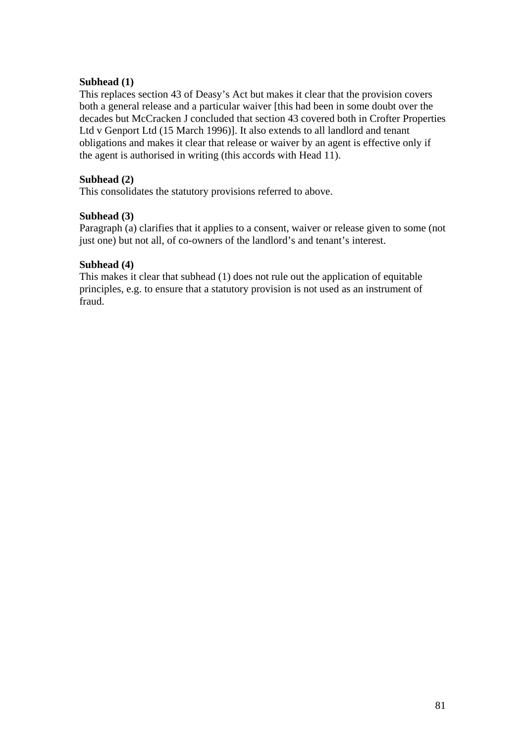**Subhead (1)**
This replaces section 43 of Deasy's Act but makes it clear that the provision covers both a general release and a particular waiver [this had been in some doubt over the decades but McCracken J concluded that section 43 covered both in Crofter Properties Ltd v Genport Ltd (15 March 1996)]. It also extends to all landlord and tenant obligations and makes it clear that release or waiver by an agent is effective only if the agent is authorised in writing (this accords with Head 11).

**Subhead (2)**
This consolidates the statutory provisions referred to above.

**Subhead (3)**
Paragraph (a) clarifies that it applies to a consent, waiver or release given to some (not just one) but not all, of co-owners of the landlord's and tenant's interest.

**Subhead (4)**
This makes it clear that subhead (1) does not rule out the application of equitable principles, e.g. to ensure that a statutory provision is not used as an instrument of fraud.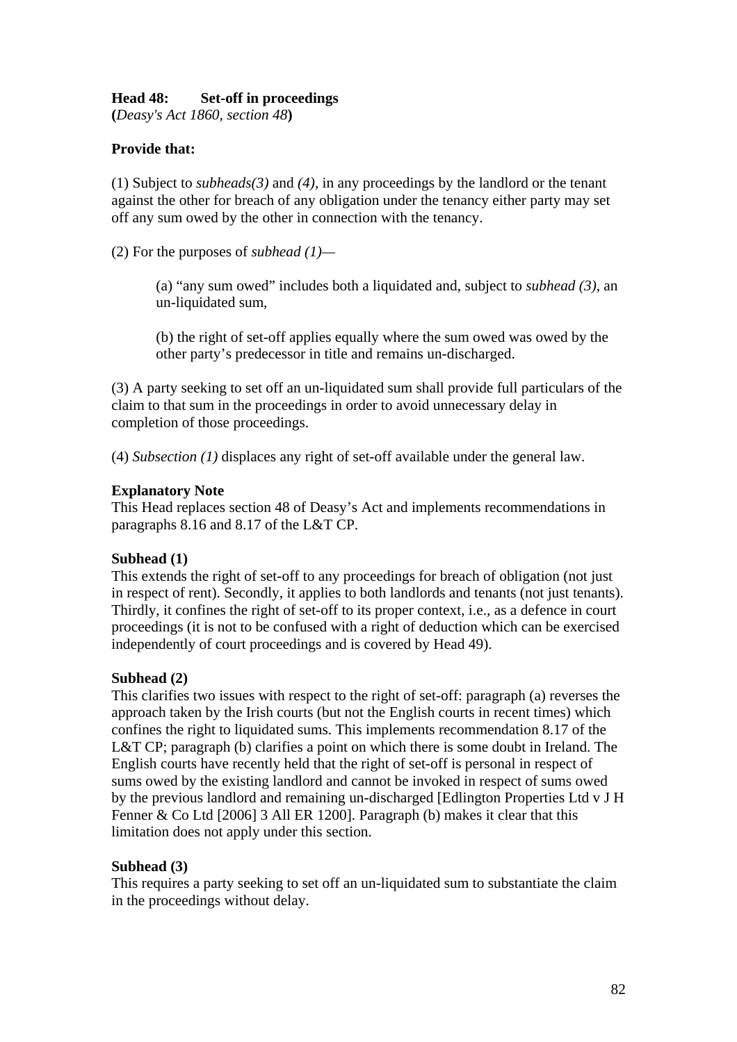**Head 48: Set-off in proceedings**
**(***Deasy's Act 1860, section 48***)**

**Provide that:**

(1) Subject to *subheads(3)* and *(4)*, in any proceedings by the landlord or the tenant against the other for breach of any obligation under the tenancy either party may set off any sum owed by the other in connection with the tenancy.

(2) For the purposes of *subhead (1)*—

> (a) "any sum owed" includes both a liquidated and, subject to *subhead (3)*, an un-liquidated sum,
>
> (b) the right of set-off applies equally where the sum owed was owed by the other party's predecessor in title and remains un-discharged.

(3) A party seeking to set off an un-liquidated sum shall provide full particulars of the claim to that sum in the proceedings in order to avoid unnecessary delay in completion of those proceedings.

(4) *Subsection (1)* displaces any right of set-off available under the general law.

**Explanatory Note**
This Head replaces section 48 of Deasy's Act and implements recommendations in paragraphs 8.16 and 8.17 of the L&T CP.

**Subhead (1)**
This extends the right of set-off to any proceedings for breach of obligation (not just in respect of rent). Secondly, it applies to both landlords and tenants (not just tenants). Thirdly, it confines the right of set-off to its proper context, i.e., as a defence in court proceedings (it is not to be confused with a right of deduction which can be exercised independently of court proceedings and is covered by Head 49).

**Subhead (2)**
This clarifies two issues with respect to the right of set-off: paragraph (a) reverses the approach taken by the Irish courts (but not the English courts in recent times) which confines the right to liquidated sums. This implements recommendation 8.17 of the L&T CP; paragraph (b) clarifies a point on which there is some doubt in Ireland. The English courts have recently held that the right of set-off is personal in respect of sums owed by the existing landlord and cannot be invoked in respect of sums owed by the previous landlord and remaining un-discharged [Edlington Properties Ltd v J H Fenner & Co Ltd [2006] 3 All ER 1200]. Paragraph (b) makes it clear that this limitation does not apply under this section.

**Subhead (3)**
This requires a party seeking to set off an un-liquidated sum to substantiate the claim in the proceedings without delay.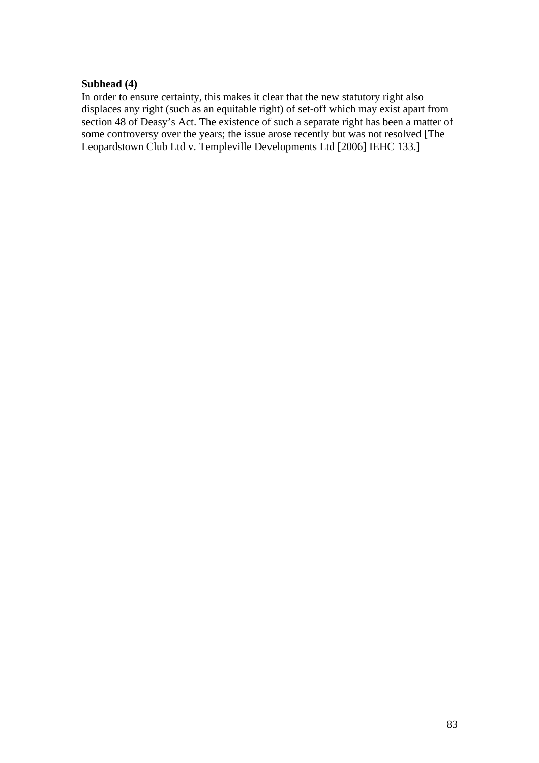**Subhead (4)**

In order to ensure certainty, this makes it clear that the new statutory right also displaces any right (such as an equitable right) of set-off which may exist apart from section 48 of Deasy's Act. The existence of such a separate right has been a matter of some controversy over the years; the issue arose recently but was not resolved [The Leopardstown Club Ltd v. Templeville Developments Ltd [2006] IEHC 133.]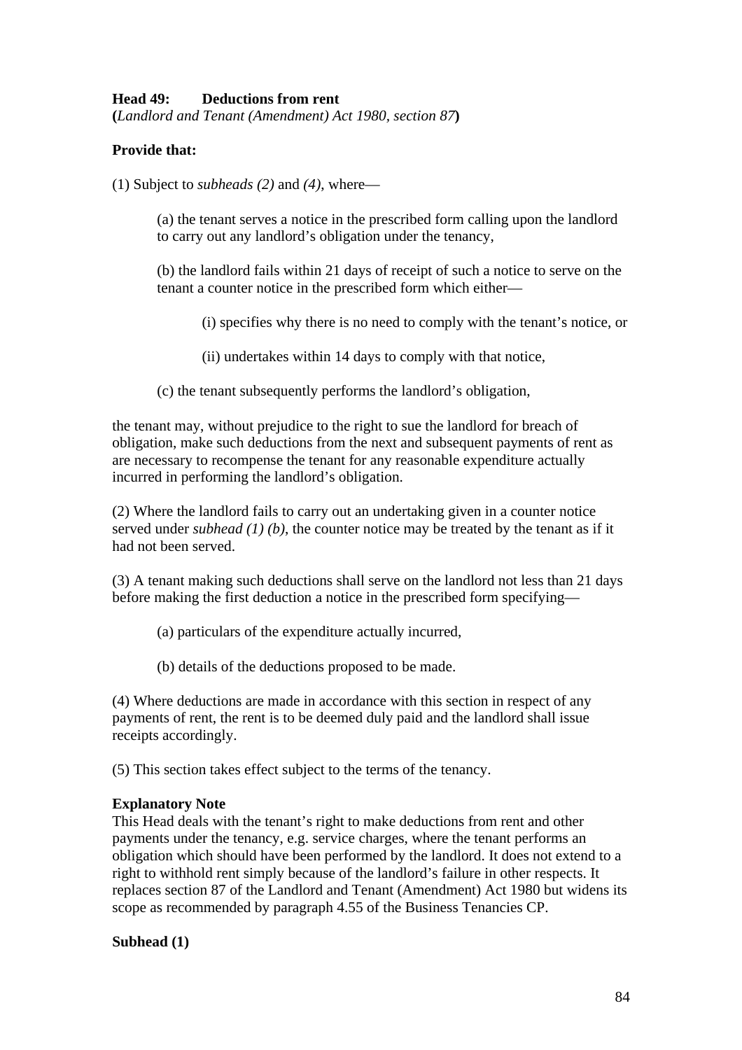**Head 49: Deductions from rent**
**(***Landlord and Tenant (Amendment) Act 1980, section 87***)**

**Provide that:**

(1) Subject to *subheads (2)* and *(4)*, where—

> (a) the tenant serves a notice in the prescribed form calling upon the landlord to carry out any landlord's obligation under the tenancy,
>
> (b) the landlord fails within 21 days of receipt of such a notice to serve on the tenant a counter notice in the prescribed form which either—
>
> > (i) specifies why there is no need to comply with the tenant's notice, or
> >
> > (ii) undertakes within 14 days to comply with that notice,
>
> (c) the tenant subsequently performs the landlord's obligation,

the tenant may, without prejudice to the right to sue the landlord for breach of obligation, make such deductions from the next and subsequent payments of rent as are necessary to recompense the tenant for any reasonable expenditure actually incurred in performing the landlord's obligation.

(2) Where the landlord fails to carry out an undertaking given in a counter notice served under *subhead (1) (b)*, the counter notice may be treated by the tenant as if it had not been served.

(3) A tenant making such deductions shall serve on the landlord not less than 21 days before making the first deduction a notice in the prescribed form specifying—

> (a) particulars of the expenditure actually incurred,
>
> (b) details of the deductions proposed to be made.

(4) Where deductions are made in accordance with this section in respect of any payments of rent, the rent is to be deemed duly paid and the landlord shall issue receipts accordingly.

(5) This section takes effect subject to the terms of the tenancy.

**Explanatory Note**
This Head deals with the tenant's right to make deductions from rent and other payments under the tenancy, e.g. service charges, where the tenant performs an obligation which should have been performed by the landlord. It does not extend to a right to withhold rent simply because of the landlord's failure in other respects. It replaces section 87 of the Landlord and Tenant (Amendment) Act 1980 but widens its scope as recommended by paragraph 4.55 of the Business Tenancies CP.

**Subhead (1)**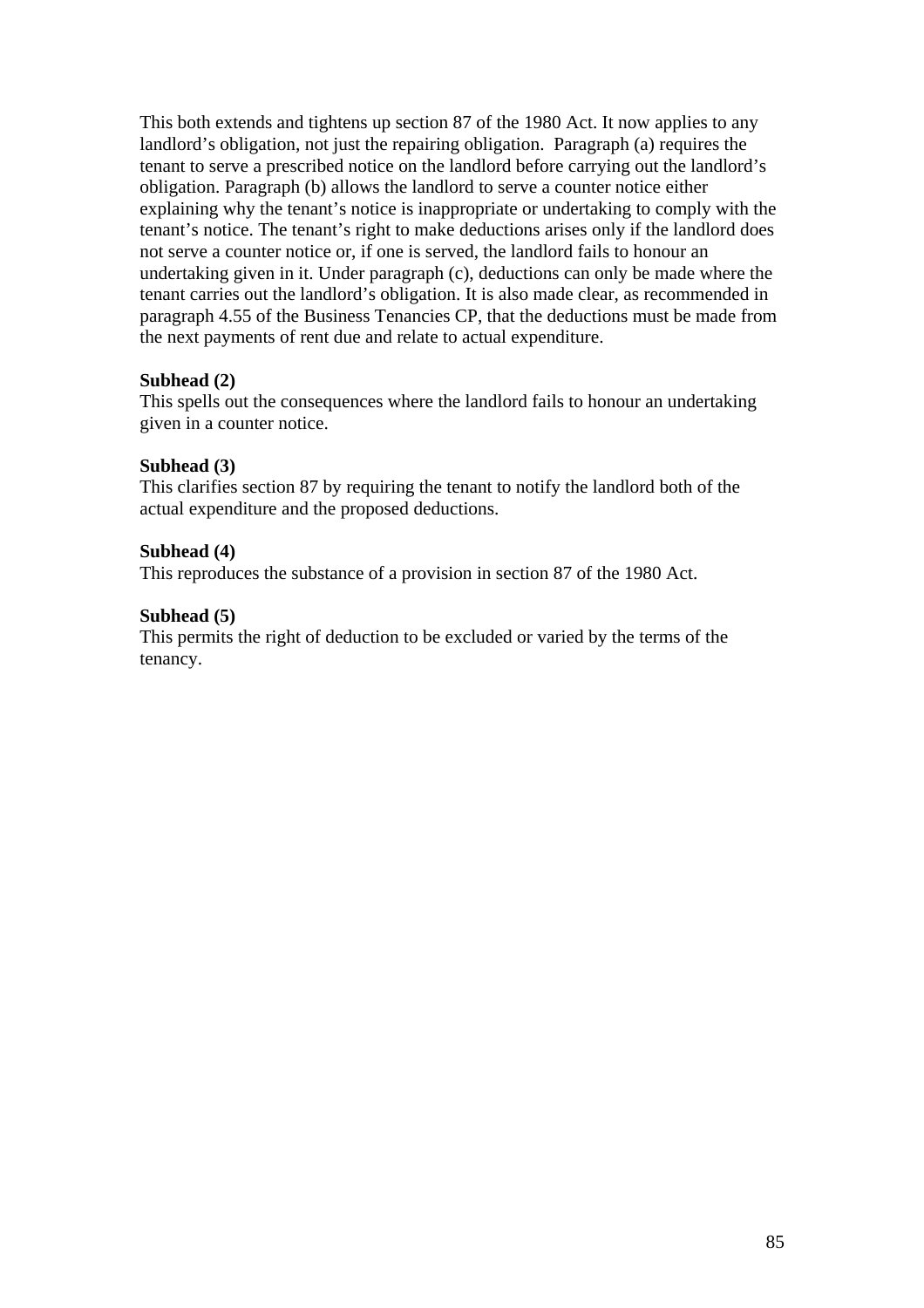This both extends and tightens up section 87 of the 1980 Act. It now applies to any landlord's obligation, not just the repairing obligation. Paragraph (a) requires the tenant to serve a prescribed notice on the landlord before carrying out the landlord's obligation. Paragraph (b) allows the landlord to serve a counter notice either explaining why the tenant's notice is inappropriate or undertaking to comply with the tenant's notice. The tenant's right to make deductions arises only if the landlord does not serve a counter notice or, if one is served, the landlord fails to honour an undertaking given in it. Under paragraph (c), deductions can only be made where the tenant carries out the landlord's obligation. It is also made clear, as recommended in paragraph 4.55 of the Business Tenancies CP, that the deductions must be made from the next payments of rent due and relate to actual expenditure.

**Subhead (2)**
This spells out the consequences where the landlord fails to honour an undertaking given in a counter notice.

**Subhead (3)**
This clarifies section 87 by requiring the tenant to notify the landlord both of the actual expenditure and the proposed deductions.

**Subhead (4)**
This reproduces the substance of a provision in section 87 of the 1980 Act.

**Subhead (5)**
This permits the right of deduction to be excluded or varied by the terms of the tenancy.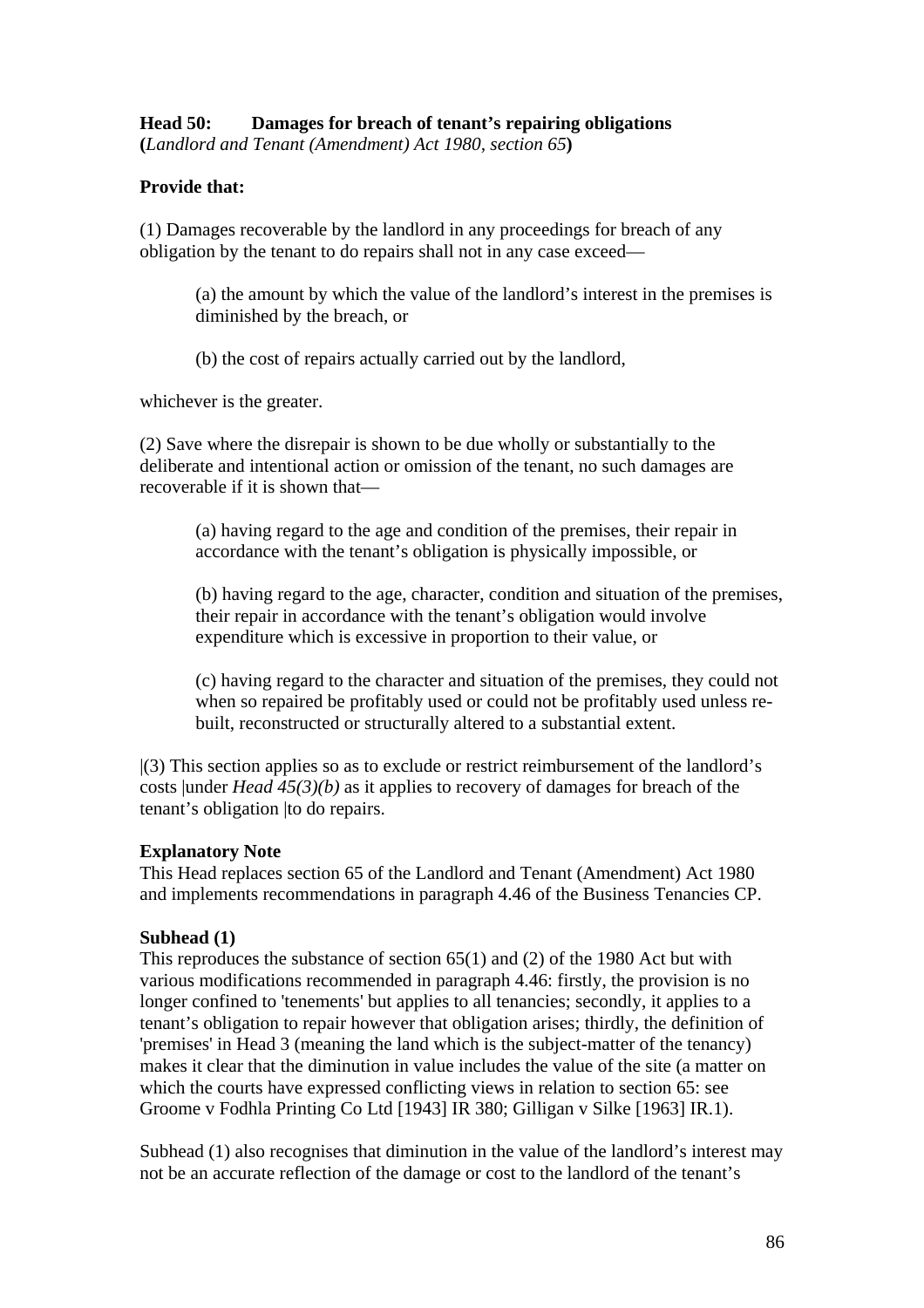**Head 50: Damages for breach of tenant's repairing obligations**
**(*Landlord and Tenant (Amendment) Act 1980, section 65*)**

**Provide that:**

(1) Damages recoverable by the landlord in any proceedings for breach of any obligation by the tenant to do repairs shall not in any case exceed—

> (a) the amount by which the value of the landlord's interest in the premises is diminished by the breach, or
>
> (b) the cost of repairs actually carried out by the landlord,

whichever is the greater.

(2) Save where the disrepair is shown to be due wholly or substantially to the deliberate and intentional action or omission of the tenant, no such damages are recoverable if it is shown that—

> (a) having regard to the age and condition of the premises, their repair in accordance with the tenant's obligation is physically impossible, or
>
> (b) having regard to the age, character, condition and situation of the premises, their repair in accordance with the tenant's obligation would involve expenditure which is excessive in proportion to their value, or
>
> (c) having regard to the character and situation of the premises, they could not when so repaired be profitably used or could not be profitably used unless re-built, reconstructed or structurally altered to a substantial extent.

|(3) This section applies so as to exclude or restrict reimbursement of the landlord's costs |under *Head 45(3)(b)* as it applies to recovery of damages for breach of the tenant's obligation |to do repairs.

**Explanatory Note**
This Head replaces section 65 of the Landlord and Tenant (Amendment) Act 1980 and implements recommendations in paragraph 4.46 of the Business Tenancies CP.

**Subhead (1)**
This reproduces the substance of section 65(1) and (2) of the 1980 Act but with various modifications recommended in paragraph 4.46: firstly, the provision is no longer confined to 'tenements' but applies to all tenancies; secondly, it applies to a tenant's obligation to repair however that obligation arises; thirdly, the definition of 'premises' in Head 3 (meaning the land which is the subject-matter of the tenancy) makes it clear that the diminution in value includes the value of the site (a matter on which the courts have expressed conflicting views in relation to section 65: see Groome v Fodhla Printing Co Ltd [1943] IR 380; Gilligan v Silke [1963] IR.1).

Subhead (1) also recognises that diminution in the value of the landlord's interest may not be an accurate reflection of the damage or cost to the landlord of the tenant's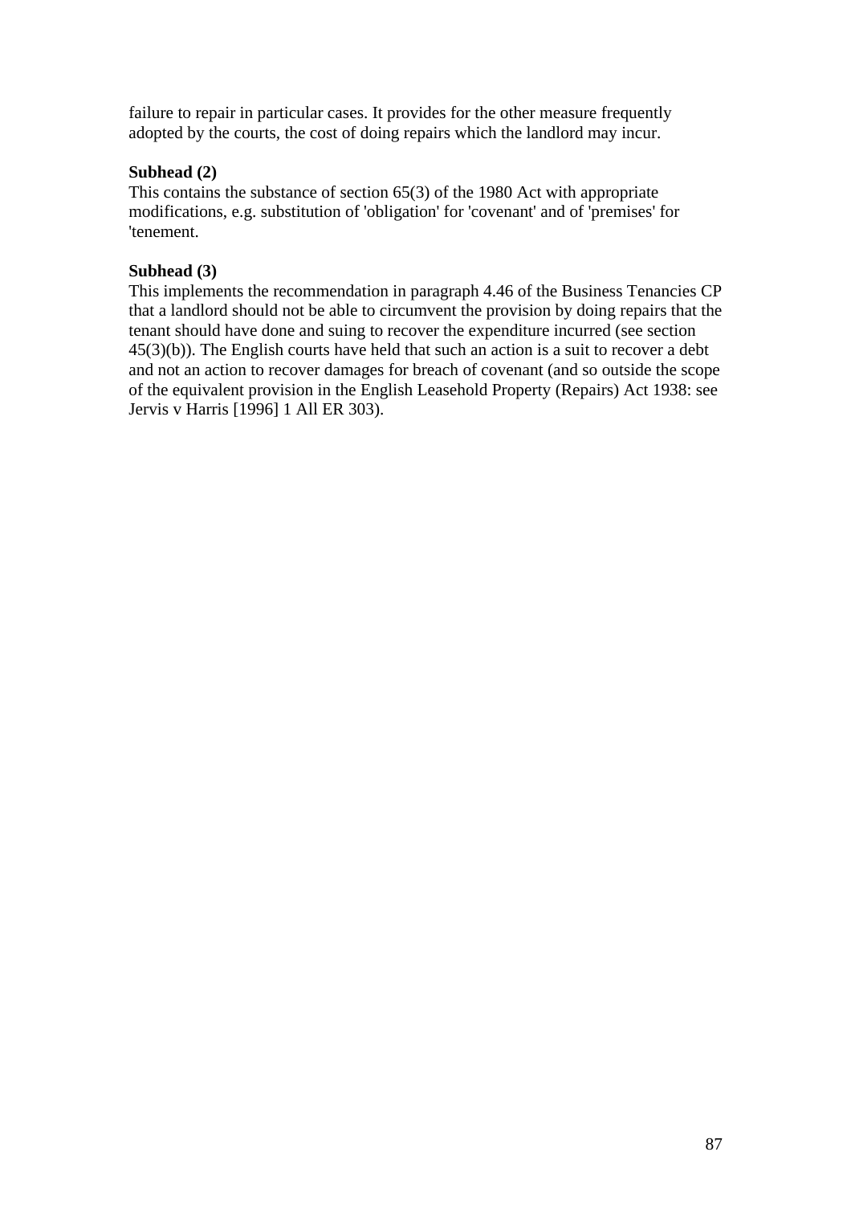failure to repair in particular cases. It provides for the other measure frequently adopted by the courts, the cost of doing repairs which the landlord may incur.

**Subhead (2)**
This contains the substance of section 65(3) of the 1980 Act with appropriate modifications, e.g. substitution of 'obligation' for 'covenant' and of 'premises' for 'tenement.

**Subhead (3)**
This implements the recommendation in paragraph 4.46 of the Business Tenancies CP that a landlord should not be able to circumvent the provision by doing repairs that the tenant should have done and suing to recover the expenditure incurred (see section 45(3)(b)). The English courts have held that such an action is a suit to recover a debt and not an action to recover damages for breach of covenant (and so outside the scope of the equivalent provision in the English Leasehold Property (Repairs) Act 1938: see Jervis v Harris [1996] 1 All ER 303).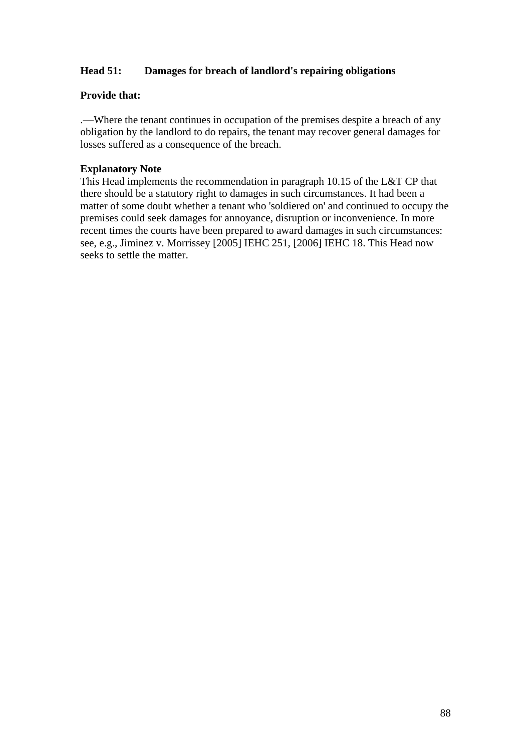**Head 51: Damages for breach of landlord's repairing obligations**

**Provide that:**

.—Where the tenant continues in occupation of the premises despite a breach of any obligation by the landlord to do repairs, the tenant may recover general damages for losses suffered as a consequence of the breach.

**Explanatory Note**

This Head implements the recommendation in paragraph 10.15 of the L&T CP that there should be a statutory right to damages in such circumstances. It had been a matter of some doubt whether a tenant who 'soldiered on' and continued to occupy the premises could seek damages for annoyance, disruption or inconvenience. In more recent times the courts have been prepared to award damages in such circumstances: see, e.g., Jiminez v. Morrissey [2005] IEHC 251, [2006] IEHC 18. This Head now seeks to settle the matter.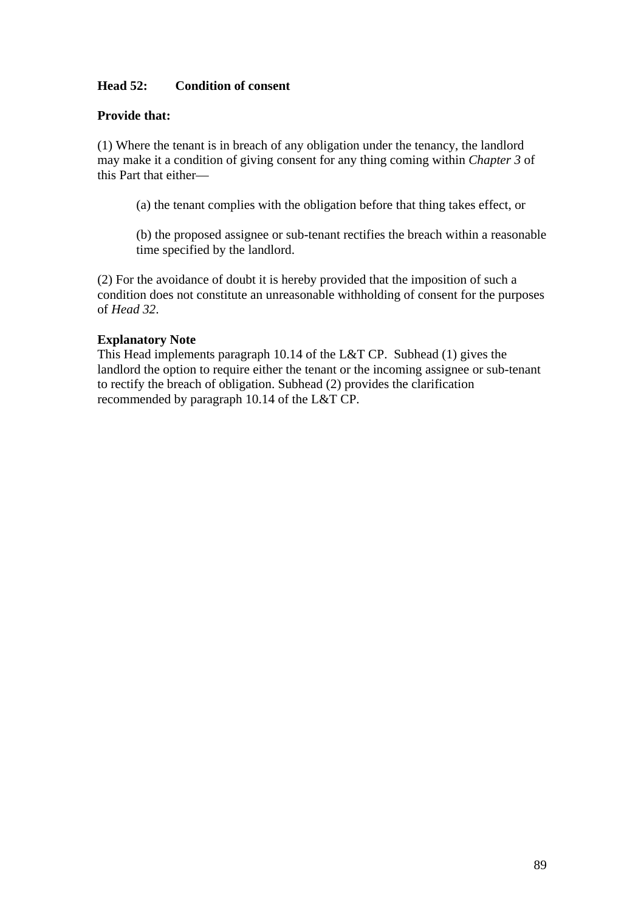**Head 52: Condition of consent**

**Provide that:**

(1) Where the tenant is in breach of any obligation under the tenancy, the landlord may make it a condition of giving consent for any thing coming within *Chapter 3* of this Part that either—

(a) the tenant complies with the obligation before that thing takes effect, or

(b) the proposed assignee or sub-tenant rectifies the breach within a reasonable time specified by the landlord.

(2) For the avoidance of doubt it is hereby provided that the imposition of such a condition does not constitute an unreasonable withholding of consent for the purposes of *Head 32*.

**Explanatory Note**

This Head implements paragraph 10.14 of the L&T CP. Subhead (1) gives the landlord the option to require either the tenant or the incoming assignee or sub-tenant to rectify the breach of obligation. Subhead (2) provides the clarification recommended by paragraph 10.14 of the L&T CP.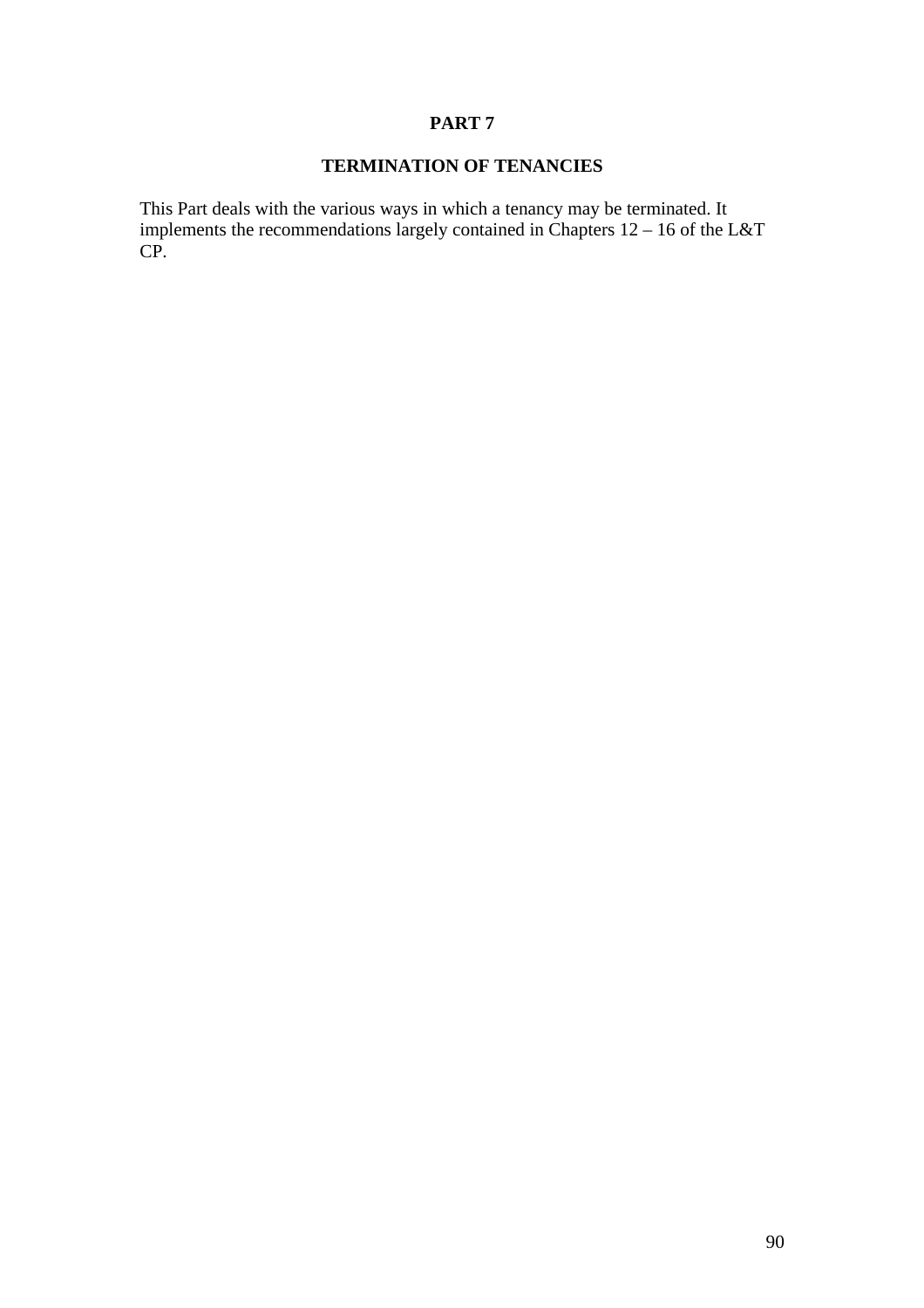# PART 7

## TERMINATION OF TENANCIES

This Part deals with the various ways in which a tenancy may be terminated. It implements the recommendations largely contained in Chapters 12 – 16 of the L&T CP.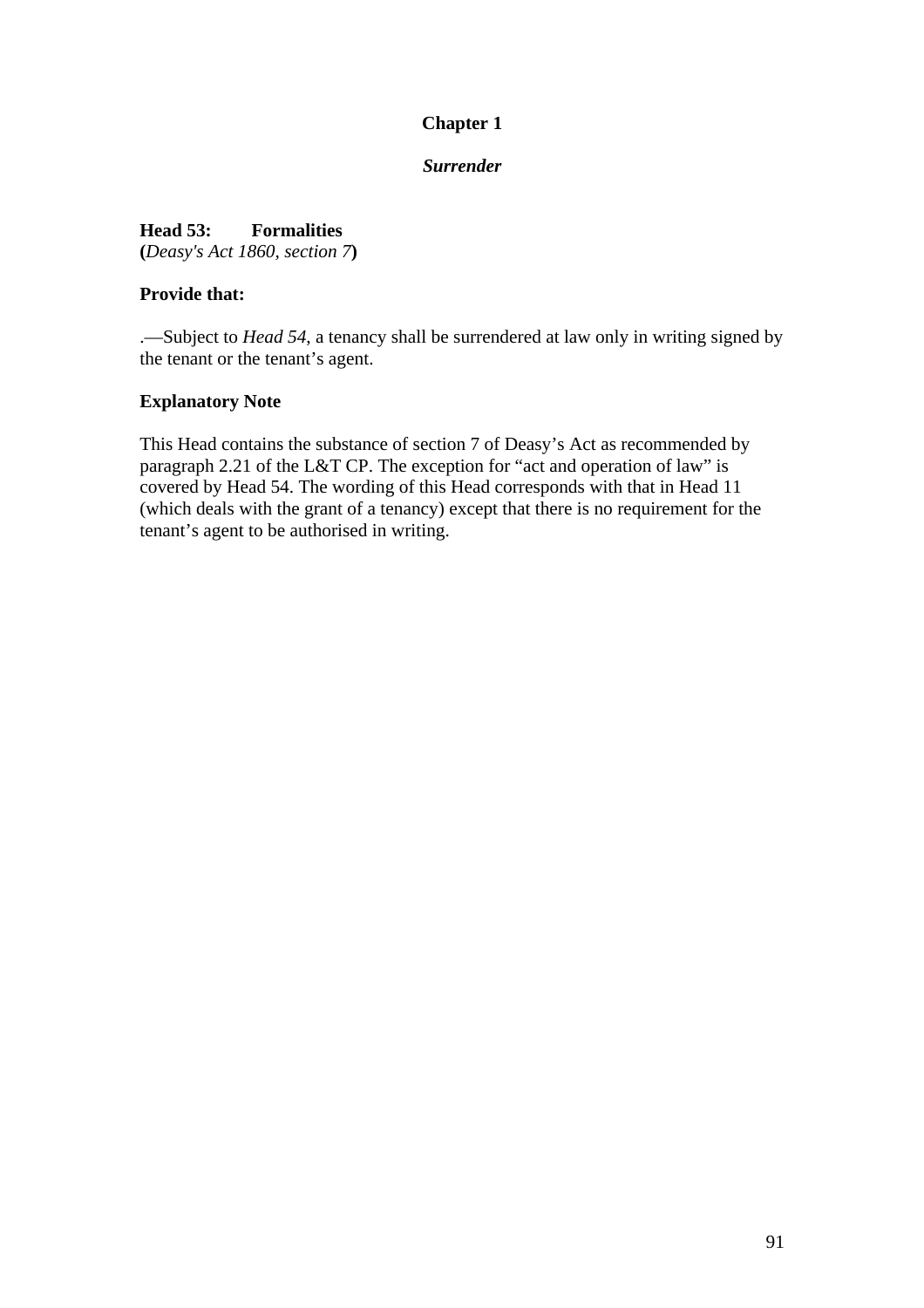# Chapter 1

## *Surrender*

**Head 53: Formalities**
**(***Deasy's Act 1860, section 7***)**

**Provide that:**

.—Subject to *Head 54*, a tenancy shall be surrendered at law only in writing signed by the tenant or the tenant's agent.

**Explanatory Note**

This Head contains the substance of section 7 of Deasy's Act as recommended by paragraph 2.21 of the L&T CP. The exception for "act and operation of law" is covered by Head 54. The wording of this Head corresponds with that in Head 11 (which deals with the grant of a tenancy) except that there is no requirement for the tenant's agent to be authorised in writing.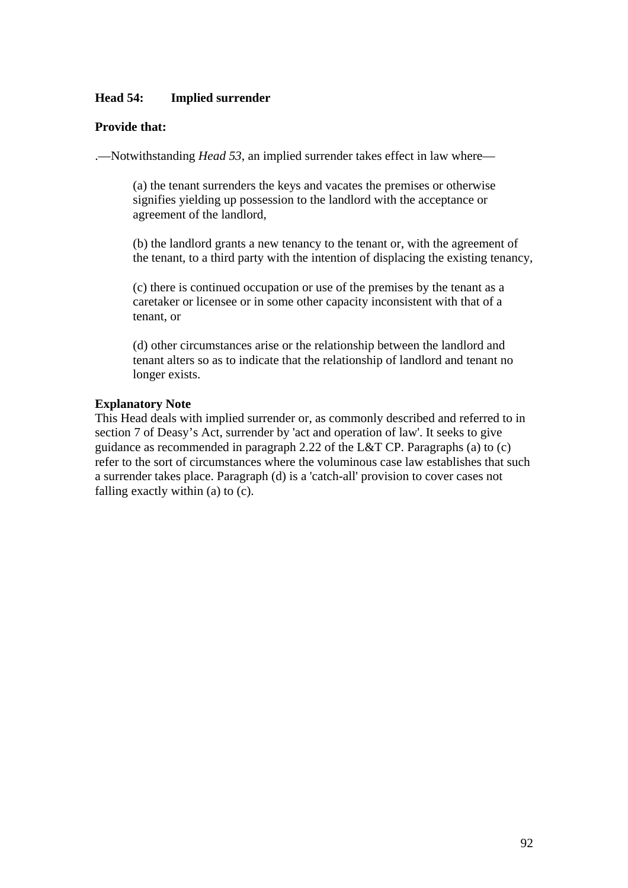**Head 54: Implied surrender**

**Provide that:**

.—Notwithstanding *Head 53*, an implied surrender takes effect in law where—

(a) the tenant surrenders the keys and vacates the premises or otherwise signifies yielding up possession to the landlord with the acceptance or agreement of the landlord,

(b) the landlord grants a new tenancy to the tenant or, with the agreement of the tenant, to a third party with the intention of displacing the existing tenancy,

(c) there is continued occupation or use of the premises by the tenant as a caretaker or licensee or in some other capacity inconsistent with that of a tenant, or

(d) other circumstances arise or the relationship between the landlord and tenant alters so as to indicate that the relationship of landlord and tenant no longer exists.

**Explanatory Note**

This Head deals with implied surrender or, as commonly described and referred to in section 7 of Deasy's Act, surrender by 'act and operation of law'. It seeks to give guidance as recommended in paragraph 2.22 of the L&T CP. Paragraphs (a) to (c) refer to the sort of circumstances where the voluminous case law establishes that such a surrender takes place. Paragraph (d) is a 'catch-all' provision to cover cases not falling exactly within (a) to (c).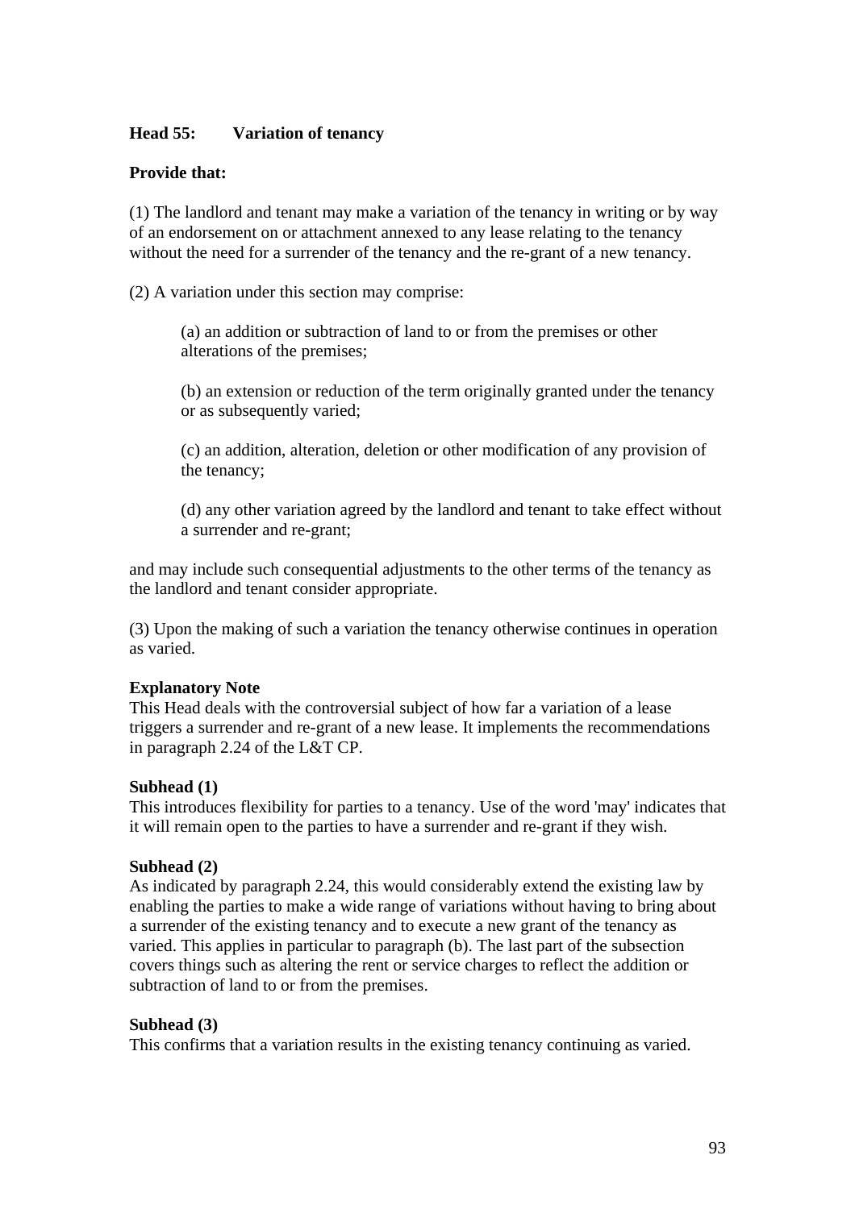**Head 55: Variation of tenancy**

**Provide that:**

(1) The landlord and tenant may make a variation of the tenancy in writing or by way of an endorsement on or attachment annexed to any lease relating to the tenancy without the need for a surrender of the tenancy and the re-grant of a new tenancy.

(2) A variation under this section may comprise:

> (a) an addition or subtraction of land to or from the premises or other alterations of the premises;
>
> (b) an extension or reduction of the term originally granted under the tenancy or as subsequently varied;
>
> (c) an addition, alteration, deletion or other modification of any provision of the tenancy;
>
> (d) any other variation agreed by the landlord and tenant to take effect without a surrender and re-grant;

and may include such consequential adjustments to the other terms of the tenancy as the landlord and tenant consider appropriate.

(3) Upon the making of such a variation the tenancy otherwise continues in operation as varied.

**Explanatory Note**
This Head deals with the controversial subject of how far a variation of a lease triggers a surrender and re-grant of a new lease. It implements the recommendations in paragraph 2.24 of the L&T CP.

**Subhead (1)**
This introduces flexibility for parties to a tenancy. Use of the word 'may' indicates that it will remain open to the parties to have a surrender and re-grant if they wish.

**Subhead (2)**
As indicated by paragraph 2.24, this would considerably extend the existing law by enabling the parties to make a wide range of variations without having to bring about a surrender of the existing tenancy and to execute a new grant of the tenancy as varied. This applies in particular to paragraph (b). The last part of the subsection covers things such as altering the rent or service charges to reflect the addition or subtraction of land to or from the premises.

**Subhead (3)**
This confirms that a variation results in the existing tenancy continuing as varied.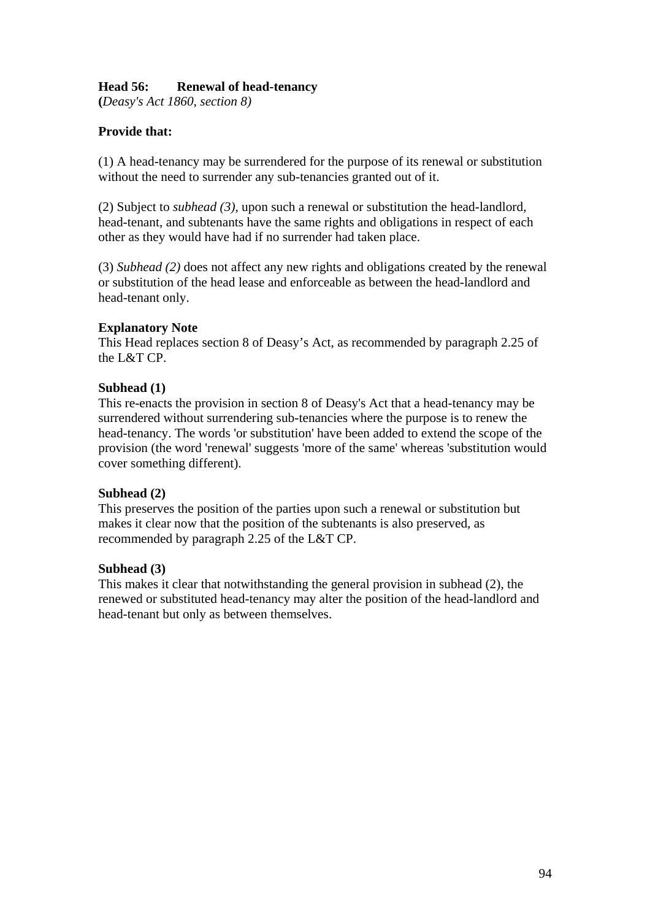**Head 56: Renewal of head-tenancy**
**(***Deasy's Act 1860, section 8)*

**Provide that:**

(1) A head-tenancy may be surrendered for the purpose of its renewal or substitution without the need to surrender any sub-tenancies granted out of it.

(2) Subject to *subhead (3)*, upon such a renewal or substitution the head-landlord, head-tenant, and subtenants have the same rights and obligations in respect of each other as they would have had if no surrender had taken place.

(3) *Subhead (2)* does not affect any new rights and obligations created by the renewal or substitution of the head lease and enforceable as between the head-landlord and head-tenant only.

**Explanatory Note**
This Head replaces section 8 of Deasy's Act, as recommended by paragraph 2.25 of the L&T CP.

**Subhead (1)**
This re-enacts the provision in section 8 of Deasy's Act that a head-tenancy may be surrendered without surrendering sub-tenancies where the purpose is to renew the head-tenancy. The words 'or substitution' have been added to extend the scope of the provision (the word 'renewal' suggests 'more of the same' whereas 'substitution would cover something different).

**Subhead (2)**
This preserves the position of the parties upon such a renewal or substitution but makes it clear now that the position of the subtenants is also preserved, as recommended by paragraph 2.25 of the L&T CP.

**Subhead (3)**
This makes it clear that notwithstanding the general provision in subhead (2), the renewed or substituted head-tenancy may alter the position of the head-landlord and head-tenant but only as between themselves.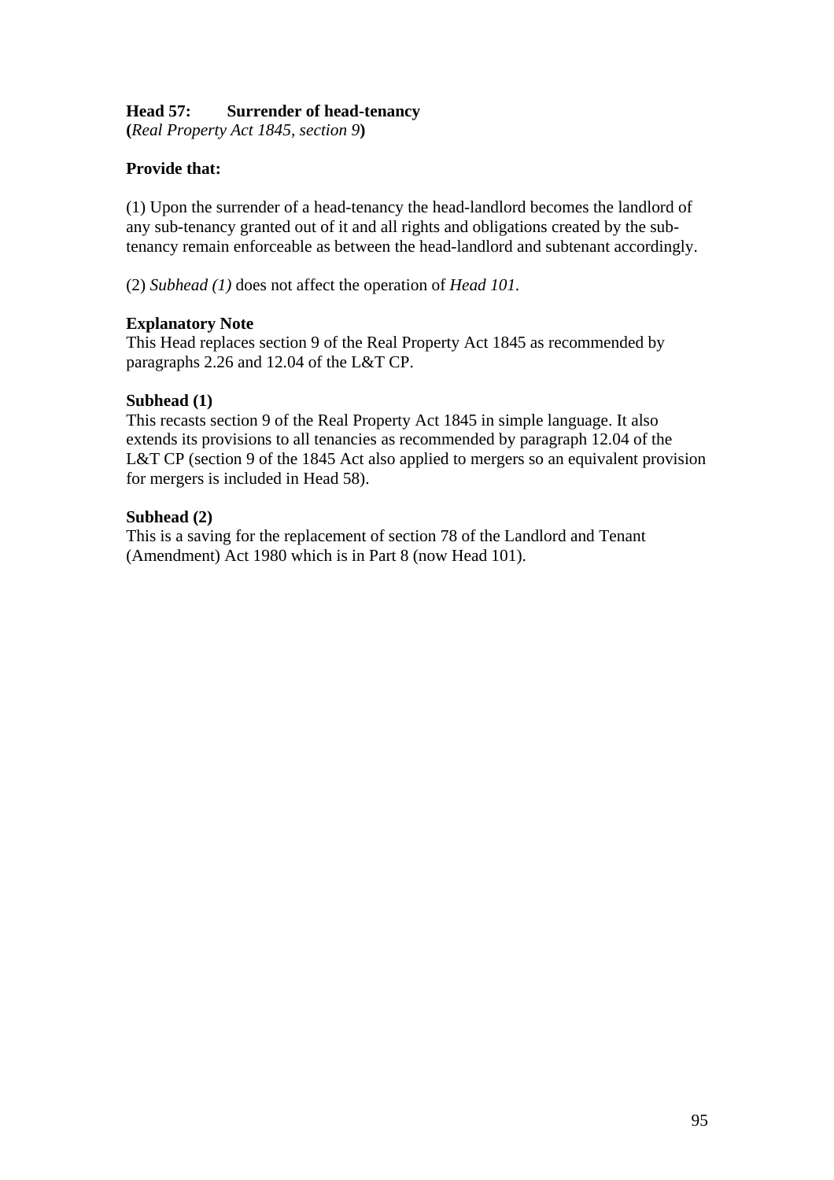**Head 57: Surrender of head-tenancy**
**(***Real Property Act 1845, section 9***)**

**Provide that:**

(1) Upon the surrender of a head-tenancy the head-landlord becomes the landlord of any sub-tenancy granted out of it and all rights and obligations created by the sub-tenancy remain enforceable as between the head-landlord and subtenant accordingly.

(2) *Subhead (1)* does not affect the operation of *Head 101*.

**Explanatory Note**
This Head replaces section 9 of the Real Property Act 1845 as recommended by paragraphs 2.26 and 12.04 of the L&T CP.

**Subhead (1)**
This recasts section 9 of the Real Property Act 1845 in simple language. It also extends its provisions to all tenancies as recommended by paragraph 12.04 of the L&T CP (section 9 of the 1845 Act also applied to mergers so an equivalent provision for mergers is included in Head 58).

**Subhead (2)**
This is a saving for the replacement of section 78 of the Landlord and Tenant (Amendment) Act 1980 which is in Part 8 (now Head 101).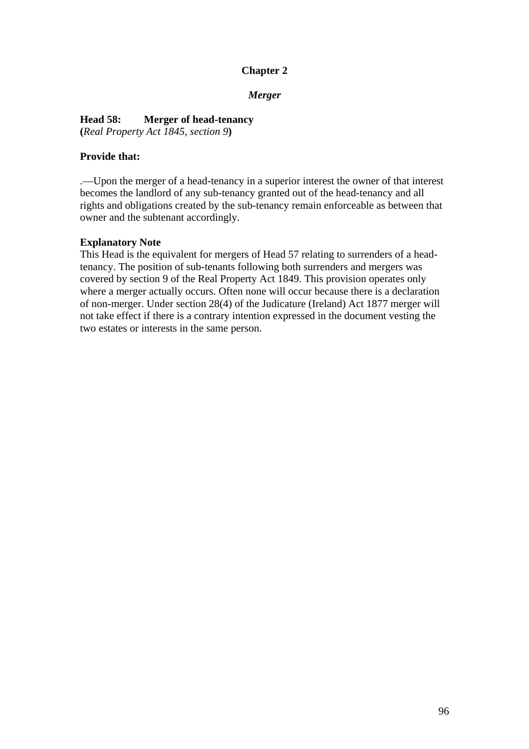## Chapter 2

### *Merger*

**Head 58: Merger of head-tenancy**
**(***Real Property Act 1845, section 9***)**

**Provide that:**

.—Upon the merger of a head-tenancy in a superior interest the owner of that interest becomes the landlord of any sub-tenancy granted out of the head-tenancy and all rights and obligations created by the sub-tenancy remain enforceable as between that owner and the subtenant accordingly.

**Explanatory Note**
This Head is the equivalent for mergers of Head 57 relating to surrenders of a head-tenancy. The position of sub-tenants following both surrenders and mergers was covered by section 9 of the Real Property Act 1849. This provision operates only where a merger actually occurs. Often none will occur because there is a declaration of non-merger. Under section 28(4) of the Judicature (Ireland) Act 1877 merger will not take effect if there is a contrary intention expressed in the document vesting the two estates or interests in the same person.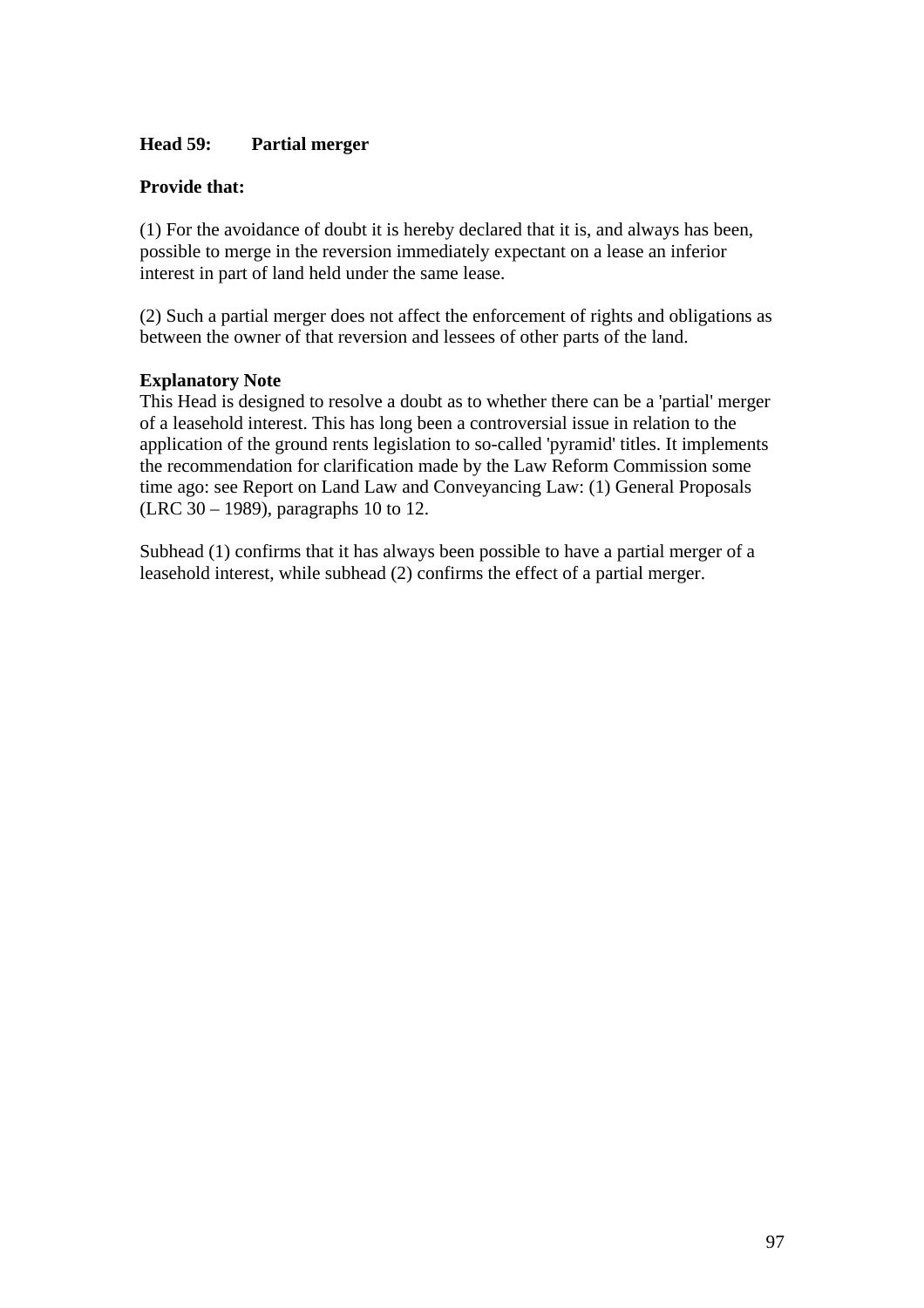**Head 59: Partial merger**

**Provide that:**

(1) For the avoidance of doubt it is hereby declared that it is, and always has been, possible to merge in the reversion immediately expectant on a lease an inferior interest in part of land held under the same lease.

(2) Such a partial merger does not affect the enforcement of rights and obligations as between the owner of that reversion and lessees of other parts of the land.

**Explanatory Note**

This Head is designed to resolve a doubt as to whether there can be a 'partial' merger of a leasehold interest. This has long been a controversial issue in relation to the application of the ground rents legislation to so-called 'pyramid' titles. It implements the recommendation for clarification made by the Law Reform Commission some time ago: see Report on Land Law and Conveyancing Law: (1) General Proposals (LRC 30 – 1989), paragraphs 10 to 12.

Subhead (1) confirms that it has always been possible to have a partial merger of a leasehold interest, while subhead (2) confirms the effect of a partial merger.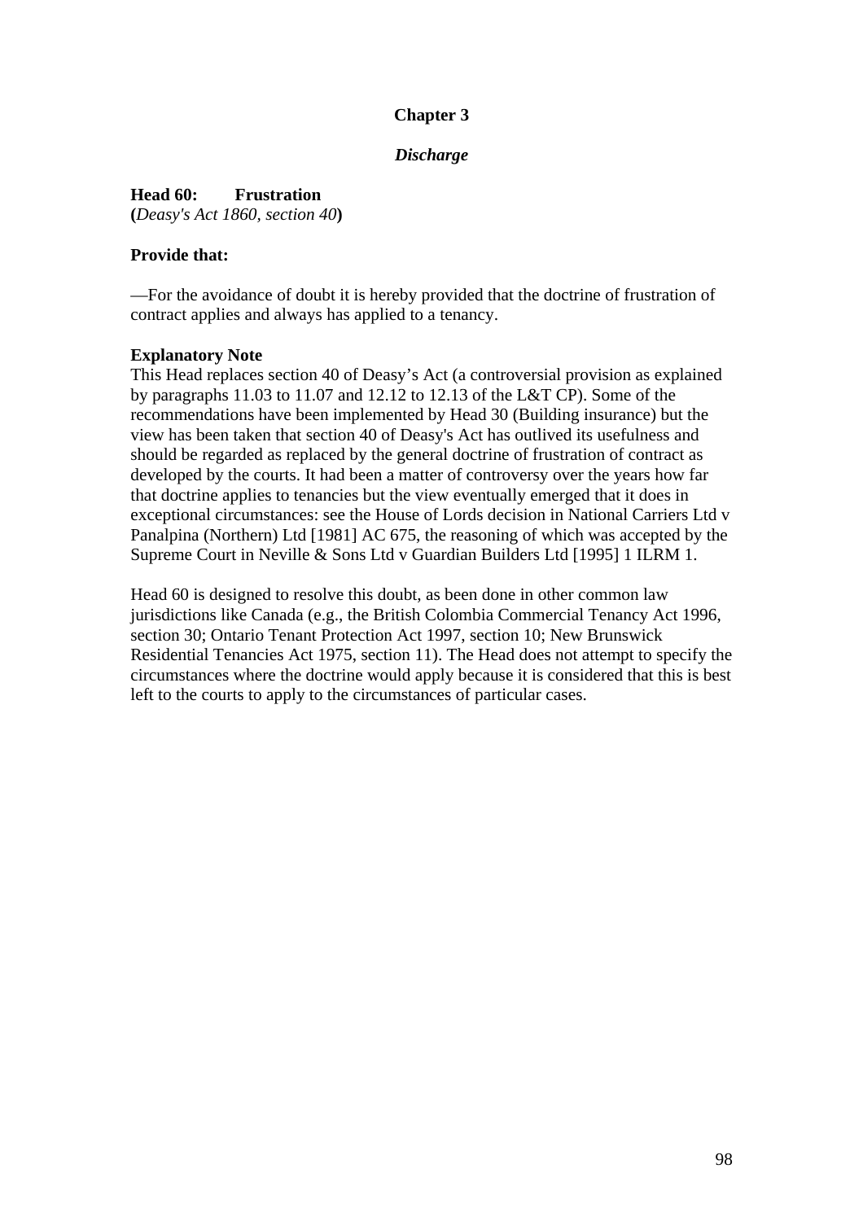## Chapter 3

### *Discharge*

**Head 60: Frustration**
**(***Deasy's Act 1860, section 40***)**

**Provide that:**

—For the avoidance of doubt it is hereby provided that the doctrine of frustration of contract applies and always has applied to a tenancy.

**Explanatory Note**
This Head replaces section 40 of Deasy's Act (a controversial provision as explained by paragraphs 11.03 to 11.07 and 12.12 to 12.13 of the L&T CP). Some of the recommendations have been implemented by Head 30 (Building insurance) but the view has been taken that section 40 of Deasy's Act has outlived its usefulness and should be regarded as replaced by the general doctrine of frustration of contract as developed by the courts. It had been a matter of controversy over the years how far that doctrine applies to tenancies but the view eventually emerged that it does in exceptional circumstances: see the House of Lords decision in National Carriers Ltd v Panalpina (Northern) Ltd [1981] AC 675, the reasoning of which was accepted by the Supreme Court in Neville & Sons Ltd v Guardian Builders Ltd [1995] 1 ILRM 1.

Head 60 is designed to resolve this doubt, as been done in other common law jurisdictions like Canada (e.g., the British Colombia Commercial Tenancy Act 1996, section 30; Ontario Tenant Protection Act 1997, section 10; New Brunswick Residential Tenancies Act 1975, section 11). The Head does not attempt to specify the circumstances where the doctrine would apply because it is considered that this is best left to the courts to apply to the circumstances of particular cases.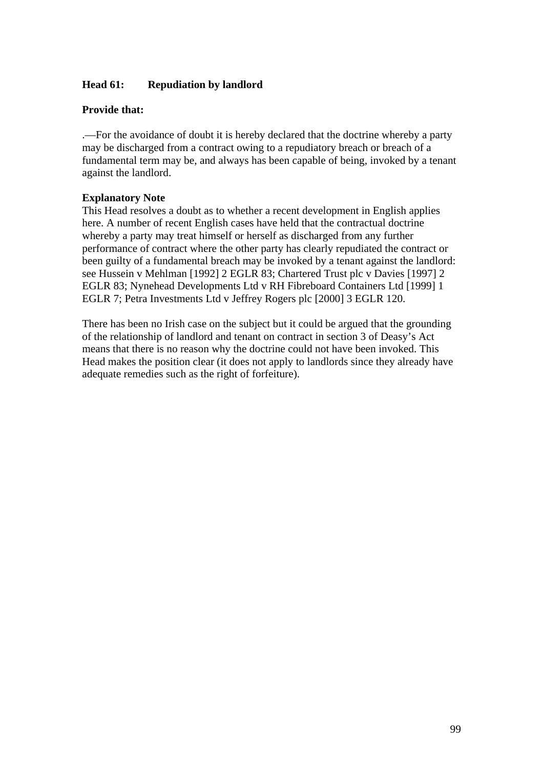**Head 61: Repudiation by landlord**

**Provide that:**

.—For the avoidance of doubt it is hereby declared that the doctrine whereby a party may be discharged from a contract owing to a repudiatory breach or breach of a fundamental term may be, and always has been capable of being, invoked by a tenant against the landlord.

**Explanatory Note**

This Head resolves a doubt as to whether a recent development in English applies here. A number of recent English cases have held that the contractual doctrine whereby a party may treat himself or herself as discharged from any further performance of contract where the other party has clearly repudiated the contract or been guilty of a fundamental breach may be invoked by a tenant against the landlord: see Hussein v Mehlman [1992] 2 EGLR 83; Chartered Trust plc v Davies [1997] 2 EGLR 83; Nynehead Developments Ltd v RH Fibreboard Containers Ltd [1999] 1 EGLR 7; Petra Investments Ltd v Jeffrey Rogers plc [2000] 3 EGLR 120.

There has been no Irish case on the subject but it could be argued that the grounding of the relationship of landlord and tenant on contract in section 3 of Deasy's Act means that there is no reason why the doctrine could not have been invoked. This Head makes the position clear (it does not apply to landlords since they already have adequate remedies such as the right of forfeiture).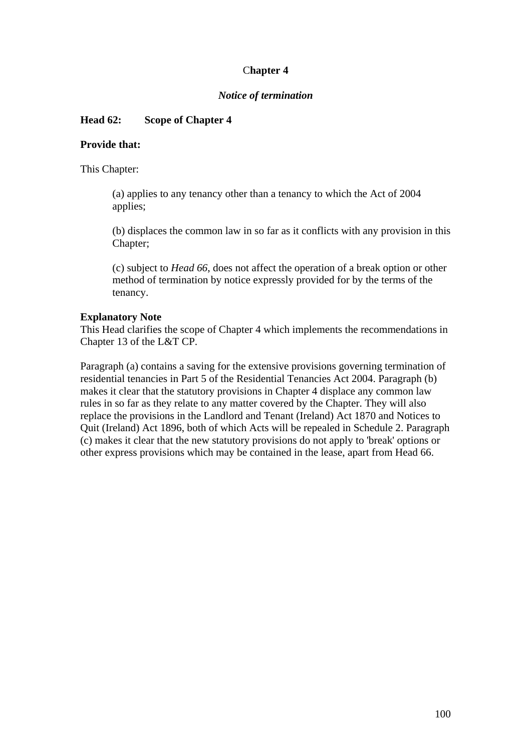# Chapter 4

## *Notice of termination*

**Head 62: Scope of Chapter 4**

**Provide that:**

This Chapter:

(a) applies to any tenancy other than a tenancy to which the Act of 2004 applies;

(b) displaces the common law in so far as it conflicts with any provision in this Chapter;

(c) subject to *Head 66*, does not affect the operation of a break option or other method of termination by notice expressly provided for by the terms of the tenancy.

**Explanatory Note**

This Head clarifies the scope of Chapter 4 which implements the recommendations in Chapter 13 of the L&T CP.

Paragraph (a) contains a saving for the extensive provisions governing termination of residential tenancies in Part 5 of the Residential Tenancies Act 2004. Paragraph (b) makes it clear that the statutory provisions in Chapter 4 displace any common law rules in so far as they relate to any matter covered by the Chapter. They will also replace the provisions in the Landlord and Tenant (Ireland) Act 1870 and Notices to Quit (Ireland) Act 1896, both of which Acts will be repealed in Schedule 2. Paragraph (c) makes it clear that the new statutory provisions do not apply to 'break' options or other express provisions which may be contained in the lease, apart from Head 66.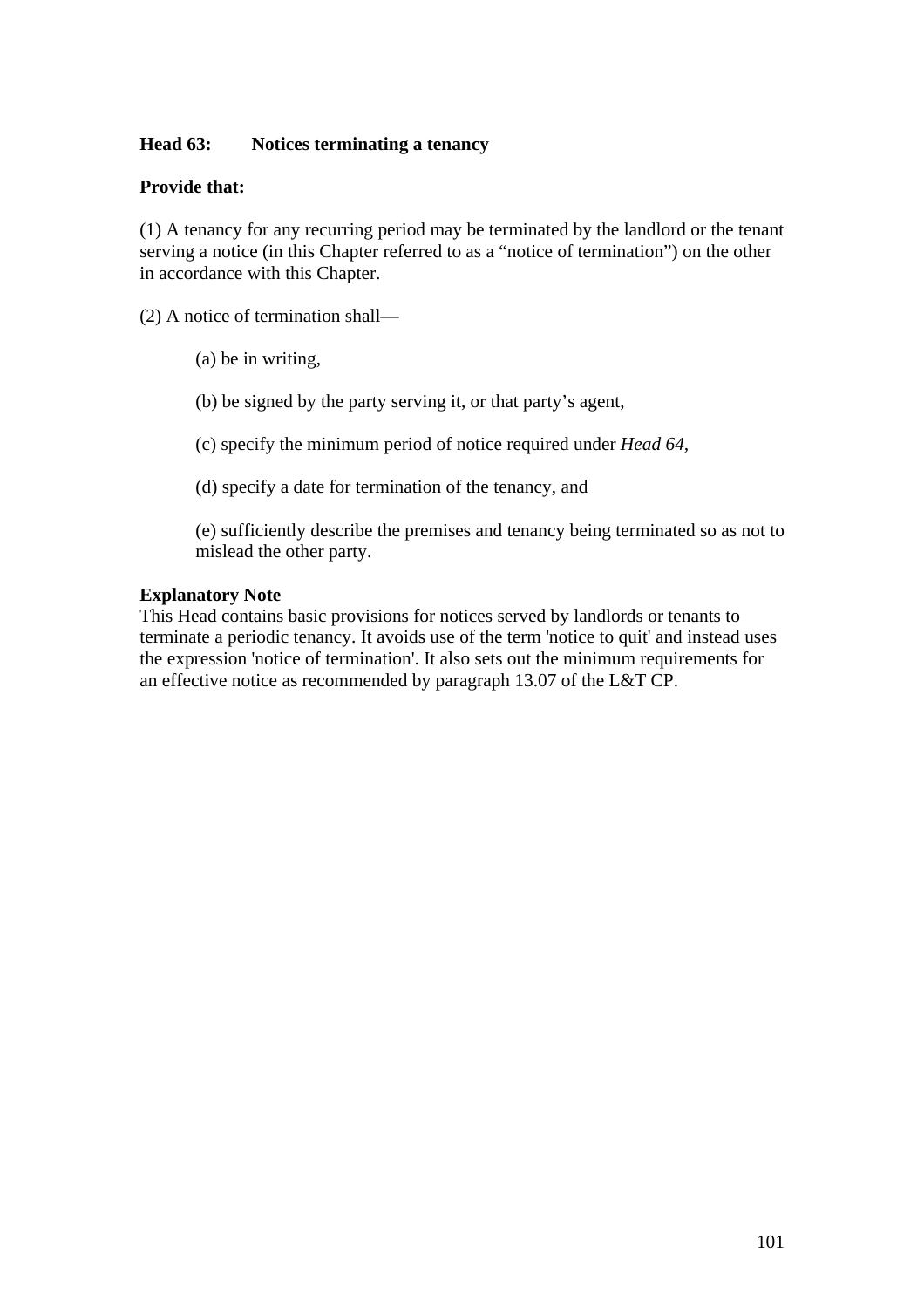**Head 63: Notices terminating a tenancy**

**Provide that:**

(1) A tenancy for any recurring period may be terminated by the landlord or the tenant serving a notice (in this Chapter referred to as a "notice of termination") on the other in accordance with this Chapter.

(2) A notice of termination shall—

> (a) be in writing,
>
> (b) be signed by the party serving it, or that party's agent,
>
> (c) specify the minimum period of notice required under *Head 64*,
>
> (d) specify a date for termination of the tenancy, and
>
> (e) sufficiently describe the premises and tenancy being terminated so as not to mislead the other party.

**Explanatory Note**

This Head contains basic provisions for notices served by landlords or tenants to terminate a periodic tenancy. It avoids use of the term 'notice to quit' and instead uses the expression 'notice of termination'. It also sets out the minimum requirements for an effective notice as recommended by paragraph 13.07 of the L&T CP.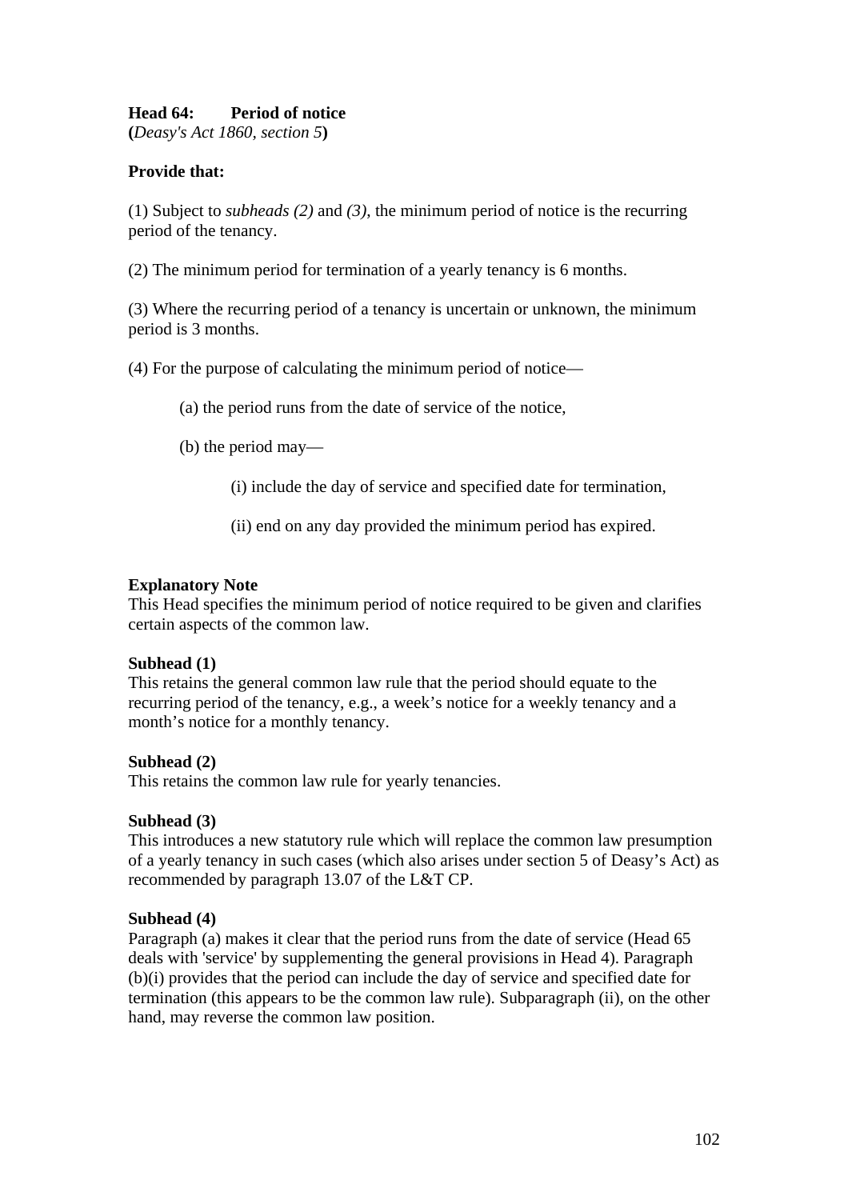**Head 64: Period of notice**
**(***Deasy's Act 1860, section 5***)**

**Provide that:**

(1) Subject to *subheads (2)* and *(3)*, the minimum period of notice is the recurring period of the tenancy.

(2) The minimum period for termination of a yearly tenancy is 6 months.

(3) Where the recurring period of a tenancy is uncertain or unknown, the minimum period is 3 months.

(4) For the purpose of calculating the minimum period of notice—

> (a) the period runs from the date of service of the notice,
>
> (b) the period may—
>
> > (i) include the day of service and specified date for termination,
> >
> > (ii) end on any day provided the minimum period has expired.

**Explanatory Note**
This Head specifies the minimum period of notice required to be given and clarifies certain aspects of the common law.

**Subhead (1)**
This retains the general common law rule that the period should equate to the recurring period of the tenancy, e.g., a week's notice for a weekly tenancy and a month's notice for a monthly tenancy.

**Subhead (2)**
This retains the common law rule for yearly tenancies.

**Subhead (3)**
This introduces a new statutory rule which will replace the common law presumption of a yearly tenancy in such cases (which also arises under section 5 of Deasy's Act) as recommended by paragraph 13.07 of the L&T CP.

**Subhead (4)**
Paragraph (a) makes it clear that the period runs from the date of service (Head 65 deals with 'service' by supplementing the general provisions in Head 4). Paragraph (b)(i) provides that the period can include the day of service and specified date for termination (this appears to be the common law rule). Subparagraph (ii), on the other hand, may reverse the common law position.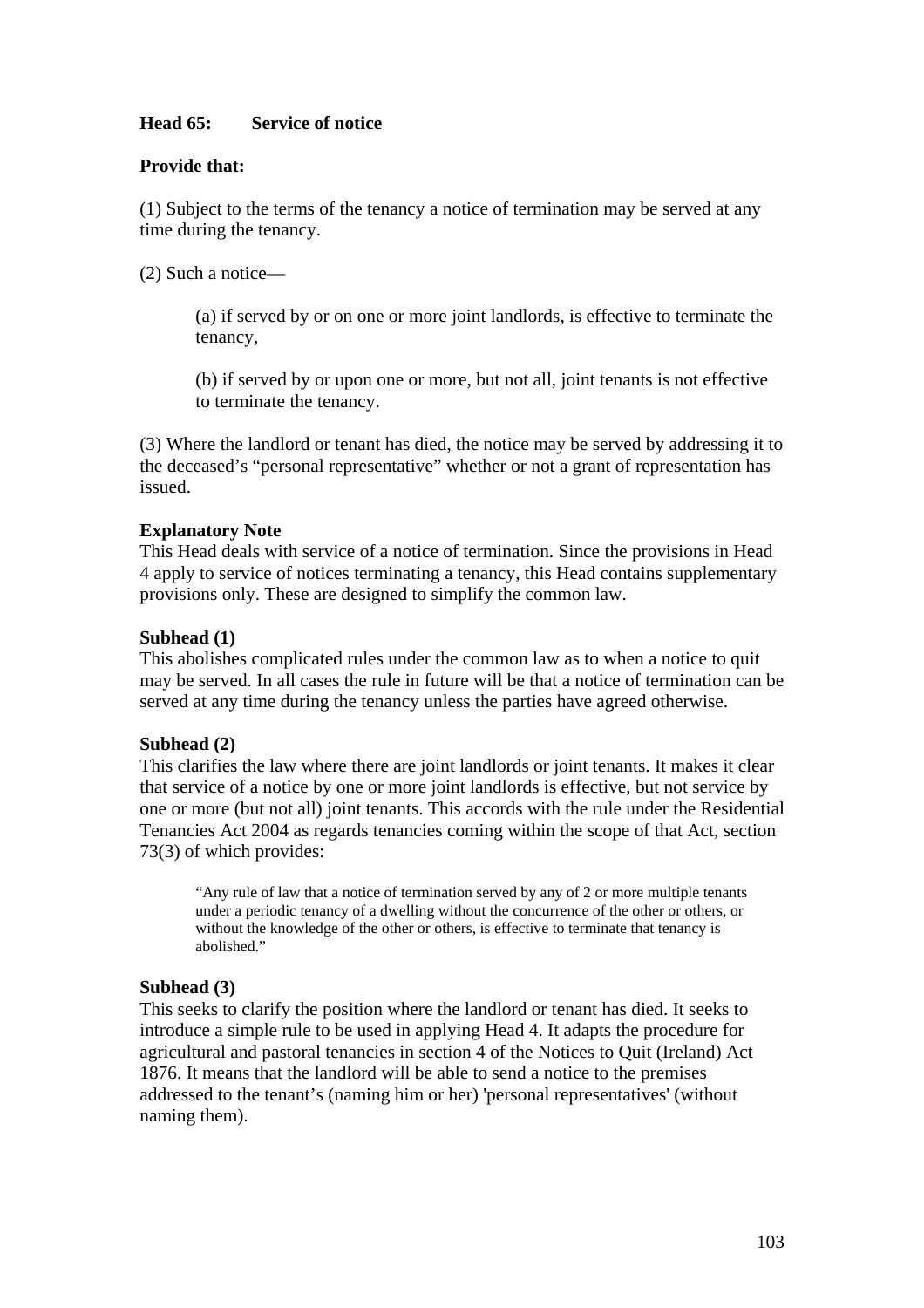**Head 65: Service of notice**

**Provide that:**

(1) Subject to the terms of the tenancy a notice of termination may be served at any time during the tenancy.

(2) Such a notice—

> (a) if served by or on one or more joint landlords, is effective to terminate the tenancy,
>
> (b) if served by or upon one or more, but not all, joint tenants is not effective to terminate the tenancy.

(3) Where the landlord or tenant has died, the notice may be served by addressing it to the deceased's "personal representative" whether or not a grant of representation has issued.

**Explanatory Note**

This Head deals with service of a notice of termination. Since the provisions in Head 4 apply to service of notices terminating a tenancy, this Head contains supplementary provisions only. These are designed to simplify the common law.

**Subhead (1)**

This abolishes complicated rules under the common law as to when a notice to quit may be served. In all cases the rule in future will be that a notice of termination can be served at any time during the tenancy unless the parties have agreed otherwise.

**Subhead (2)**

This clarifies the law where there are joint landlords or joint tenants. It makes it clear that service of a notice by one or more joint landlords is effective, but not service by one or more (but not all) joint tenants. This accords with the rule under the Residential Tenancies Act 2004 as regards tenancies coming within the scope of that Act, section 73(3) of which provides:

> "Any rule of law that a notice of termination served by any of 2 or more multiple tenants under a periodic tenancy of a dwelling without the concurrence of the other or others, or without the knowledge of the other or others, is effective to terminate that tenancy is abolished."

**Subhead (3)**

This seeks to clarify the position where the landlord or tenant has died. It seeks to introduce a simple rule to be used in applying Head 4. It adapts the procedure for agricultural and pastoral tenancies in section 4 of the Notices to Quit (Ireland) Act 1876. It means that the landlord will be able to send a notice to the premises addressed to the tenant's (naming him or her) 'personal representatives' (without naming them).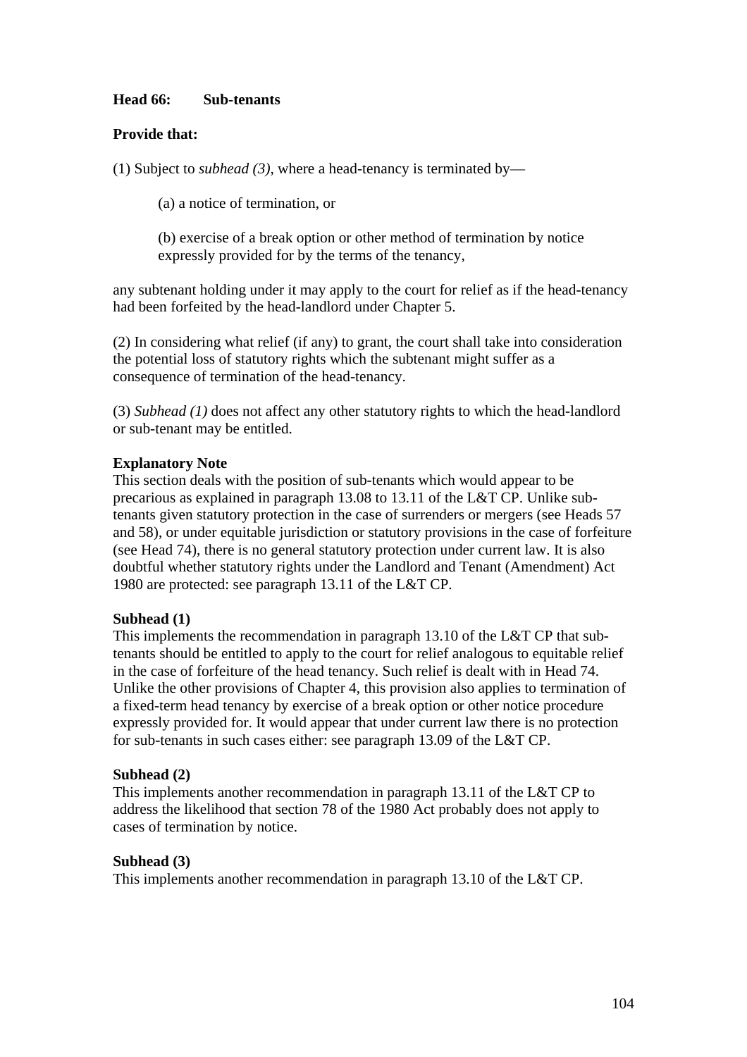**Head 66: Sub-tenants**

**Provide that:**

(1) Subject to *subhead (3)*, where a head-tenancy is terminated by—

> (a) a notice of termination, or
>
> (b) exercise of a break option or other method of termination by notice expressly provided for by the terms of the tenancy,

any subtenant holding under it may apply to the court for relief as if the head-tenancy had been forfeited by the head-landlord under Chapter 5.

(2) In considering what relief (if any) to grant, the court shall take into consideration the potential loss of statutory rights which the subtenant might suffer as a consequence of termination of the head-tenancy.

(3) *Subhead (1)* does not affect any other statutory rights to which the head-landlord or sub-tenant may be entitled.

**Explanatory Note**

This section deals with the position of sub-tenants which would appear to be precarious as explained in paragraph 13.08 to 13.11 of the L&T CP. Unlike sub-tenants given statutory protection in the case of surrenders or mergers (see Heads 57 and 58), or under equitable jurisdiction or statutory provisions in the case of forfeiture (see Head 74), there is no general statutory protection under current law. It is also doubtful whether statutory rights under the Landlord and Tenant (Amendment) Act 1980 are protected: see paragraph 13.11 of the L&T CP.

**Subhead (1)**

This implements the recommendation in paragraph 13.10 of the L&T CP that sub-tenants should be entitled to apply to the court for relief analogous to equitable relief in the case of forfeiture of the head tenancy. Such relief is dealt with in Head 74. Unlike the other provisions of Chapter 4, this provision also applies to termination of a fixed-term head tenancy by exercise of a break option or other notice procedure expressly provided for. It would appear that under current law there is no protection for sub-tenants in such cases either: see paragraph 13.09 of the L&T CP.

**Subhead (2)**

This implements another recommendation in paragraph 13.11 of the L&T CP to address the likelihood that section 78 of the 1980 Act probably does not apply to cases of termination by notice.

**Subhead (3)**

This implements another recommendation in paragraph 13.10 of the L&T CP.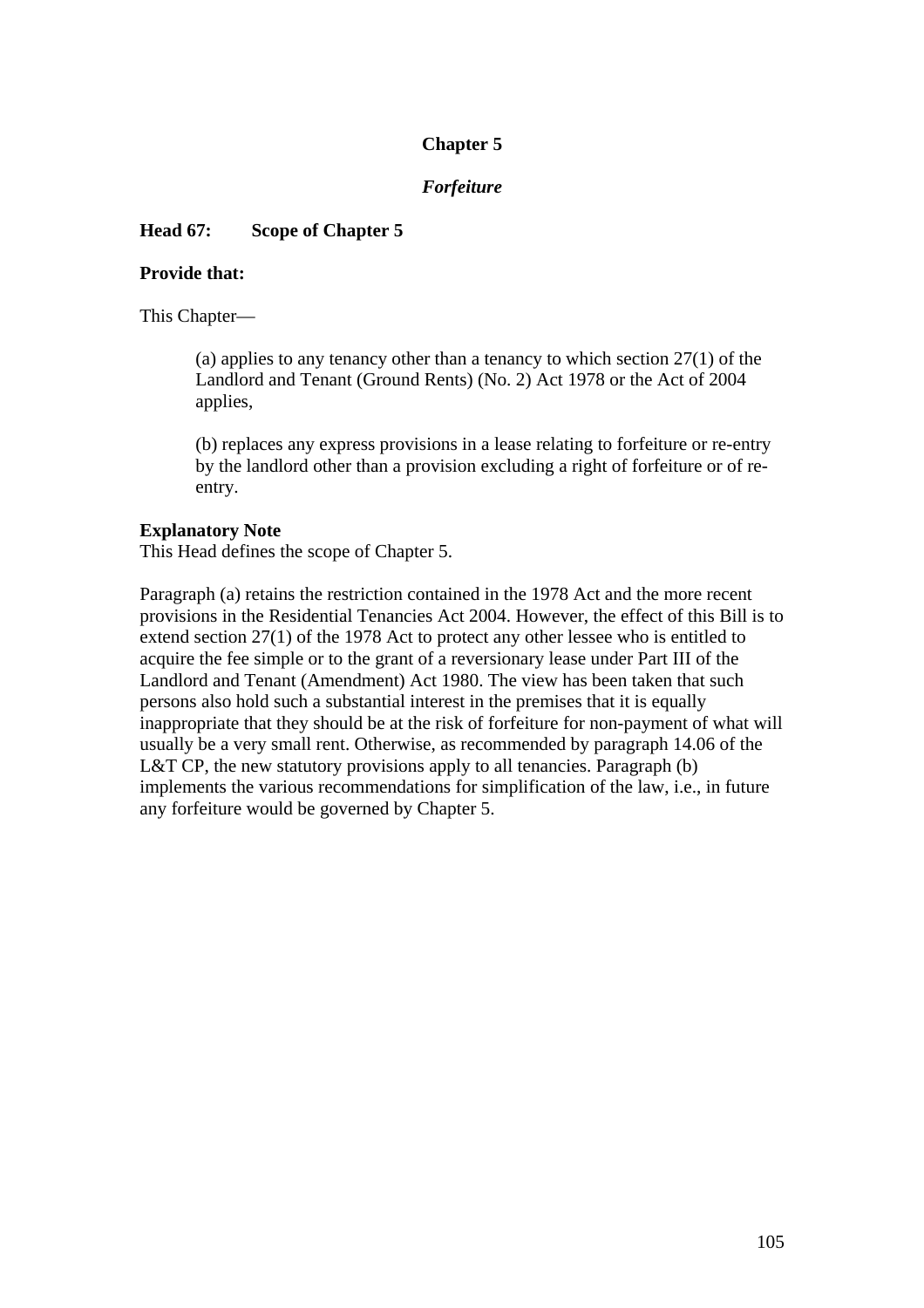## Chapter 5

### *Forfeiture*

**Head 67: Scope of Chapter 5**

**Provide that:**

This Chapter—

(a) applies to any tenancy other than a tenancy to which section 27(1) of the Landlord and Tenant (Ground Rents) (No. 2) Act 1978 or the Act of 2004 applies,

(b) replaces any express provisions in a lease relating to forfeiture or re-entry by the landlord other than a provision excluding a right of forfeiture or of re-entry.

**Explanatory Note**

This Head defines the scope of Chapter 5.

Paragraph (a) retains the restriction contained in the 1978 Act and the more recent provisions in the Residential Tenancies Act 2004. However, the effect of this Bill is to extend section 27(1) of the 1978 Act to protect any other lessee who is entitled to acquire the fee simple or to the grant of a reversionary lease under Part III of the Landlord and Tenant (Amendment) Act 1980. The view has been taken that such persons also hold such a substantial interest in the premises that it is equally inappropriate that they should be at the risk of forfeiture for non-payment of what will usually be a very small rent. Otherwise, as recommended by paragraph 14.06 of the L&T CP, the new statutory provisions apply to all tenancies. Paragraph (b) implements the various recommendations for simplification of the law, i.e., in future any forfeiture would be governed by Chapter 5.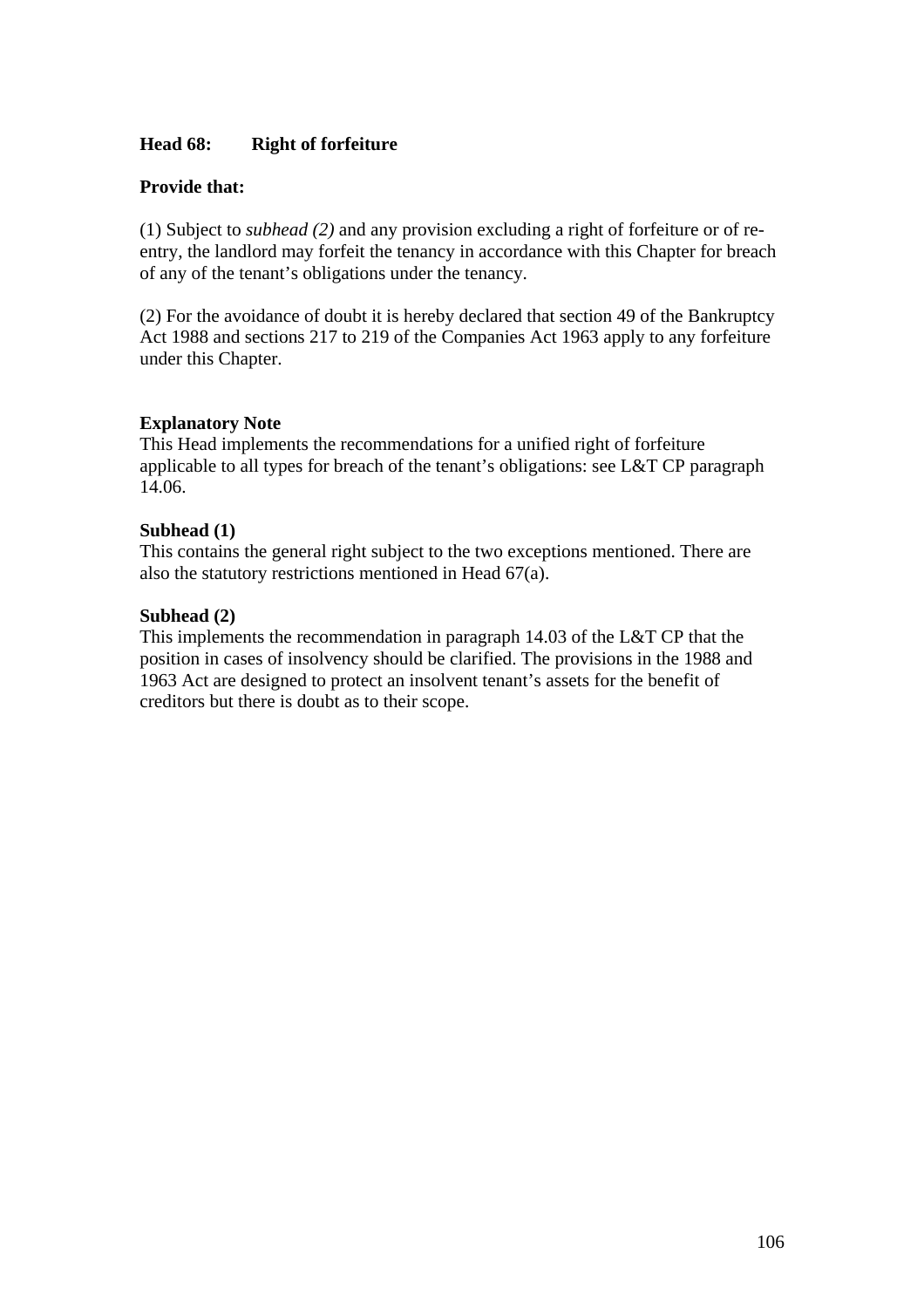**Head 68: Right of forfeiture**

**Provide that:**

(1) Subject to *subhead (2)* and any provision excluding a right of forfeiture or of re-entry, the landlord may forfeit the tenancy in accordance with this Chapter for breach of any of the tenant's obligations under the tenancy.

(2) For the avoidance of doubt it is hereby declared that section 49 of the Bankruptcy Act 1988 and sections 217 to 219 of the Companies Act 1963 apply to any forfeiture under this Chapter.

**Explanatory Note**

This Head implements the recommendations for a unified right of forfeiture applicable to all types for breach of the tenant's obligations: see L&T CP paragraph 14.06.

**Subhead (1)**

This contains the general right subject to the two exceptions mentioned. There are also the statutory restrictions mentioned in Head 67(a).

**Subhead (2)**

This implements the recommendation in paragraph 14.03 of the L&T CP that the position in cases of insolvency should be clarified. The provisions in the 1988 and 1963 Act are designed to protect an insolvent tenant's assets for the benefit of creditors but there is doubt as to their scope.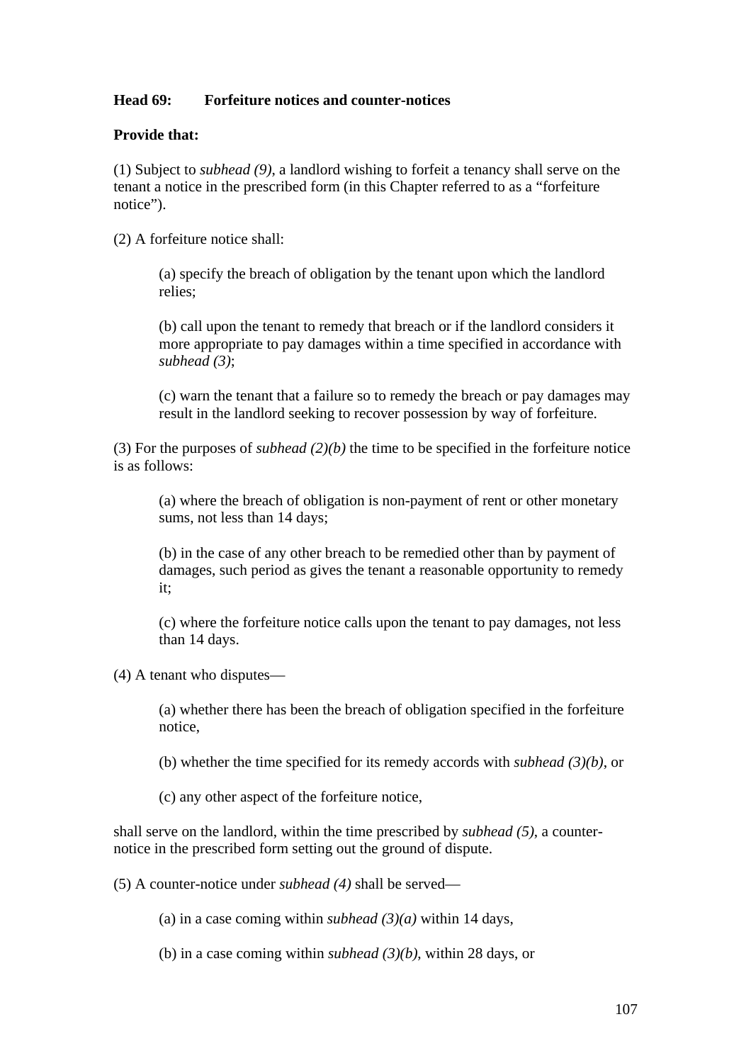**Head 69: Forfeiture notices and counter-notices**

**Provide that:**

(1) Subject to *subhead (9)*, a landlord wishing to forfeit a tenancy shall serve on the tenant a notice in the prescribed form (in this Chapter referred to as a "forfeiture notice").

(2) A forfeiture notice shall:

> (a) specify the breach of obligation by the tenant upon which the landlord relies;
>
> (b) call upon the tenant to remedy that breach or if the landlord considers it more appropriate to pay damages within a time specified in accordance with *subhead (3)*;
>
> (c) warn the tenant that a failure so to remedy the breach or pay damages may result in the landlord seeking to recover possession by way of forfeiture.

(3) For the purposes of *subhead (2)(b)* the time to be specified in the forfeiture notice is as follows:

> (a) where the breach of obligation is non-payment of rent or other monetary sums, not less than 14 days;
>
> (b) in the case of any other breach to be remedied other than by payment of damages, such period as gives the tenant a reasonable opportunity to remedy it;
>
> (c) where the forfeiture notice calls upon the tenant to pay damages, not less than 14 days.

(4) A tenant who disputes—

> (a) whether there has been the breach of obligation specified in the forfeiture notice,
>
> (b) whether the time specified for its remedy accords with *subhead (3)(b)*, or
>
> (c) any other aspect of the forfeiture notice,

shall serve on the landlord, within the time prescribed by *subhead (5)*, a counter-notice in the prescribed form setting out the ground of dispute.

(5) A counter-notice under *subhead (4)* shall be served—

> (a) in a case coming within *subhead (3)(a)* within 14 days,
>
> (b) in a case coming within *subhead (3)(b)*, within 28 days, or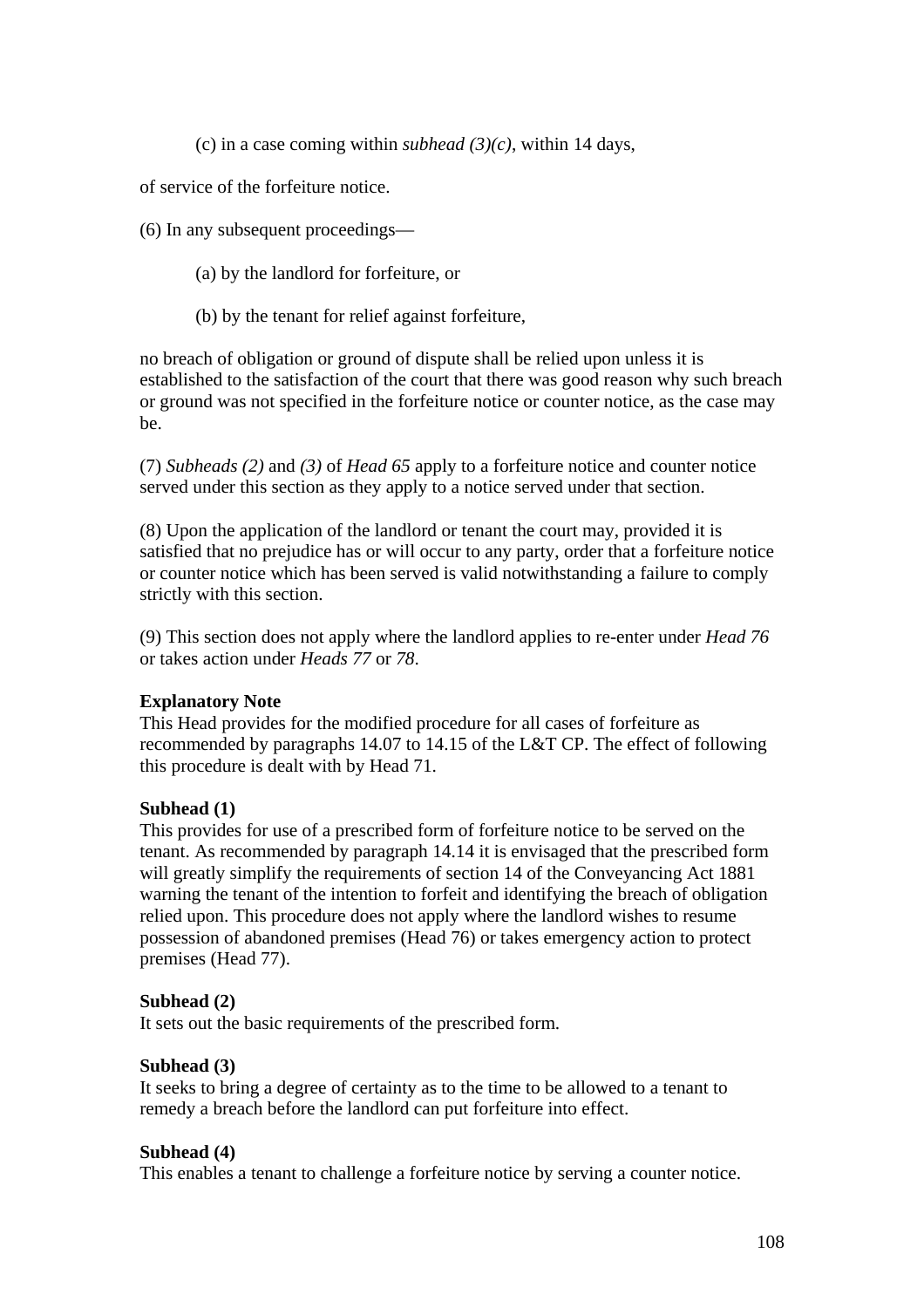(c) in a case coming within *subhead (3)(c)*, within 14 days,

of service of the forfeiture notice.

(6) In any subsequent proceedings—

(a) by the landlord for forfeiture, or

(b) by the tenant for relief against forfeiture,

no breach of obligation or ground of dispute shall be relied upon unless it is established to the satisfaction of the court that there was good reason why such breach or ground was not specified in the forfeiture notice or counter notice, as the case may be.

(7) *Subheads (2)* and *(3)* of *Head 65* apply to a forfeiture notice and counter notice served under this section as they apply to a notice served under that section.

(8) Upon the application of the landlord or tenant the court may, provided it is satisfied that no prejudice has or will occur to any party, order that a forfeiture notice or counter notice which has been served is valid notwithstanding a failure to comply strictly with this section.

(9) This section does not apply where the landlord applies to re-enter under *Head 76* or takes action under *Heads 77* or *78*.

**Explanatory Note**
This Head provides for the modified procedure for all cases of forfeiture as recommended by paragraphs 14.07 to 14.15 of the L&T CP. The effect of following this procedure is dealt with by Head 71.

**Subhead (1)**
This provides for use of a prescribed form of forfeiture notice to be served on the tenant. As recommended by paragraph 14.14 it is envisaged that the prescribed form will greatly simplify the requirements of section 14 of the Conveyancing Act 1881 warning the tenant of the intention to forfeit and identifying the breach of obligation relied upon. This procedure does not apply where the landlord wishes to resume possession of abandoned premises (Head 76) or takes emergency action to protect premises (Head 77).

**Subhead (2)**
It sets out the basic requirements of the prescribed form.

**Subhead (3)**
It seeks to bring a degree of certainty as to the time to be allowed to a tenant to remedy a breach before the landlord can put forfeiture into effect.

**Subhead (4)**
This enables a tenant to challenge a forfeiture notice by serving a counter notice.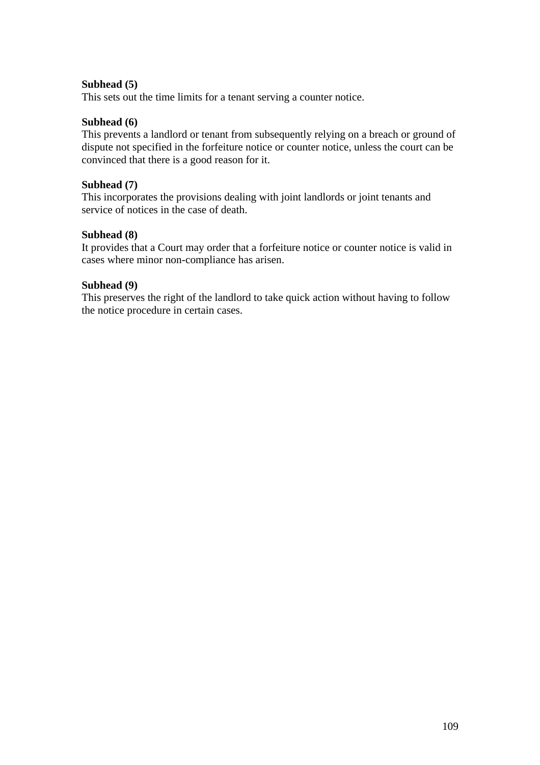**Subhead (5)**
This sets out the time limits for a tenant serving a counter notice.

**Subhead (6)**
This prevents a landlord or tenant from subsequently relying on a breach or ground of dispute not specified in the forfeiture notice or counter notice, unless the court can be convinced that there is a good reason for it.

**Subhead (7)**
This incorporates the provisions dealing with joint landlords or joint tenants and service of notices in the case of death.

**Subhead (8)**
It provides that a Court may order that a forfeiture notice or counter notice is valid in cases where minor non-compliance has arisen.

**Subhead (9)**
This preserves the right of the landlord to take quick action without having to follow the notice procedure in certain cases.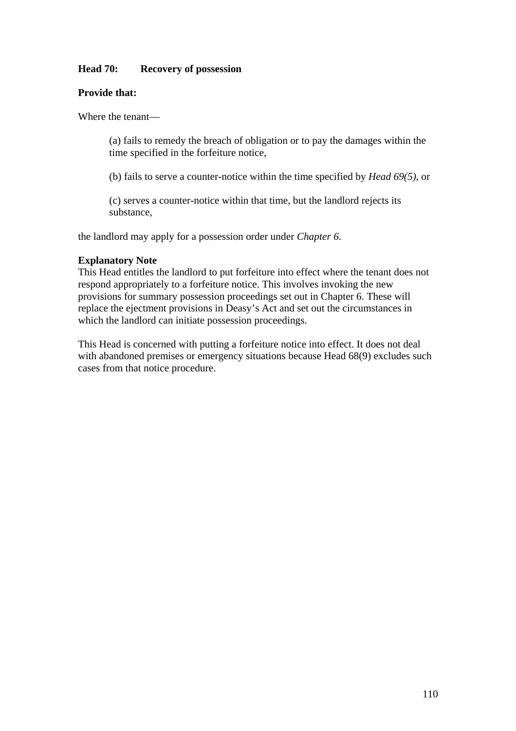**Head 70: Recovery of possession**

**Provide that:**

Where the tenant—

> (a) fails to remedy the breach of obligation or to pay the damages within the time specified in the forfeiture notice,
>
> (b) fails to serve a counter-notice within the time specified by *Head 69(5)*, or
>
> (c) serves a counter-notice within that time, but the landlord rejects its substance,

the landlord may apply for a possession order under *Chapter 6*.

**Explanatory Note**

This Head entitles the landlord to put forfeiture into effect where the tenant does not respond appropriately to a forfeiture notice. This involves invoking the new provisions for summary possession proceedings set out in Chapter 6. These will replace the ejectment provisions in Deasy's Act and set out the circumstances in which the landlord can initiate possession proceedings.

This Head is concerned with putting a forfeiture notice into effect. It does not deal with abandoned premises or emergency situations because Head 68(9) excludes such cases from that notice procedure.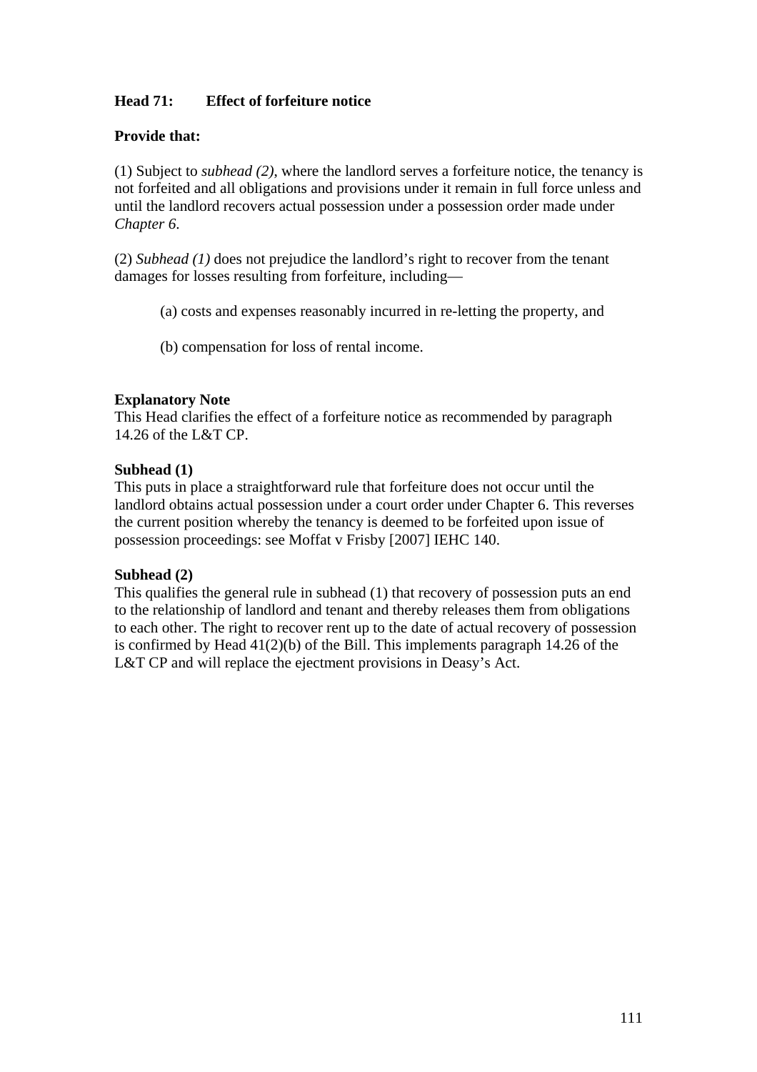**Head 71: Effect of forfeiture notice**

**Provide that:**

(1) Subject to *subhead (2)*, where the landlord serves a forfeiture notice, the tenancy is not forfeited and all obligations and provisions under it remain in full force unless and until the landlord recovers actual possession under a possession order made under *Chapter 6*.

(2) *Subhead (1)* does not prejudice the landlord's right to recover from the tenant damages for losses resulting from forfeiture, including—

> (a) costs and expenses reasonably incurred in re-letting the property, and
>
> (b) compensation for loss of rental income.

**Explanatory Note**
This Head clarifies the effect of a forfeiture notice as recommended by paragraph 14.26 of the L&T CP.

**Subhead (1)**
This puts in place a straightforward rule that forfeiture does not occur until the landlord obtains actual possession under a court order under Chapter 6. This reverses the current position whereby the tenancy is deemed to be forfeited upon issue of possession proceedings: see Moffat v Frisby [2007] IEHC 140.

**Subhead (2)**
This qualifies the general rule in subhead (1) that recovery of possession puts an end to the relationship of landlord and tenant and thereby releases them from obligations to each other. The right to recover rent up to the date of actual recovery of possession is confirmed by Head 41(2)(b) of the Bill. This implements paragraph 14.26 of the L&T CP and will replace the ejectment provisions in Deasy's Act.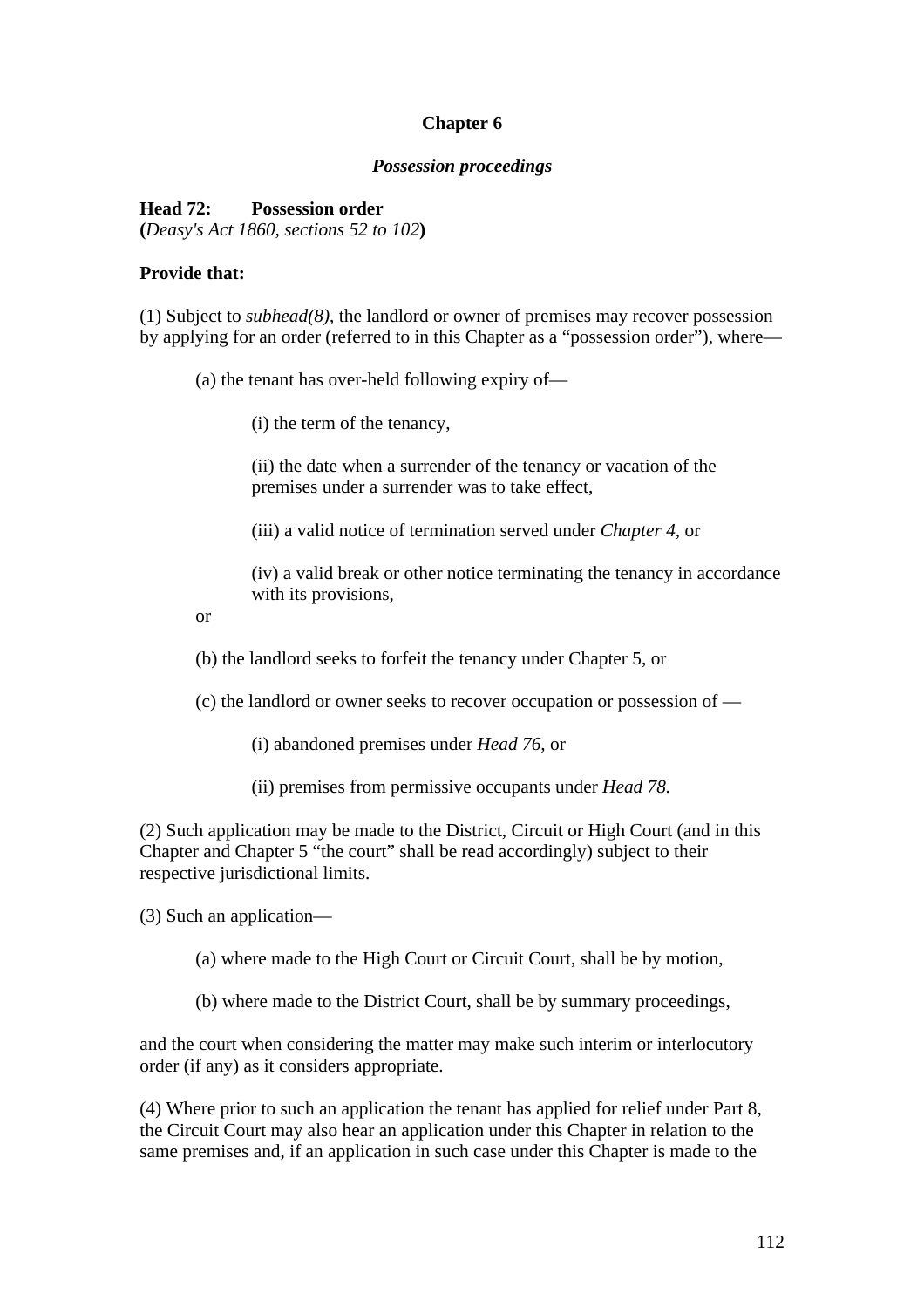## Chapter 6

### *Possession proceedings*

**Head 72: Possession order**
**(***Deasy's Act 1860, sections 52 to 102***)**

**Provide that:**

(1) Subject to *subhead(8)*, the landlord or owner of premises may recover possession by applying for an order (referred to in this Chapter as a "possession order"), where—

(a) the tenant has over-held following expiry of—

(i) the term of the tenancy,

(ii) the date when a surrender of the tenancy or vacation of the premises under a surrender was to take effect,

(iii) a valid notice of termination served under *Chapter 4*, or

(iv) a valid break or other notice terminating the tenancy in accordance with its provisions,

or

(b) the landlord seeks to forfeit the tenancy under Chapter 5, or

(c) the landlord or owner seeks to recover occupation or possession of —

(i) abandoned premises under *Head 76*, or

(ii) premises from permissive occupants under *Head 78.*

(2) Such application may be made to the District, Circuit or High Court (and in this Chapter and Chapter 5 "the court" shall be read accordingly) subject to their respective jurisdictional limits.

(3) Such an application—

(a) where made to the High Court or Circuit Court, shall be by motion,

(b) where made to the District Court, shall be by summary proceedings,

and the court when considering the matter may make such interim or interlocutory order (if any) as it considers appropriate.

(4) Where prior to such an application the tenant has applied for relief under Part 8, the Circuit Court may also hear an application under this Chapter in relation to the same premises and, if an application in such case under this Chapter is made to the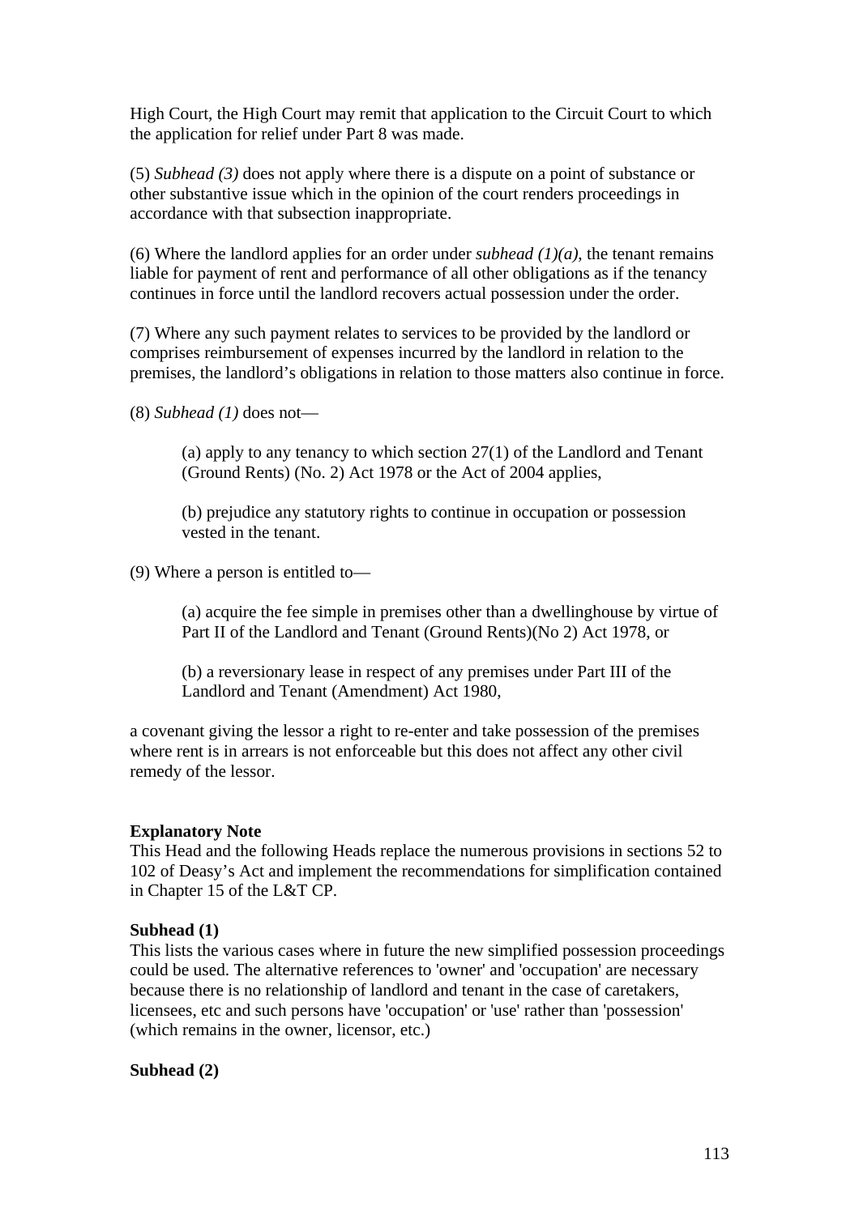High Court, the High Court may remit that application to the Circuit Court to which the application for relief under Part 8 was made.

(5) *Subhead (3)* does not apply where there is a dispute on a point of substance or other substantive issue which in the opinion of the court renders proceedings in accordance with that subsection inappropriate.

(6) Where the landlord applies for an order under *subhead (1)(a)*, the tenant remains liable for payment of rent and performance of all other obligations as if the tenancy continues in force until the landlord recovers actual possession under the order.

(7) Where any such payment relates to services to be provided by the landlord or comprises reimbursement of expenses incurred by the landlord in relation to the premises, the landlord's obligations in relation to those matters also continue in force.

(8) *Subhead (1)* does not—

> (a) apply to any tenancy to which section 27(1) of the Landlord and Tenant (Ground Rents) (No. 2) Act 1978 or the Act of 2004 applies,
>
> (b) prejudice any statutory rights to continue in occupation or possession vested in the tenant.

(9) Where a person is entitled to—

> (a) acquire the fee simple in premises other than a dwellinghouse by virtue of Part II of the Landlord and Tenant (Ground Rents)(No 2) Act 1978, or
>
> (b) a reversionary lease in respect of any premises under Part III of the Landlord and Tenant (Amendment) Act 1980,

a covenant giving the lessor a right to re-enter and take possession of the premises where rent is in arrears is not enforceable but this does not affect any other civil remedy of the lessor.

**Explanatory Note**

This Head and the following Heads replace the numerous provisions in sections 52 to 102 of Deasy's Act and implement the recommendations for simplification contained in Chapter 15 of the L&T CP.

**Subhead (1)**

This lists the various cases where in future the new simplified possession proceedings could be used. The alternative references to 'owner' and 'occupation' are necessary because there is no relationship of landlord and tenant in the case of caretakers, licensees, etc and such persons have 'occupation' or 'use' rather than 'possession' (which remains in the owner, licensor, etc.)

**Subhead (2)**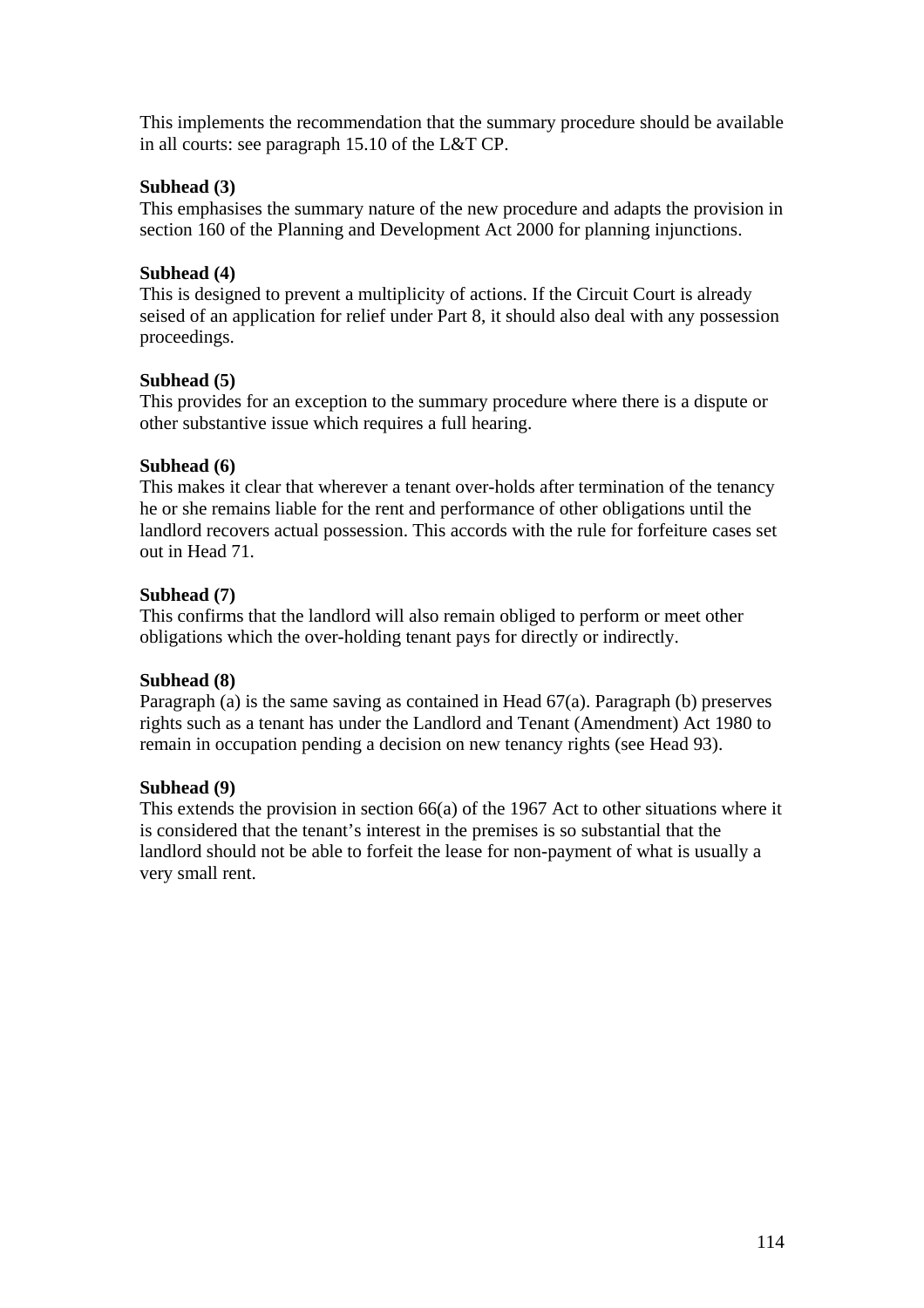This implements the recommendation that the summary procedure should be available in all courts: see paragraph 15.10 of the L&T CP.

**Subhead (3)**
This emphasises the summary nature of the new procedure and adapts the provision in section 160 of the Planning and Development Act 2000 for planning injunctions.

**Subhead (4)**
This is designed to prevent a multiplicity of actions. If the Circuit Court is already seised of an application for relief under Part 8, it should also deal with any possession proceedings.

**Subhead (5)**
This provides for an exception to the summary procedure where there is a dispute or other substantive issue which requires a full hearing.

**Subhead (6)**
This makes it clear that wherever a tenant over-holds after termination of the tenancy he or she remains liable for the rent and performance of other obligations until the landlord recovers actual possession. This accords with the rule for forfeiture cases set out in Head 71.

**Subhead (7)**
This confirms that the landlord will also remain obliged to perform or meet other obligations which the over-holding tenant pays for directly or indirectly.

**Subhead (8)**
Paragraph (a) is the same saving as contained in Head 67(a). Paragraph (b) preserves rights such as a tenant has under the Landlord and Tenant (Amendment) Act 1980 to remain in occupation pending a decision on new tenancy rights (see Head 93).

**Subhead (9)**
This extends the provision in section 66(a) of the 1967 Act to other situations where it is considered that the tenant's interest in the premises is so substantial that the landlord should not be able to forfeit the lease for non-payment of what is usually a very small rent.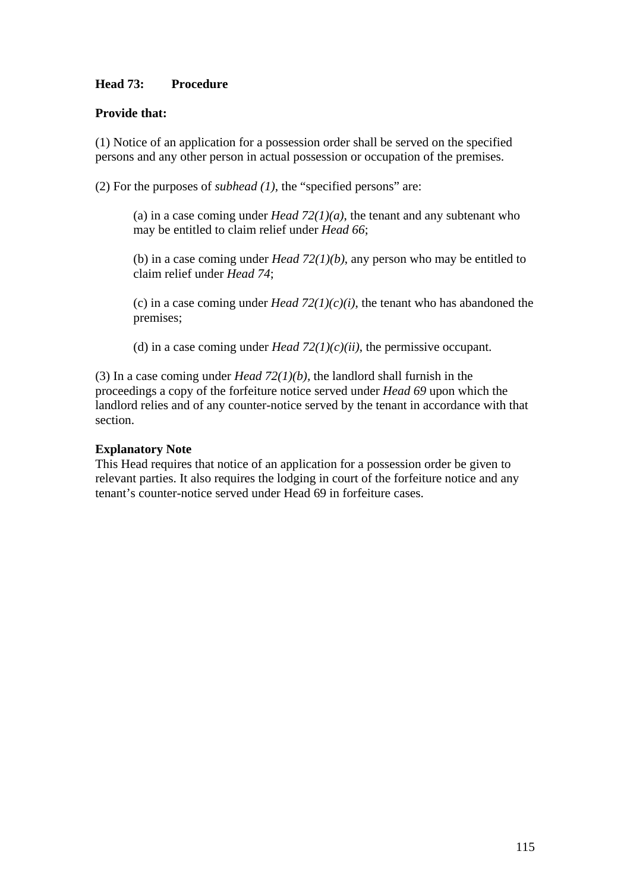**Head 73: Procedure**

**Provide that:**

(1) Notice of an application for a possession order shall be served on the specified persons and any other person in actual possession or occupation of the premises.

(2) For the purposes of *subhead (1)*, the “specified persons” are:

> (a) in a case coming under *Head 72(1)(a)*, the tenant and any subtenant who may be entitled to claim relief under *Head 66*;
>
> (b) in a case coming under *Head 72(1)(b)*, any person who may be entitled to claim relief under *Head 74*;
>
> (c) in a case coming under *Head 72(1)(c)(i)*, the tenant who has abandoned the premises;
>
> (d) in a case coming under *Head 72(1)(c)(ii)*, the permissive occupant.

(3) In a case coming under *Head 72(1)(b)*, the landlord shall furnish in the proceedings a copy of the forfeiture notice served under *Head 69* upon which the landlord relies and of any counter-notice served by the tenant in accordance with that section.

**Explanatory Note**
This Head requires that notice of an application for a possession order be given to relevant parties. It also requires the lodging in court of the forfeiture notice and any tenant’s counter-notice served under Head 69 in forfeiture cases.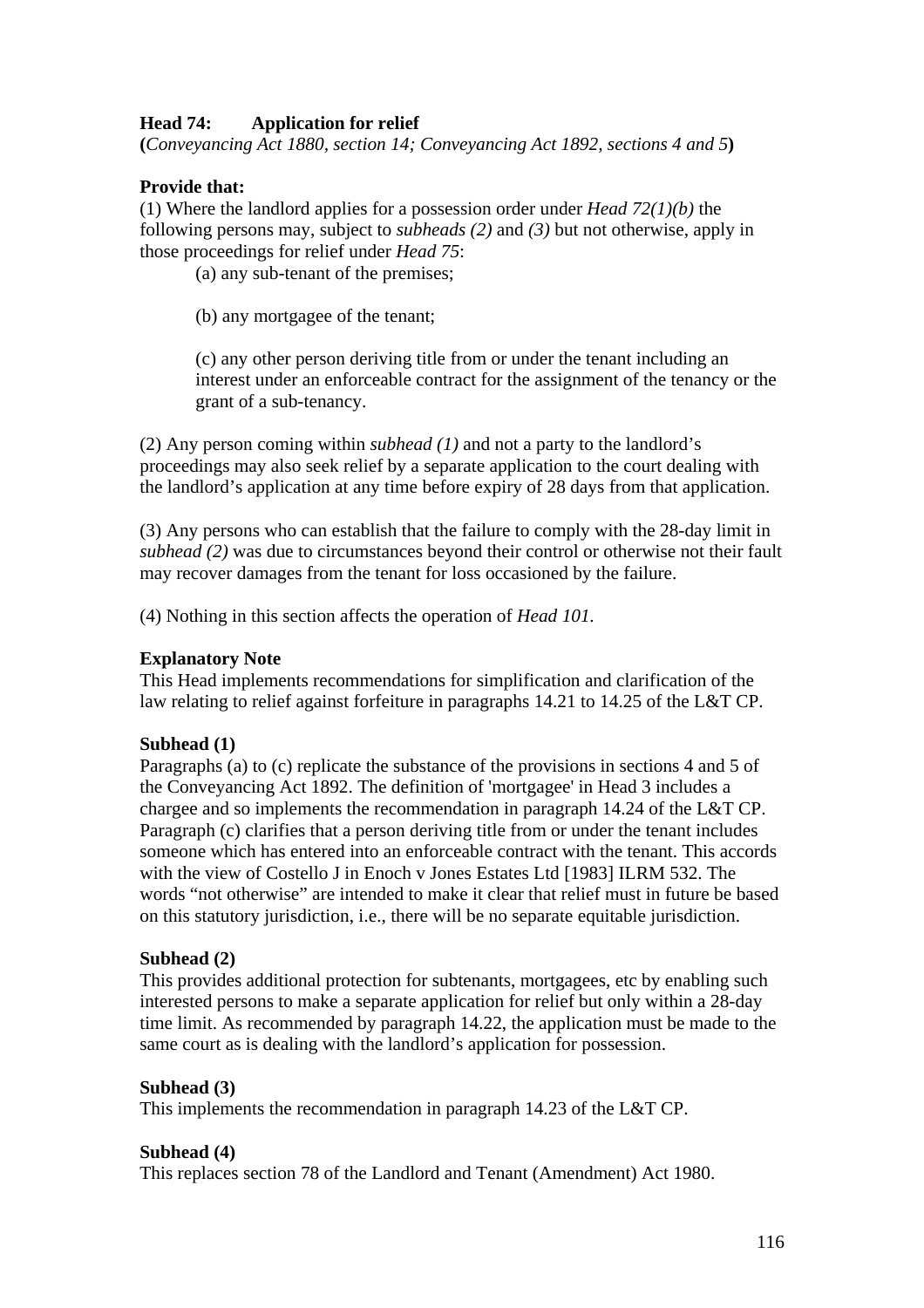**Head 74: Application for relief**
**(***Conveyancing Act 1880, section 14; Conveyancing Act 1892, sections 4 and 5***)**

**Provide that:**

(1) Where the landlord applies for a possession order under *Head 72(1)(b)* the following persons may, subject to *subheads (2)* and *(3)* but not otherwise, apply in those proceedings for relief under *Head 75*:

> (a) any sub-tenant of the premises;
>
> (b) any mortgagee of the tenant;
>
> (c) any other person deriving title from or under the tenant including an interest under an enforceable contract for the assignment of the tenancy or the grant of a sub-tenancy.

(2) Any person coming within *subhead (1)* and not a party to the landlord's proceedings may also seek relief by a separate application to the court dealing with the landlord's application at any time before expiry of 28 days from that application.

(3) Any persons who can establish that the failure to comply with the 28-day limit in *subhead (2)* was due to circumstances beyond their control or otherwise not their fault may recover damages from the tenant for loss occasioned by the failure.

(4) Nothing in this section affects the operation of *Head 101.*

**Explanatory Note**

This Head implements recommendations for simplification and clarification of the law relating to relief against forfeiture in paragraphs 14.21 to 14.25 of the L&T CP.

**Subhead (1)**

Paragraphs (a) to (c) replicate the substance of the provisions in sections 4 and 5 of the Conveyancing Act 1892. The definition of 'mortgagee' in Head 3 includes a chargee and so implements the recommendation in paragraph 14.24 of the L&T CP. Paragraph (c) clarifies that a person deriving title from or under the tenant includes someone which has entered into an enforceable contract with the tenant. This accords with the view of Costello J in Enoch v Jones Estates Ltd [1983] ILRM 532. The words "not otherwise" are intended to make it clear that relief must in future be based on this statutory jurisdiction, i.e., there will be no separate equitable jurisdiction.

**Subhead (2)**

This provides additional protection for subtenants, mortgagees, etc by enabling such interested persons to make a separate application for relief but only within a 28-day time limit. As recommended by paragraph 14.22, the application must be made to the same court as is dealing with the landlord's application for possession.

**Subhead (3)**

This implements the recommendation in paragraph 14.23 of the L&T CP.

**Subhead (4)**

This replaces section 78 of the Landlord and Tenant (Amendment) Act 1980.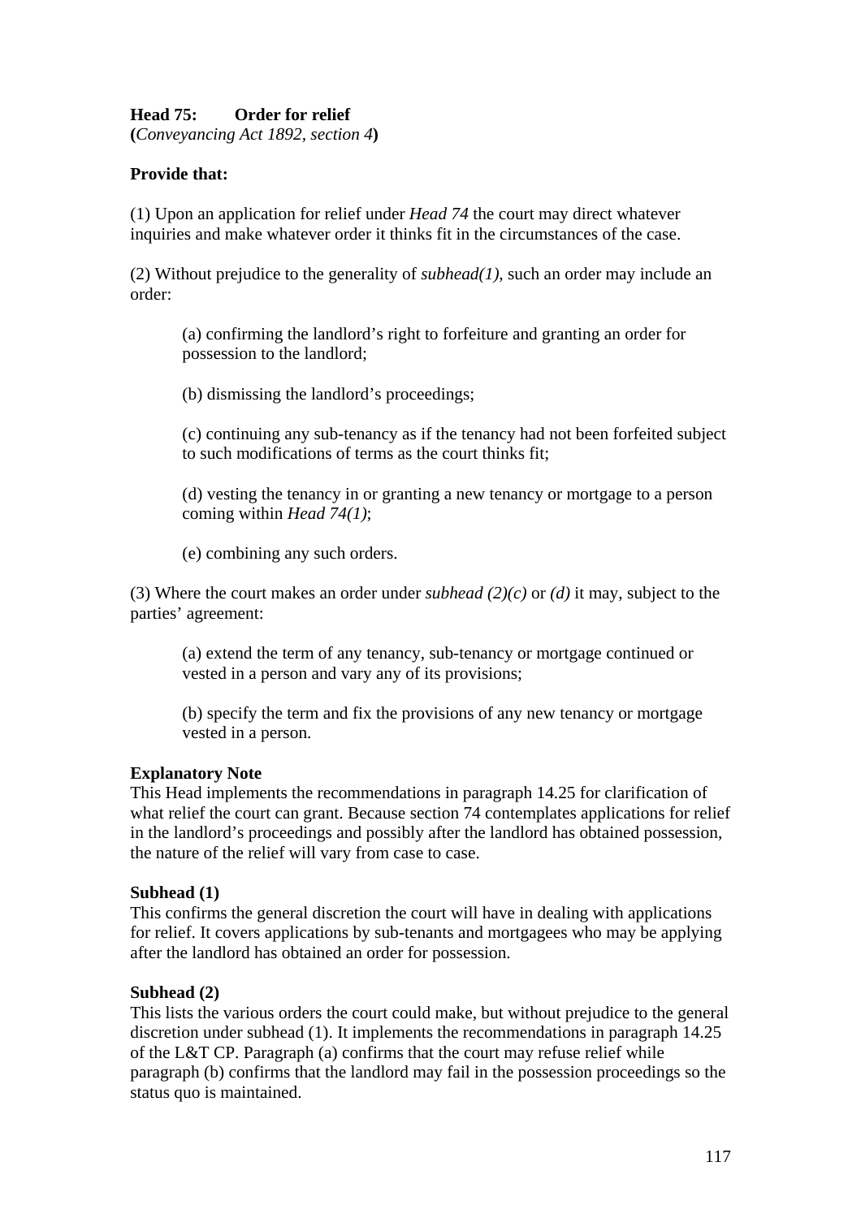**Head 75: Order for relief**
**(***Conveyancing Act 1892, section 4***)**

**Provide that:**

(1) Upon an application for relief under *Head 74* the court may direct whatever inquiries and make whatever order it thinks fit in the circumstances of the case.

(2) Without prejudice to the generality of *subhead(1)*, such an order may include an order:

> (a) confirming the landlord's right to forfeiture and granting an order for possession to the landlord;
>
> (b) dismissing the landlord's proceedings;
>
> (c) continuing any sub-tenancy as if the tenancy had not been forfeited subject to such modifications of terms as the court thinks fit;
>
> (d) vesting the tenancy in or granting a new tenancy or mortgage to a person coming within *Head 74(1)*;
>
> (e) combining any such orders.

(3) Where the court makes an order under *subhead (2)(c)* or *(d)* it may, subject to the parties' agreement:

> (a) extend the term of any tenancy, sub-tenancy or mortgage continued or vested in a person and vary any of its provisions;
>
> (b) specify the term and fix the provisions of any new tenancy or mortgage vested in a person.

**Explanatory Note**
This Head implements the recommendations in paragraph 14.25 for clarification of what relief the court can grant. Because section 74 contemplates applications for relief in the landlord's proceedings and possibly after the landlord has obtained possession, the nature of the relief will vary from case to case.

**Subhead (1)**
This confirms the general discretion the court will have in dealing with applications for relief. It covers applications by sub-tenants and mortgagees who may be applying after the landlord has obtained an order for possession.

**Subhead (2)**
This lists the various orders the court could make, but without prejudice to the general discretion under subhead (1). It implements the recommendations in paragraph 14.25 of the L&T CP. Paragraph (a) confirms that the court may refuse relief while paragraph (b) confirms that the landlord may fail in the possession proceedings so the status quo is maintained.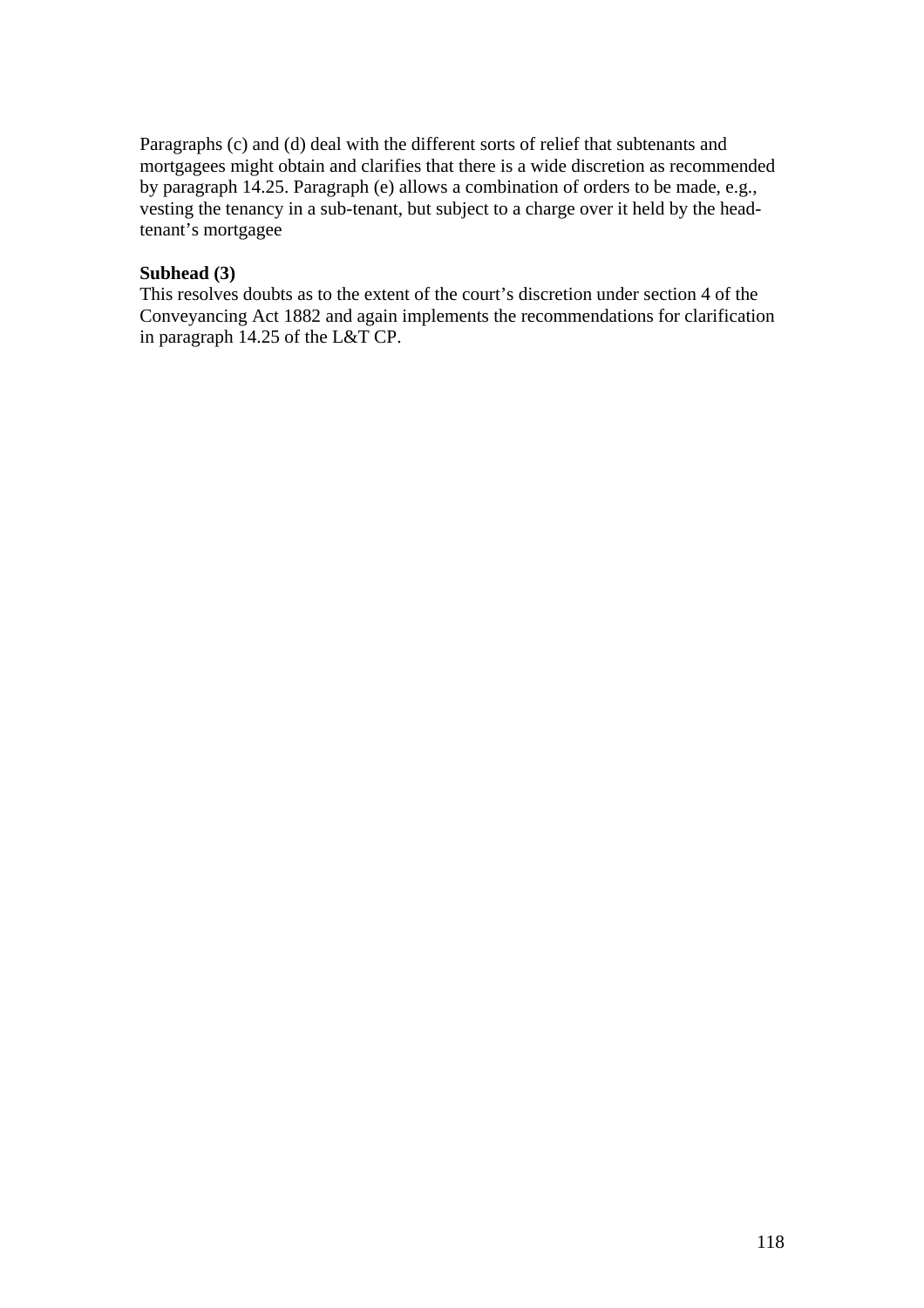Paragraphs (c) and (d) deal with the different sorts of relief that subtenants and mortgagees might obtain and clarifies that there is a wide discretion as recommended by paragraph 14.25. Paragraph (e) allows a combination of orders to be made, e.g., vesting the tenancy in a sub-tenant, but subject to a charge over it held by the head-tenant's mortgagee

**Subhead (3)**
This resolves doubts as to the extent of the court's discretion under section 4 of the Conveyancing Act 1882 and again implements the recommendations for clarification in paragraph 14.25 of the L&T CP.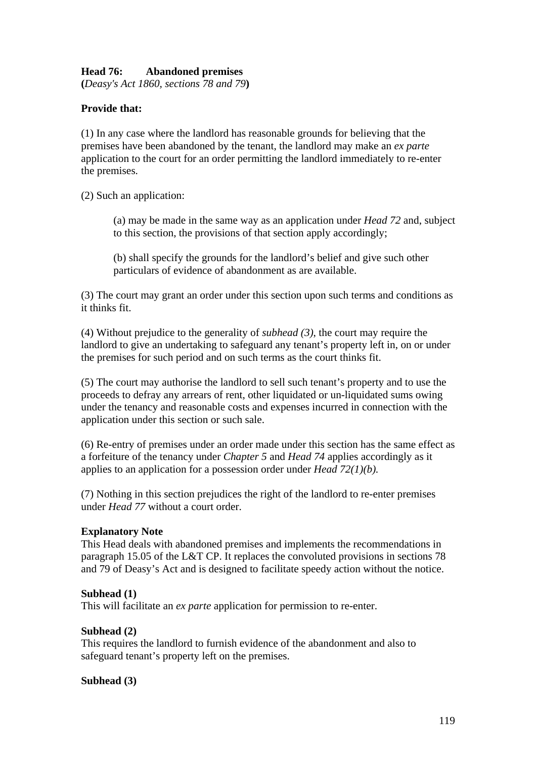**Head 76: Abandoned premises**
**(***Deasy's Act 1860, sections 78 and 79***)**

**Provide that:**

(1) In any case where the landlord has reasonable grounds for believing that the premises have been abandoned by the tenant, the landlord may make an *ex parte* application to the court for an order permitting the landlord immediately to re-enter the premises.

(2) Such an application:

> (a) may be made in the same way as an application under *Head 72* and, subject to this section, the provisions of that section apply accordingly;
>
> (b) shall specify the grounds for the landlord's belief and give such other particulars of evidence of abandonment as are available.

(3) The court may grant an order under this section upon such terms and conditions as it thinks fit.

(4) Without prejudice to the generality of *subhead (3),* the court may require the landlord to give an undertaking to safeguard any tenant's property left in, on or under the premises for such period and on such terms as the court thinks fit.

(5) The court may authorise the landlord to sell such tenant's property and to use the proceeds to defray any arrears of rent, other liquidated or un-liquidated sums owing under the tenancy and reasonable costs and expenses incurred in connection with the application under this section or such sale.

(6) Re-entry of premises under an order made under this section has the same effect as a forfeiture of the tenancy under *Chapter 5* and *Head 74* applies accordingly as it applies to an application for a possession order under *Head 72(1)(b).*

(7) Nothing in this section prejudices the right of the landlord to re-enter premises under *Head 77* without a court order.

**Explanatory Note**
This Head deals with abandoned premises and implements the recommendations in paragraph 15.05 of the L&T CP. It replaces the convoluted provisions in sections 78 and 79 of Deasy's Act and is designed to facilitate speedy action without the notice.

**Subhead (1)**
This will facilitate an *ex parte* application for permission to re-enter.

**Subhead (2)**
This requires the landlord to furnish evidence of the abandonment and also to safeguard tenant's property left on the premises.

**Subhead (3)**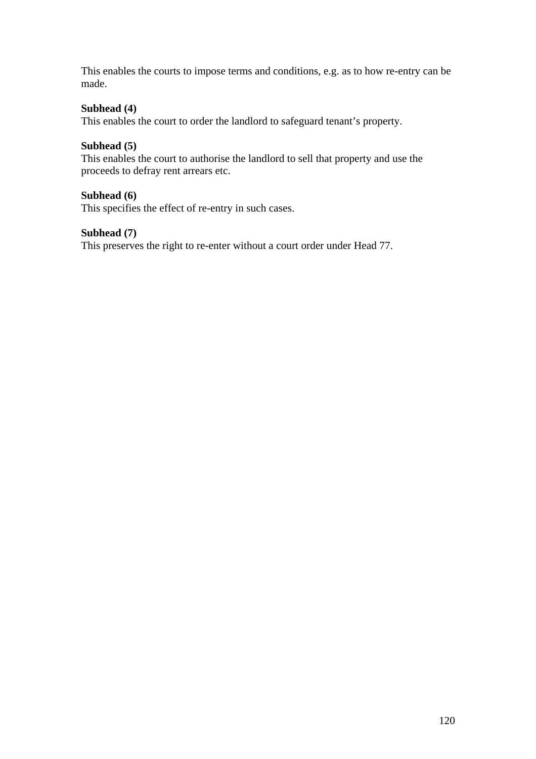This enables the courts to impose terms and conditions, e.g. as to how re-entry can be made.

**Subhead (4)**
This enables the court to order the landlord to safeguard tenant's property.

**Subhead (5)**
This enables the court to authorise the landlord to sell that property and use the proceeds to defray rent arrears etc.

**Subhead (6)**
This specifies the effect of re-entry in such cases.

**Subhead (7)**
This preserves the right to re-enter without a court order under Head 77.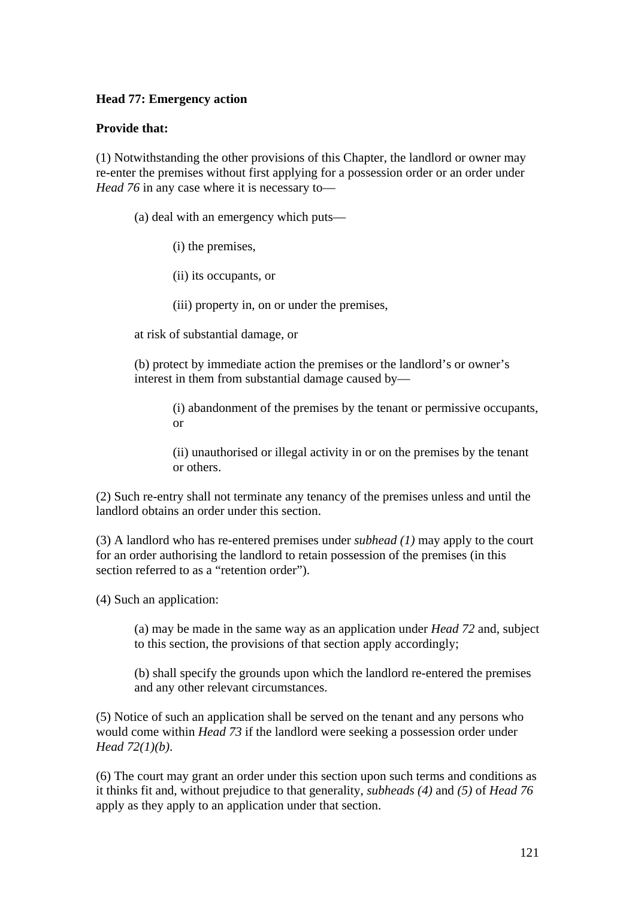**Head 77: Emergency action**

**Provide that:**

(1) Notwithstanding the other provisions of this Chapter, the landlord or owner may re-enter the premises without first applying for a possession order or an order under *Head 76* in any case where it is necessary to—

> (a) deal with an emergency which puts—
>
> > (i) the premises,
> >
> > (ii) its occupants, or
> >
> > (iii) property in, on or under the premises,
>
> at risk of substantial damage, or
>
> (b) protect by immediate action the premises or the landlord's or owner's interest in them from substantial damage caused by—
>
> > (i) abandonment of the premises by the tenant or permissive occupants, or
> >
> > (ii) unauthorised or illegal activity in or on the premises by the tenant or others.

(2) Such re-entry shall not terminate any tenancy of the premises unless and until the landlord obtains an order under this section.

(3) A landlord who has re-entered premises under *subhead (1)* may apply to the court for an order authorising the landlord to retain possession of the premises (in this section referred to as a "retention order").

(4) Such an application:

> (a) may be made in the same way as an application under *Head 72* and, subject to this section, the provisions of that section apply accordingly;
>
> (b) shall specify the grounds upon which the landlord re-entered the premises and any other relevant circumstances.

(5) Notice of such an application shall be served on the tenant and any persons who would come within *Head 73* if the landlord were seeking a possession order under *Head 72(1)(b)*.

(6) The court may grant an order under this section upon such terms and conditions as it thinks fit and, without prejudice to that generality, *subheads (4)* and *(5)* of *Head 76* apply as they apply to an application under that section.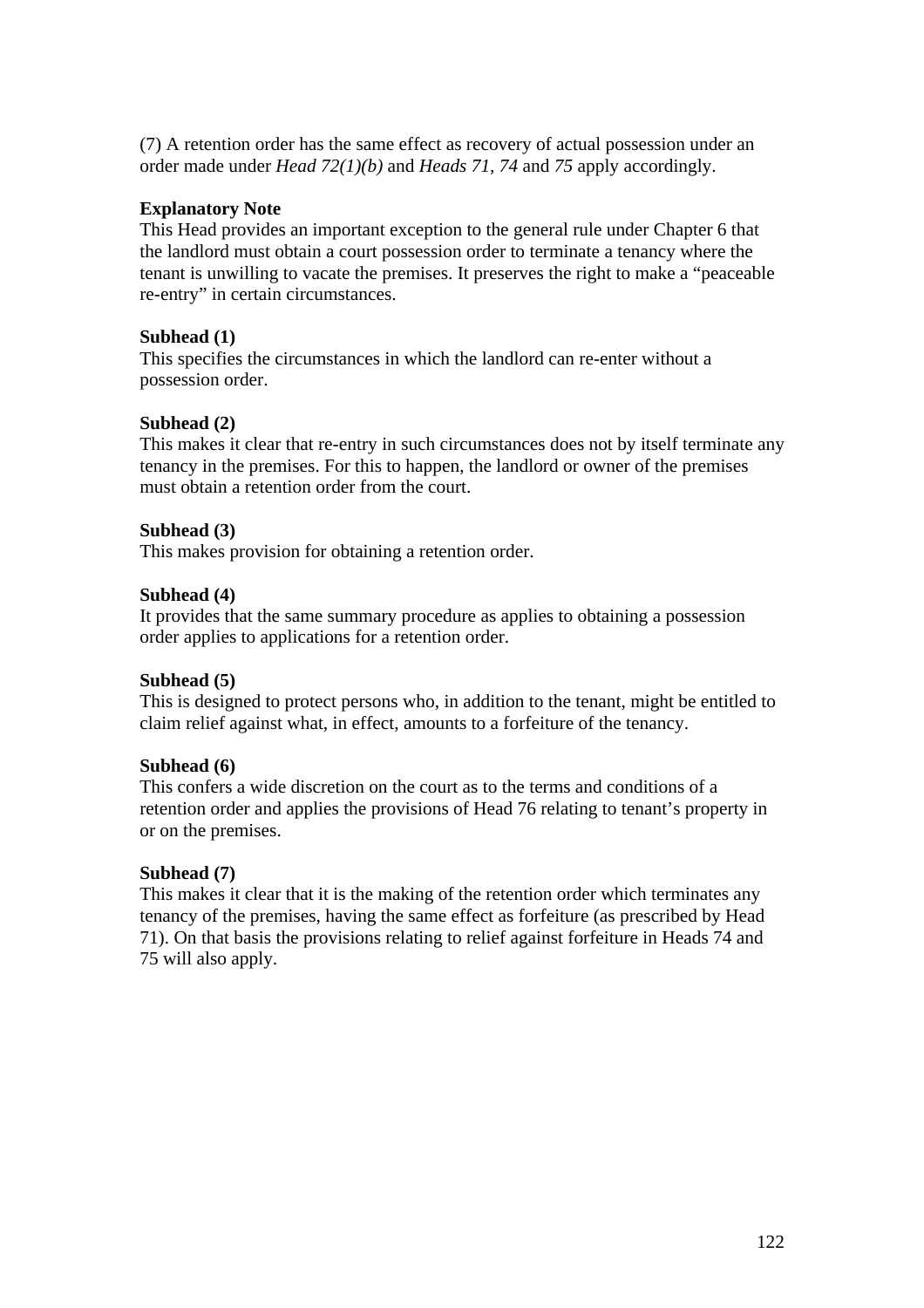(7) A retention order has the same effect as recovery of actual possession under an order made under *Head 72(1)(b)* and *Heads 71*, *74* and *75* apply accordingly.

**Explanatory Note**
This Head provides an important exception to the general rule under Chapter 6 that the landlord must obtain a court possession order to terminate a tenancy where the tenant is unwilling to vacate the premises. It preserves the right to make a "peaceable re-entry" in certain circumstances.

**Subhead (1)**
This specifies the circumstances in which the landlord can re-enter without a possession order.

**Subhead (2)**
This makes it clear that re-entry in such circumstances does not by itself terminate any tenancy in the premises. For this to happen, the landlord or owner of the premises must obtain a retention order from the court.

**Subhead (3)**
This makes provision for obtaining a retention order.

**Subhead (4)**
It provides that the same summary procedure as applies to obtaining a possession order applies to applications for a retention order.

**Subhead (5)**
This is designed to protect persons who, in addition to the tenant, might be entitled to claim relief against what, in effect, amounts to a forfeiture of the tenancy.

**Subhead (6)**
This confers a wide discretion on the court as to the terms and conditions of a retention order and applies the provisions of Head 76 relating to tenant's property in or on the premises.

**Subhead (7)**
This makes it clear that it is the making of the retention order which terminates any tenancy of the premises, having the same effect as forfeiture (as prescribed by Head 71). On that basis the provisions relating to relief against forfeiture in Heads 74 and 75 will also apply.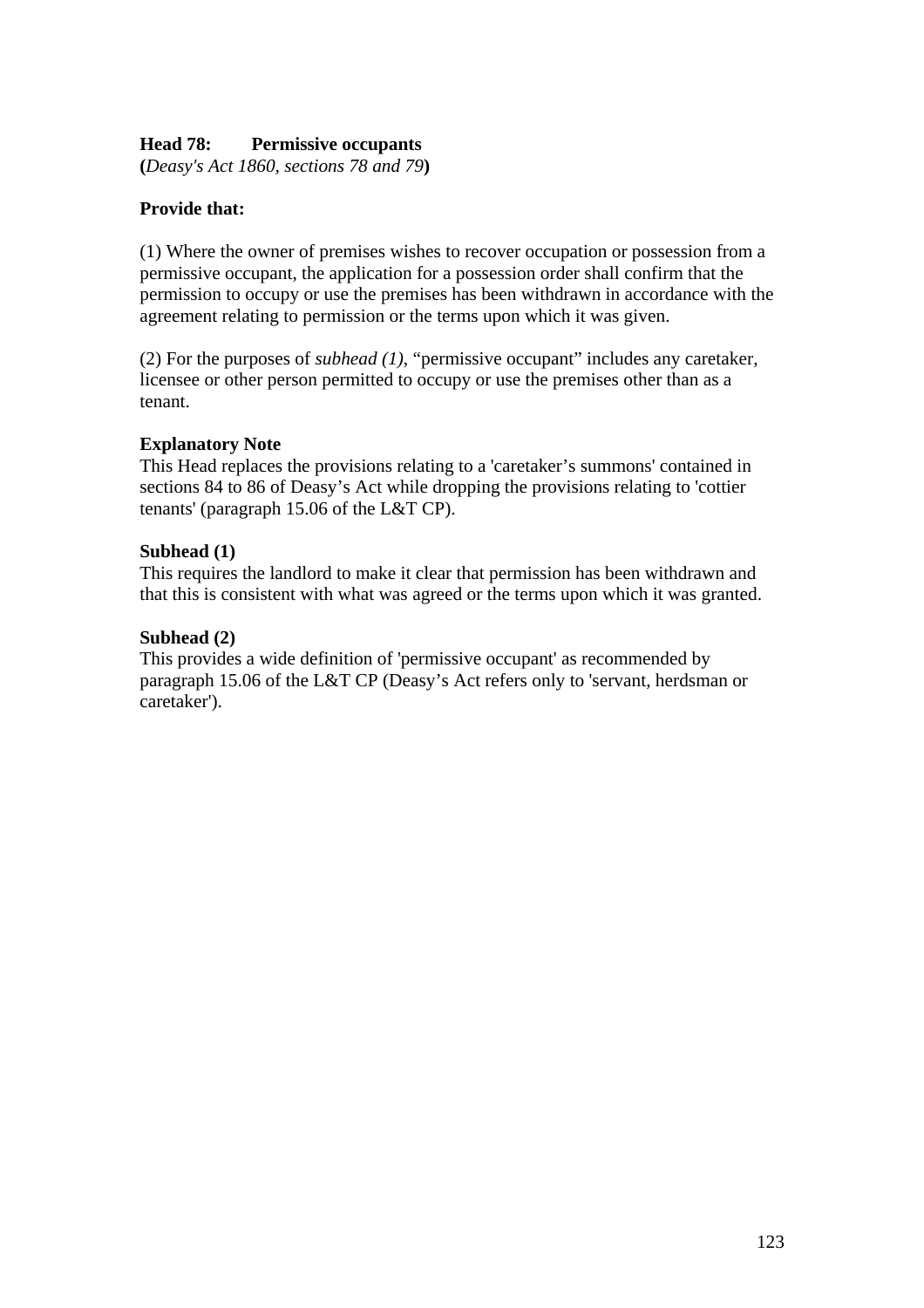**Head 78: Permissive occupants**
**(***Deasy's Act 1860, sections 78 and 79***)**

**Provide that:**

(1) Where the owner of premises wishes to recover occupation or possession from a permissive occupant, the application for a possession order shall confirm that the permission to occupy or use the premises has been withdrawn in accordance with the agreement relating to permission or the terms upon which it was given.

(2) For the purposes of *subhead (1)*, "permissive occupant" includes any caretaker, licensee or other person permitted to occupy or use the premises other than as a tenant.

**Explanatory Note**
This Head replaces the provisions relating to a 'caretaker's summons' contained in sections 84 to 86 of Deasy's Act while dropping the provisions relating to 'cottier tenants' (paragraph 15.06 of the L&T CP).

**Subhead (1)**
This requires the landlord to make it clear that permission has been withdrawn and that this is consistent with what was agreed or the terms upon which it was granted.

**Subhead (2)**
This provides a wide definition of 'permissive occupant' as recommended by paragraph 15.06 of the L&T CP (Deasy's Act refers only to 'servant, herdsman or caretaker').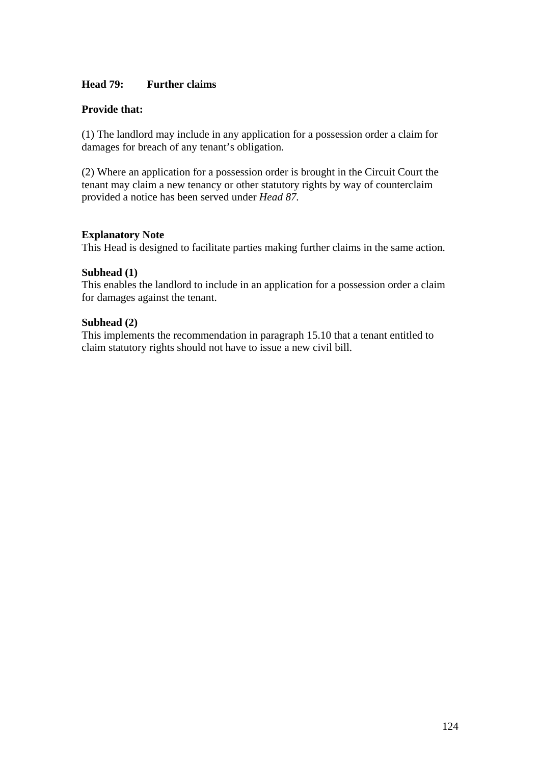**Head 79: Further claims**

**Provide that:**

(1) The landlord may include in any application for a possession order a claim for damages for breach of any tenant's obligation.

(2) Where an application for a possession order is brought in the Circuit Court the tenant may claim a new tenancy or other statutory rights by way of counterclaim provided a notice has been served under *Head 87*.

**Explanatory Note**
This Head is designed to facilitate parties making further claims in the same action.

**Subhead (1)**
This enables the landlord to include in an application for a possession order a claim for damages against the tenant.

**Subhead (2)**
This implements the recommendation in paragraph 15.10 that a tenant entitled to claim statutory rights should not have to issue a new civil bill.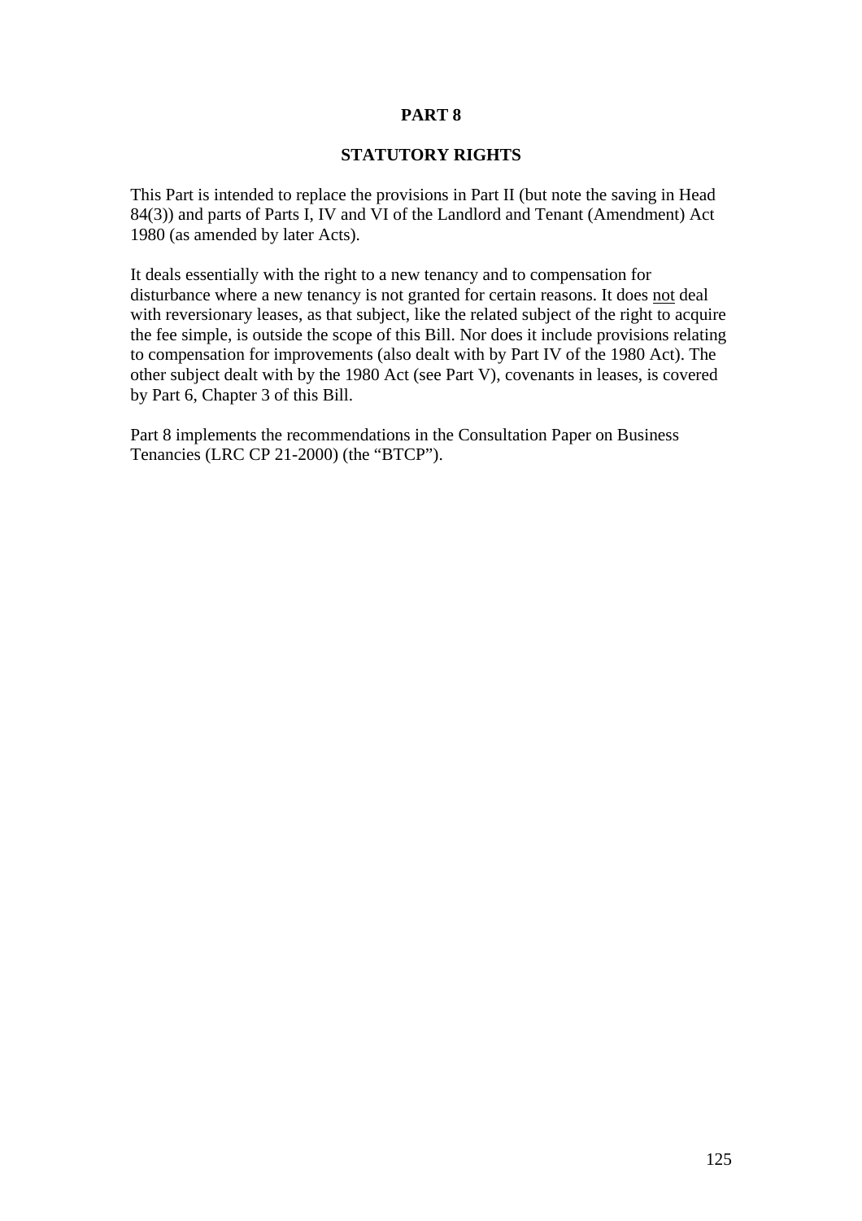# PART 8

## STATUTORY RIGHTS

This Part is intended to replace the provisions in Part II (but note the saving in Head 84(3)) and parts of Parts I, IV and VI of the Landlord and Tenant (Amendment) Act 1980 (as amended by later Acts).

It deals essentially with the right to a new tenancy and to compensation for disturbance where a new tenancy is not granted for certain reasons. It does <u>not</u> deal with reversionary leases, as that subject, like the related subject of the right to acquire the fee simple, is outside the scope of this Bill. Nor does it include provisions relating to compensation for improvements (also dealt with by Part IV of the 1980 Act). The other subject dealt with by the 1980 Act (see Part V), covenants in leases, is covered by Part 6, Chapter 3 of this Bill.

Part 8 implements the recommendations in the Consultation Paper on Business Tenancies (LRC CP 21-2000) (the "BTCP").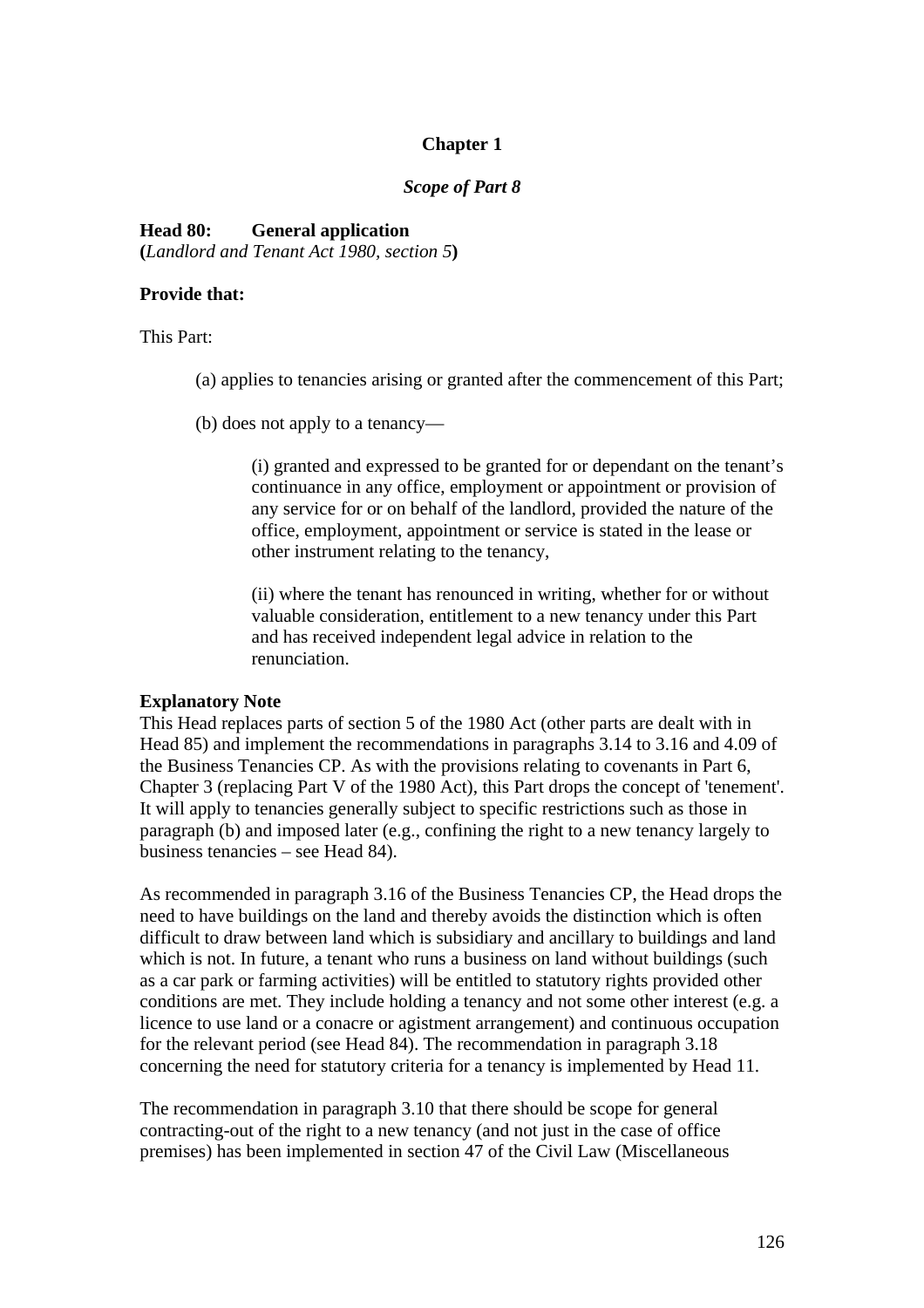## Chapter 1

### *Scope of Part 8*

**Head 80: General application**
**(***Landlord and Tenant Act 1980, section 5***)**

**Provide that:**

This Part:

(a) applies to tenancies arising or granted after the commencement of this Part;

(b) does not apply to a tenancy—

(i) granted and expressed to be granted for or dependant on the tenant's continuance in any office, employment or appointment or provision of any service for or on behalf of the landlord, provided the nature of the office, employment, appointment or service is stated in the lease or other instrument relating to the tenancy,

(ii) where the tenant has renounced in writing, whether for or without valuable consideration, entitlement to a new tenancy under this Part and has received independent legal advice in relation to the renunciation.

**Explanatory Note**
This Head replaces parts of section 5 of the 1980 Act (other parts are dealt with in Head 85) and implement the recommendations in paragraphs 3.14 to 3.16 and 4.09 of the Business Tenancies CP. As with the provisions relating to covenants in Part 6, Chapter 3 (replacing Part V of the 1980 Act), this Part drops the concept of 'tenement'. It will apply to tenancies generally subject to specific restrictions such as those in paragraph (b) and imposed later (e.g., confining the right to a new tenancy largely to business tenancies – see Head 84).

As recommended in paragraph 3.16 of the Business Tenancies CP, the Head drops the need to have buildings on the land and thereby avoids the distinction which is often difficult to draw between land which is subsidiary and ancillary to buildings and land which is not. In future, a tenant who runs a business on land without buildings (such as a car park or farming activities) will be entitled to statutory rights provided other conditions are met. They include holding a tenancy and not some other interest (e.g. a licence to use land or a conacre or agistment arrangement) and continuous occupation for the relevant period (see Head 84). The recommendation in paragraph 3.18 concerning the need for statutory criteria for a tenancy is implemented by Head 11.

The recommendation in paragraph 3.10 that there should be scope for general contracting-out of the right to a new tenancy (and not just in the case of office premises) has been implemented in section 47 of the Civil Law (Miscellaneous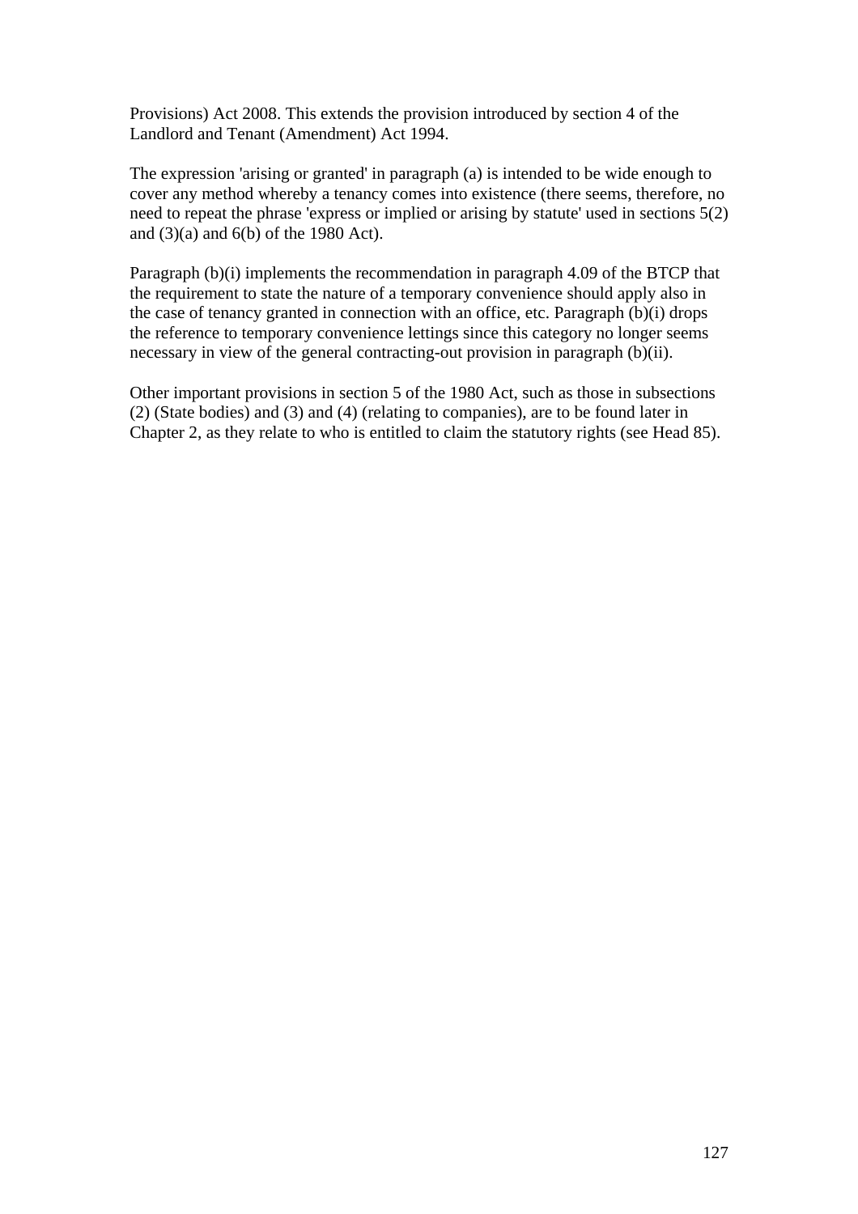Provisions) Act 2008. This extends the provision introduced by section 4 of the Landlord and Tenant (Amendment) Act 1994.

The expression 'arising or granted' in paragraph (a) is intended to be wide enough to cover any method whereby a tenancy comes into existence (there seems, therefore, no need to repeat the phrase 'express or implied or arising by statute' used in sections 5(2) and (3)(a) and 6(b) of the 1980 Act).

Paragraph (b)(i) implements the recommendation in paragraph 4.09 of the BTCP that the requirement to state the nature of a temporary convenience should apply also in the case of tenancy granted in connection with an office, etc. Paragraph (b)(i) drops the reference to temporary convenience lettings since this category no longer seems necessary in view of the general contracting-out provision in paragraph (b)(ii).

Other important provisions in section 5 of the 1980 Act, such as those in subsections (2) (State bodies) and (3) and (4) (relating to companies), are to be found later in Chapter 2, as they relate to who is entitled to claim the statutory rights (see Head 85).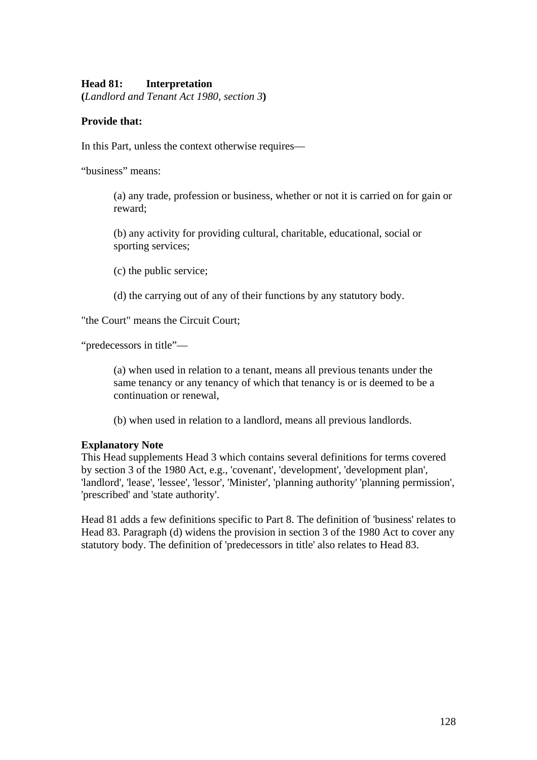**Head 81: Interpretation**
**(***Landlord and Tenant Act 1980, section 3***)**

**Provide that:**

In this Part, unless the context otherwise requires—

“business” means:

> (a) any trade, profession or business, whether or not it is carried on for gain or reward;
>
> (b) any activity for providing cultural, charitable, educational, social or sporting services;
>
> (c) the public service;
>
> (d) the carrying out of any of their functions by any statutory body.

"the Court" means the Circuit Court;

“predecessors in title”—

> (a) when used in relation to a tenant, means all previous tenants under the same tenancy or any tenancy of which that tenancy is or is deemed to be a continuation or renewal,
>
> (b) when used in relation to a landlord, means all previous landlords.

**Explanatory Note**

This Head supplements Head 3 which contains several definitions for terms covered by section 3 of the 1980 Act, e.g., 'covenant', 'development', 'development plan', 'landlord', 'lease', 'lessee', 'lessor', 'Minister', 'planning authority' 'planning permission', 'prescribed' and 'state authority'.

Head 81 adds a few definitions specific to Part 8. The definition of 'business' relates to Head 83. Paragraph (d) widens the provision in section 3 of the 1980 Act to cover any statutory body. The definition of 'predecessors in title' also relates to Head 83.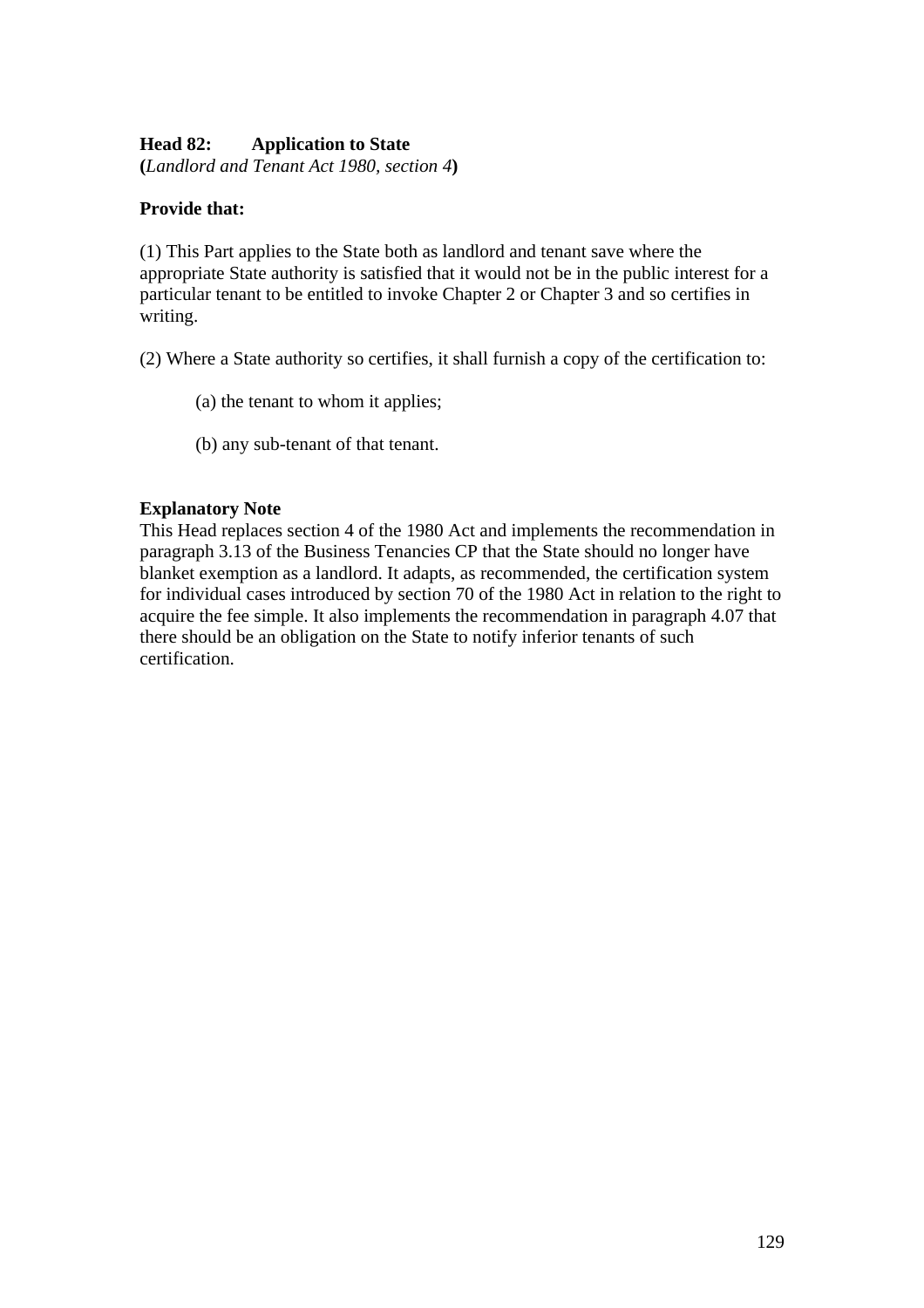**Head 82: Application to State**
**(***Landlord and Tenant Act 1980, section 4***)**

**Provide that:**

(1) This Part applies to the State both as landlord and tenant save where the appropriate State authority is satisfied that it would not be in the public interest for a particular tenant to be entitled to invoke Chapter 2 or Chapter 3 and so certifies in writing.

(2) Where a State authority so certifies, it shall furnish a copy of the certification to:

(a) the tenant to whom it applies;

(b) any sub-tenant of that tenant.

**Explanatory Note**
This Head replaces section 4 of the 1980 Act and implements the recommendation in paragraph 3.13 of the Business Tenancies CP that the State should no longer have blanket exemption as a landlord. It adapts, as recommended, the certification system for individual cases introduced by section 70 of the 1980 Act in relation to the right to acquire the fee simple. It also implements the recommendation in paragraph 4.07 that there should be an obligation on the State to notify inferior tenants of such certification.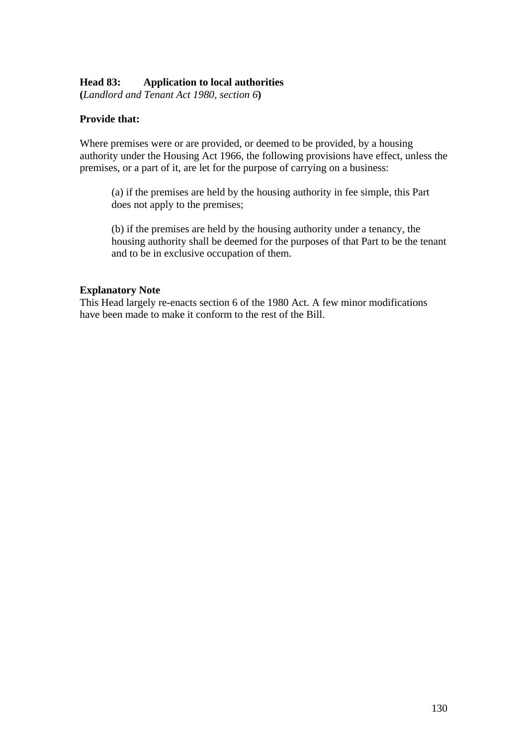**Head 83: Application to local authorities**
**(***Landlord and Tenant Act 1980, section 6***)**

**Provide that:**

Where premises were or are provided, or deemed to be provided, by a housing authority under the Housing Act 1966, the following provisions have effect, unless the premises, or a part of it, are let for the purpose of carrying on a business:

(a) if the premises are held by the housing authority in fee simple, this Part does not apply to the premises;

(b) if the premises are held by the housing authority under a tenancy, the housing authority shall be deemed for the purposes of that Part to be the tenant and to be in exclusive occupation of them.

**Explanatory Note**
This Head largely re-enacts section 6 of the 1980 Act. A few minor modifications have been made to make it conform to the rest of the Bill.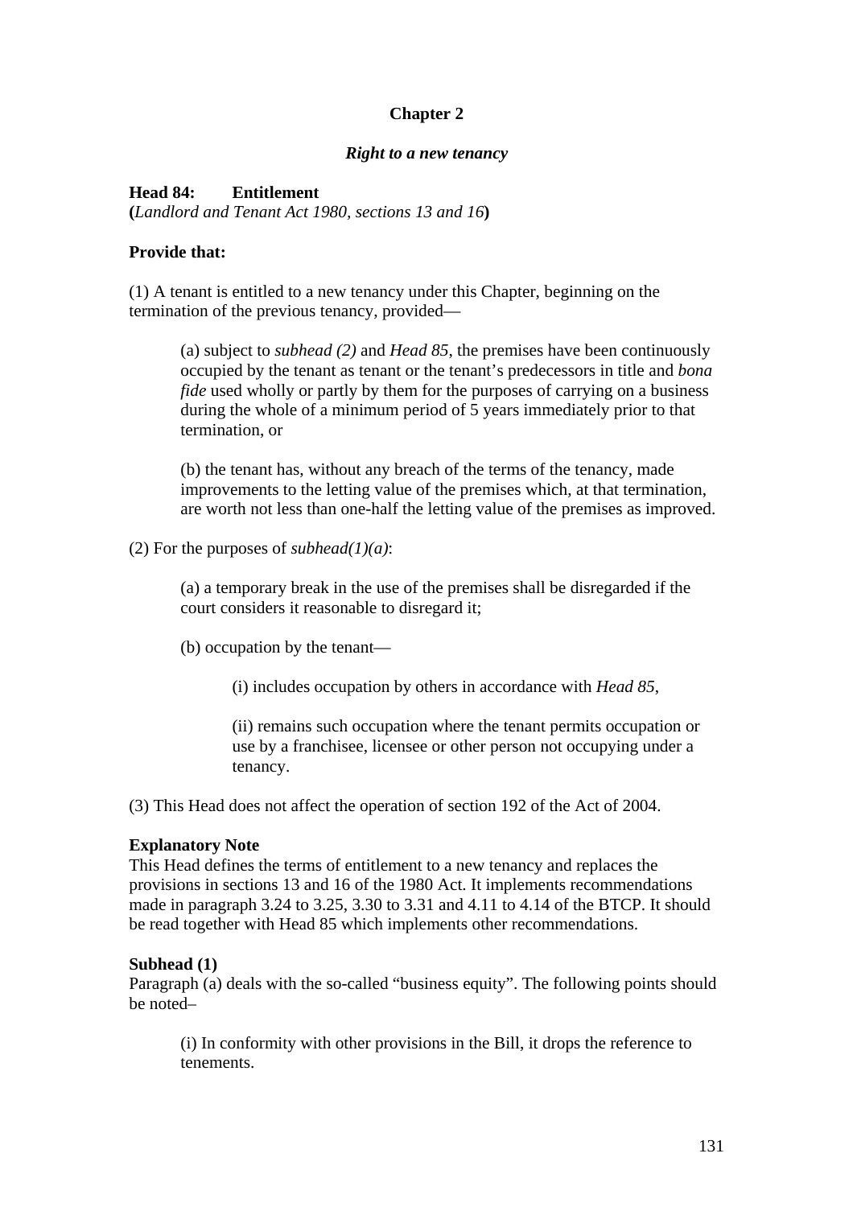## Chapter 2

### *Right to a new tenancy*

**Head 84: Entitlement**
**(***Landlord and Tenant Act 1980, sections 13 and 16***)**

**Provide that:**

(1) A tenant is entitled to a new tenancy under this Chapter, beginning on the termination of the previous tenancy, provided—

> (a) subject to *subhead (2)* and *Head 85*, the premises have been continuously occupied by the tenant as tenant or the tenant's predecessors in title and *bona fide* used wholly or partly by them for the purposes of carrying on a business during the whole of a minimum period of 5 years immediately prior to that termination, or
>
> (b) the tenant has, without any breach of the terms of the tenancy, made improvements to the letting value of the premises which, at that termination, are worth not less than one-half the letting value of the premises as improved.

(2) For the purposes of *subhead(1)(a)*:

> (a) a temporary break in the use of the premises shall be disregarded if the court considers it reasonable to disregard it;
>
> (b) occupation by the tenant—
>
> > (i) includes occupation by others in accordance with *Head 85*,
> >
> > (ii) remains such occupation where the tenant permits occupation or use by a franchisee, licensee or other person not occupying under a tenancy.

(3) This Head does not affect the operation of section 192 of the Act of 2004.

**Explanatory Note**
This Head defines the terms of entitlement to a new tenancy and replaces the provisions in sections 13 and 16 of the 1980 Act. It implements recommendations made in paragraph 3.24 to 3.25, 3.30 to 3.31 and 4.11 to 4.14 of the BTCP. It should be read together with Head 85 which implements other recommendations.

**Subhead (1)**
Paragraph (a) deals with the so-called "business equity". The following points should be noted–

> (i) In conformity with other provisions in the Bill, it drops the reference to tenements.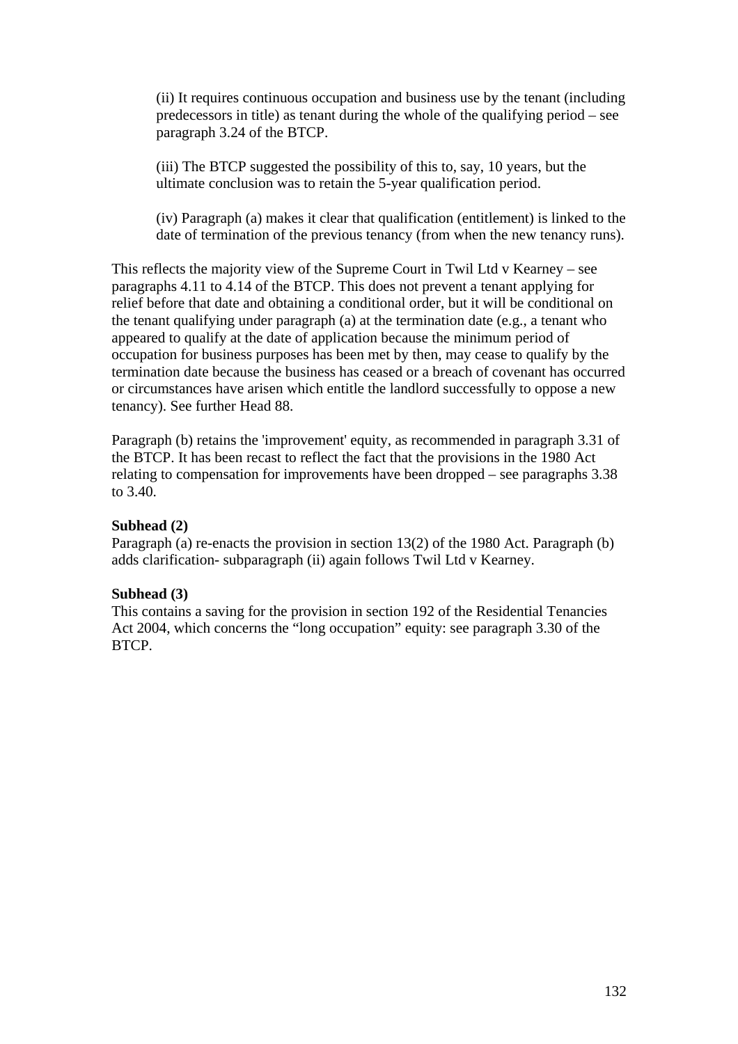(ii) It requires continuous occupation and business use by the tenant (including predecessors in title) as tenant during the whole of the qualifying period – see paragraph 3.24 of the BTCP.

(iii) The BTCP suggested the possibility of this to, say, 10 years, but the ultimate conclusion was to retain the 5-year qualification period.

(iv) Paragraph (a) makes it clear that qualification (entitlement) is linked to the date of termination of the previous tenancy (from when the new tenancy runs).

This reflects the majority view of the Supreme Court in Twil Ltd v Kearney – see paragraphs 4.11 to 4.14 of the BTCP. This does not prevent a tenant applying for relief before that date and obtaining a conditional order, but it will be conditional on the tenant qualifying under paragraph (a) at the termination date (e.g., a tenant who appeared to qualify at the date of application because the minimum period of occupation for business purposes has been met by then, may cease to qualify by the termination date because the business has ceased or a breach of covenant has occurred or circumstances have arisen which entitle the landlord successfully to oppose a new tenancy). See further Head 88.

Paragraph (b) retains the 'improvement' equity, as recommended in paragraph 3.31 of the BTCP. It has been recast to reflect the fact that the provisions in the 1980 Act relating to compensation for improvements have been dropped – see paragraphs 3.38 to 3.40.

**Subhead (2)**
Paragraph (a) re-enacts the provision in section 13(2) of the 1980 Act. Paragraph (b) adds clarification- subparagraph (ii) again follows Twil Ltd v Kearney.

**Subhead (3)**
This contains a saving for the provision in section 192 of the Residential Tenancies Act 2004, which concerns the "long occupation" equity: see paragraph 3.30 of the BTCP.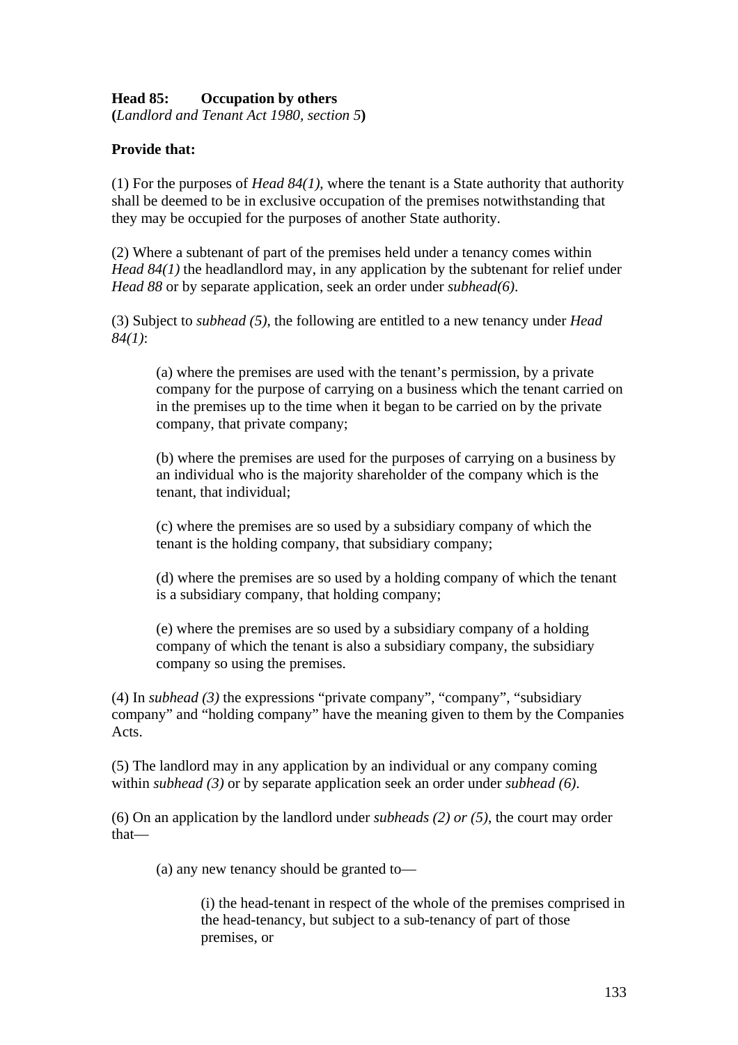**Head 85: Occupation by others**
**(***Landlord and Tenant Act 1980, section 5***)**

**Provide that:**

(1) For the purposes of *Head 84(1)*, where the tenant is a State authority that authority shall be deemed to be in exclusive occupation of the premises notwithstanding that they may be occupied for the purposes of another State authority.

(2) Where a subtenant of part of the premises held under a tenancy comes within *Head 84(1)* the headlandlord may, in any application by the subtenant for relief under *Head 88* or by separate application, seek an order under *subhead(6)*.

(3) Subject to *subhead (5)*, the following are entitled to a new tenancy under *Head 84(1)*:

> (a) where the premises are used with the tenant's permission, by a private company for the purpose of carrying on a business which the tenant carried on in the premises up to the time when it began to be carried on by the private company, that private company;
>
> (b) where the premises are used for the purposes of carrying on a business by an individual who is the majority shareholder of the company which is the tenant, that individual;
>
> (c) where the premises are so used by a subsidiary company of which the tenant is the holding company, that subsidiary company;
>
> (d) where the premises are so used by a holding company of which the tenant is a subsidiary company, that holding company;
>
> (e) where the premises are so used by a subsidiary company of a holding company of which the tenant is also a subsidiary company, the subsidiary company so using the premises.

(4) In *subhead (3)* the expressions "private company", "company", "subsidiary company" and "holding company" have the meaning given to them by the Companies Acts.

(5) The landlord may in any application by an individual or any company coming within *subhead (3)* or by separate application seek an order under *subhead (6)*.

(6) On an application by the landlord under *subheads (2) or (5)*, the court may order that—

> (a) any new tenancy should be granted to—
>
> > (i) the head-tenant in respect of the whole of the premises comprised in the head-tenancy, but subject to a sub-tenancy of part of those premises, or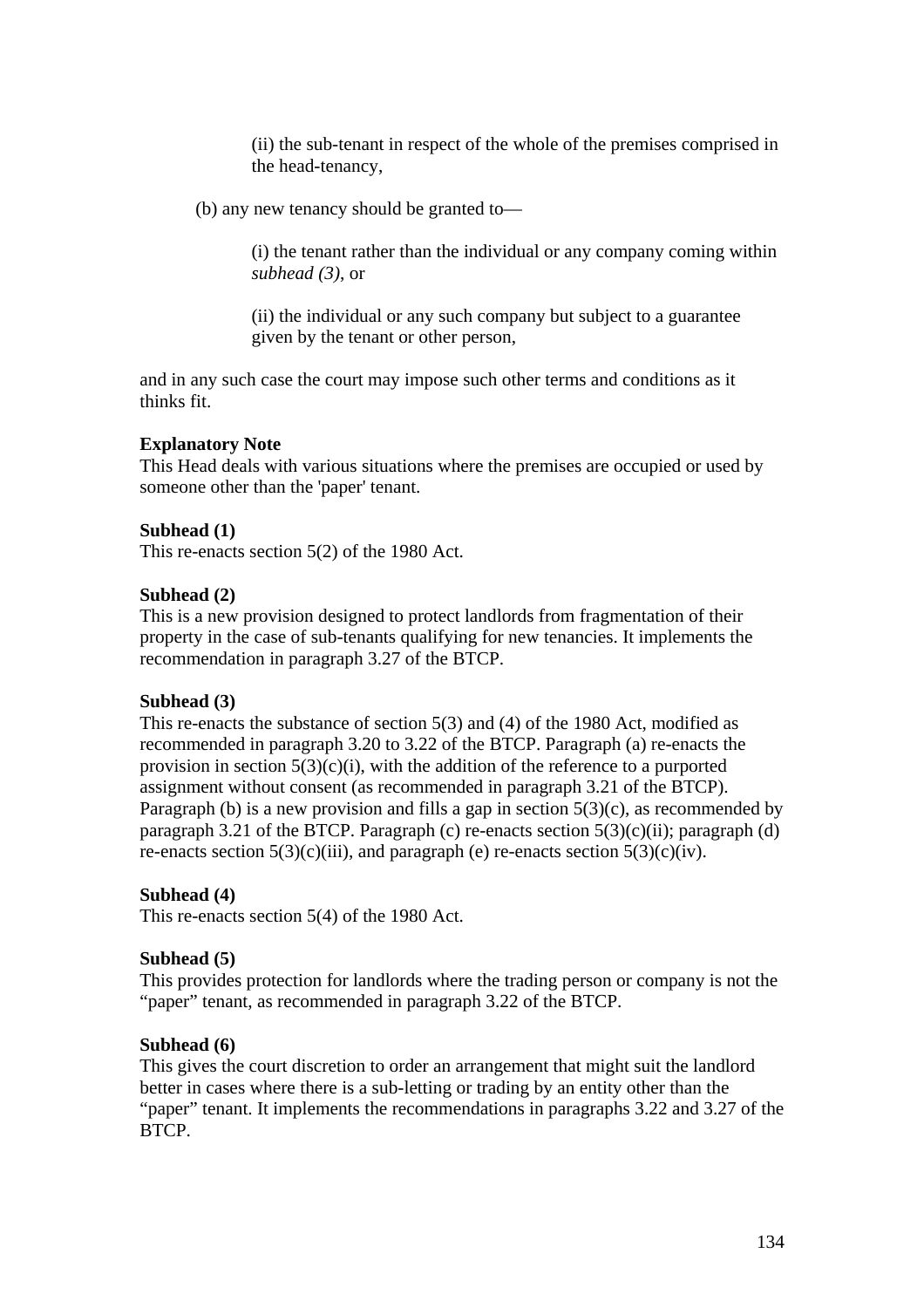(ii) the sub-tenant in respect of the whole of the premises comprised in the head-tenancy,

(b) any new tenancy should be granted to—

(i) the tenant rather than the individual or any company coming within *subhead (3)*, or

(ii) the individual or any such company but subject to a guarantee given by the tenant or other person,

and in any such case the court may impose such other terms and conditions as it thinks fit.

**Explanatory Note**
This Head deals with various situations where the premises are occupied or used by someone other than the 'paper' tenant.

**Subhead (1)**
This re-enacts section 5(2) of the 1980 Act.

**Subhead (2)**
This is a new provision designed to protect landlords from fragmentation of their property in the case of sub-tenants qualifying for new tenancies. It implements the recommendation in paragraph 3.27 of the BTCP.

**Subhead (3)**
This re-enacts the substance of section 5(3) and (4) of the 1980 Act, modified as recommended in paragraph 3.20 to 3.22 of the BTCP. Paragraph (a) re-enacts the provision in section 5(3)(c)(i), with the addition of the reference to a purported assignment without consent (as recommended in paragraph 3.21 of the BTCP). Paragraph (b) is a new provision and fills a gap in section 5(3)(c), as recommended by paragraph 3.21 of the BTCP. Paragraph (c) re-enacts section 5(3)(c)(ii); paragraph (d) re-enacts section 5(3)(c)(iii), and paragraph (e) re-enacts section 5(3)(c)(iv).

**Subhead (4)**
This re-enacts section 5(4) of the 1980 Act.

**Subhead (5)**
This provides protection for landlords where the trading person or company is not the "paper" tenant, as recommended in paragraph 3.22 of the BTCP.

**Subhead (6)**
This gives the court discretion to order an arrangement that might suit the landlord better in cases where there is a sub-letting or trading by an entity other than the "paper" tenant. It implements the recommendations in paragraphs 3.22 and 3.27 of the BTCP.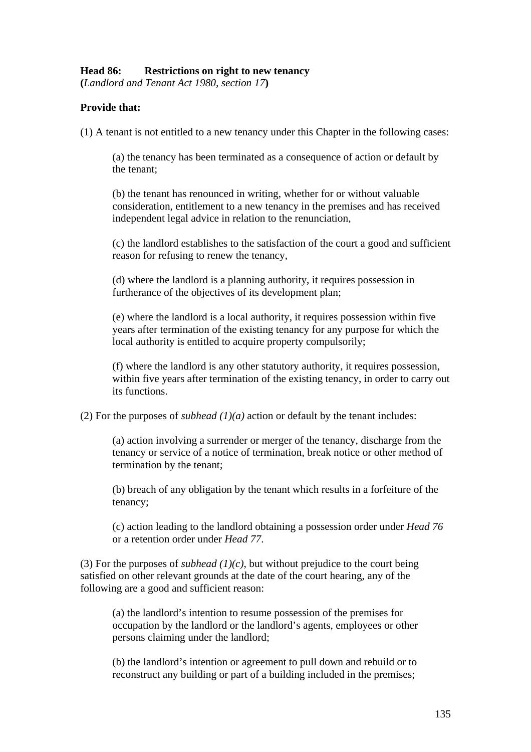**Head 86: Restrictions on right to new tenancy**
**(***Landlord and Tenant Act 1980, section 17***)**

**Provide that:**

(1) A tenant is not entitled to a new tenancy under this Chapter in the following cases:

(a) the tenancy has been terminated as a consequence of action or default by the tenant;

(b) the tenant has renounced in writing, whether for or without valuable consideration, entitlement to a new tenancy in the premises and has received independent legal advice in relation to the renunciation,

(c) the landlord establishes to the satisfaction of the court a good and sufficient reason for refusing to renew the tenancy,

(d) where the landlord is a planning authority, it requires possession in furtherance of the objectives of its development plan;

(e) where the landlord is a local authority, it requires possession within five years after termination of the existing tenancy for any purpose for which the local authority is entitled to acquire property compulsorily;

(f) where the landlord is any other statutory authority, it requires possession, within five years after termination of the existing tenancy, in order to carry out its functions.

(2) For the purposes of *subhead (1)(a)* action or default by the tenant includes:

(a) action involving a surrender or merger of the tenancy, discharge from the tenancy or service of a notice of termination, break notice or other method of termination by the tenant;

(b) breach of any obligation by the tenant which results in a forfeiture of the tenancy;

(c) action leading to the landlord obtaining a possession order under *Head 76* or a retention order under *Head 77*.

(3) For the purposes of *subhead (1)(c)*, but without prejudice to the court being satisfied on other relevant grounds at the date of the court hearing, any of the following are a good and sufficient reason:

(a) the landlord's intention to resume possession of the premises for occupation by the landlord or the landlord's agents, employees or other persons claiming under the landlord;

(b) the landlord's intention or agreement to pull down and rebuild or to reconstruct any building or part of a building included in the premises;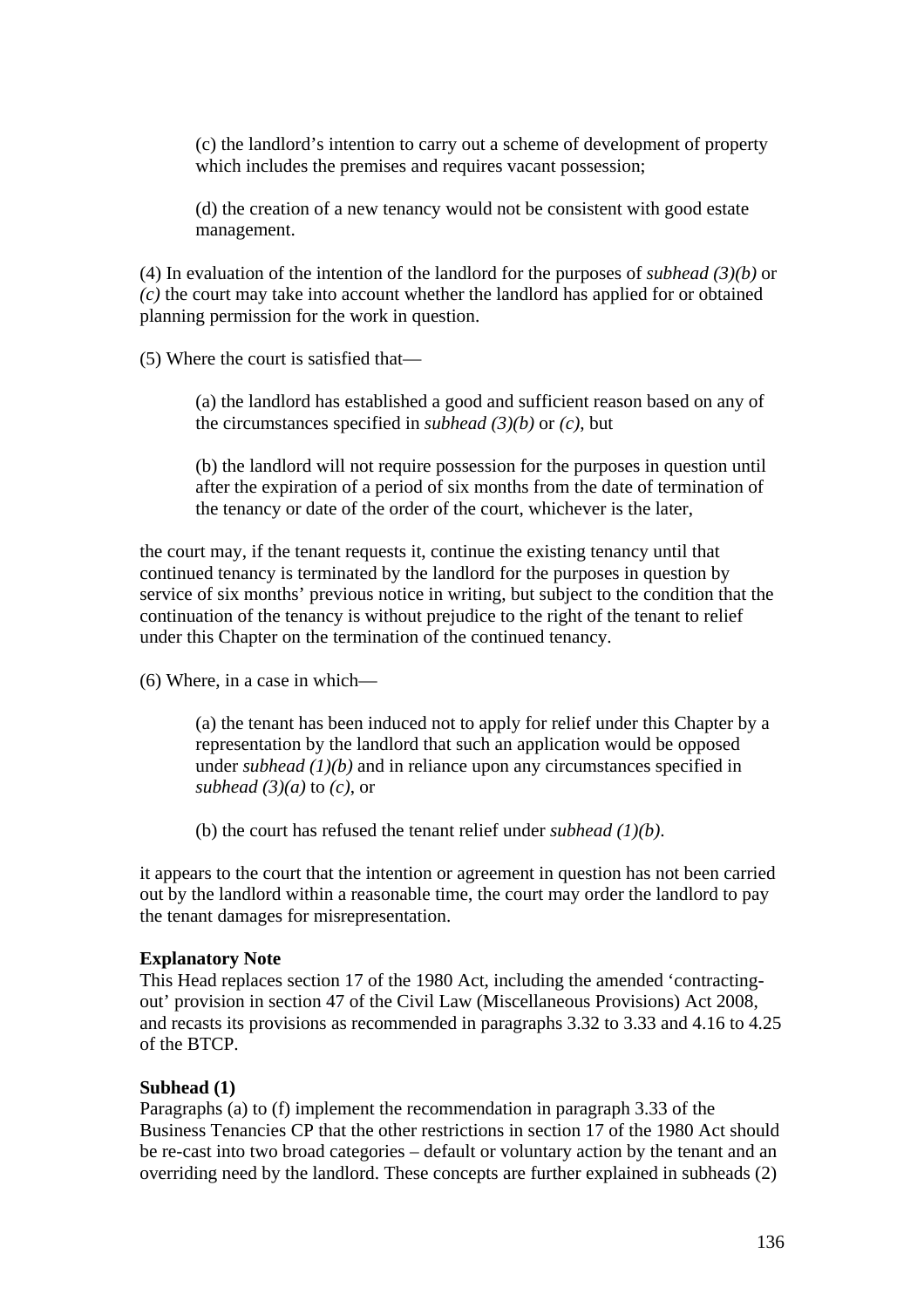(c) the landlord’s intention to carry out a scheme of development of property which includes the premises and requires vacant possession;

(d) the creation of a new tenancy would not be consistent with good estate management.

(4) In evaluation of the intention of the landlord for the purposes of *subhead (3)(b)* or *(c)* the court may take into account whether the landlord has applied for or obtained planning permission for the work in question.

(5) Where the court is satisfied that—

(a) the landlord has established a good and sufficient reason based on any of the circumstances specified in *subhead (3)(b)* or *(c)*, but

(b) the landlord will not require possession for the purposes in question until after the expiration of a period of six months from the date of termination of the tenancy or date of the order of the court, whichever is the later,

the court may, if the tenant requests it, continue the existing tenancy until that continued tenancy is terminated by the landlord for the purposes in question by service of six months’ previous notice in writing, but subject to the condition that the continuation of the tenancy is without prejudice to the right of the tenant to relief under this Chapter on the termination of the continued tenancy.

(6) Where, in a case in which—

(a) the tenant has been induced not to apply for relief under this Chapter by a representation by the landlord that such an application would be opposed under *subhead (1)(b)* and in reliance upon any circumstances specified in *subhead (3)(a)* to *(c)*, or

(b) the court has refused the tenant relief under *subhead (1)(b)*.

it appears to the court that the intention or agreement in question has not been carried out by the landlord within a reasonable time, the court may order the landlord to pay the tenant damages for misrepresentation.

**Explanatory Note**
This Head replaces section 17 of the 1980 Act, including the amended ‘contracting-out’ provision in section 47 of the Civil Law (Miscellaneous Provisions) Act 2008, and recasts its provisions as recommended in paragraphs 3.32 to 3.33 and 4.16 to 4.25 of the BTCP.

**Subhead (1)**
Paragraphs (a) to (f) implement the recommendation in paragraph 3.33 of the Business Tenancies CP that the other restrictions in section 17 of the 1980 Act should be re-cast into two broad categories – default or voluntary action by the tenant and an overriding need by the landlord. These concepts are further explained in subheads (2)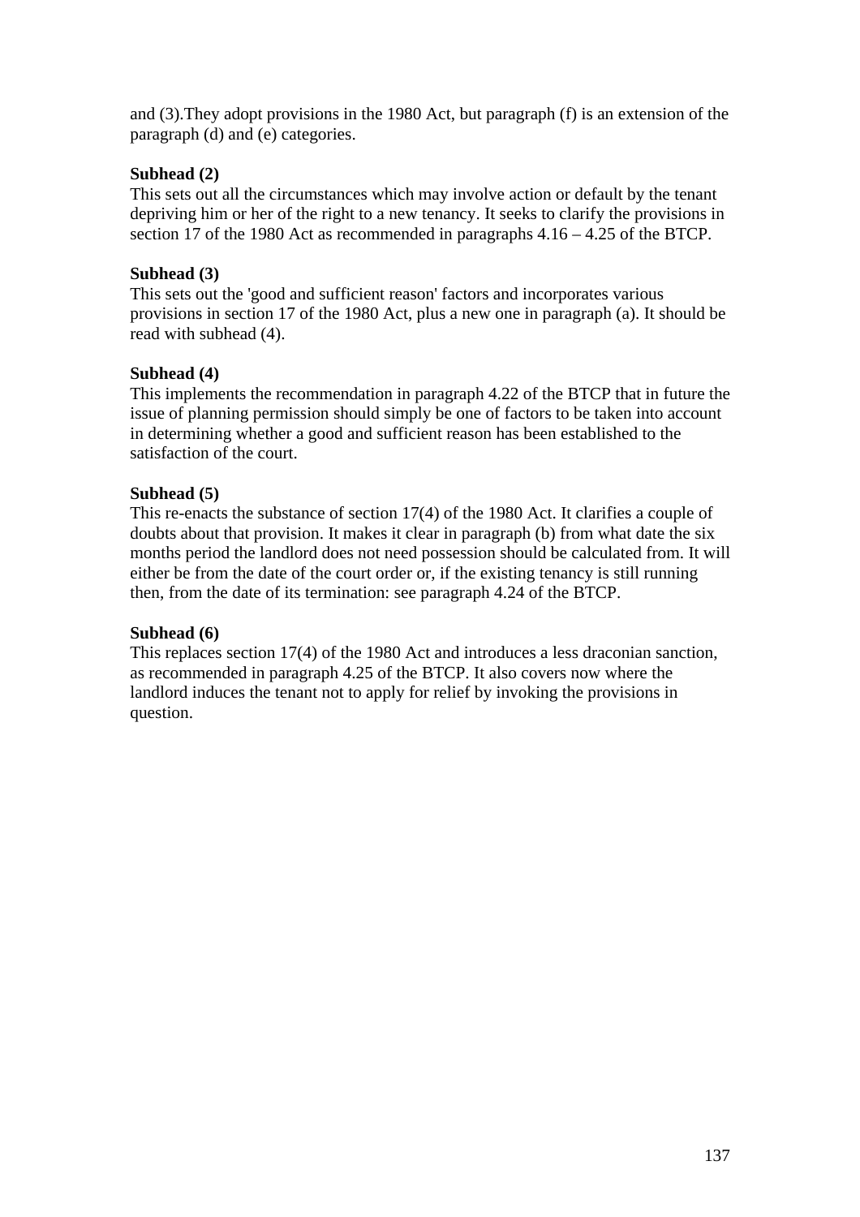and (3).They adopt provisions in the 1980 Act, but paragraph (f) is an extension of the paragraph (d) and (e) categories.

**Subhead (2)**
This sets out all the circumstances which may involve action or default by the tenant depriving him or her of the right to a new tenancy. It seeks to clarify the provisions in section 17 of the 1980 Act as recommended in paragraphs 4.16 – 4.25 of the BTCP.

**Subhead (3)**
This sets out the 'good and sufficient reason' factors and incorporates various provisions in section 17 of the 1980 Act, plus a new one in paragraph (a). It should be read with subhead (4).

**Subhead (4)**
This implements the recommendation in paragraph 4.22 of the BTCP that in future the issue of planning permission should simply be one of factors to be taken into account in determining whether a good and sufficient reason has been established to the satisfaction of the court.

**Subhead (5)**
This re-enacts the substance of section 17(4) of the 1980 Act. It clarifies a couple of doubts about that provision. It makes it clear in paragraph (b) from what date the six months period the landlord does not need possession should be calculated from. It will either be from the date of the court order or, if the existing tenancy is still running then, from the date of its termination: see paragraph 4.24 of the BTCP.

**Subhead (6)**
This replaces section 17(4) of the 1980 Act and introduces a less draconian sanction, as recommended in paragraph 4.25 of the BTCP. It also covers now where the landlord induces the tenant not to apply for relief by invoking the provisions in question.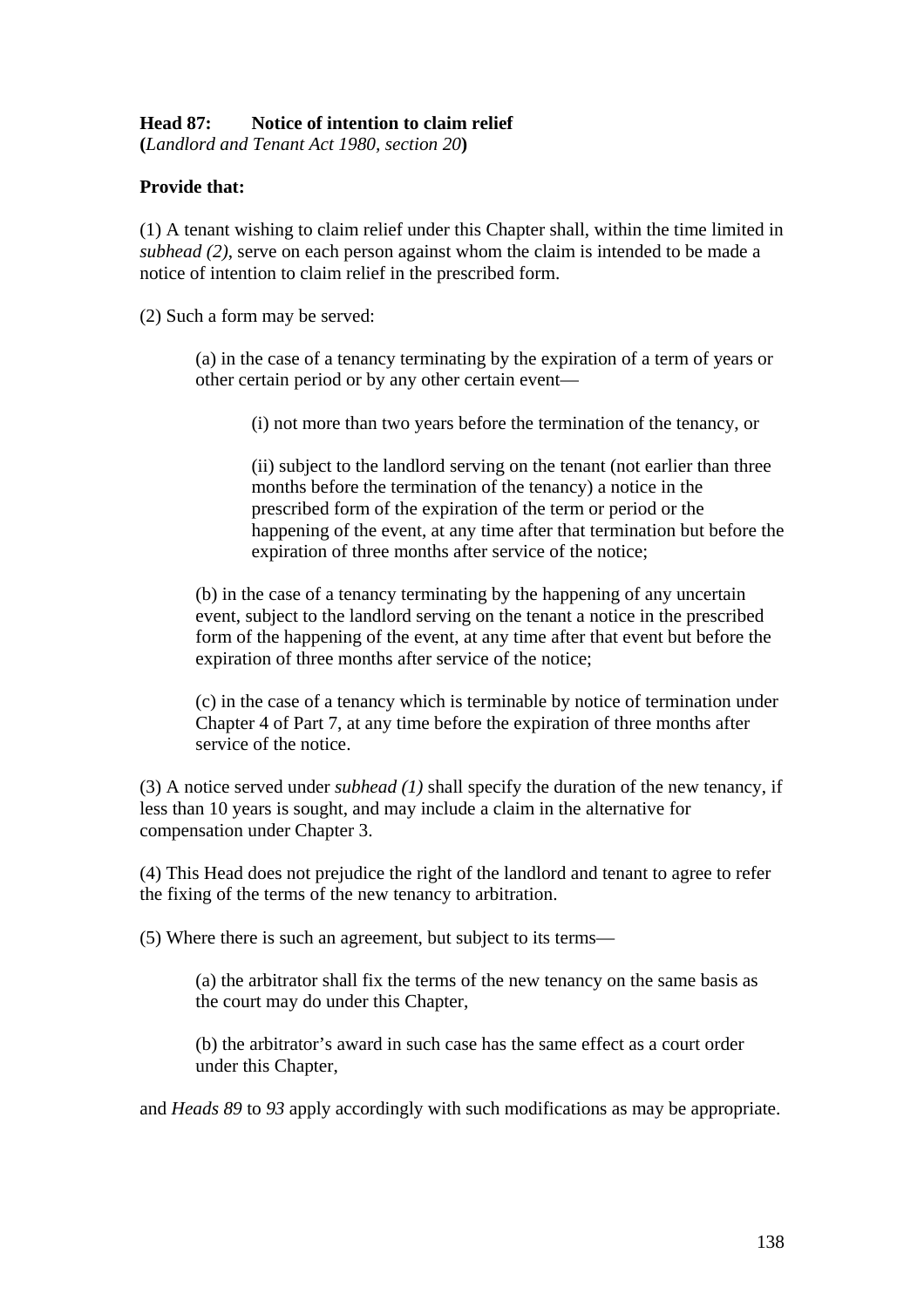**Head 87: Notice of intention to claim relief**
**(***Landlord and Tenant Act 1980, section 20***)**

**Provide that:**

(1) A tenant wishing to claim relief under this Chapter shall, within the time limited in *subhead (2)*, serve on each person against whom the claim is intended to be made a notice of intention to claim relief in the prescribed form.

(2) Such a form may be served:

> (a) in the case of a tenancy terminating by the expiration of a term of years or other certain period or by any other certain event—
>
> > (i) not more than two years before the termination of the tenancy, or
> >
> > (ii) subject to the landlord serving on the tenant (not earlier than three months before the termination of the tenancy) a notice in the prescribed form of the expiration of the term or period or the happening of the event, at any time after that termination but before the expiration of three months after service of the notice;
>
> (b) in the case of a tenancy terminating by the happening of any uncertain event, subject to the landlord serving on the tenant a notice in the prescribed form of the happening of the event, at any time after that event but before the expiration of three months after service of the notice;
>
> (c) in the case of a tenancy which is terminable by notice of termination under Chapter 4 of Part 7, at any time before the expiration of three months after service of the notice.

(3) A notice served under *subhead (1)* shall specify the duration of the new tenancy, if less than 10 years is sought, and may include a claim in the alternative for compensation under Chapter 3.

(4) This Head does not prejudice the right of the landlord and tenant to agree to refer the fixing of the terms of the new tenancy to arbitration.

(5) Where there is such an agreement, but subject to its terms—

> (a) the arbitrator shall fix the terms of the new tenancy on the same basis as the court may do under this Chapter,
>
> (b) the arbitrator's award in such case has the same effect as a court order under this Chapter,

and *Heads 89* to *93* apply accordingly with such modifications as may be appropriate.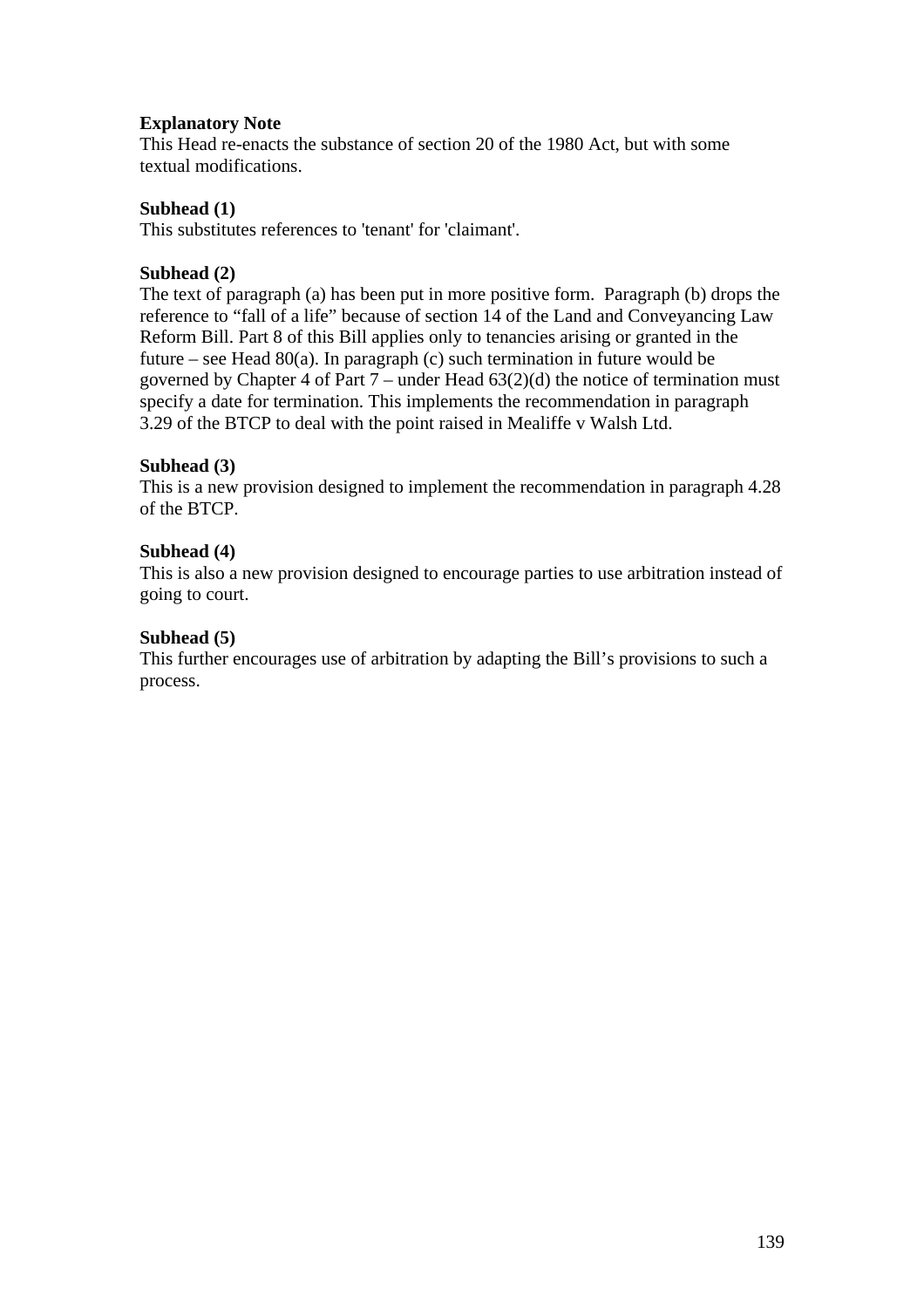**Explanatory Note**

This Head re-enacts the substance of section 20 of the 1980 Act, but with some textual modifications.

**Subhead (1)**

This substitutes references to 'tenant' for 'claimant'.

**Subhead (2)**

The text of paragraph (a) has been put in more positive form. Paragraph (b) drops the reference to "fall of a life" because of section 14 of the Land and Conveyancing Law Reform Bill. Part 8 of this Bill applies only to tenancies arising or granted in the future – see Head 80(a). In paragraph (c) such termination in future would be governed by Chapter 4 of Part 7 – under Head 63(2)(d) the notice of termination must specify a date for termination. This implements the recommendation in paragraph 3.29 of the BTCP to deal with the point raised in Mealiffe v Walsh Ltd.

**Subhead (3)**

This is a new provision designed to implement the recommendation in paragraph 4.28 of the BTCP.

**Subhead (4)**

This is also a new provision designed to encourage parties to use arbitration instead of going to court.

**Subhead (5)**

This further encourages use of arbitration by adapting the Bill's provisions to such a process.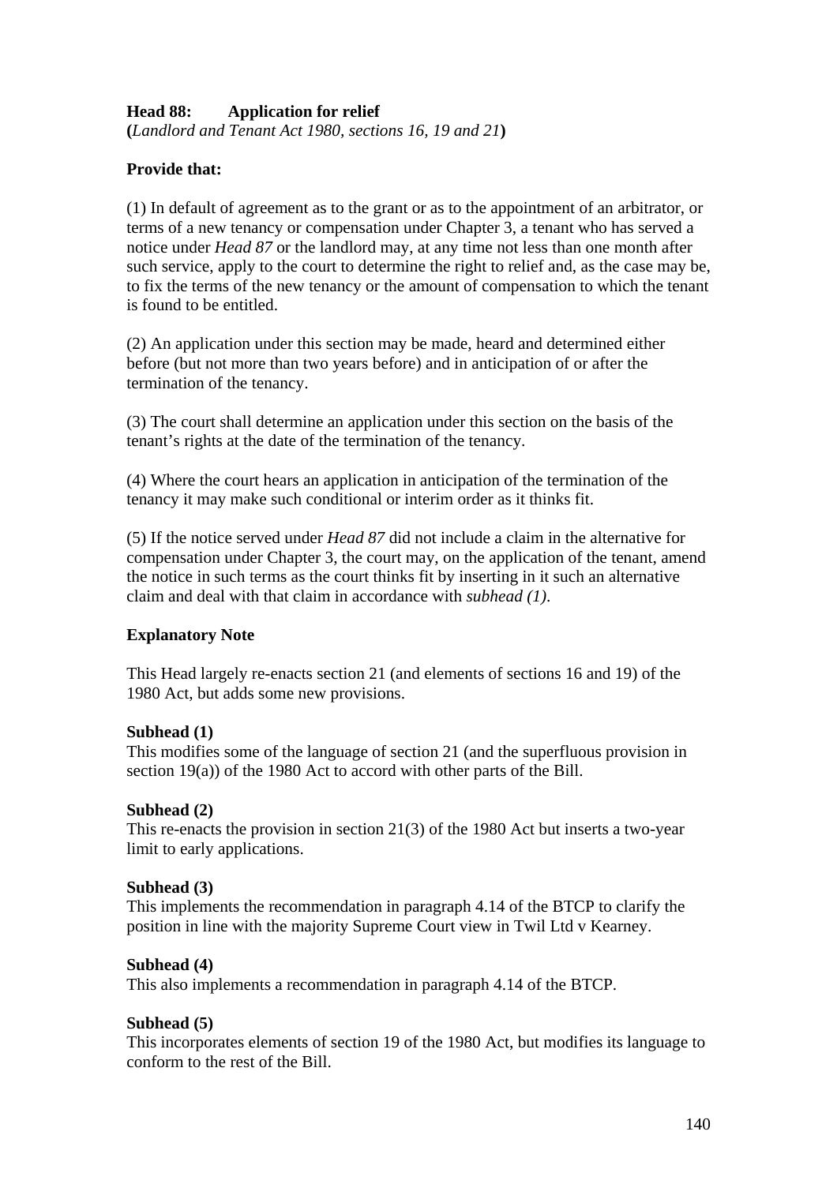**Head 88: Application for relief**
**(***Landlord and Tenant Act 1980, sections 16, 19 and 21***)**

**Provide that:**

(1) In default of agreement as to the grant or as to the appointment of an arbitrator, or terms of a new tenancy or compensation under Chapter 3, a tenant who has served a notice under *Head 87* or the landlord may, at any time not less than one month after such service, apply to the court to determine the right to relief and, as the case may be, to fix the terms of the new tenancy or the amount of compensation to which the tenant is found to be entitled.

(2) An application under this section may be made, heard and determined either before (but not more than two years before) and in anticipation of or after the termination of the tenancy.

(3) The court shall determine an application under this section on the basis of the tenant's rights at the date of the termination of the tenancy.

(4) Where the court hears an application in anticipation of the termination of the tenancy it may make such conditional or interim order as it thinks fit.

(5) If the notice served under *Head 87* did not include a claim in the alternative for compensation under Chapter 3, the court may, on the application of the tenant, amend the notice in such terms as the court thinks fit by inserting in it such an alternative claim and deal with that claim in accordance with *subhead (1)*.

**Explanatory Note**

This Head largely re-enacts section 21 (and elements of sections 16 and 19) of the 1980 Act, but adds some new provisions.

**Subhead (1)**
This modifies some of the language of section 21 (and the superfluous provision in section 19(a)) of the 1980 Act to accord with other parts of the Bill.

**Subhead (2)**
This re-enacts the provision in section 21(3) of the 1980 Act but inserts a two-year limit to early applications.

**Subhead (3)**
This implements the recommendation in paragraph 4.14 of the BTCP to clarify the position in line with the majority Supreme Court view in Twil Ltd v Kearney.

**Subhead (4)**
This also implements a recommendation in paragraph 4.14 of the BTCP.

**Subhead (5)**
This incorporates elements of section 19 of the 1980 Act, but modifies its language to conform to the rest of the Bill.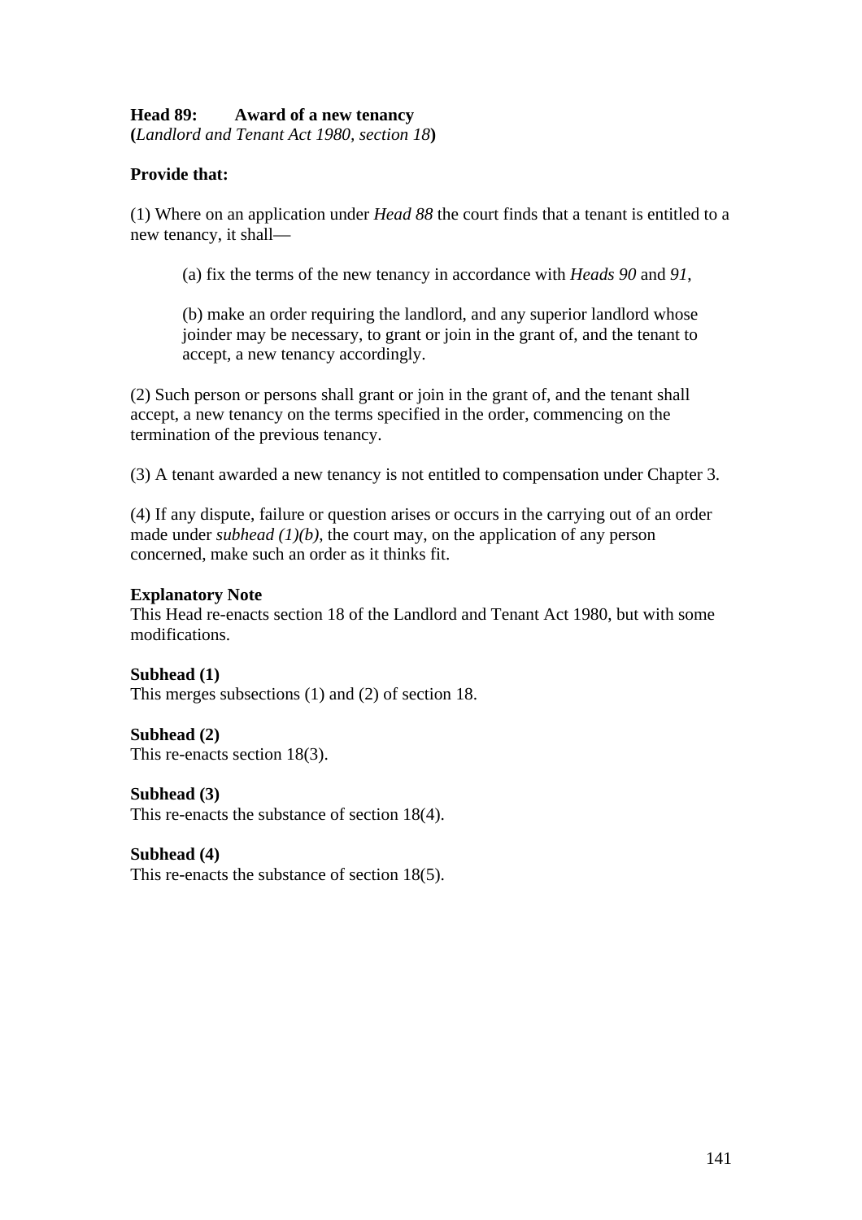**Head 89: Award of a new tenancy**
**(***Landlord and Tenant Act 1980, section 18***)**

**Provide that:**

(1) Where on an application under *Head 88* the court finds that a tenant is entitled to a new tenancy, it shall—

> (a) fix the terms of the new tenancy in accordance with *Heads 90* and *91*,
>
> (b) make an order requiring the landlord, and any superior landlord whose joinder may be necessary, to grant or join in the grant of, and the tenant to accept, a new tenancy accordingly.

(2) Such person or persons shall grant or join in the grant of, and the tenant shall accept, a new tenancy on the terms specified in the order, commencing on the termination of the previous tenancy.

(3) A tenant awarded a new tenancy is not entitled to compensation under Chapter 3.

(4) If any dispute, failure or question arises or occurs in the carrying out of an order made under *subhead (1)(b)*, the court may, on the application of any person concerned, make such an order as it thinks fit.

**Explanatory Note**
This Head re-enacts section 18 of the Landlord and Tenant Act 1980, but with some modifications.

**Subhead (1)**
This merges subsections (1) and (2) of section 18.

**Subhead (2)**
This re-enacts section 18(3).

**Subhead (3)**
This re-enacts the substance of section 18(4).

**Subhead (4)**
This re-enacts the substance of section 18(5).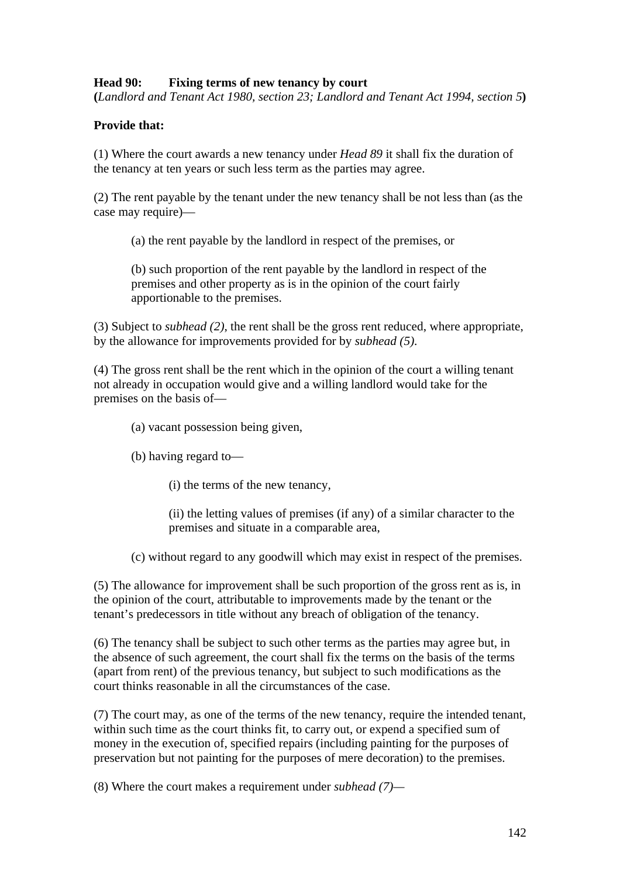**Head 90: Fixing terms of new tenancy by court**
**(***Landlord and Tenant Act 1980, section 23; Landlord and Tenant Act 1994, section 5***)**

**Provide that:**

(1) Where the court awards a new tenancy under *Head 89* it shall fix the duration of the tenancy at ten years or such less term as the parties may agree.

(2) The rent payable by the tenant under the new tenancy shall be not less than (as the case may require)—

> (a) the rent payable by the landlord in respect of the premises, or
>
> (b) such proportion of the rent payable by the landlord in respect of the premises and other property as is in the opinion of the court fairly apportionable to the premises.

(3) Subject to *subhead (2)*, the rent shall be the gross rent reduced, where appropriate, by the allowance for improvements provided for by *subhead (5)*.

(4) The gross rent shall be the rent which in the opinion of the court a willing tenant not already in occupation would give and a willing landlord would take for the premises on the basis of—

> (a) vacant possession being given,
>
> (b) having regard to—
>
> > (i) the terms of the new tenancy,
> >
> > (ii) the letting values of premises (if any) of a similar character to the premises and situate in a comparable area,
>
> (c) without regard to any goodwill which may exist in respect of the premises.

(5) The allowance for improvement shall be such proportion of the gross rent as is, in the opinion of the court, attributable to improvements made by the tenant or the tenant's predecessors in title without any breach of obligation of the tenancy.

(6) The tenancy shall be subject to such other terms as the parties may agree but, in the absence of such agreement, the court shall fix the terms on the basis of the terms (apart from rent) of the previous tenancy, but subject to such modifications as the court thinks reasonable in all the circumstances of the case.

(7) The court may, as one of the terms of the new tenancy, require the intended tenant, within such time as the court thinks fit, to carry out, or expend a specified sum of money in the execution of, specified repairs (including painting for the purposes of preservation but not painting for the purposes of mere decoration) to the premises.

(8) Where the court makes a requirement under *subhead (7)*—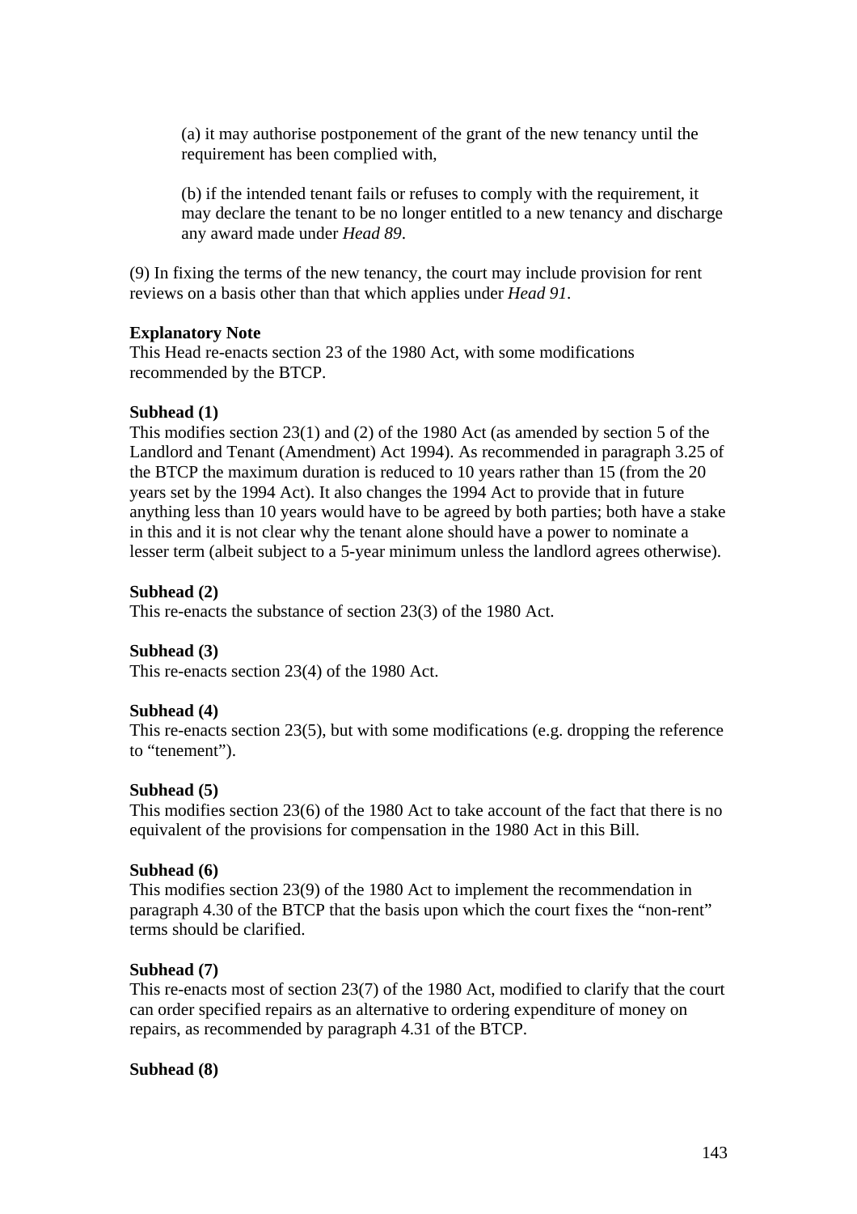(a) it may authorise postponement of the grant of the new tenancy until the requirement has been complied with,

(b) if the intended tenant fails or refuses to comply with the requirement, it may declare the tenant to be no longer entitled to a new tenancy and discharge any award made under *Head 89*.

(9) In fixing the terms of the new tenancy, the court may include provision for rent reviews on a basis other than that which applies under *Head 91*.

**Explanatory Note**
This Head re-enacts section 23 of the 1980 Act, with some modifications recommended by the BTCP.

**Subhead (1)**
This modifies section 23(1) and (2) of the 1980 Act (as amended by section 5 of the Landlord and Tenant (Amendment) Act 1994). As recommended in paragraph 3.25 of the BTCP the maximum duration is reduced to 10 years rather than 15 (from the 20 years set by the 1994 Act). It also changes the 1994 Act to provide that in future anything less than 10 years would have to be agreed by both parties; both have a stake in this and it is not clear why the tenant alone should have a power to nominate a lesser term (albeit subject to a 5-year minimum unless the landlord agrees otherwise).

**Subhead (2)**
This re-enacts the substance of section 23(3) of the 1980 Act.

**Subhead (3)**
This re-enacts section 23(4) of the 1980 Act.

**Subhead (4)**
This re-enacts section 23(5), but with some modifications (e.g. dropping the reference to "tenement").

**Subhead (5)**
This modifies section 23(6) of the 1980 Act to take account of the fact that there is no equivalent of the provisions for compensation in the 1980 Act in this Bill.

**Subhead (6)**
This modifies section 23(9) of the 1980 Act to implement the recommendation in paragraph 4.30 of the BTCP that the basis upon which the court fixes the "non-rent" terms should be clarified.

**Subhead (7)**
This re-enacts most of section 23(7) of the 1980 Act, modified to clarify that the court can order specified repairs as an alternative to ordering expenditure of money on repairs, as recommended by paragraph 4.31 of the BTCP.

**Subhead (8)**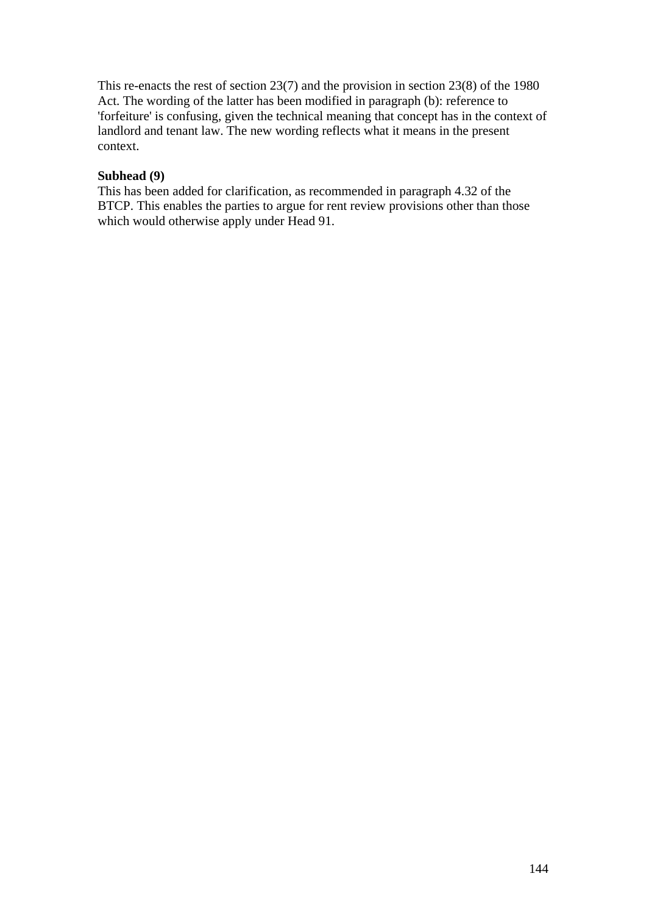This re-enacts the rest of section 23(7) and the provision in section 23(8) of the 1980 Act. The wording of the latter has been modified in paragraph (b): reference to 'forfeiture' is confusing, given the technical meaning that concept has in the context of landlord and tenant law. The new wording reflects what it means in the present context.

**Subhead (9)**

This has been added for clarification, as recommended in paragraph 4.32 of the BTCP. This enables the parties to argue for rent review provisions other than those which would otherwise apply under Head 91.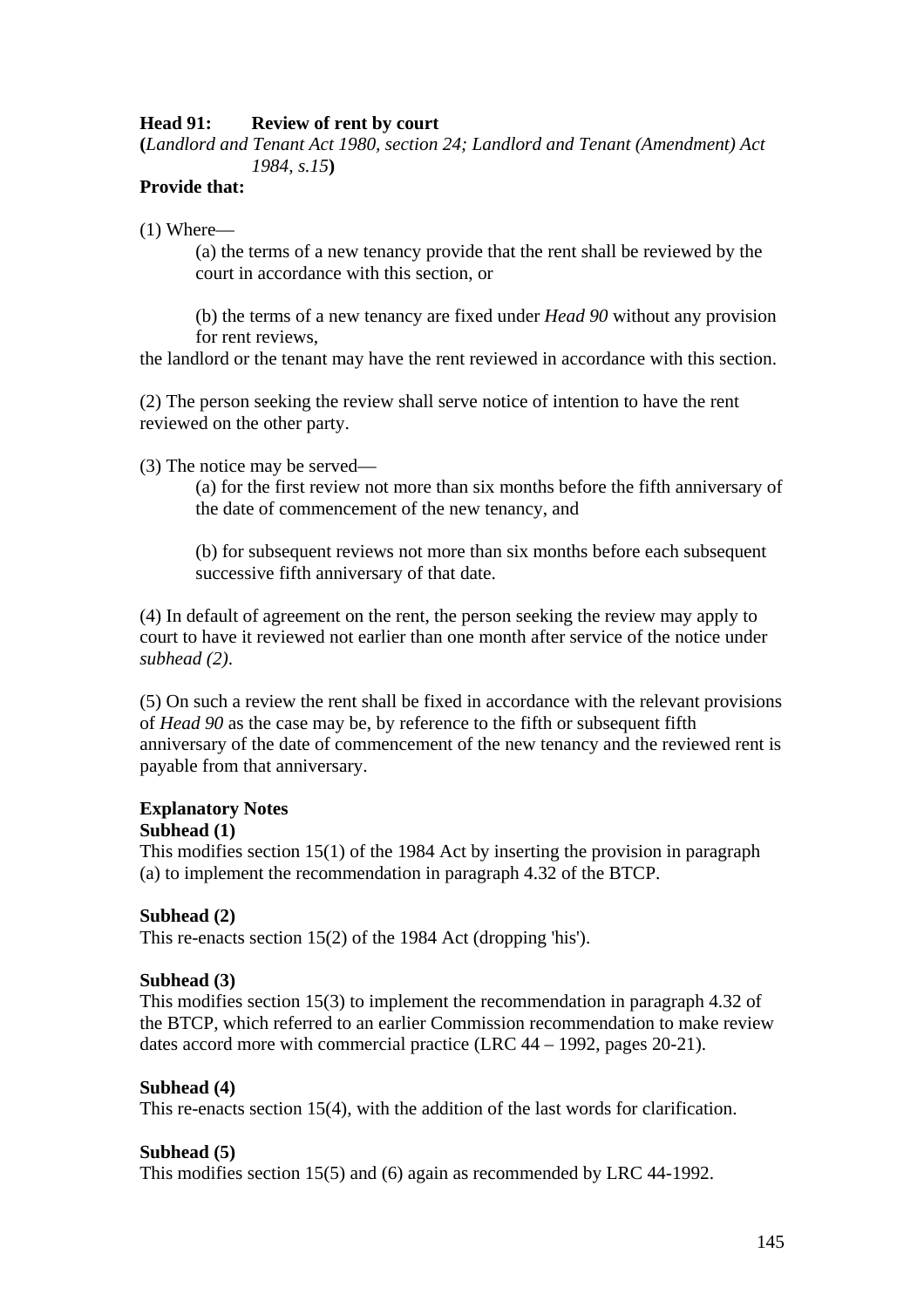**Head 91: Review of rent by court**

**(***Landlord and Tenant Act 1980, section 24; Landlord and Tenant (Amendment) Act 1984, s.15***)**

**Provide that:**

(1) Where—

(a) the terms of a new tenancy provide that the rent shall be reviewed by the court in accordance with this section, or

(b) the terms of a new tenancy are fixed under *Head 90* without any provision for rent reviews,

the landlord or the tenant may have the rent reviewed in accordance with this section.

(2) The person seeking the review shall serve notice of intention to have the rent reviewed on the other party.

(3) The notice may be served—

(a) for the first review not more than six months before the fifth anniversary of the date of commencement of the new tenancy, and

(b) for subsequent reviews not more than six months before each subsequent successive fifth anniversary of that date.

(4) In default of agreement on the rent, the person seeking the review may apply to court to have it reviewed not earlier than one month after service of the notice under *subhead (2)*.

(5) On such a review the rent shall be fixed in accordance with the relevant provisions of *Head 90* as the case may be, by reference to the fifth or subsequent fifth anniversary of the date of commencement of the new tenancy and the reviewed rent is payable from that anniversary.

**Explanatory Notes**

**Subhead (1)**

This modifies section 15(1) of the 1984 Act by inserting the provision in paragraph (a) to implement the recommendation in paragraph 4.32 of the BTCP.

**Subhead (2)**

This re-enacts section 15(2) of the 1984 Act (dropping 'his').

**Subhead (3)**

This modifies section 15(3) to implement the recommendation in paragraph 4.32 of the BTCP, which referred to an earlier Commission recommendation to make review dates accord more with commercial practice (LRC 44 – 1992, pages 20-21).

**Subhead (4)**

This re-enacts section 15(4), with the addition of the last words for clarification.

**Subhead (5)**

This modifies section 15(5) and (6) again as recommended by LRC 44-1992.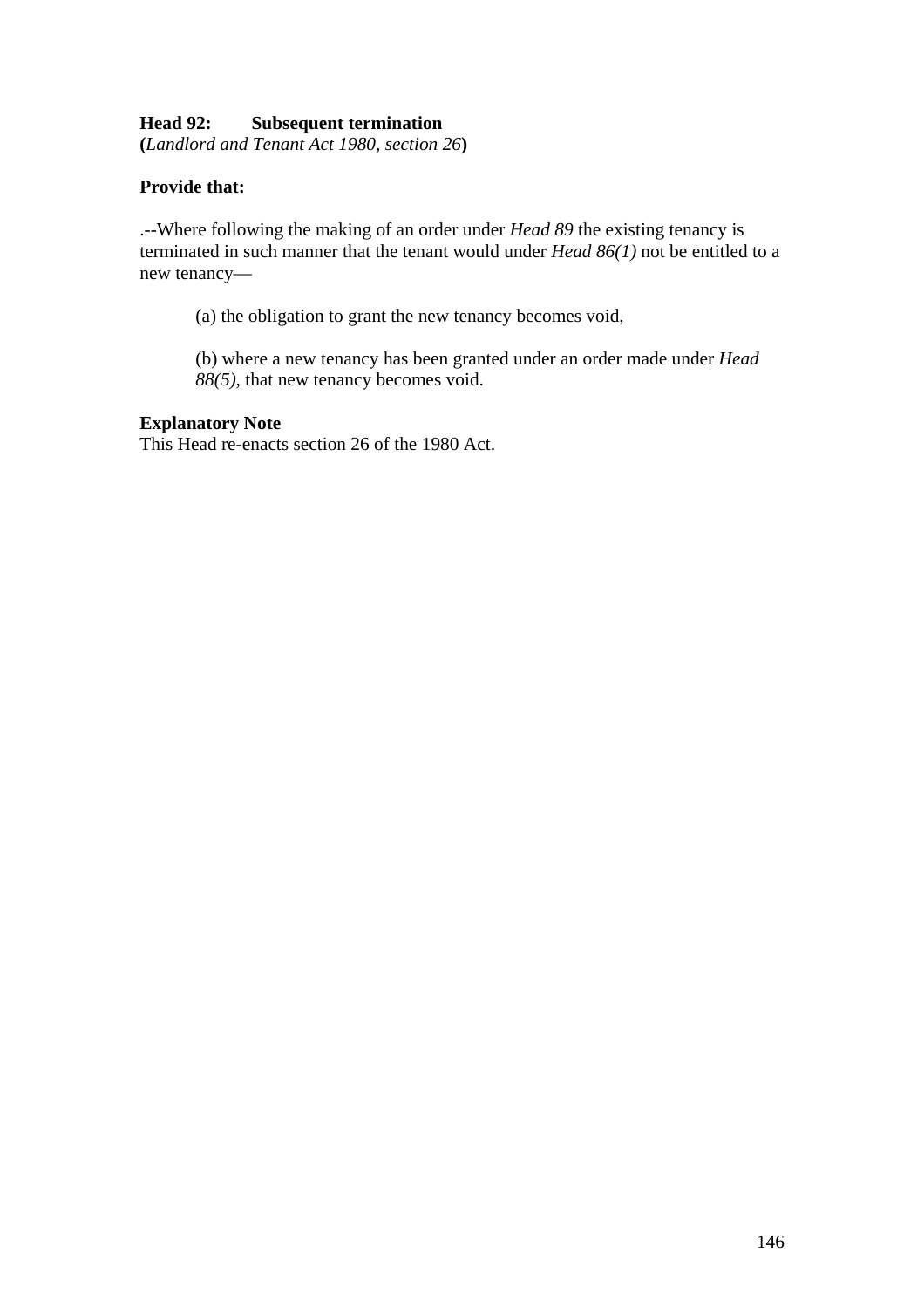**Head 92: Subsequent termination**
**(*Landlord and Tenant Act 1980, section 26*)**

**Provide that:**

.--Where following the making of an order under *Head 89* the existing tenancy is terminated in such manner that the tenant would under *Head 86(1)* not be entitled to a new tenancy—

(a) the obligation to grant the new tenancy becomes void,

(b) where a new tenancy has been granted under an order made under *Head 88(5)*, that new tenancy becomes void.

**Explanatory Note**
This Head re-enacts section 26 of the 1980 Act.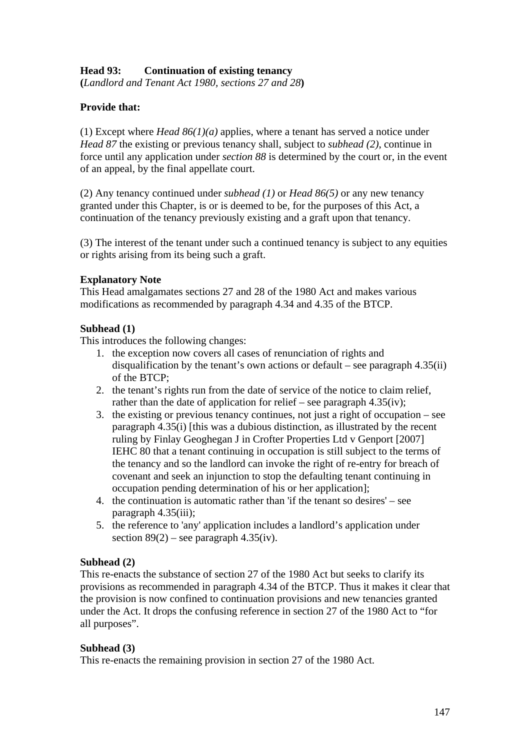**Head 93: Continuation of existing tenancy**
**(***Landlord and Tenant Act 1980, sections 27 and 28***)**

**Provide that:**

(1) Except where *Head 86(1)(a)* applies, where a tenant has served a notice under *Head 87* the existing or previous tenancy shall, subject to *subhead (2),* continue in force until any application under *section 88* is determined by the court or, in the event of an appeal, by the final appellate court.

(2) Any tenancy continued under *subhead (1)* or *Head 86(5)* or any new tenancy granted under this Chapter, is or is deemed to be, for the purposes of this Act, a continuation of the tenancy previously existing and a graft upon that tenancy.

(3) The interest of the tenant under such a continued tenancy is subject to any equities or rights arising from its being such a graft.

**Explanatory Note**
This Head amalgamates sections 27 and 28 of the 1980 Act and makes various modifications as recommended by paragraph 4.34 and 4.35 of the BTCP.

**Subhead (1)**
This introduces the following changes:

1. the exception now covers all cases of renunciation of rights and disqualification by the tenant's own actions or default – see paragraph 4.35(ii) of the BTCP;
2. the tenant's rights run from the date of service of the notice to claim relief, rather than the date of application for relief – see paragraph 4.35(iv);
3. the existing or previous tenancy continues, not just a right of occupation – see paragraph 4.35(i) [this was a dubious distinction, as illustrated by the recent ruling by Finlay Geoghegan J in Crofter Properties Ltd v Genport [2007] IEHC 80 that a tenant continuing in occupation is still subject to the terms of the tenancy and so the landlord can invoke the right of re-entry for breach of covenant and seek an injunction to stop the defaulting tenant continuing in occupation pending determination of his or her application];
4. the continuation is automatic rather than 'if the tenant so desires' – see paragraph 4.35(iii);
5. the reference to 'any' application includes a landlord's application under section 89(2) – see paragraph 4.35(iv).

**Subhead (2)**
This re-enacts the substance of section 27 of the 1980 Act but seeks to clarify its provisions as recommended in paragraph 4.34 of the BTCP. Thus it makes it clear that the provision is now confined to continuation provisions and new tenancies granted under the Act. It drops the confusing reference in section 27 of the 1980 Act to "for all purposes".

**Subhead (3)**
This re-enacts the remaining provision in section 27 of the 1980 Act.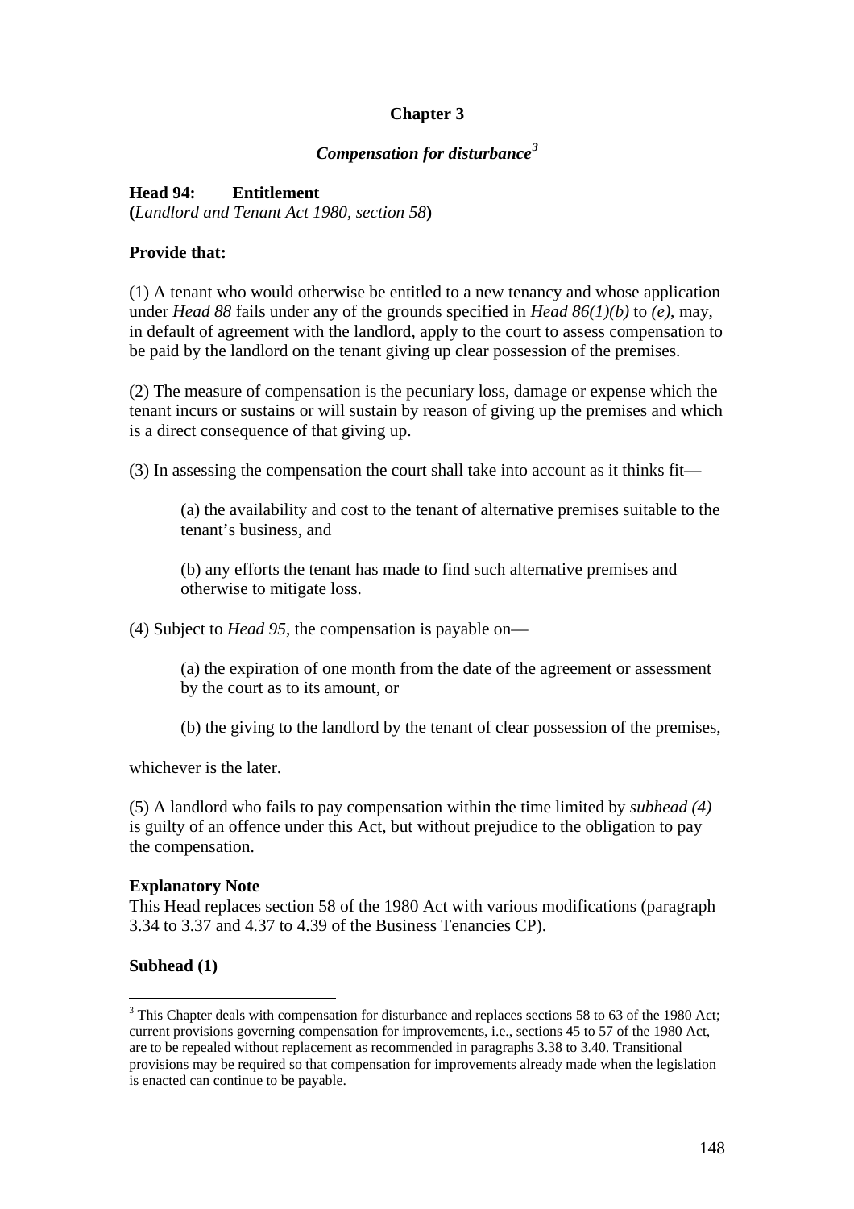## Chapter 3

### *Compensation for disturbance*[3]

**Head 94: Entitlement**
**(***Landlord and Tenant Act 1980, section 58***)**

**Provide that:**

(1) A tenant who would otherwise be entitled to a new tenancy and whose application under *Head 88* fails under any of the grounds specified in *Head 86(1)(b)* to *(e)*, may, in default of agreement with the landlord, apply to the court to assess compensation to be paid by the landlord on the tenant giving up clear possession of the premises.

(2) The measure of compensation is the pecuniary loss, damage or expense which the tenant incurs or sustains or will sustain by reason of giving up the premises and which is a direct consequence of that giving up.

(3) In assessing the compensation the court shall take into account as it thinks fit—

> (a) the availability and cost to the tenant of alternative premises suitable to the tenant's business, and
>
> (b) any efforts the tenant has made to find such alternative premises and otherwise to mitigate loss.

(4) Subject to *Head 95*, the compensation is payable on—

> (a) the expiration of one month from the date of the agreement or assessment by the court as to its amount, or
>
> (b) the giving to the landlord by the tenant of clear possession of the premises,

whichever is the later.

(5) A landlord who fails to pay compensation within the time limited by *subhead (4)* is guilty of an offence under this Act, but without prejudice to the obligation to pay the compensation.

**Explanatory Note**
This Head replaces section 58 of the 1980 Act with various modifications (paragraph 3.34 to 3.37 and 4.37 to 4.39 of the Business Tenancies CP).

**Subhead (1)**

---

[3] This Chapter deals with compensation for disturbance and replaces sections 58 to 63 of the 1980 Act; current provisions governing compensation for improvements, i.e., sections 45 to 57 of the 1980 Act, are to be repealed without replacement as recommended in paragraphs 3.38 to 3.40. Transitional provisions may be required so that compensation for improvements already made when the legislation is enacted can continue to be payable.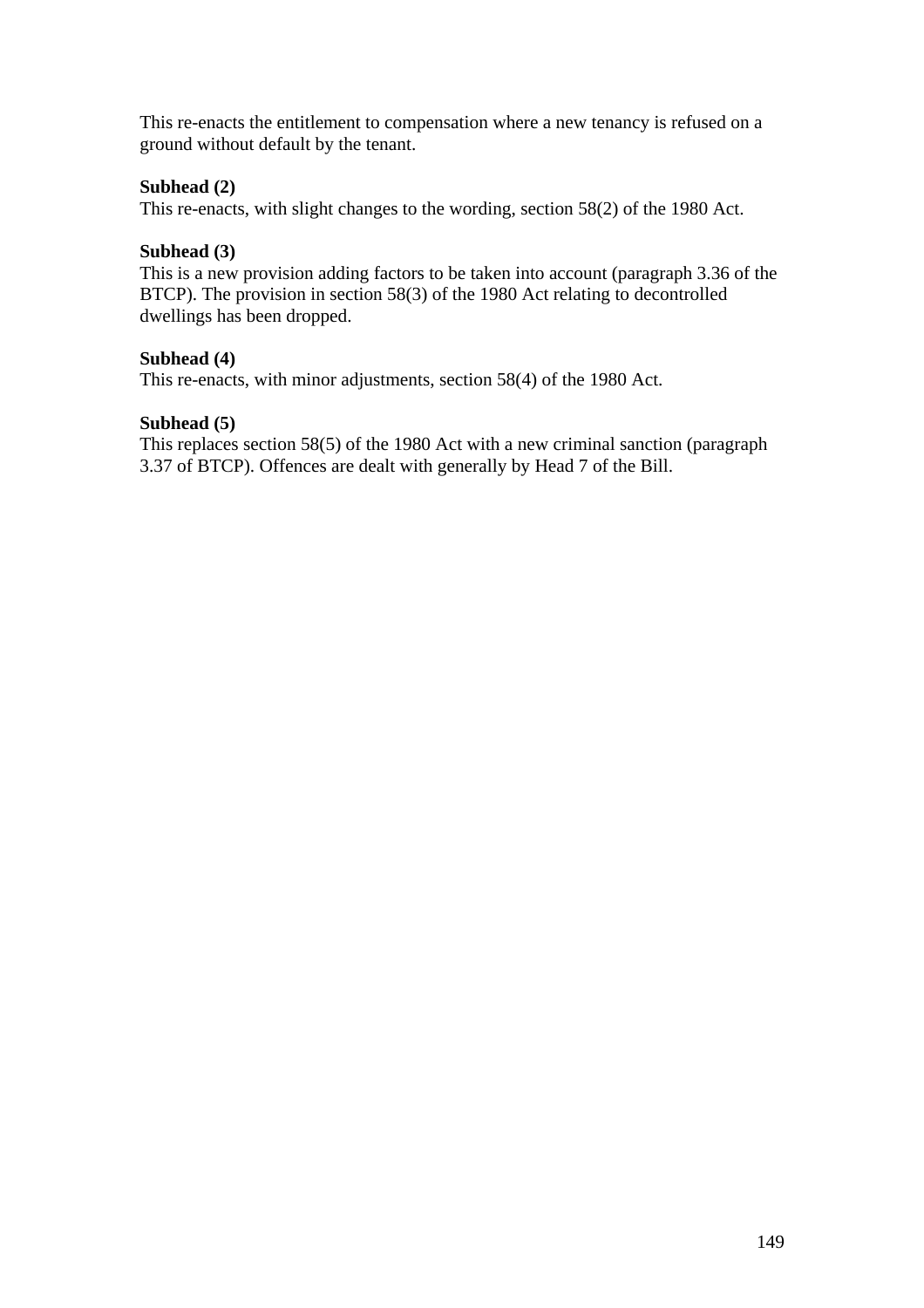This re-enacts the entitlement to compensation where a new tenancy is refused on a ground without default by the tenant.

**Subhead (2)**
This re-enacts, with slight changes to the wording, section 58(2) of the 1980 Act.

**Subhead (3)**
This is a new provision adding factors to be taken into account (paragraph 3.36 of the BTCP). The provision in section 58(3) of the 1980 Act relating to decontrolled dwellings has been dropped.

**Subhead (4)**
This re-enacts, with minor adjustments, section 58(4) of the 1980 Act.

**Subhead (5)**
This replaces section 58(5) of the 1980 Act with a new criminal sanction (paragraph 3.37 of BTCP). Offences are dealt with generally by Head 7 of the Bill.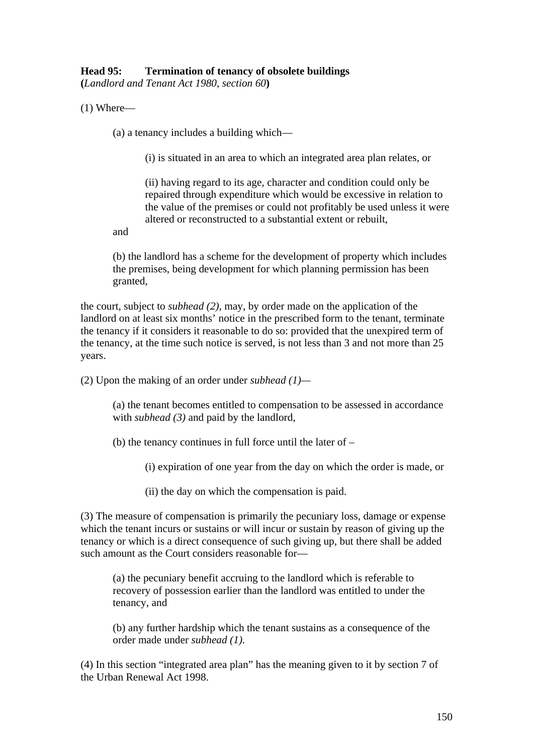**Head 95: Termination of tenancy of obsolete buildings**
**(***Landlord and Tenant Act 1980, section 60***)**

(1) Where—

(a) a tenancy includes a building which—

(i) is situated in an area to which an integrated area plan relates, or

(ii) having regard to its age, character and condition could only be repaired through expenditure which would be excessive in relation to the value of the premises or could not profitably be used unless it were altered or reconstructed to a substantial extent or rebuilt,

and

(b) the landlord has a scheme for the development of property which includes the premises, being development for which planning permission has been granted,

the court, subject to *subhead (2)*, may, by order made on the application of the landlord on at least six months' notice in the prescribed form to the tenant, terminate the tenancy if it considers it reasonable to do so: provided that the unexpired term of the tenancy, at the time such notice is served, is not less than 3 and not more than 25 years.

(2) Upon the making of an order under *subhead (1)*—

(a) the tenant becomes entitled to compensation to be assessed in accordance with *subhead (3)* and paid by the landlord,

(b) the tenancy continues in full force until the later of –

(i) expiration of one year from the day on which the order is made, or

(ii) the day on which the compensation is paid.

(3) The measure of compensation is primarily the pecuniary loss, damage or expense which the tenant incurs or sustains or will incur or sustain by reason of giving up the tenancy or which is a direct consequence of such giving up, but there shall be added such amount as the Court considers reasonable for—

(a) the pecuniary benefit accruing to the landlord which is referable to recovery of possession earlier than the landlord was entitled to under the tenancy, and

(b) any further hardship which the tenant sustains as a consequence of the order made under *subhead (1)*.

(4) In this section "integrated area plan" has the meaning given to it by section 7 of the Urban Renewal Act 1998.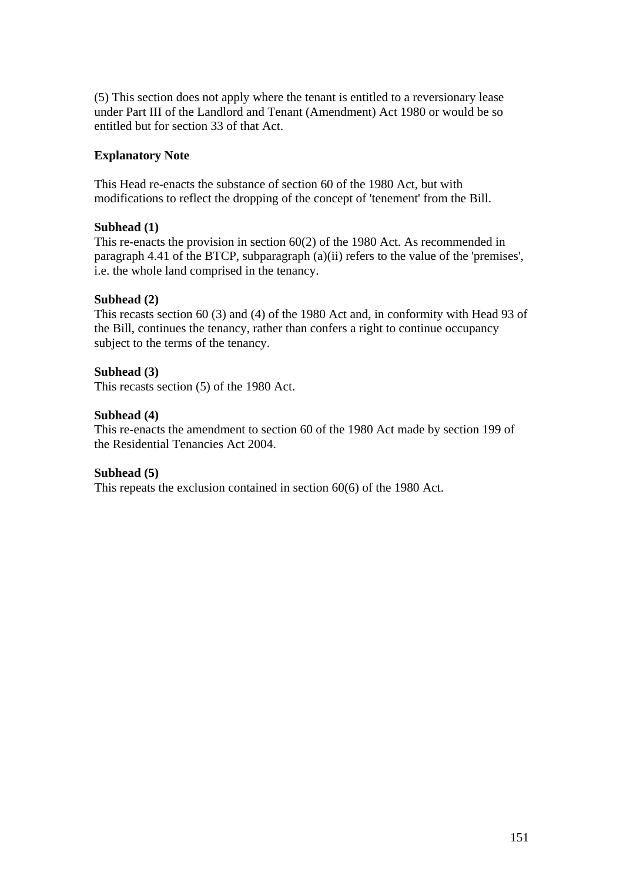(5) This section does not apply where the tenant is entitled to a reversionary lease under Part III of the Landlord and Tenant (Amendment) Act 1980 or would be so entitled but for section 33 of that Act.

**Explanatory Note**

This Head re-enacts the substance of section 60 of the 1980 Act, but with modifications to reflect the dropping of the concept of 'tenement' from the Bill.

**Subhead (1)**
This re-enacts the provision in section 60(2) of the 1980 Act. As recommended in paragraph 4.41 of the BTCP, subparagraph (a)(ii) refers to the value of the 'premises', i.e. the whole land comprised in the tenancy.

**Subhead (2)**
This recasts section 60 (3) and (4) of the 1980 Act and, in conformity with Head 93 of the Bill, continues the tenancy, rather than confers a right to continue occupancy subject to the terms of the tenancy.

**Subhead (3)**
This recasts section (5) of the 1980 Act.

**Subhead (4)**
This re-enacts the amendment to section 60 of the 1980 Act made by section 199 of the Residential Tenancies Act 2004.

**Subhead (5)**
This repeats the exclusion contained in section 60(6) of the 1980 Act.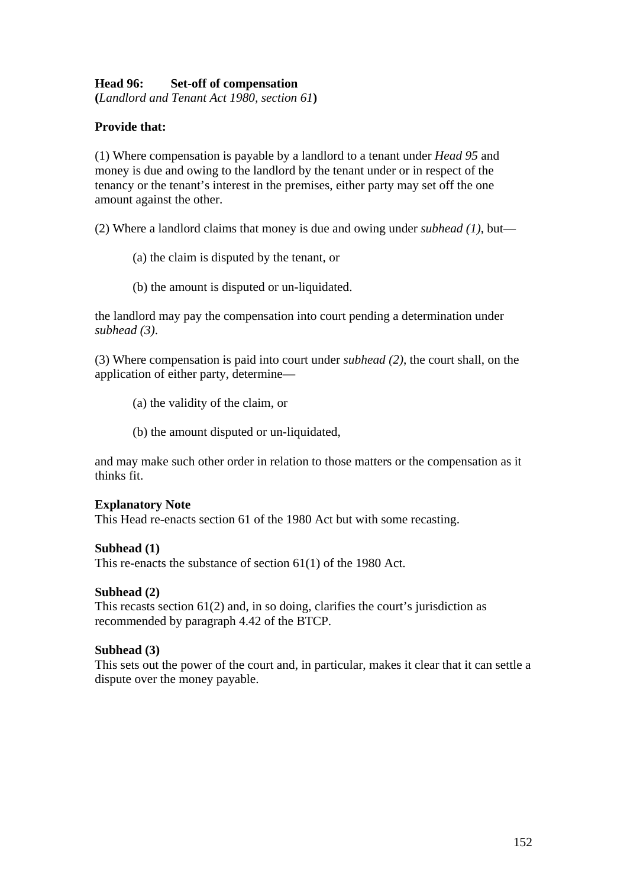**Head 96: Set-off of compensation**
**(***Landlord and Tenant Act 1980, section 61***)**

**Provide that:**

(1) Where compensation is payable by a landlord to a tenant under *Head 95* and money is due and owing to the landlord by the tenant under or in respect of the tenancy or the tenant's interest in the premises, either party may set off the one amount against the other.

(2) Where a landlord claims that money is due and owing under *subhead (1)*, but—

> (a) the claim is disputed by the tenant, or
>
> (b) the amount is disputed or un-liquidated.

the landlord may pay the compensation into court pending a determination under *subhead (3)*.

(3) Where compensation is paid into court under *subhead (2)*, the court shall, on the application of either party, determine—

> (a) the validity of the claim, or
>
> (b) the amount disputed or un-liquidated,

and may make such other order in relation to those matters or the compensation as it thinks fit.

**Explanatory Note**
This Head re-enacts section 61 of the 1980 Act but with some recasting.

**Subhead (1)**
This re-enacts the substance of section 61(1) of the 1980 Act.

**Subhead (2)**
This recasts section 61(2) and, in so doing, clarifies the court's jurisdiction as recommended by paragraph 4.42 of the BTCP.

**Subhead (3)**
This sets out the power of the court and, in particular, makes it clear that it can settle a dispute over the money payable.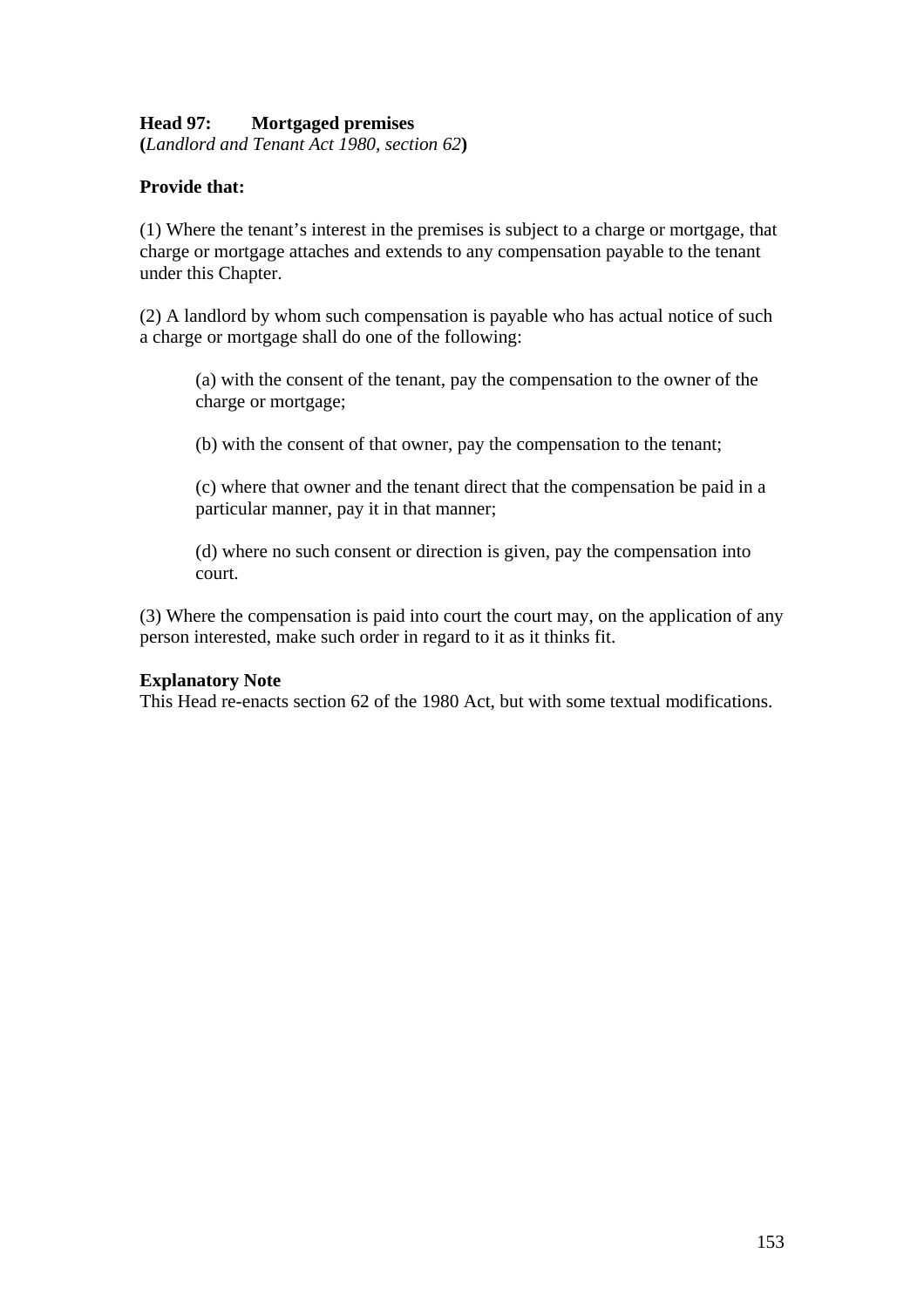**Head 97: Mortgaged premises**
**(***Landlord and Tenant Act 1980, section 62***)**

**Provide that:**

(1) Where the tenant's interest in the premises is subject to a charge or mortgage, that charge or mortgage attaches and extends to any compensation payable to the tenant under this Chapter.

(2) A landlord by whom such compensation is payable who has actual notice of such a charge or mortgage shall do one of the following:

> (a) with the consent of the tenant, pay the compensation to the owner of the charge or mortgage;
>
> (b) with the consent of that owner, pay the compensation to the tenant;
>
> (c) where that owner and the tenant direct that the compensation be paid in a particular manner, pay it in that manner;
>
> (d) where no such consent or direction is given, pay the compensation into court.

(3) Where the compensation is paid into court the court may, on the application of any person interested, make such order in regard to it as it thinks fit.

**Explanatory Note**
This Head re-enacts section 62 of the 1980 Act, but with some textual modifications.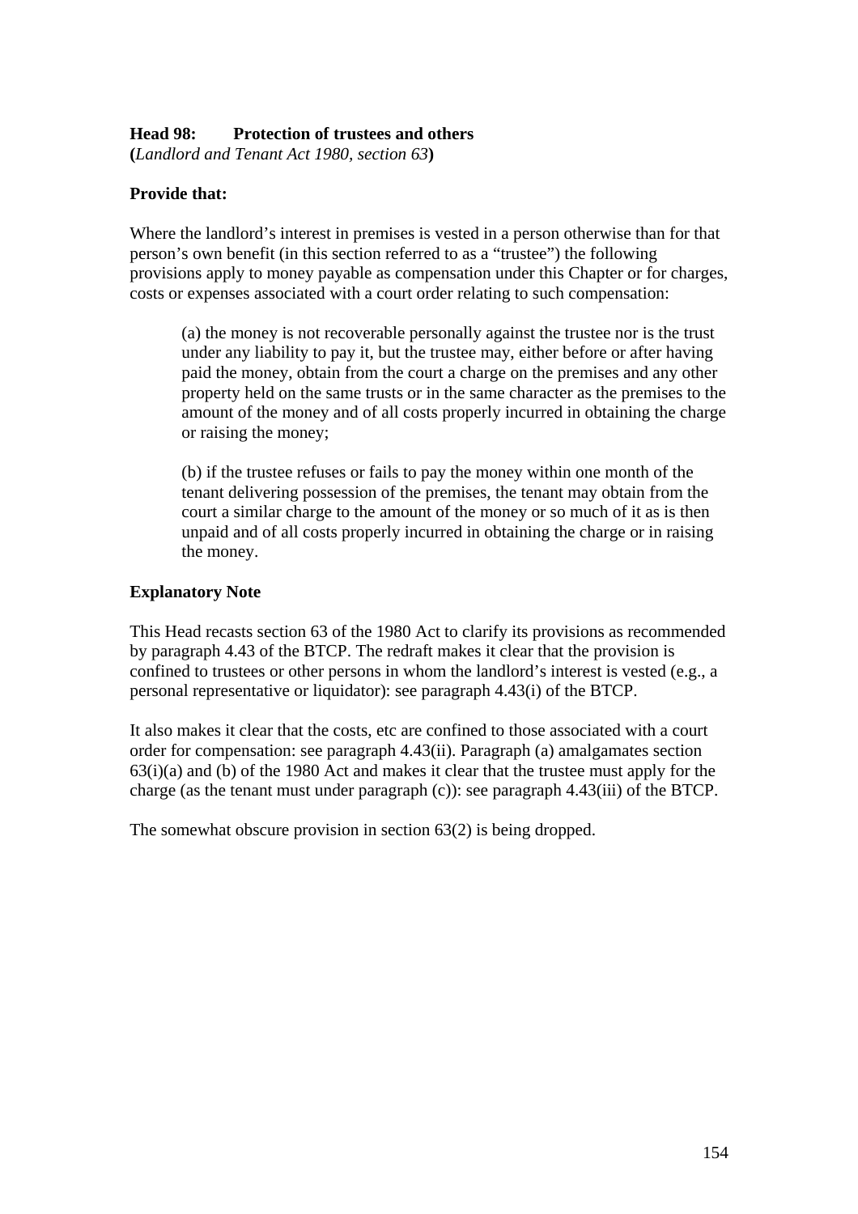**Head 98: Protection of trustees and others**
**(***Landlord and Tenant Act 1980, section 63***)**

**Provide that:**

Where the landlord's interest in premises is vested in a person otherwise than for that person's own benefit (in this section referred to as a "trustee") the following provisions apply to money payable as compensation under this Chapter or for charges, costs or expenses associated with a court order relating to such compensation:

> (a) the money is not recoverable personally against the trustee nor is the trust under any liability to pay it, but the trustee may, either before or after having paid the money, obtain from the court a charge on the premises and any other property held on the same trusts or in the same character as the premises to the amount of the money and of all costs properly incurred in obtaining the charge or raising the money;
>
> (b) if the trustee refuses or fails to pay the money within one month of the tenant delivering possession of the premises, the tenant may obtain from the court a similar charge to the amount of the money or so much of it as is then unpaid and of all costs properly incurred in obtaining the charge or in raising the money.

**Explanatory Note**

This Head recasts section 63 of the 1980 Act to clarify its provisions as recommended by paragraph 4.43 of the BTCP. The redraft makes it clear that the provision is confined to trustees or other persons in whom the landlord's interest is vested (e.g., a personal representative or liquidator): see paragraph 4.43(i) of the BTCP.

It also makes it clear that the costs, etc are confined to those associated with a court order for compensation: see paragraph 4.43(ii). Paragraph (a) amalgamates section 63(i)(a) and (b) of the 1980 Act and makes it clear that the trustee must apply for the charge (as the tenant must under paragraph (c)): see paragraph 4.43(iii) of the BTCP.

The somewhat obscure provision in section 63(2) is being dropped.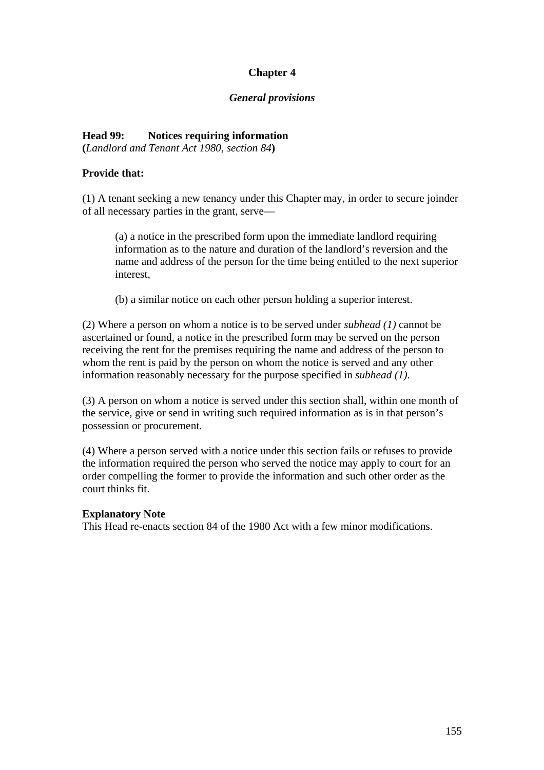# Chapter 4

## *General provisions*

**Head 99: Notices requiring information**
**(***Landlord and Tenant Act 1980, section 84***)**

**Provide that:**

(1) A tenant seeking a new tenancy under this Chapter may, in order to secure joinder of all necessary parties in the grant, serve—

> (a) a notice in the prescribed form upon the immediate landlord requiring information as to the nature and duration of the landlord's reversion and the name and address of the person for the time being entitled to the next superior interest,
>
> (b) a similar notice on each other person holding a superior interest.

(2) Where a person on whom a notice is to be served under *subhead (1)* cannot be ascertained or found, a notice in the prescribed form may be served on the person receiving the rent for the premises requiring the name and address of the person to whom the rent is paid by the person on whom the notice is served and any other information reasonably necessary for the purpose specified in *subhead (1)*.

(3) A person on whom a notice is served under this section shall, within one month of the service, give or send in writing such required information as is in that person's possession or procurement.

(4) Where a person served with a notice under this section fails or refuses to provide the information required the person who served the notice may apply to court for an order compelling the former to provide the information and such other order as the court thinks fit.

**Explanatory Note**
This Head re-enacts section 84 of the 1980 Act with a few minor modifications.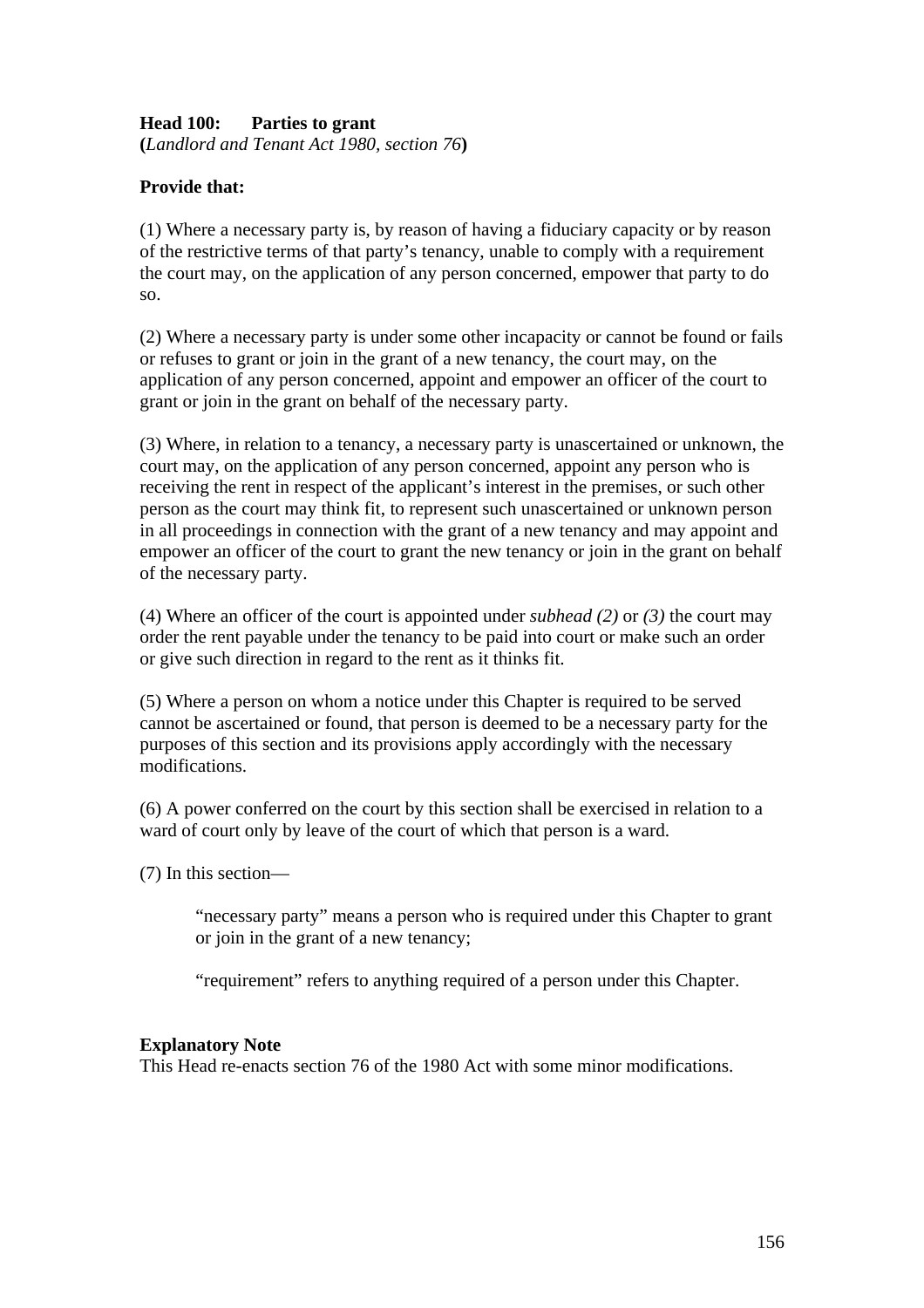**Head 100: Parties to grant**
**(***Landlord and Tenant Act 1980, section 76***)**

**Provide that:**

(1) Where a necessary party is, by reason of having a fiduciary capacity or by reason of the restrictive terms of that party's tenancy, unable to comply with a requirement the court may, on the application of any person concerned, empower that party to do so.

(2) Where a necessary party is under some other incapacity or cannot be found or fails or refuses to grant or join in the grant of a new tenancy, the court may, on the application of any person concerned, appoint and empower an officer of the court to grant or join in the grant on behalf of the necessary party.

(3) Where, in relation to a tenancy, a necessary party is unascertained or unknown, the court may, on the application of any person concerned, appoint any person who is receiving the rent in respect of the applicant's interest in the premises, or such other person as the court may think fit, to represent such unascertained or unknown person in all proceedings in connection with the grant of a new tenancy and may appoint and empower an officer of the court to grant the new tenancy or join in the grant on behalf of the necessary party.

(4) Where an officer of the court is appointed under *subhead (2)* or *(3)* the court may order the rent payable under the tenancy to be paid into court or make such an order or give such direction in regard to the rent as it thinks fit.

(5) Where a person on whom a notice under this Chapter is required to be served cannot be ascertained or found, that person is deemed to be a necessary party for the purposes of this section and its provisions apply accordingly with the necessary modifications.

(6) A power conferred on the court by this section shall be exercised in relation to a ward of court only by leave of the court of which that person is a ward.

(7) In this section—

> "necessary party" means a person who is required under this Chapter to grant or join in the grant of a new tenancy;
>
> "requirement" refers to anything required of a person under this Chapter.

**Explanatory Note**
This Head re-enacts section 76 of the 1980 Act with some minor modifications.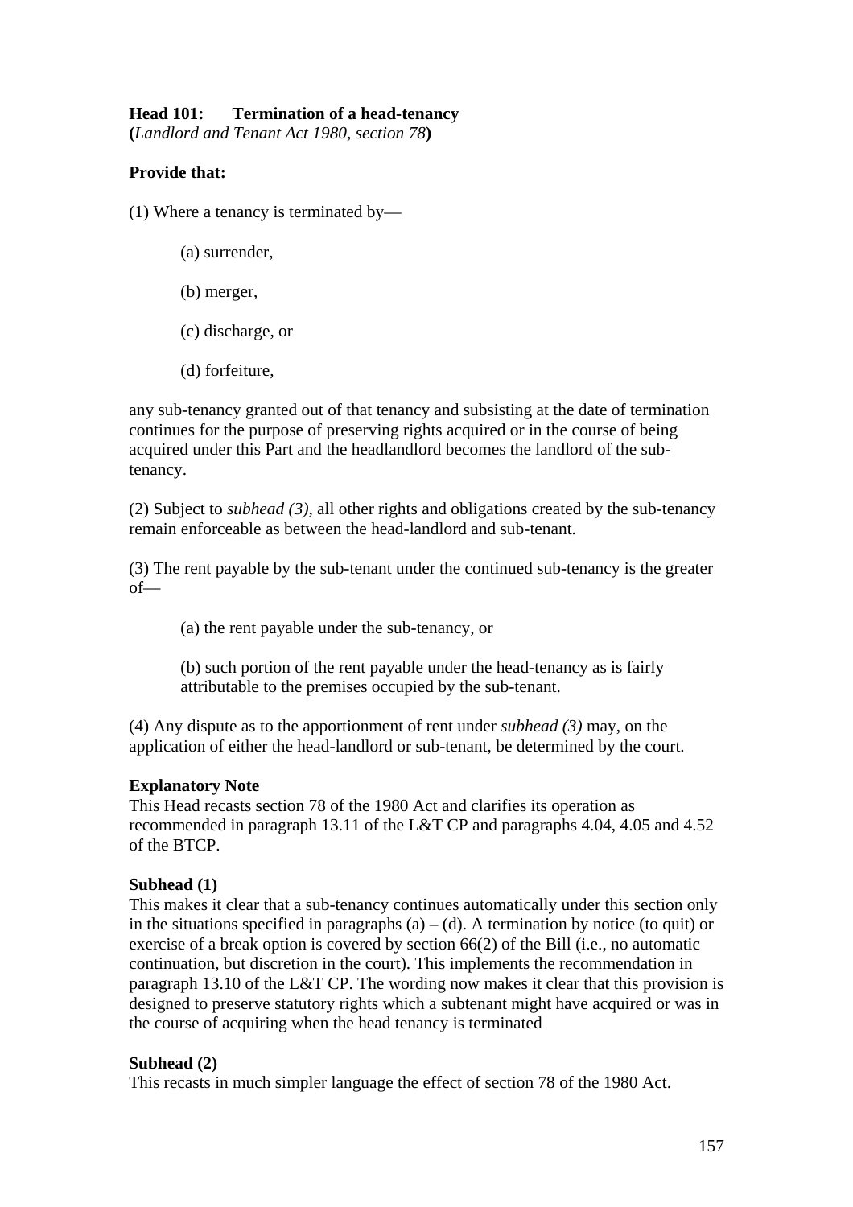**Head 101: Termination of a head-tenancy**
**(***Landlord and Tenant Act 1980, section 78***)**

**Provide that:**

(1) Where a tenancy is terminated by—

(a) surrender,

(b) merger,

(c) discharge, or

(d) forfeiture,

any sub-tenancy granted out of that tenancy and subsisting at the date of termination continues for the purpose of preserving rights acquired or in the course of being acquired under this Part and the headlandlord becomes the landlord of the sub-tenancy.

(2) Subject to *subhead (3)*, all other rights and obligations created by the sub-tenancy remain enforceable as between the head-landlord and sub-tenant.

(3) The rent payable by the sub-tenant under the continued sub-tenancy is the greater of—

(a) the rent payable under the sub-tenancy, or

(b) such portion of the rent payable under the head-tenancy as is fairly attributable to the premises occupied by the sub-tenant.

(4) Any dispute as to the apportionment of rent under *subhead (3)* may, on the application of either the head-landlord or sub-tenant, be determined by the court.

**Explanatory Note**
This Head recasts section 78 of the 1980 Act and clarifies its operation as recommended in paragraph 13.11 of the L&T CP and paragraphs 4.04, 4.05 and 4.52 of the BTCP.

**Subhead (1)**
This makes it clear that a sub-tenancy continues automatically under this section only in the situations specified in paragraphs (a) – (d). A termination by notice (to quit) or exercise of a break option is covered by section 66(2) of the Bill (i.e., no automatic continuation, but discretion in the court). This implements the recommendation in paragraph 13.10 of the L&T CP. The wording now makes it clear that this provision is designed to preserve statutory rights which a subtenant might have acquired or was in the course of acquiring when the head tenancy is terminated

**Subhead (2)**
This recasts in much simpler language the effect of section 78 of the 1980 Act.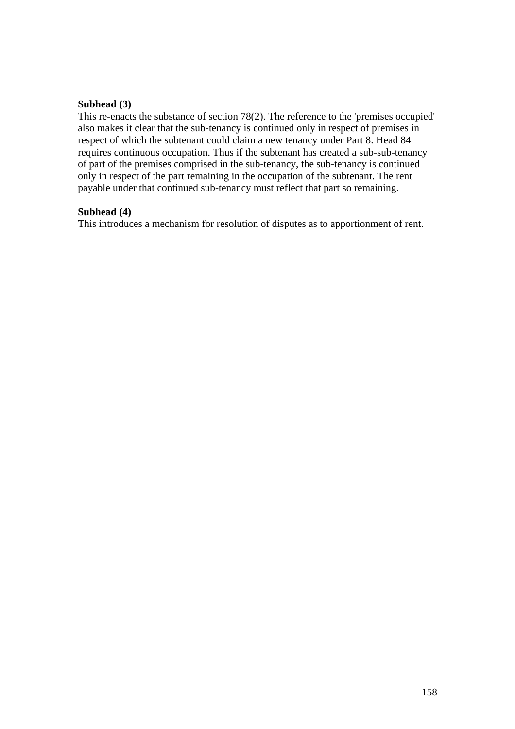**Subhead (3)**

This re-enacts the substance of section 78(2). The reference to the 'premises occupied' also makes it clear that the sub-tenancy is continued only in respect of premises in respect of which the subtenant could claim a new tenancy under Part 8. Head 84 requires continuous occupation. Thus if the subtenant has created a sub-sub-tenancy of part of the premises comprised in the sub-tenancy, the sub-tenancy is continued only in respect of the part remaining in the occupation of the subtenant. The rent payable under that continued sub-tenancy must reflect that part so remaining.

**Subhead (4)**

This introduces a mechanism for resolution of disputes as to apportionment of rent.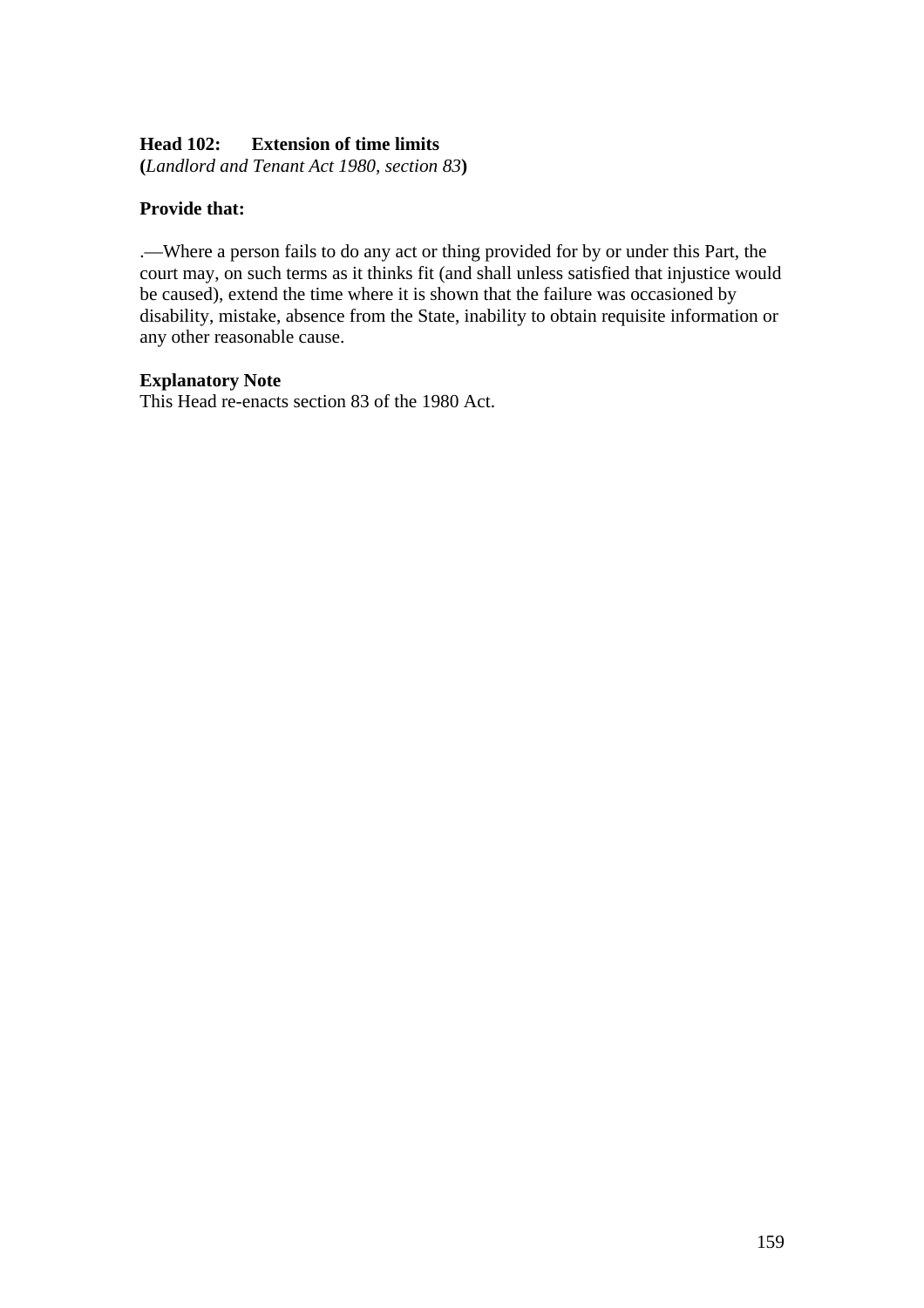**Head 102: Extension of time limits**
**(***Landlord and Tenant Act 1980, section 83***)**

**Provide that:**

.—Where a person fails to do any act or thing provided for by or under this Part, the court may, on such terms as it thinks fit (and shall unless satisfied that injustice would be caused), extend the time where it is shown that the failure was occasioned by disability, mistake, absence from the State, inability to obtain requisite information or any other reasonable cause.

**Explanatory Note**
This Head re-enacts section 83 of the 1980 Act.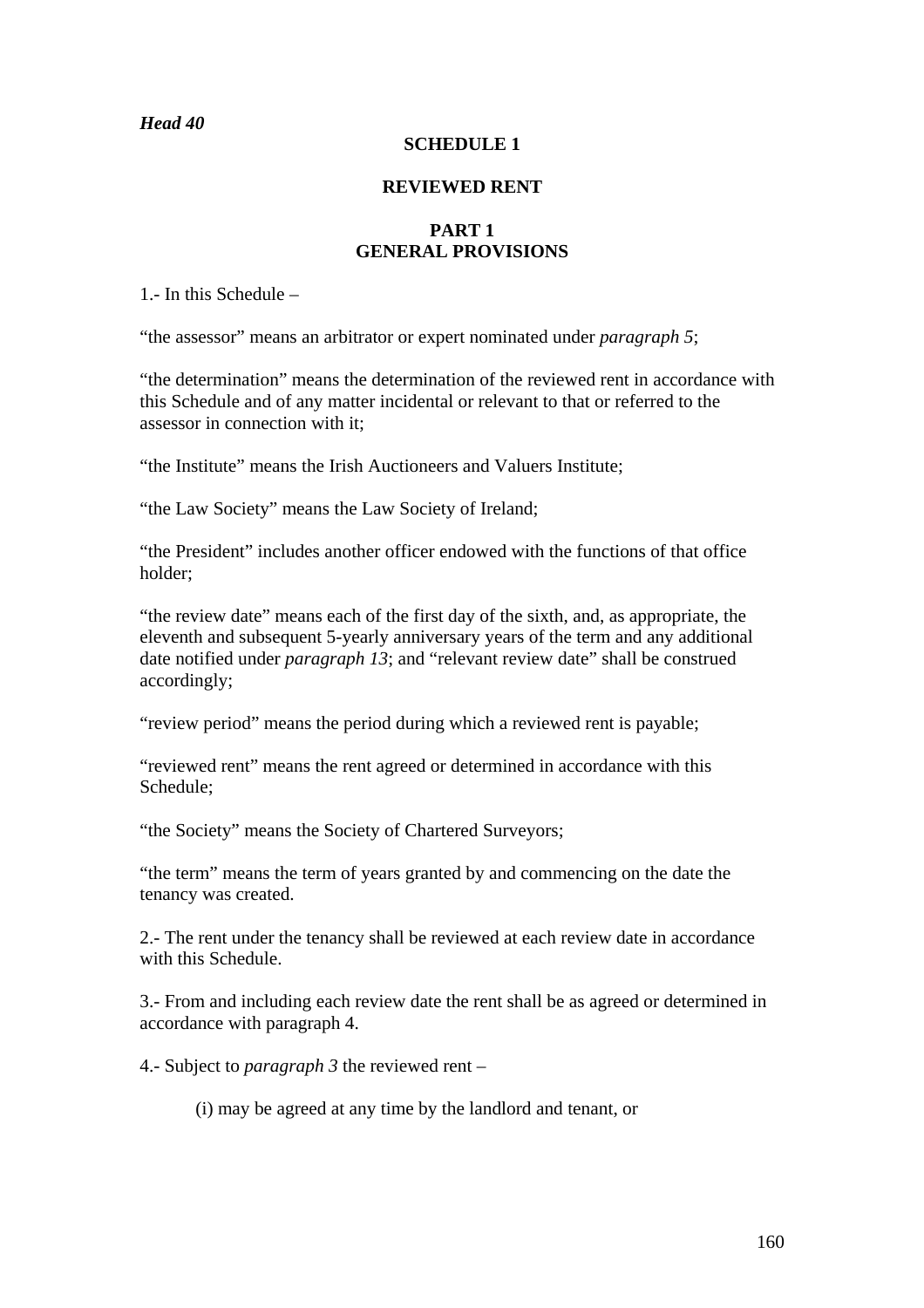*Head 40*

**SCHEDULE 1**

**REVIEWED RENT**

**PART 1**
**GENERAL PROVISIONS**

1.- In this Schedule –

"the assessor" means an arbitrator or expert nominated under *paragraph 5*;

"the determination" means the determination of the reviewed rent in accordance with this Schedule and of any matter incidental or relevant to that or referred to the assessor in connection with it;

"the Institute" means the Irish Auctioneers and Valuers Institute;

"the Law Society" means the Law Society of Ireland;

"the President" includes another officer endowed with the functions of that office holder;

"the review date" means each of the first day of the sixth, and, as appropriate, the eleventh and subsequent 5-yearly anniversary years of the term and any additional date notified under *paragraph 13*; and "relevant review date" shall be construed accordingly;

"review period" means the period during which a reviewed rent is payable;

"reviewed rent" means the rent agreed or determined in accordance with this Schedule;

"the Society" means the Society of Chartered Surveyors;

"the term" means the term of years granted by and commencing on the date the tenancy was created.

2.- The rent under the tenancy shall be reviewed at each review date in accordance with this Schedule.

3.- From and including each review date the rent shall be as agreed or determined in accordance with paragraph 4.

4.- Subject to *paragraph 3* the reviewed rent –

(i) may be agreed at any time by the landlord and tenant, or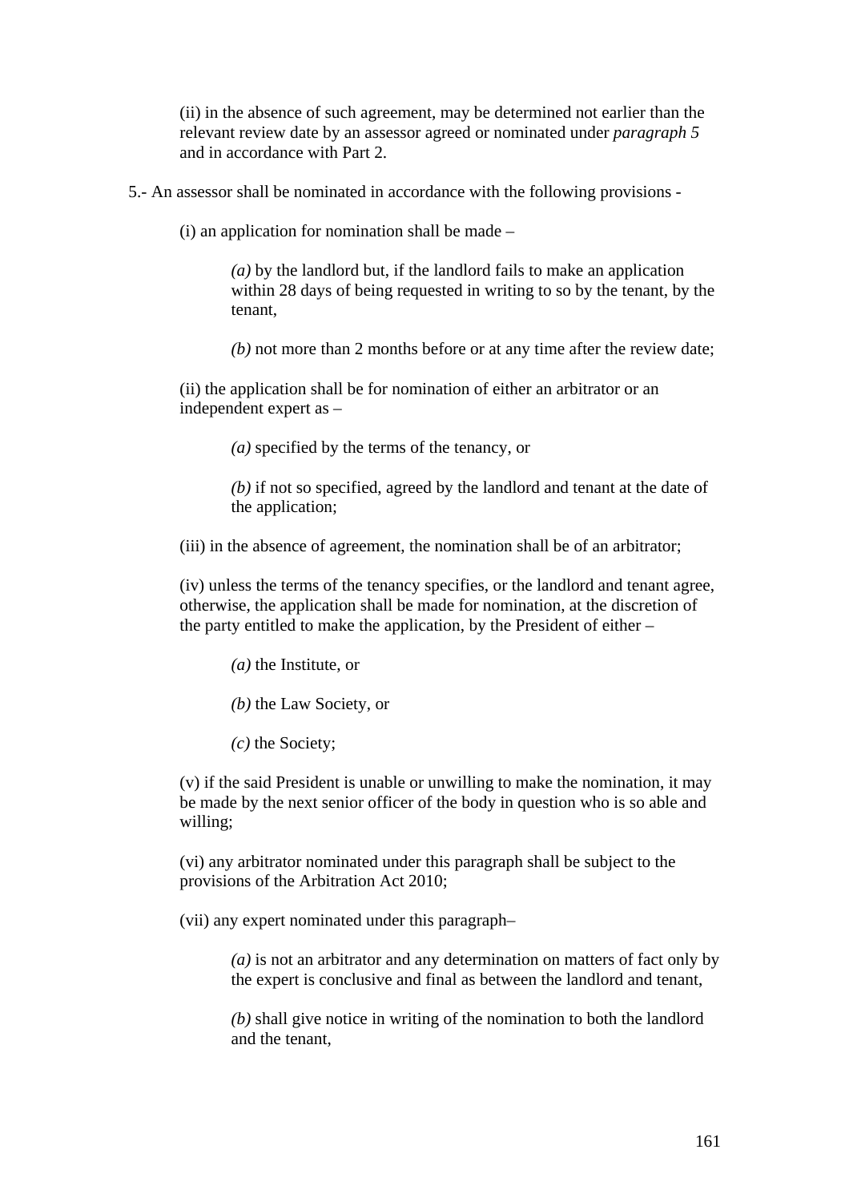(ii) in the absence of such agreement, may be determined not earlier than the relevant review date by an assessor agreed or nominated under *paragraph 5* and in accordance with Part 2.

5.- An assessor shall be nominated in accordance with the following provisions -

(i) an application for nomination shall be made –

*(a)* by the landlord but, if the landlord fails to make an application within 28 days of being requested in writing to so by the tenant, by the tenant,

*(b)* not more than 2 months before or at any time after the review date;

(ii) the application shall be for nomination of either an arbitrator or an independent expert as –

*(a)* specified by the terms of the tenancy, or

*(b)* if not so specified, agreed by the landlord and tenant at the date of the application;

(iii) in the absence of agreement, the nomination shall be of an arbitrator;

(iv) unless the terms of the tenancy specifies, or the landlord and tenant agree, otherwise, the application shall be made for nomination, at the discretion of the party entitled to make the application, by the President of either –

*(a)* the Institute, or

*(b)* the Law Society, or

*(c)* the Society;

(v) if the said President is unable or unwilling to make the nomination, it may be made by the next senior officer of the body in question who is so able and willing;

(vi) any arbitrator nominated under this paragraph shall be subject to the provisions of the Arbitration Act 2010;

(vii) any expert nominated under this paragraph–

*(a)* is not an arbitrator and any determination on matters of fact only by the expert is conclusive and final as between the landlord and tenant,

*(b)* shall give notice in writing of the nomination to both the landlord and the tenant,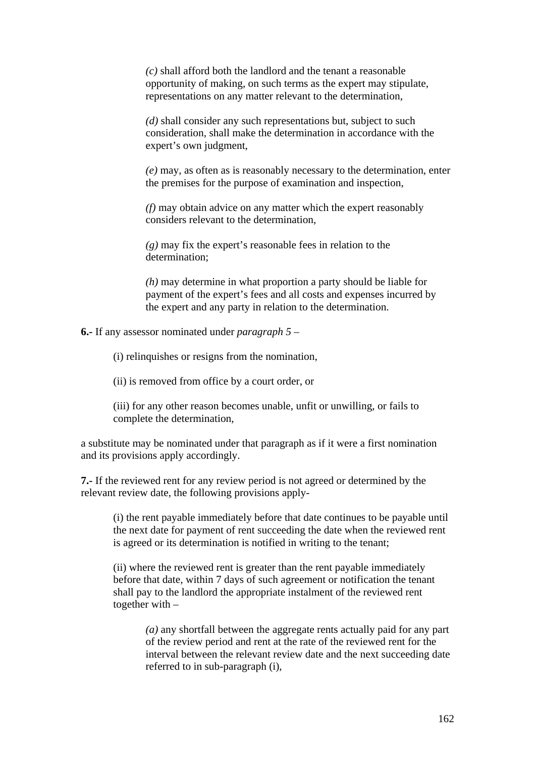*(c)* shall afford both the landlord and the tenant a reasonable opportunity of making, on such terms as the expert may stipulate, representations on any matter relevant to the determination,

*(d)* shall consider any such representations but, subject to such consideration, shall make the determination in accordance with the expert's own judgment,

*(e)* may, as often as is reasonably necessary to the determination, enter the premises for the purpose of examination and inspection,

*(f)* may obtain advice on any matter which the expert reasonably considers relevant to the determination,

*(g)* may fix the expert's reasonable fees in relation to the determination;

*(h)* may determine in what proportion a party should be liable for payment of the expert's fees and all costs and expenses incurred by the expert and any party in relation to the determination.

**6.-** If any assessor nominated under *paragraph 5* –

(i) relinquishes or resigns from the nomination,

(ii) is removed from office by a court order, or

(iii) for any other reason becomes unable, unfit or unwilling, or fails to complete the determination,

a substitute may be nominated under that paragraph as if it were a first nomination and its provisions apply accordingly.

**7.-** If the reviewed rent for any review period is not agreed or determined by the relevant review date, the following provisions apply-

(i) the rent payable immediately before that date continues to be payable until the next date for payment of rent succeeding the date when the reviewed rent is agreed or its determination is notified in writing to the tenant;

(ii) where the reviewed rent is greater than the rent payable immediately before that date, within 7 days of such agreement or notification the tenant shall pay to the landlord the appropriate instalment of the reviewed rent together with –

*(a)* any shortfall between the aggregate rents actually paid for any part of the review period and rent at the rate of the reviewed rent for the interval between the relevant review date and the next succeeding date referred to in sub-paragraph (i),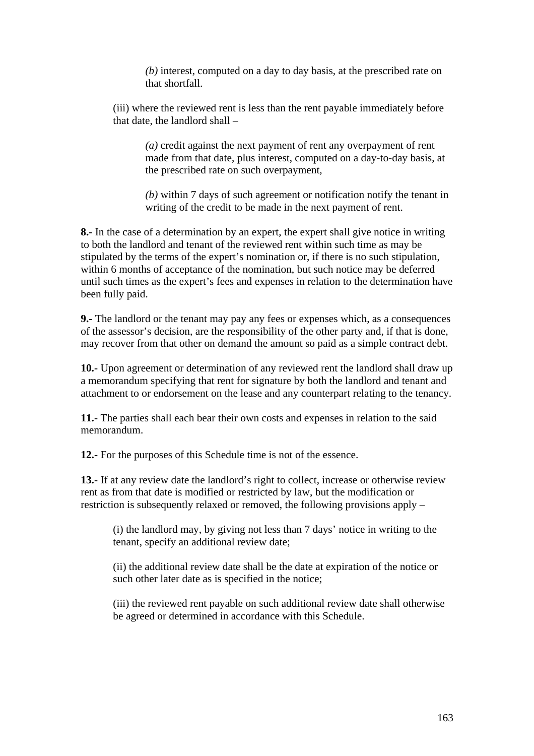*(b)* interest, computed on a day to day basis, at the prescribed rate on that shortfall.

(iii) where the reviewed rent is less than the rent payable immediately before that date, the landlord shall –

*(a)* credit against the next payment of rent any overpayment of rent made from that date, plus interest, computed on a day-to-day basis, at the prescribed rate on such overpayment,

*(b)* within 7 days of such agreement or notification notify the tenant in writing of the credit to be made in the next payment of rent.

**8.-** In the case of a determination by an expert, the expert shall give notice in writing to both the landlord and tenant of the reviewed rent within such time as may be stipulated by the terms of the expert's nomination or, if there is no such stipulation, within 6 months of acceptance of the nomination, but such notice may be deferred until such times as the expert's fees and expenses in relation to the determination have been fully paid.

**9.-** The landlord or the tenant may pay any fees or expenses which, as a consequences of the assessor's decision, are the responsibility of the other party and, if that is done, may recover from that other on demand the amount so paid as a simple contract debt.

**10.-** Upon agreement or determination of any reviewed rent the landlord shall draw up a memorandum specifying that rent for signature by both the landlord and tenant and attachment to or endorsement on the lease and any counterpart relating to the tenancy.

**11.-** The parties shall each bear their own costs and expenses in relation to the said memorandum.

**12.-** For the purposes of this Schedule time is not of the essence.

**13.-** If at any review date the landlord's right to collect, increase or otherwise review rent as from that date is modified or restricted by law, but the modification or restriction is subsequently relaxed or removed, the following provisions apply –

(i) the landlord may, by giving not less than 7 days' notice in writing to the tenant, specify an additional review date;

(ii) the additional review date shall be the date at expiration of the notice or such other later date as is specified in the notice;

(iii) the reviewed rent payable on such additional review date shall otherwise be agreed or determined in accordance with this Schedule.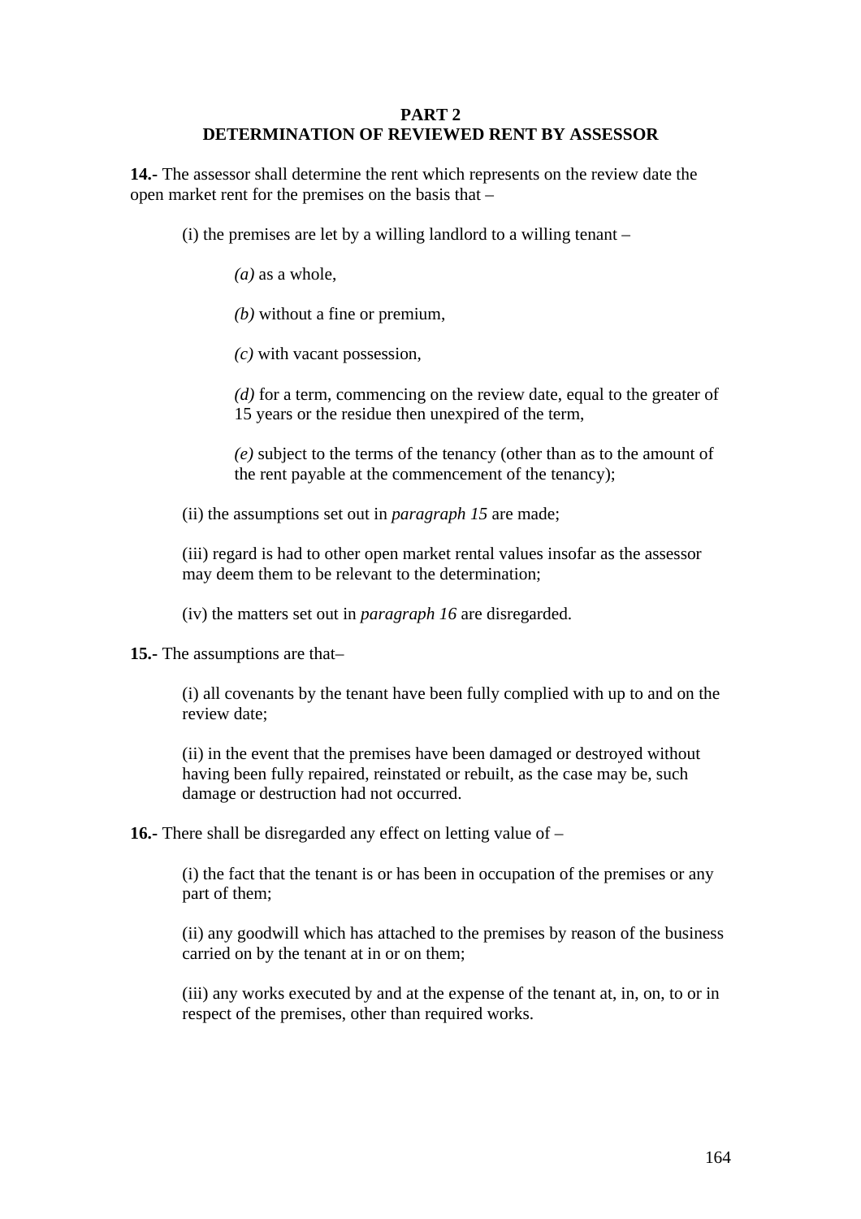## PART 2
## DETERMINATION OF REVIEWED RENT BY ASSESSOR

**14.-** The assessor shall determine the rent which represents on the review date the open market rent for the premises on the basis that –

(i) the premises are let by a willing landlord to a willing tenant –

*(a)* as a whole,

*(b)* without a fine or premium,

*(c)* with vacant possession,

*(d)* for a term, commencing on the review date, equal to the greater of 15 years or the residue then unexpired of the term,

*(e)* subject to the terms of the tenancy (other than as to the amount of the rent payable at the commencement of the tenancy);

(ii) the assumptions set out in *paragraph 15* are made;

(iii) regard is had to other open market rental values insofar as the assessor may deem them to be relevant to the determination;

(iv) the matters set out in *paragraph 16* are disregarded.

**15.-** The assumptions are that–

(i) all covenants by the tenant have been fully complied with up to and on the review date;

(ii) in the event that the premises have been damaged or destroyed without having been fully repaired, reinstated or rebuilt, as the case may be, such damage or destruction had not occurred.

**16.-** There shall be disregarded any effect on letting value of –

(i) the fact that the tenant is or has been in occupation of the premises or any part of them;

(ii) any goodwill which has attached to the premises by reason of the business carried on by the tenant at in or on them;

(iii) any works executed by and at the expense of the tenant at, in, on, to or in respect of the premises, other than required works.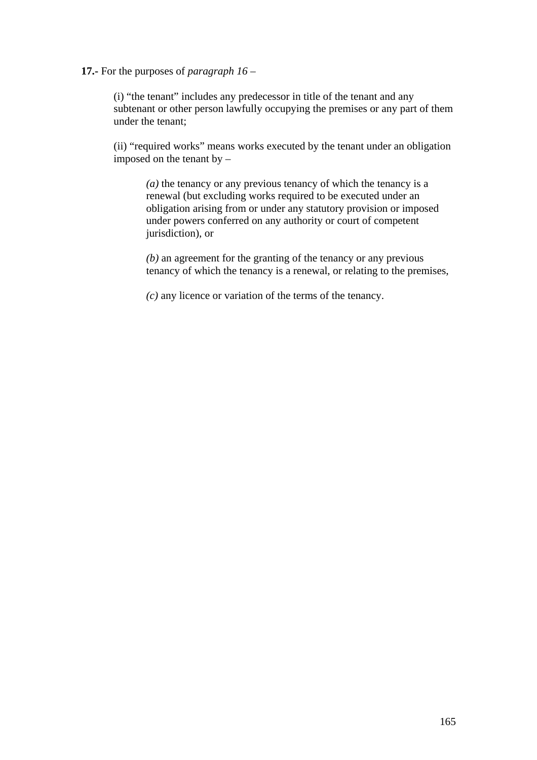**17.-** For the purposes of *paragraph 16* –

(i) “the tenant” includes any predecessor in title of the tenant and any subtenant or other person lawfully occupying the premises or any part of them under the tenant;

(ii) “required works” means works executed by the tenant under an obligation imposed on the tenant by –

*(a)* the tenancy or any previous tenancy of which the tenancy is a renewal (but excluding works required to be executed under an obligation arising from or under any statutory provision or imposed under powers conferred on any authority or court of competent jurisdiction), or

*(b)* an agreement for the granting of the tenancy or any previous tenancy of which the tenancy is a renewal, or relating to the premises,

*(c)* any licence or variation of the terms of the tenancy.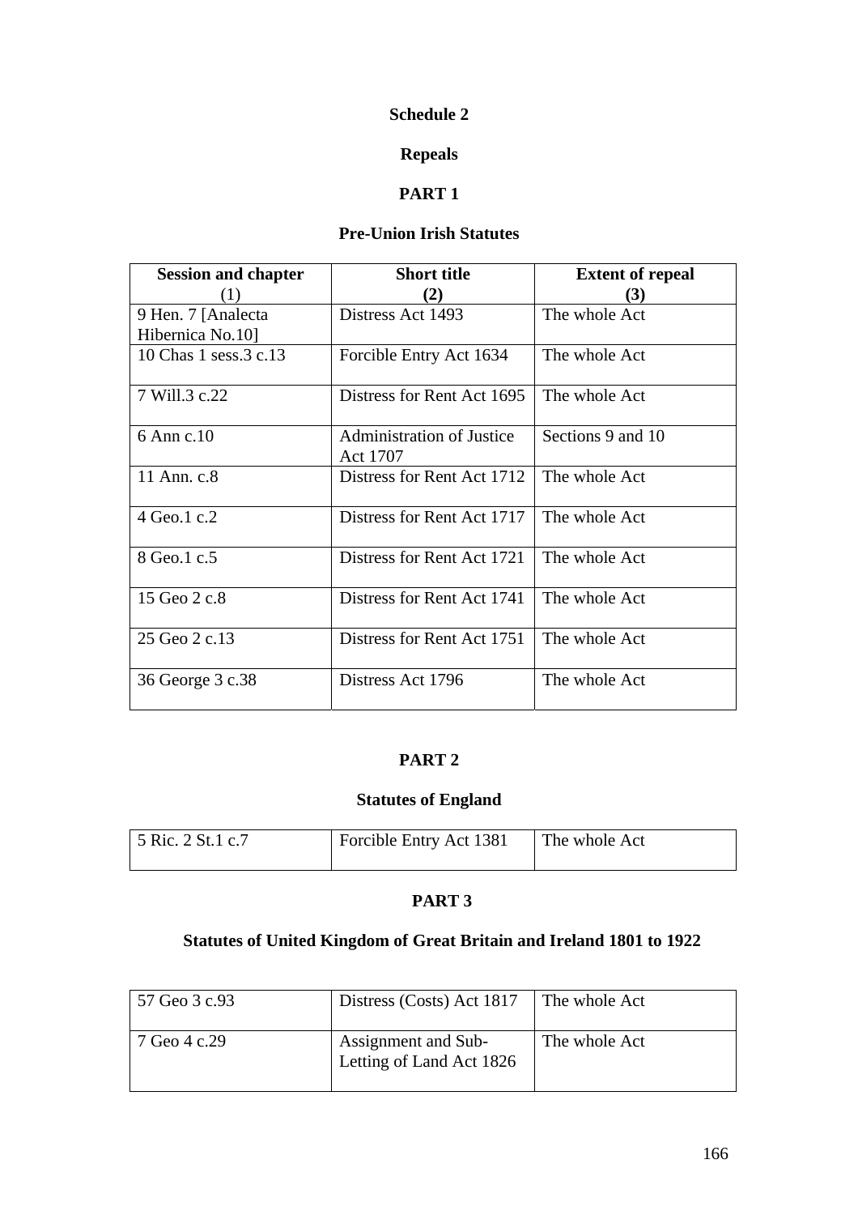## Schedule 2

## Repeals

### PART 1

### Pre-Union Irish Statutes

| Session and chapter (1) | Short title (2) | Extent of repeal (3) |
|---|---|---|
| 9 Hen. 7 [Analecta Hibernica No.10] | Distress Act 1493 | The whole Act |
| 10 Chas 1 sess.3 c.13 | Forcible Entry Act 1634 | The whole Act |
| 7 Will.3 c.22 | Distress for Rent Act 1695 | The whole Act |
| 6 Ann c.10 | Administration of Justice Act 1707 | Sections 9 and 10 |
| 11 Ann. c.8 | Distress for Rent Act 1712 | The whole Act |
| 4 Geo.1 c.2 | Distress for Rent Act 1717 | The whole Act |
| 8 Geo.1 c.5 | Distress for Rent Act 1721 | The whole Act |
| 15 Geo 2 c.8 | Distress for Rent Act 1741 | The whole Act |
| 25 Geo 2 c.13 | Distress for Rent Act 1751 | The whole Act |
| 36 George 3 c.38 | Distress Act 1796 | The whole Act |

### PART 2

### Statutes of England

| | | |
|---|---|---|
| 5 Ric. 2 St.1 c.7 | Forcible Entry Act 1381 | The whole Act |

### PART 3

### Statutes of United Kingdom of Great Britain and Ireland 1801 to 1922

| | | |
|---|---|---|
| 57 Geo 3 c.93 | Distress (Costs) Act 1817 | The whole Act |
| 7 Geo 4 c.29 | Assignment and Sub-Letting of Land Act 1826 | The whole Act |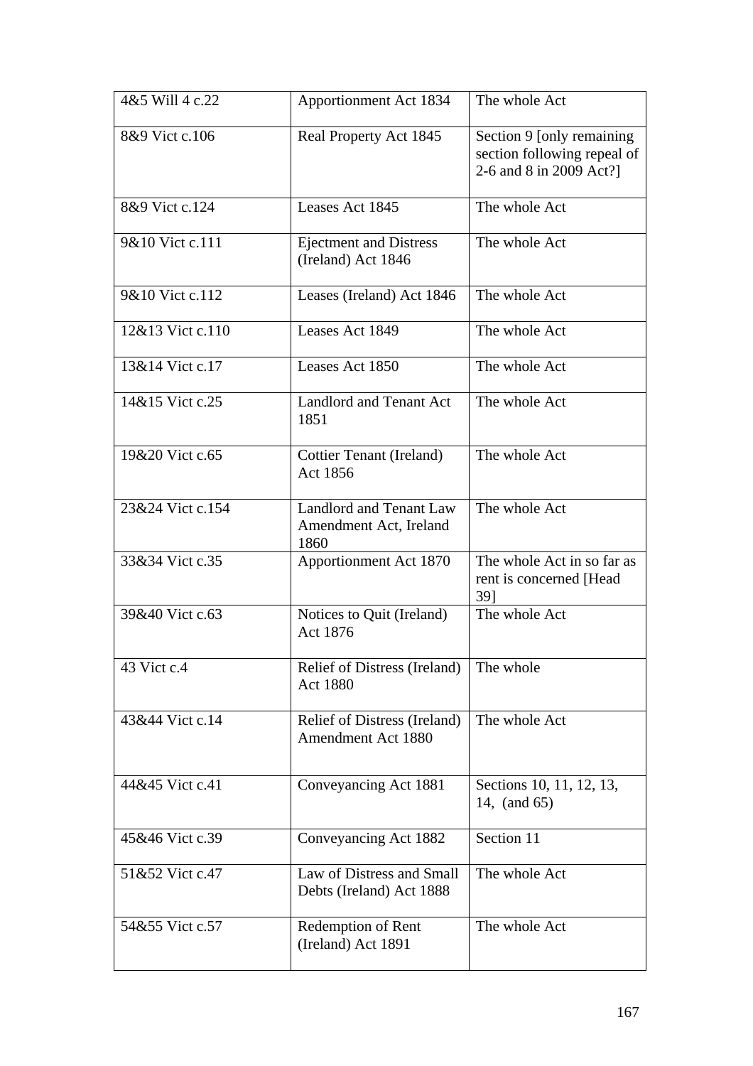| 4&5 Will 4 c.22 | Apportionment Act 1834 | The whole Act |
|---|---|---|
| 8&9 Vict c.106 | Real Property Act 1845 | Section 9 [only remaining section following repeal of 2-6 and 8 in 2009 Act?] |
| 8&9 Vict c.124 | Leases Act 1845 | The whole Act |
| 9&10 Vict c.111 | Ejectment and Distress (Ireland) Act 1846 | The whole Act |
| 9&10 Vict c.112 | Leases (Ireland) Act 1846 | The whole Act |
| 12&13 Vict c.110 | Leases Act 1849 | The whole Act |
| 13&14 Vict c.17 | Leases Act 1850 | The whole Act |
| 14&15 Vict c.25 | Landlord and Tenant Act 1851 | The whole Act |
| 19&20 Vict c.65 | Cottier Tenant (Ireland) Act 1856 | The whole Act |
| 23&24 Vict c.154 | Landlord and Tenant Law Amendment Act, Ireland 1860 | The whole Act |
| 33&34 Vict c.35 | Apportionment Act 1870 | The whole Act in so far as rent is concerned [Head 39] |
| 39&40 Vict c.63 | Notices to Quit (Ireland) Act 1876 | The whole Act |
| 43 Vict c.4 | Relief of Distress (Ireland) Act 1880 | The whole |
| 43&44 Vict c.14 | Relief of Distress (Ireland) Amendment Act 1880 | The whole Act |
| 44&45 Vict c.41 | Conveyancing Act 1881 | Sections 10, 11, 12, 13, 14, (and 65) |
| 45&46 Vict c.39 | Conveyancing Act 1882 | Section 11 |
| 51&52 Vict c.47 | Law of Distress and Small Debts (Ireland) Act 1888 | The whole Act |
| 54&55 Vict c.57 | Redemption of Rent (Ireland) Act 1891 | The whole Act |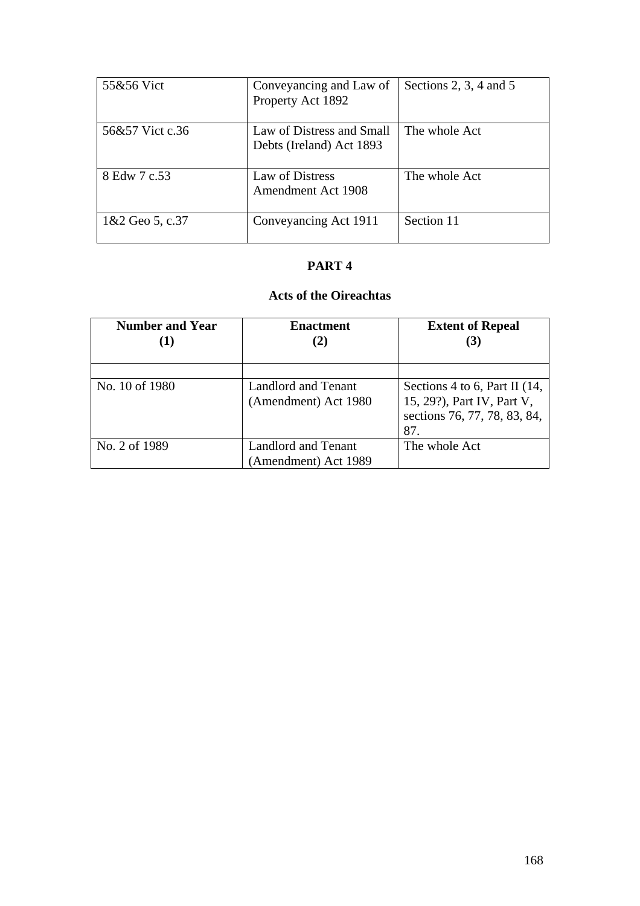| | | |
|---|---|---|
| 55&56 Vict | Conveyancing and Law of Property Act 1892 | Sections 2, 3, 4 and 5 |
| 56&57 Vict c.36 | Law of Distress and Small Debts (Ireland) Act 1893 | The whole Act |
| 8 Edw 7 c.53 | Law of Distress Amendment Act 1908 | The whole Act |
| 1&2 Geo 5, c.37 | Conveyancing Act 1911 | Section 11 |

## PART 4

### Acts of the Oireachtas

| Number and Year (1) | Enactment (2) | Extent of Repeal (3) |
|---|---|---|
| | | |
| No. 10 of 1980 | Landlord and Tenant (Amendment) Act 1980 | Sections 4 to 6, Part II (14, 15, 29?), Part IV, Part V, sections 76, 77, 78, 83, 84, 87. |
| No. 2 of 1989 | Landlord and Tenant (Amendment) Act 1989 | The whole Act |